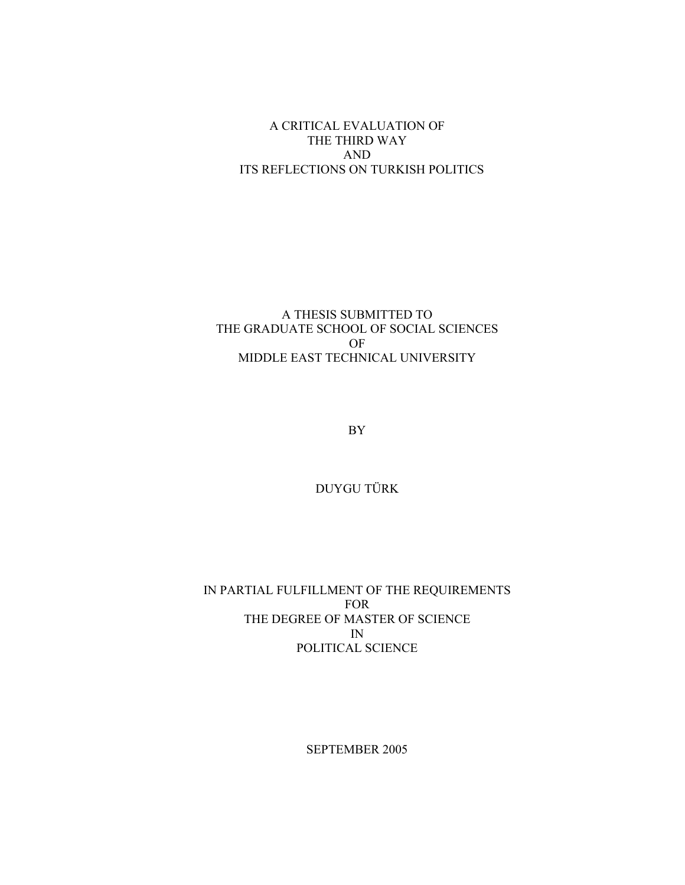# A CRITICAL EVALUATION OF THE THIRD WAY AND ITS REFLECTIONS ON TURKISH POLITICS

A THESIS SUBMITTED TO
THE GRADUATE SCHOOL OF SOCIAL SCIENCES
OF
MIDDLE EAST TECHNICAL UNIVERSITY

BY

DUYGU TÜRK

IN PARTIAL FULFILLMENT OF THE REQUIREMENTS
FOR
THE DEGREE OF MASTER OF SCIENCE
IN
POLITICAL SCIENCE

SEPTEMBER 2005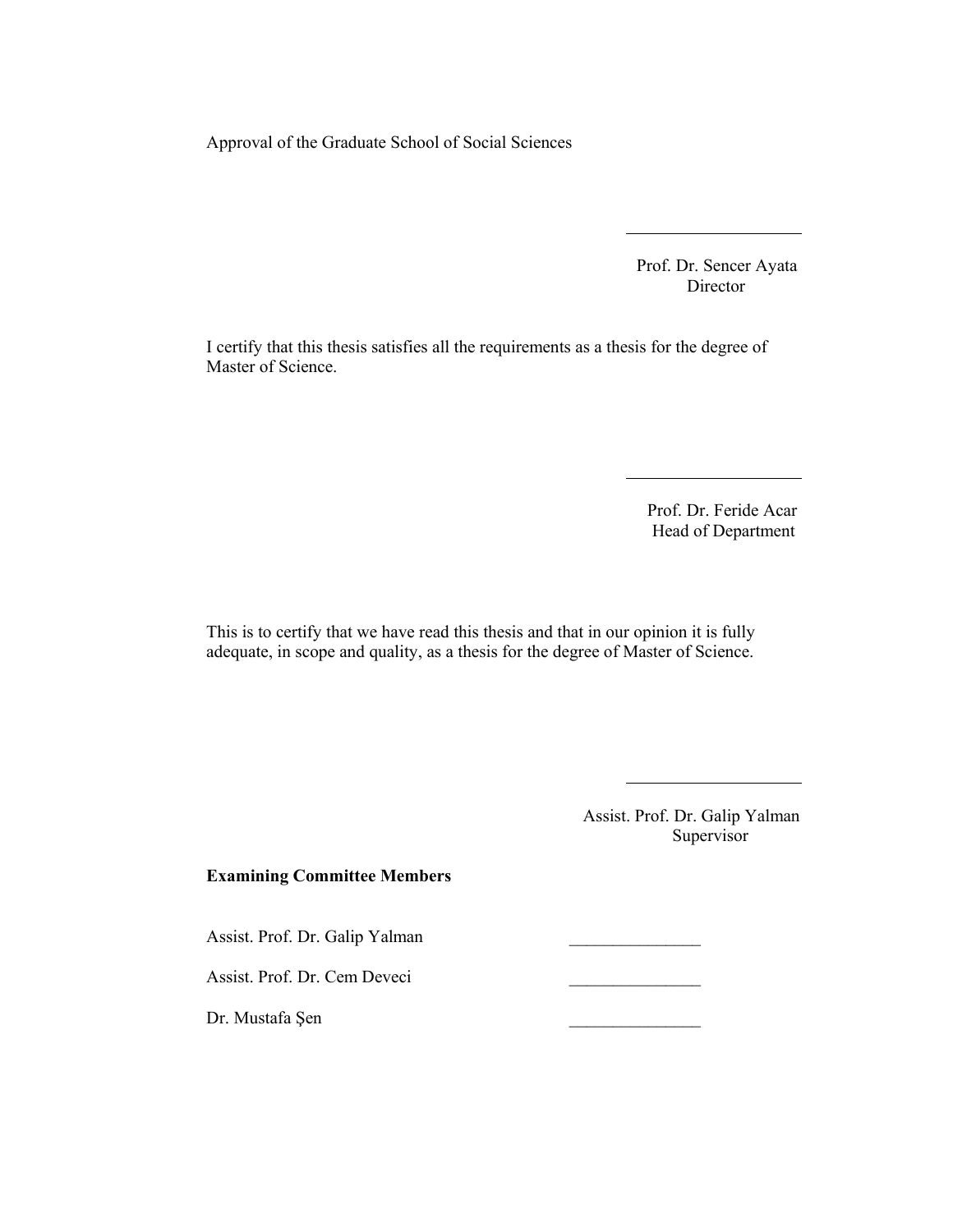Approval of the Graduate School of Social Sciences

_____________________

Prof. Dr. Sencer Ayata
Director

I certify that this thesis satisfies all the requirements as a thesis for the degree of Master of Science.

_____________________

Prof. Dr. Feride Acar
Head of Department

This is to certify that we have read this thesis and that in our opinion it is fully adequate, in scope and quality, as a thesis for the degree of Master of Science.

_____________________

Assist. Prof. Dr. Galip Yalman
Supervisor

**Examining Committee Members**

Assist. Prof. Dr. Galip Yalman _______________

Assist. Prof. Dr. Cem Deveci _______________

Dr. Mustafa Şen _______________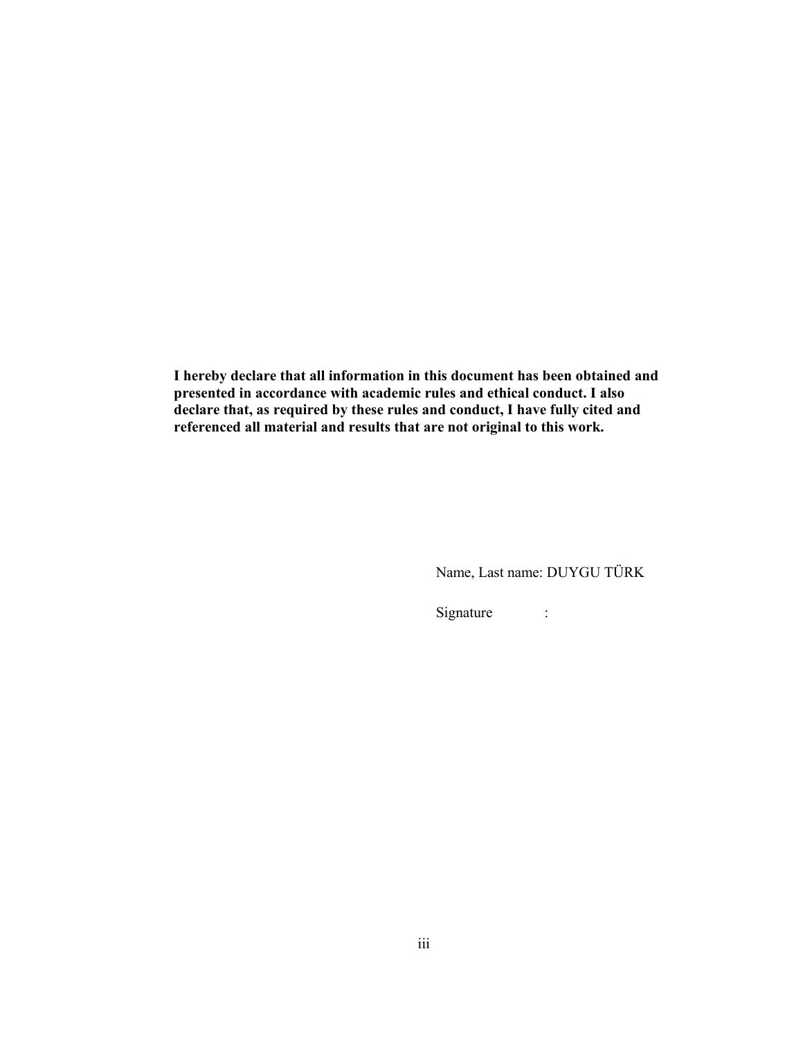**I hereby declare that all information in this document has been obtained and presented in accordance with academic rules and ethical conduct. I also declare that, as required by these rules and conduct, I have fully cited and referenced all material and results that are not original to this work.**

Name, Last name: DUYGU TÜRK

Signature :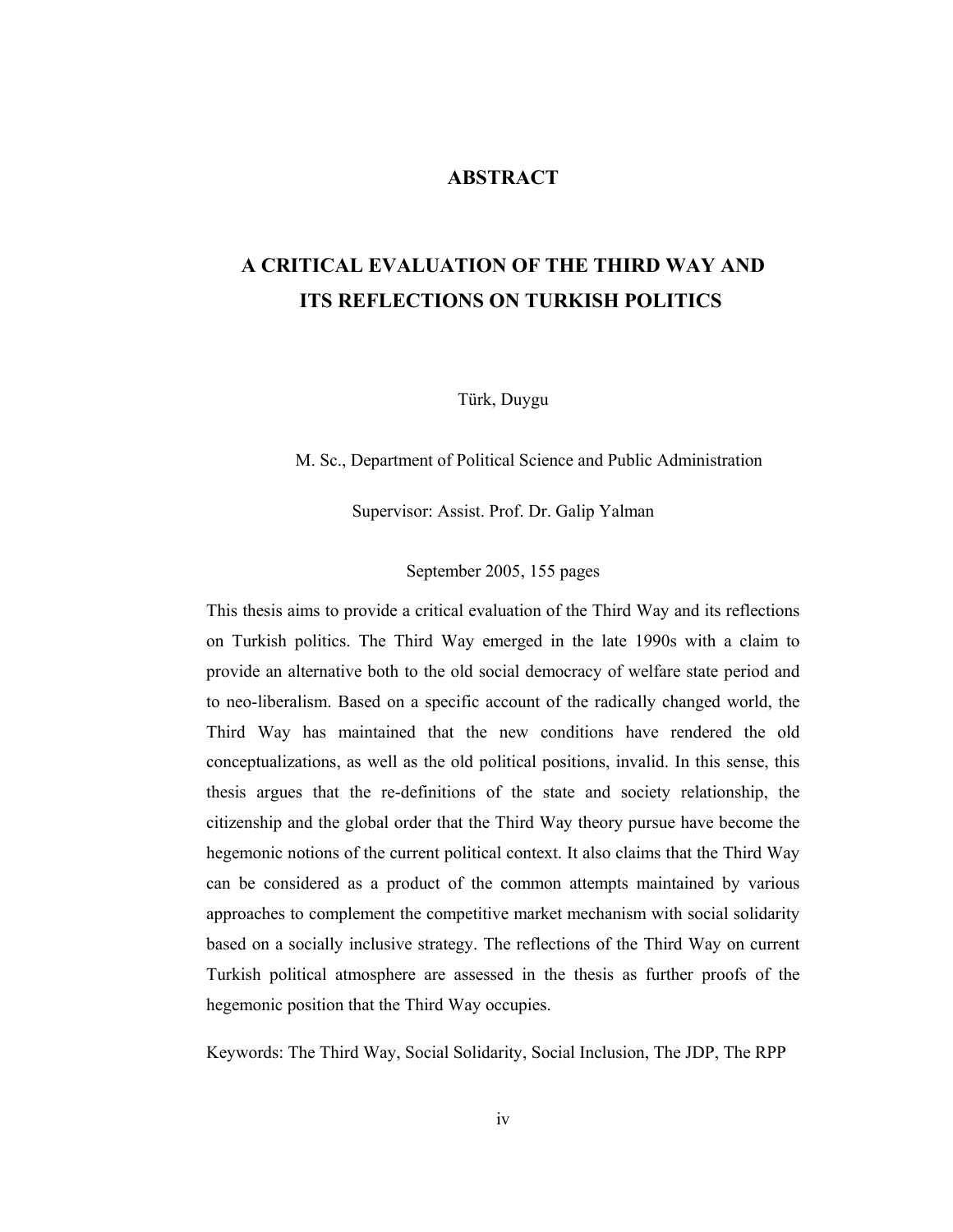# ABSTRACT

## A CRITICAL EVALUATION OF THE THIRD WAY AND ITS REFLECTIONS ON TURKISH POLITICS

Türk, Duygu

M. Sc., Department of Political Science and Public Administration

Supervisor: Assist. Prof. Dr. Galip Yalman

September 2005, 155 pages

This thesis aims to provide a critical evaluation of the Third Way and its reflections on Turkish politics. The Third Way emerged in the late 1990s with a claim to provide an alternative both to the old social democracy of welfare state period and to neo-liberalism. Based on a specific account of the radically changed world, the Third Way has maintained that the new conditions have rendered the old conceptualizations, as well as the old political positions, invalid. In this sense, this thesis argues that the re-definitions of the state and society relationship, the citizenship and the global order that the Third Way theory pursue have become the hegemonic notions of the current political context. It also claims that the Third Way can be considered as a product of the common attempts maintained by various approaches to complement the competitive market mechanism with social solidarity based on a socially inclusive strategy. The reflections of the Third Way on current Turkish political atmosphere are assessed in the thesis as further proofs of the hegemonic position that the Third Way occupies.

Keywords: The Third Way, Social Solidarity, Social Inclusion, The JDP, The RPP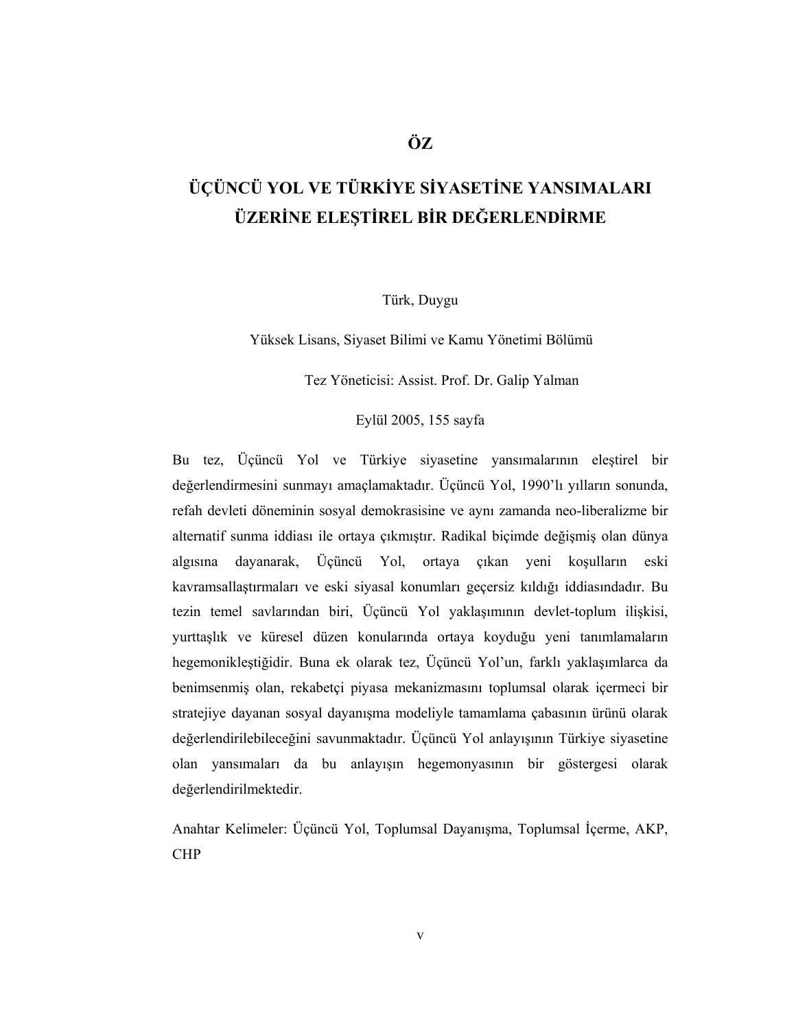# ÖZ

## ÜÇÜNCÜ YOL VE TÜRKİYE SİYASETİNE YANSIMALARI ÜZERİNE ELEŞTİREL BİR DEĞERLENDİRME

Türk, Duygu

Yüksek Lisans, Siyaset Bilimi ve Kamu Yönetimi Bölümü

Tez Yöneticisi: Assist. Prof. Dr. Galip Yalman

Eylül 2005, 155 sayfa

Bu tez, Üçüncü Yol ve Türkiye siyasetine yansımalarının eleştirel bir değerlendirmesini sunmayı amaçlamaktadır. Üçüncü Yol, 1990'lı yılların sonunda, refah devleti döneminin sosyal demokrasisine ve aynı zamanda neo-liberalizme bir alternatif sunma iddiası ile ortaya çıkmıştır. Radikal biçimde değişmiş olan dünya algısına dayanarak, Üçüncü Yol, ortaya çıkan yeni koşulların eski kavramsallaştırmaları ve eski siyasal konumları geçersiz kıldığı iddiasındadır. Bu tezin temel savlarından biri, Üçüncü Yol yaklaşımının devlet-toplum ilişkisi, yurttaşlık ve küresel düzen konularında ortaya koyduğu yeni tanımlamaların hegemonikleştiğidir. Buna ek olarak tez, Üçüncü Yol'un, farklı yaklaşımlarca da benimsenmiş olan, rekabetçi piyasa mekanizmasını toplumsal olarak içermeci bir stratejiye dayanan sosyal dayanışma modeliyle tamamlama çabasının ürünü olarak değerlendirilebileceğini savunmaktadır. Üçüncü Yol anlayışının Türkiye siyasetine olan yansımaları da bu anlayışın hegemonyasının bir göstergesi olarak değerlendirilmektedir.

Anahtar Kelimeler: Üçüncü Yol, Toplumsal Dayanışma, Toplumsal İçerme, AKP, CHP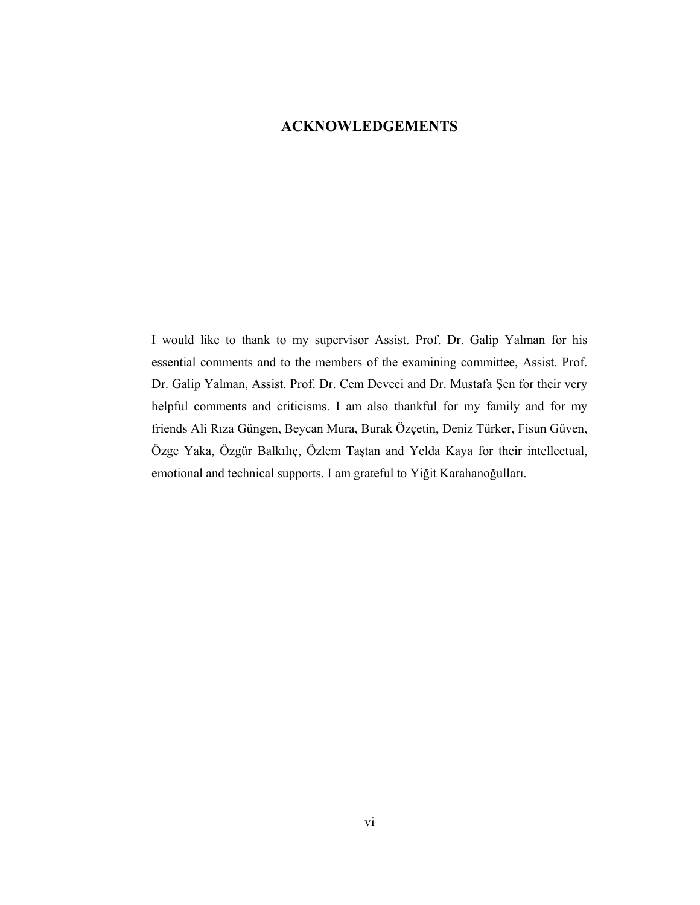# ACKNOWLEDGEMENTS

I would like to thank to my supervisor Assist. Prof. Dr. Galip Yalman for his essential comments and to the members of the examining committee, Assist. Prof. Dr. Galip Yalman, Assist. Prof. Dr. Cem Deveci and Dr. Mustafa Şen for their very helpful comments and criticisms. I am also thankful for my family and for my friends Ali Rıza Güngen, Beycan Mura, Burak Özçetin, Deniz Türker, Fisun Güven, Özge Yaka, Özgür Balkılıç, Özlem Taştan and Yelda Kaya for their intellectual, emotional and technical supports. I am grateful to Yiğit Karahanoğulları.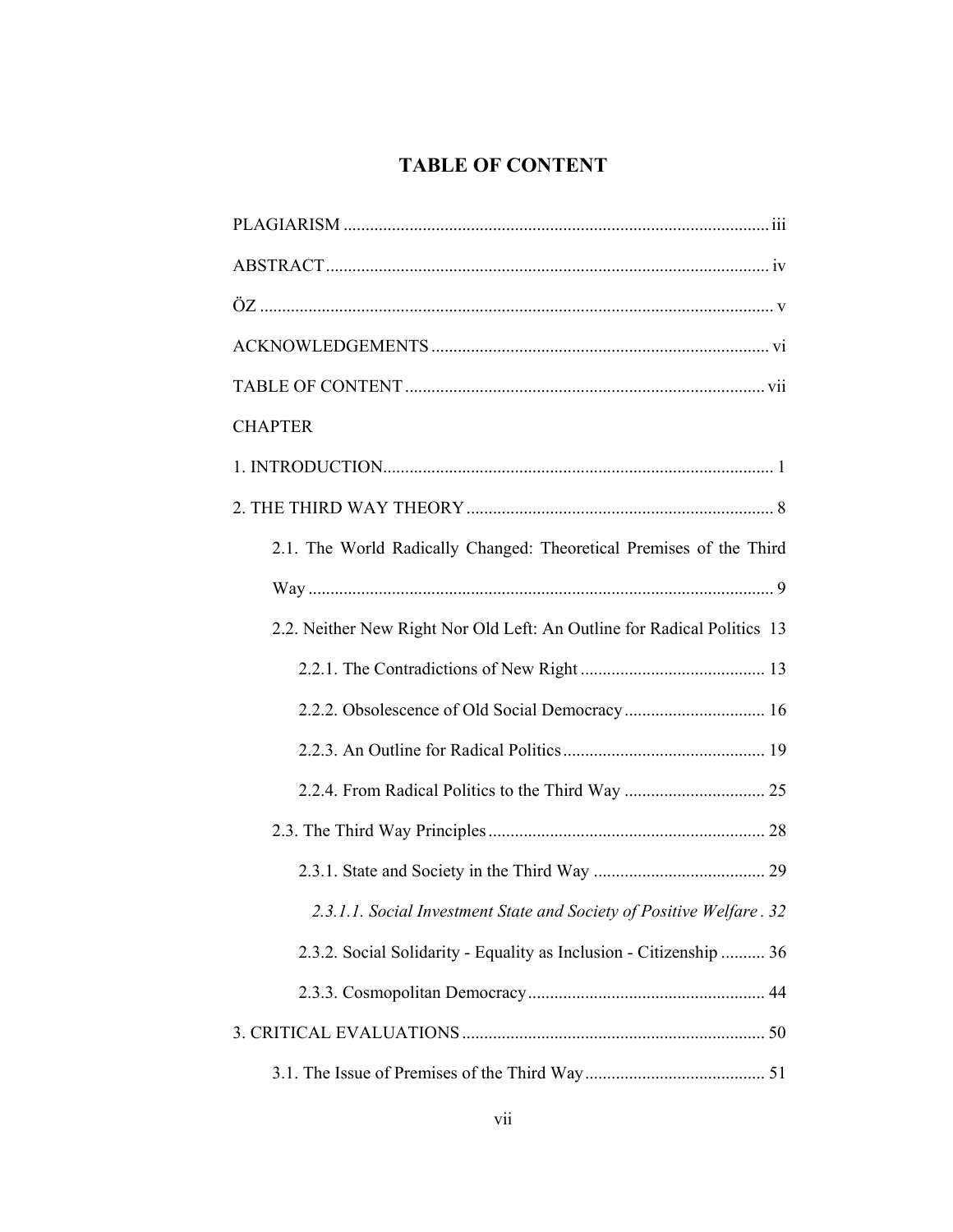# TABLE OF CONTENT

PLAGIARISM ..................................................................................... iii

ABSTRACT ..................................................................................... iv

ÖZ ..................................................................................... v

ACKNOWLEDGEMENTS ..................................................................................... vi

TABLE OF CONTENT ..................................................................................... vii

CHAPTER

1. INTRODUCTION..................................................................................... 1

2. THE THIRD WAY THEORY ..................................................................................... 8

  2.1. The World Radically Changed: Theoretical Premises of the Third Way ..................................................................................... 9

  2.2. Neither New Right Nor Old Left: An Outline for Radical Politics 13

    2.2.1. The Contradictions of New Right ..................................................................................... 13

    2.2.2. Obsolescence of Old Social Democracy ..................................................................................... 16

    2.2.3. An Outline for Radical Politics ..................................................................................... 19

    2.2.4. From Radical Politics to the Third Way ..................................................................................... 25

  2.3. The Third Way Principles ..................................................................................... 28

    2.3.1. State and Society in the Third Way ..................................................................................... 29

      *2.3.1.1. Social Investment State and Society of Positive Welfare . 32*

    2.3.2. Social Solidarity - Equality as Inclusion - Citizenship .......... 36

    2.3.3. Cosmopolitan Democracy ..................................................................................... 44

3. CRITICAL EVALUATIONS ..................................................................................... 50

  3.1. The Issue of Premises of the Third Way ..................................................................................... 51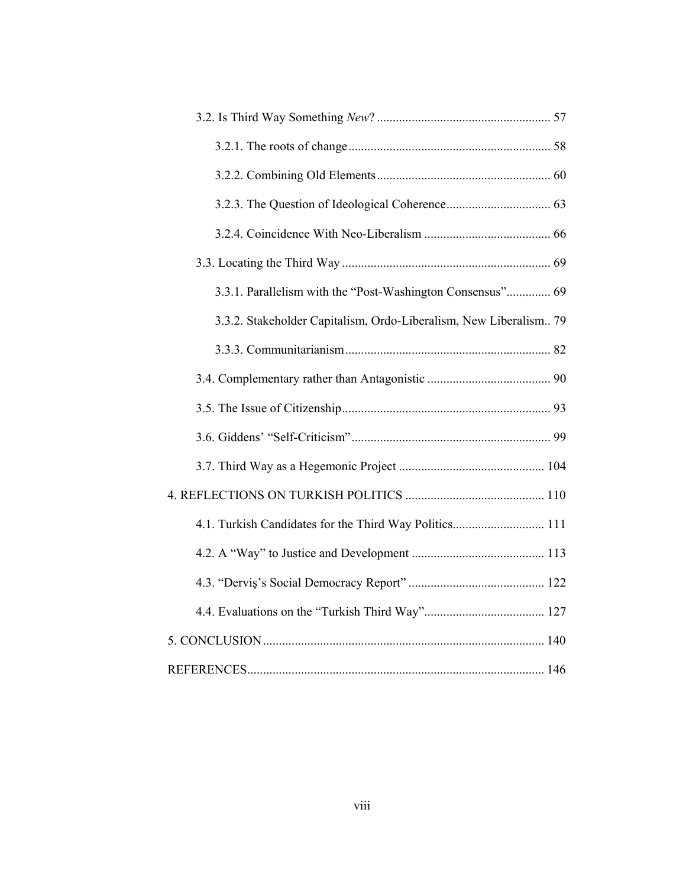3.2. Is Third Way Something *New*? ........................................................ 57

3.2.1. The roots of change ................................................................ 58

3.2.2. Combining Old Elements ........................................................ 60

3.2.3. The Question of Ideological Coherence ................................. 63

3.2.4. Coincidence With Neo-Liberalism ......................................... 66

3.3. Locating the Third Way .................................................................. 69

3.3.1. Parallelism with the "Post-Washington Consensus" .............. 69

3.3.2. Stakeholder Capitalism, Ordo-Liberalism, New Liberalism.. 79

3.3.3. Communitarianism ................................................................. 82

3.4. Complementary rather than Antagonistic ....................................... 90

3.5. The Issue of Citizenship .................................................................. 93

3.6. Giddens' "Self-Criticism" ............................................................... 99

3.7. Third Way as a Hegemonic Project .............................................. 104

4. REFLECTIONS ON TURKISH POLITICS ............................................ 110

4.1. Turkish Candidates for the Third Way Politics ............................. 111

4.2. A "Way" to Justice and Development ........................................... 113

4.3. "Derviş's Social Democracy Report" ............................................ 122

4.4. Evaluations on the "Turkish Third Way" ...................................... 127

5. CONCLUSION ......................................................................................... 140

REFERENCES .............................................................................................. 146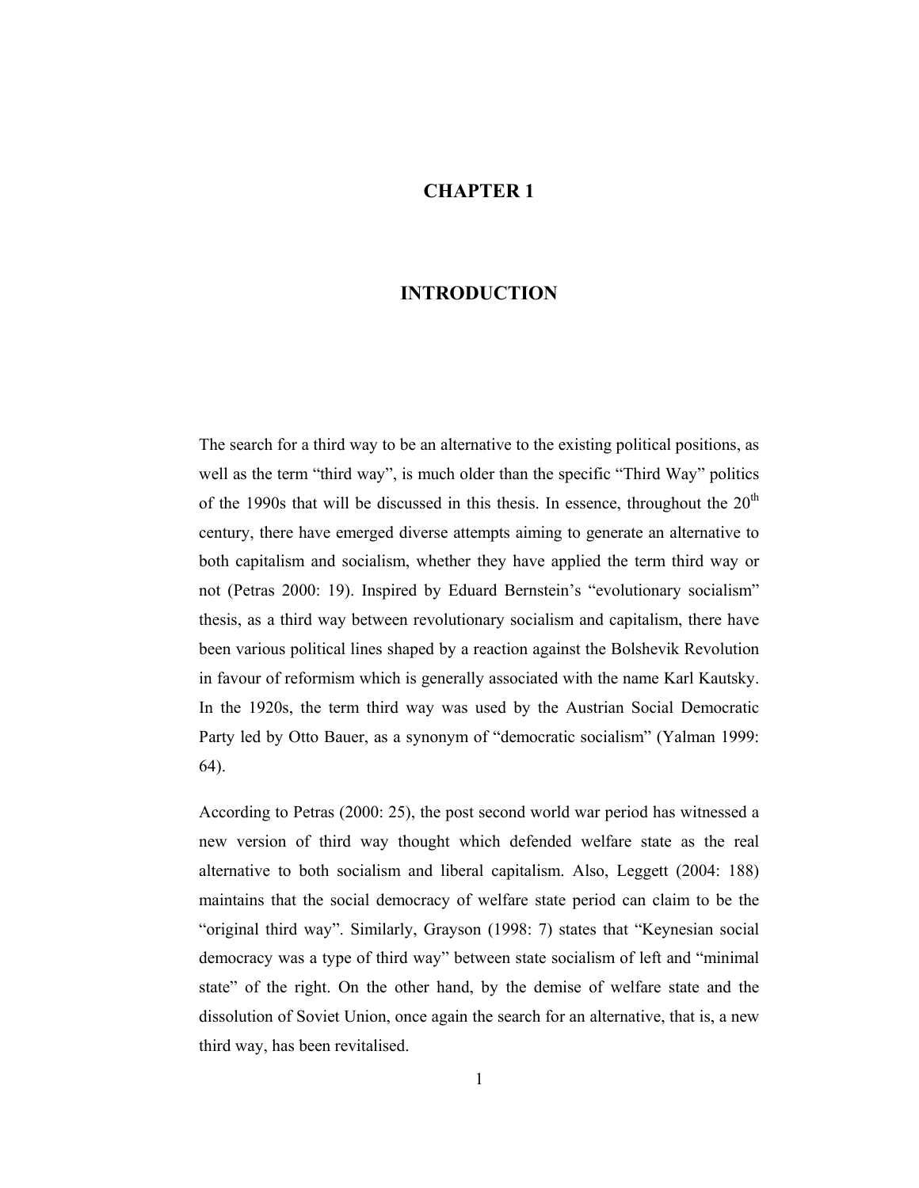# CHAPTER 1

# INTRODUCTION

The search for a third way to be an alternative to the existing political positions, as well as the term "third way", is much older than the specific "Third Way" politics of the 1990s that will be discussed in this thesis. In essence, throughout the 20$^{th}$ century, there have emerged diverse attempts aiming to generate an alternative to both capitalism and socialism, whether they have applied the term third way or not (Petras 2000: 19). Inspired by Eduard Bernstein's "evolutionary socialism" thesis, as a third way between revolutionary socialism and capitalism, there have been various political lines shaped by a reaction against the Bolshevik Revolution in favour of reformism which is generally associated with the name Karl Kautsky. In the 1920s, the term third way was used by the Austrian Social Democratic Party led by Otto Bauer, as a synonym of "democratic socialism" (Yalman 1999: 64).

According to Petras (2000: 25), the post second world war period has witnessed a new version of third way thought which defended welfare state as the real alternative to both socialism and liberal capitalism. Also, Leggett (2004: 188) maintains that the social democracy of welfare state period can claim to be the "original third way". Similarly, Grayson (1998: 7) states that "Keynesian social democracy was a type of third way" between state socialism of left and "minimal state" of the right. On the other hand, by the demise of welfare state and the dissolution of Soviet Union, once again the search for an alternative, that is, a new third way, has been revitalised.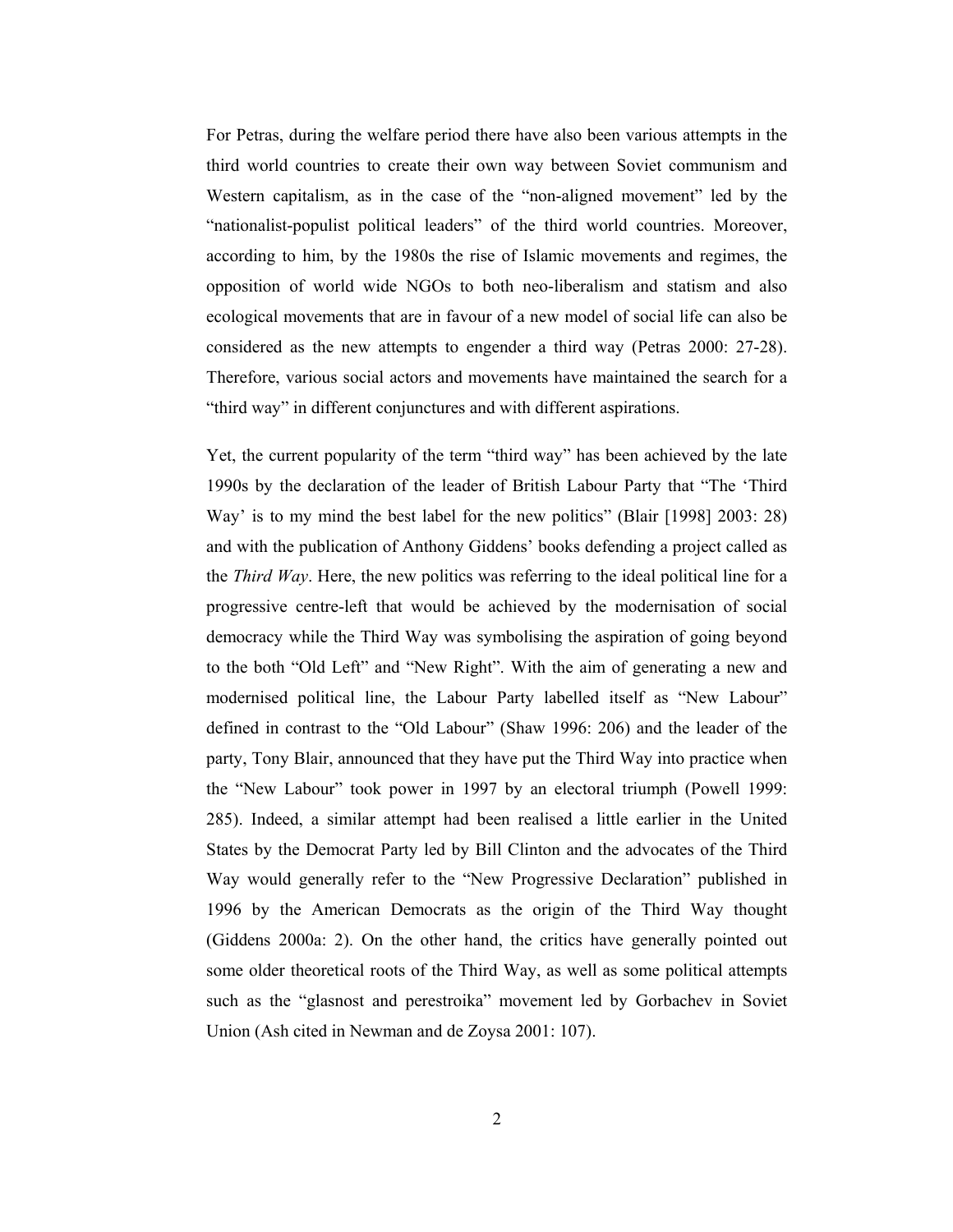For Petras, during the welfare period there have also been various attempts in the third world countries to create their own way between Soviet communism and Western capitalism, as in the case of the "non-aligned movement" led by the "nationalist-populist political leaders" of the third world countries. Moreover, according to him, by the 1980s the rise of Islamic movements and regimes, the opposition of world wide NGOs to both neo-liberalism and statism and also ecological movements that are in favour of a new model of social life can also be considered as the new attempts to engender a third way (Petras 2000: 27-28). Therefore, various social actors and movements have maintained the search for a "third way" in different conjunctures and with different aspirations.

Yet, the current popularity of the term "third way" has been achieved by the late 1990s by the declaration of the leader of British Labour Party that "The 'Third Way' is to my mind the best label for the new politics" (Blair [1998] 2003: 28) and with the publication of Anthony Giddens' books defending a project called as the *Third Way*. Here, the new politics was referring to the ideal political line for a progressive centre-left that would be achieved by the modernisation of social democracy while the Third Way was symbolising the aspiration of going beyond to the both "Old Left" and "New Right". With the aim of generating a new and modernised political line, the Labour Party labelled itself as "New Labour" defined in contrast to the "Old Labour" (Shaw 1996: 206) and the leader of the party, Tony Blair, announced that they have put the Third Way into practice when the "New Labour" took power in 1997 by an electoral triumph (Powell 1999: 285). Indeed, a similar attempt had been realised a little earlier in the United States by the Democrat Party led by Bill Clinton and the advocates of the Third Way would generally refer to the "New Progressive Declaration" published in 1996 by the American Democrats as the origin of the Third Way thought (Giddens 2000a: 2). On the other hand, the critics have generally pointed out some older theoretical roots of the Third Way, as well as some political attempts such as the "glasnost and perestroika" movement led by Gorbachev in Soviet Union (Ash cited in Newman and de Zoysa 2001: 107).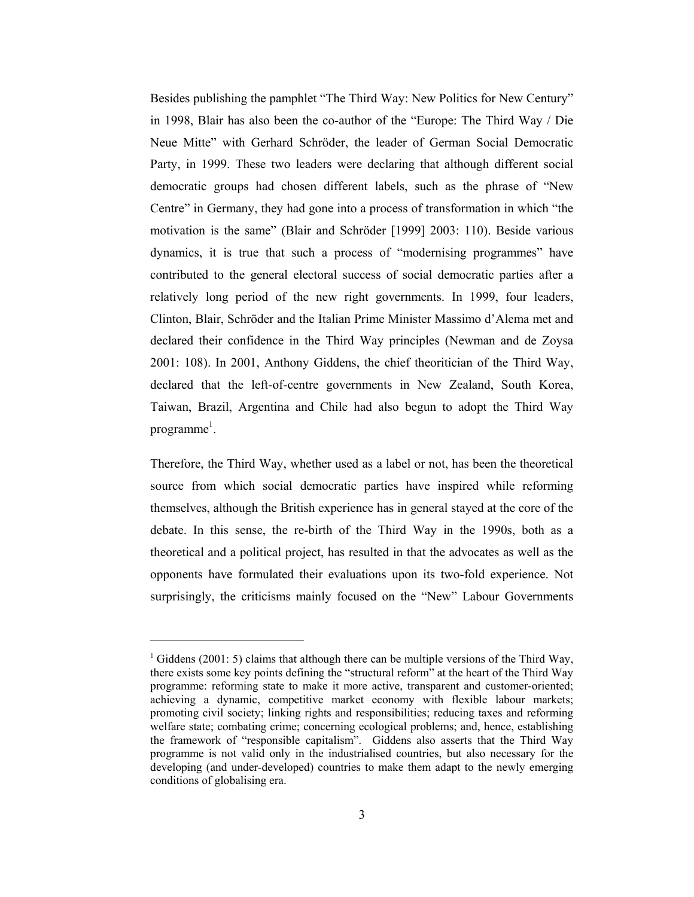Besides publishing the pamphlet "The Third Way: New Politics for New Century" in 1998, Blair has also been the co-author of the "Europe: The Third Way / Die Neue Mitte" with Gerhard Schröder, the leader of German Social Democratic Party, in 1999. These two leaders were declaring that although different social democratic groups had chosen different labels, such as the phrase of "New Centre" in Germany, they had gone into a process of transformation in which "the motivation is the same" (Blair and Schröder [1999] 2003: 110). Beside various dynamics, it is true that such a process of "modernising programmes" have contributed to the general electoral success of social democratic parties after a relatively long period of the new right governments. In 1999, four leaders, Clinton, Blair, Schröder and the Italian Prime Minister Massimo d'Alema met and declared their confidence in the Third Way principles (Newman and de Zoysa 2001: 108). In 2001, Anthony Giddens, the chief theoritician of the Third Way, declared that the left-of-centre governments in New Zealand, South Korea, Taiwan, Brazil, Argentina and Chile had also begun to adopt the Third Way programme[1].

Therefore, the Third Way, whether used as a label or not, has been the theoretical source from which social democratic parties have inspired while reforming themselves, although the British experience has in general stayed at the core of the debate. In this sense, the re-birth of the Third Way in the 1990s, both as a theoretical and a political project, has resulted in that the advocates as well as the opponents have formulated their evaluations upon its two-fold experience. Not surprisingly, the criticisms mainly focused on the "New" Labour Governments

---

[1] Giddens (2001: 5) claims that although there can be multiple versions of the Third Way, there exists some key points defining the "structural reform" at the heart of the Third Way programme: reforming state to make it more active, transparent and customer-oriented; achieving a dynamic, competitive market economy with flexible labour markets; promoting civil society; linking rights and responsibilities; reducing taxes and reforming welfare state; combating crime; concerning ecological problems; and, hence, establishing the framework of "responsible capitalism". Giddens also asserts that the Third Way programme is not valid only in the industrialised countries, but also necessary for the developing (and under-developed) countries to make them adapt to the newly emerging conditions of globalising era.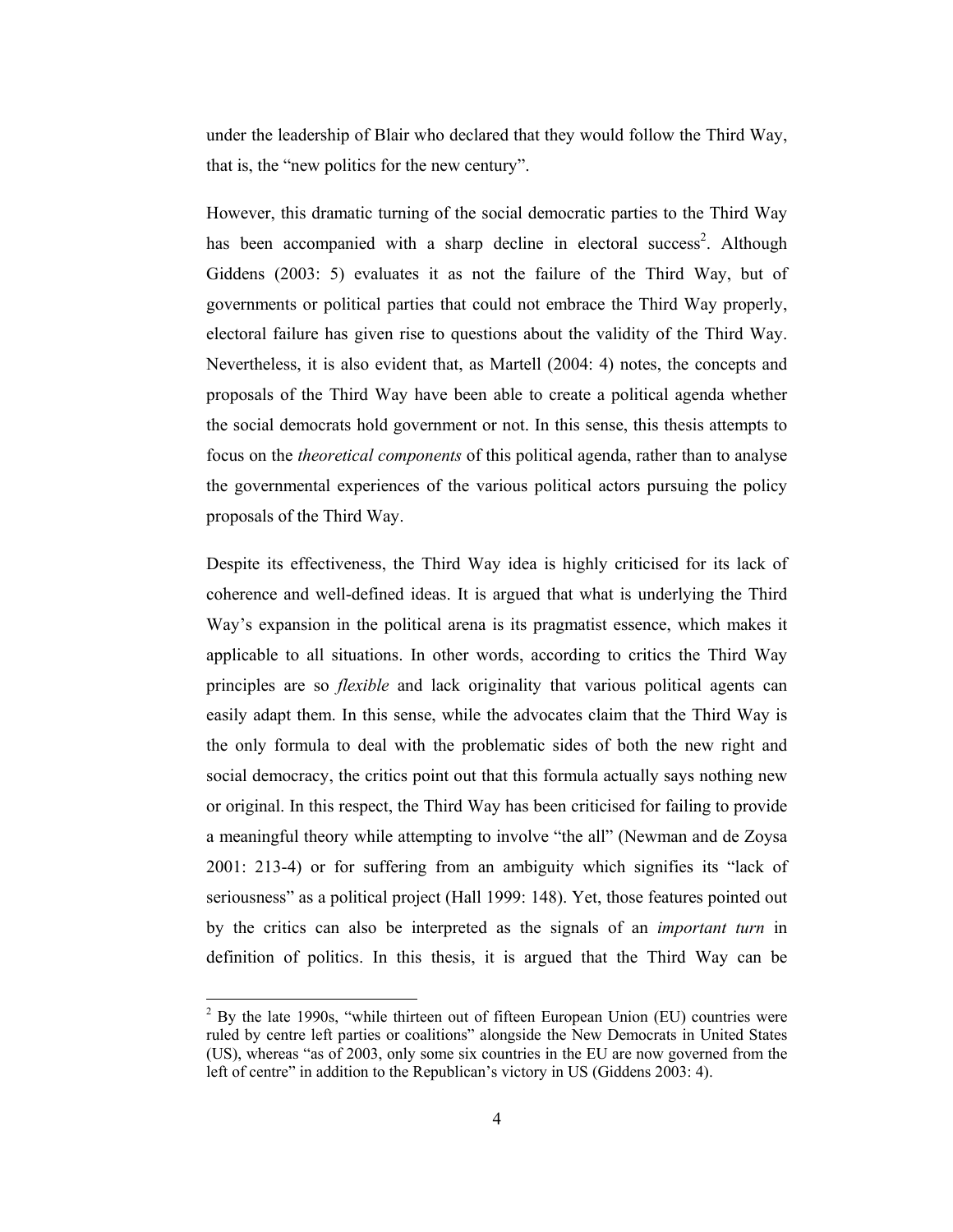under the leadership of Blair who declared that they would follow the Third Way, that is, the "new politics for the new century".

However, this dramatic turning of the social democratic parties to the Third Way has been accompanied with a sharp decline in electoral success[2]. Although Giddens (2003: 5) evaluates it as not the failure of the Third Way, but of governments or political parties that could not embrace the Third Way properly, electoral failure has given rise to questions about the validity of the Third Way. Nevertheless, it is also evident that, as Martell (2004: 4) notes, the concepts and proposals of the Third Way have been able to create a political agenda whether the social democrats hold government or not. In this sense, this thesis attempts to focus on the *theoretical components* of this political agenda, rather than to analyse the governmental experiences of the various political actors pursuing the policy proposals of the Third Way.

Despite its effectiveness, the Third Way idea is highly criticised for its lack of coherence and well-defined ideas. It is argued that what is underlying the Third Way's expansion in the political arena is its pragmatist essence, which makes it applicable to all situations. In other words, according to critics the Third Way principles are so *flexible* and lack originality that various political agents can easily adapt them. In this sense, while the advocates claim that the Third Way is the only formula to deal with the problematic sides of both the new right and social democracy, the critics point out that this formula actually says nothing new or original. In this respect, the Third Way has been criticised for failing to provide a meaningful theory while attempting to involve "the all" (Newman and de Zoysa 2001: 213-4) or for suffering from an ambiguity which signifies its "lack of seriousness" as a political project (Hall 1999: 148). Yet, those features pointed out by the critics can also be interpreted as the signals of an *important turn* in definition of politics. In this thesis, it is argued that the Third Way can be

---

[2] By the late 1990s, "while thirteen out of fifteen European Union (EU) countries were ruled by centre left parties or coalitions" alongside the New Democrats in United States (US), whereas "as of 2003, only some six countries in the EU are now governed from the left of centre" in addition to the Republican's victory in US (Giddens 2003: 4).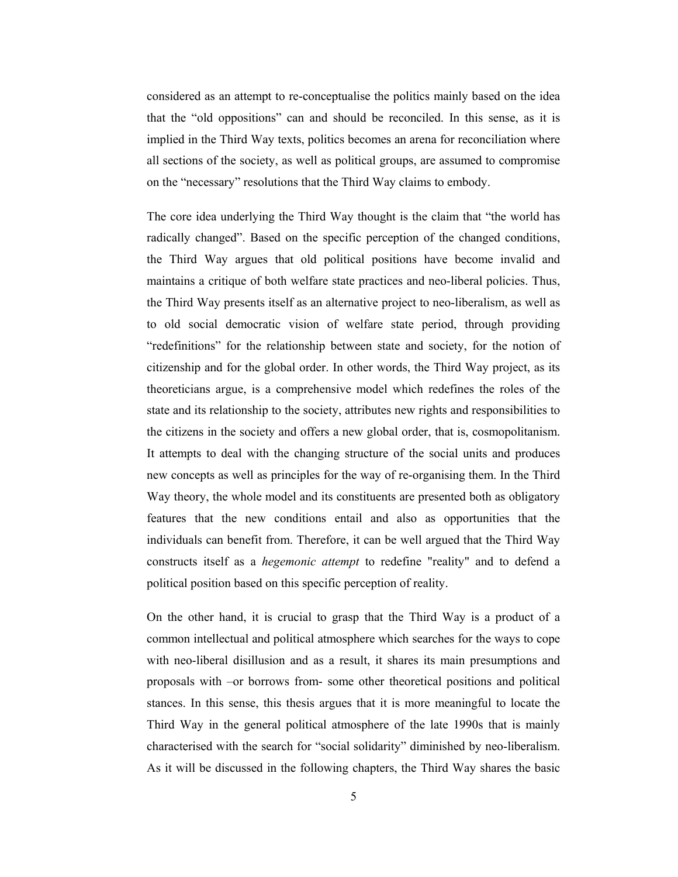considered as an attempt to re-conceptualise the politics mainly based on the idea that the "old oppositions" can and should be reconciled. In this sense, as it is implied in the Third Way texts, politics becomes an arena for reconciliation where all sections of the society, as well as political groups, are assumed to compromise on the "necessary" resolutions that the Third Way claims to embody.

The core idea underlying the Third Way thought is the claim that "the world has radically changed". Based on the specific perception of the changed conditions, the Third Way argues that old political positions have become invalid and maintains a critique of both welfare state practices and neo-liberal policies. Thus, the Third Way presents itself as an alternative project to neo-liberalism, as well as to old social democratic vision of welfare state period, through providing "redefinitions" for the relationship between state and society, for the notion of citizenship and for the global order. In other words, the Third Way project, as its theoreticians argue, is a comprehensive model which redefines the roles of the state and its relationship to the society, attributes new rights and responsibilities to the citizens in the society and offers a new global order, that is, cosmopolitanism. It attempts to deal with the changing structure of the social units and produces new concepts as well as principles for the way of re-organising them. In the Third Way theory, the whole model and its constituents are presented both as obligatory features that the new conditions entail and also as opportunities that the individuals can benefit from. Therefore, it can be well argued that the Third Way constructs itself as a *hegemonic attempt* to redefine "reality" and to defend a political position based on this specific perception of reality.

On the other hand, it is crucial to grasp that the Third Way is a product of a common intellectual and political atmosphere which searches for the ways to cope with neo-liberal disillusion and as a result, it shares its main presumptions and proposals with –or borrows from- some other theoretical positions and political stances. In this sense, this thesis argues that it is more meaningful to locate the Third Way in the general political atmosphere of the late 1990s that is mainly characterised with the search for "social solidarity" diminished by neo-liberalism. As it will be discussed in the following chapters, the Third Way shares the basic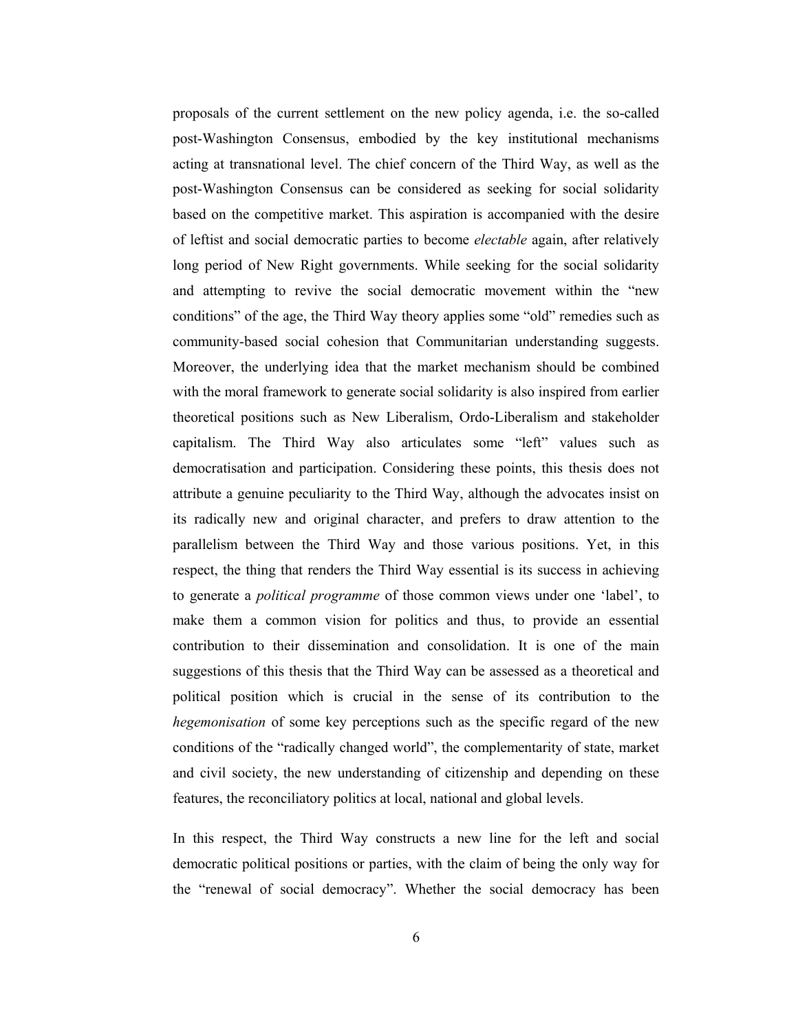proposals of the current settlement on the new policy agenda, i.e. the so-called post-Washington Consensus, embodied by the key institutional mechanisms acting at transnational level. The chief concern of the Third Way, as well as the post-Washington Consensus can be considered as seeking for social solidarity based on the competitive market. This aspiration is accompanied with the desire of leftist and social democratic parties to become *electable* again, after relatively long period of New Right governments. While seeking for the social solidarity and attempting to revive the social democratic movement within the "new conditions" of the age, the Third Way theory applies some "old" remedies such as community-based social cohesion that Communitarian understanding suggests. Moreover, the underlying idea that the market mechanism should be combined with the moral framework to generate social solidarity is also inspired from earlier theoretical positions such as New Liberalism, Ordo-Liberalism and stakeholder capitalism. The Third Way also articulates some "left" values such as democratisation and participation. Considering these points, this thesis does not attribute a genuine peculiarity to the Third Way, although the advocates insist on its radically new and original character, and prefers to draw attention to the parallelism between the Third Way and those various positions. Yet, in this respect, the thing that renders the Third Way essential is its success in achieving to generate a *political programme* of those common views under one 'label', to make them a common vision for politics and thus, to provide an essential contribution to their dissemination and consolidation. It is one of the main suggestions of this thesis that the Third Way can be assessed as a theoretical and political position which is crucial in the sense of its contribution to the *hegemonisation* of some key perceptions such as the specific regard of the new conditions of the "radically changed world", the complementarity of state, market and civil society, the new understanding of citizenship and depending on these features, the reconciliatory politics at local, national and global levels.

In this respect, the Third Way constructs a new line for the left and social democratic political positions or parties, with the claim of being the only way for the "renewal of social democracy". Whether the social democracy has been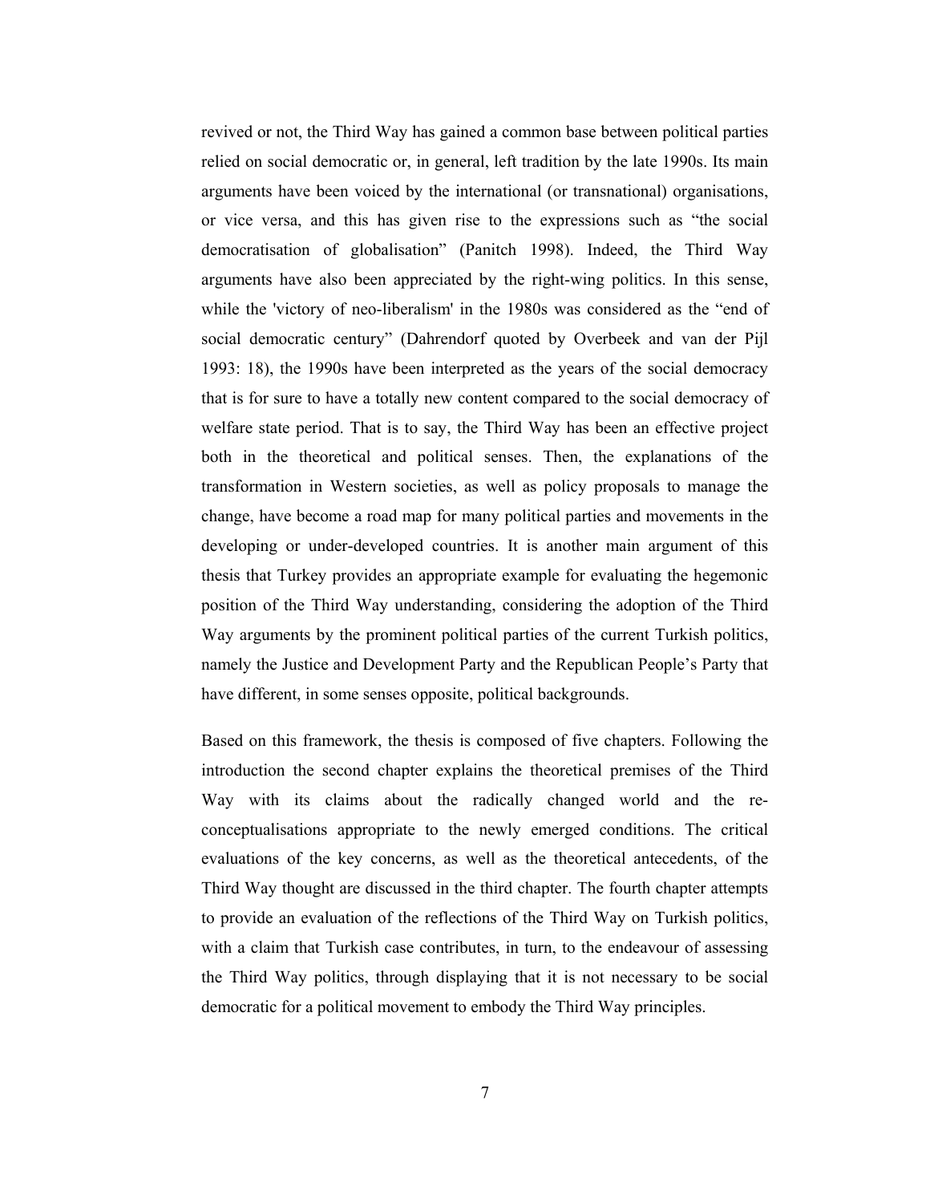revived or not, the Third Way has gained a common base between political parties relied on social democratic or, in general, left tradition by the late 1990s. Its main arguments have been voiced by the international (or transnational) organisations, or vice versa, and this has given rise to the expressions such as "the social democratisation of globalisation" (Panitch 1998). Indeed, the Third Way arguments have also been appreciated by the right-wing politics. In this sense, while the 'victory of neo-liberalism' in the 1980s was considered as the "end of social democratic century" (Dahrendorf quoted by Overbeek and van der Pijl 1993: 18), the 1990s have been interpreted as the years of the social democracy that is for sure to have a totally new content compared to the social democracy of welfare state period. That is to say, the Third Way has been an effective project both in the theoretical and political senses. Then, the explanations of the transformation in Western societies, as well as policy proposals to manage the change, have become a road map for many political parties and movements in the developing or under-developed countries. It is another main argument of this thesis that Turkey provides an appropriate example for evaluating the hegemonic position of the Third Way understanding, considering the adoption of the Third Way arguments by the prominent political parties of the current Turkish politics, namely the Justice and Development Party and the Republican People's Party that have different, in some senses opposite, political backgrounds.

Based on this framework, the thesis is composed of five chapters. Following the introduction the second chapter explains the theoretical premises of the Third Way with its claims about the radically changed world and the re-conceptualisations appropriate to the newly emerged conditions. The critical evaluations of the key concerns, as well as the theoretical antecedents, of the Third Way thought are discussed in the third chapter. The fourth chapter attempts to provide an evaluation of the reflections of the Third Way on Turkish politics, with a claim that Turkish case contributes, in turn, to the endeavour of assessing the Third Way politics, through displaying that it is not necessary to be social democratic for a political movement to embody the Third Way principles.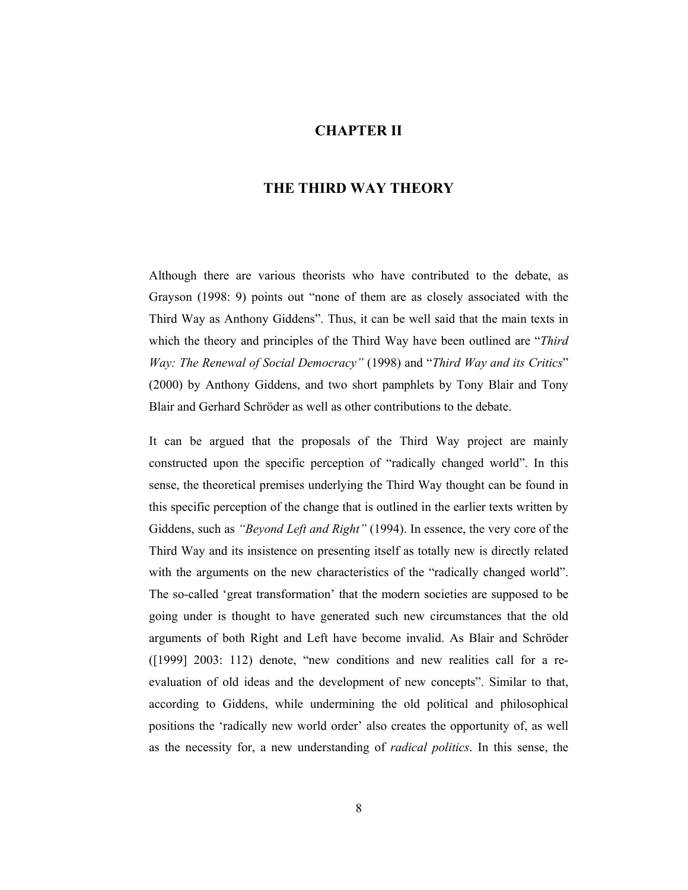# CHAPTER II

# THE THIRD WAY THEORY

Although there are various theorists who have contributed to the debate, as Grayson (1998: 9) points out "none of them are as closely associated with the Third Way as Anthony Giddens". Thus, it can be well said that the main texts in which the theory and principles of the Third Way have been outlined are "*Third Way: The Renewal of Social Democracy"* (1998) and "*Third Way and its Critics*" (2000) by Anthony Giddens, and two short pamphlets by Tony Blair and Tony Blair and Gerhard Schröder as well as other contributions to the debate.

It can be argued that the proposals of the Third Way project are mainly constructed upon the specific perception of "radically changed world". In this sense, the theoretical premises underlying the Third Way thought can be found in this specific perception of the change that is outlined in the earlier texts written by Giddens, such as *"Beyond Left and Right"* (1994). In essence, the very core of the Third Way and its insistence on presenting itself as totally new is directly related with the arguments on the new characteristics of the "radically changed world". The so-called 'great transformation' that the modern societies are supposed to be going under is thought to have generated such new circumstances that the old arguments of both Right and Left have become invalid. As Blair and Schröder ([1999] 2003: 112) denote, "new conditions and new realities call for a re-evaluation of old ideas and the development of new concepts". Similar to that, according to Giddens, while undermining the old political and philosophical positions the 'radically new world order' also creates the opportunity of, as well as the necessity for, a new understanding of *radical politics*. In this sense, the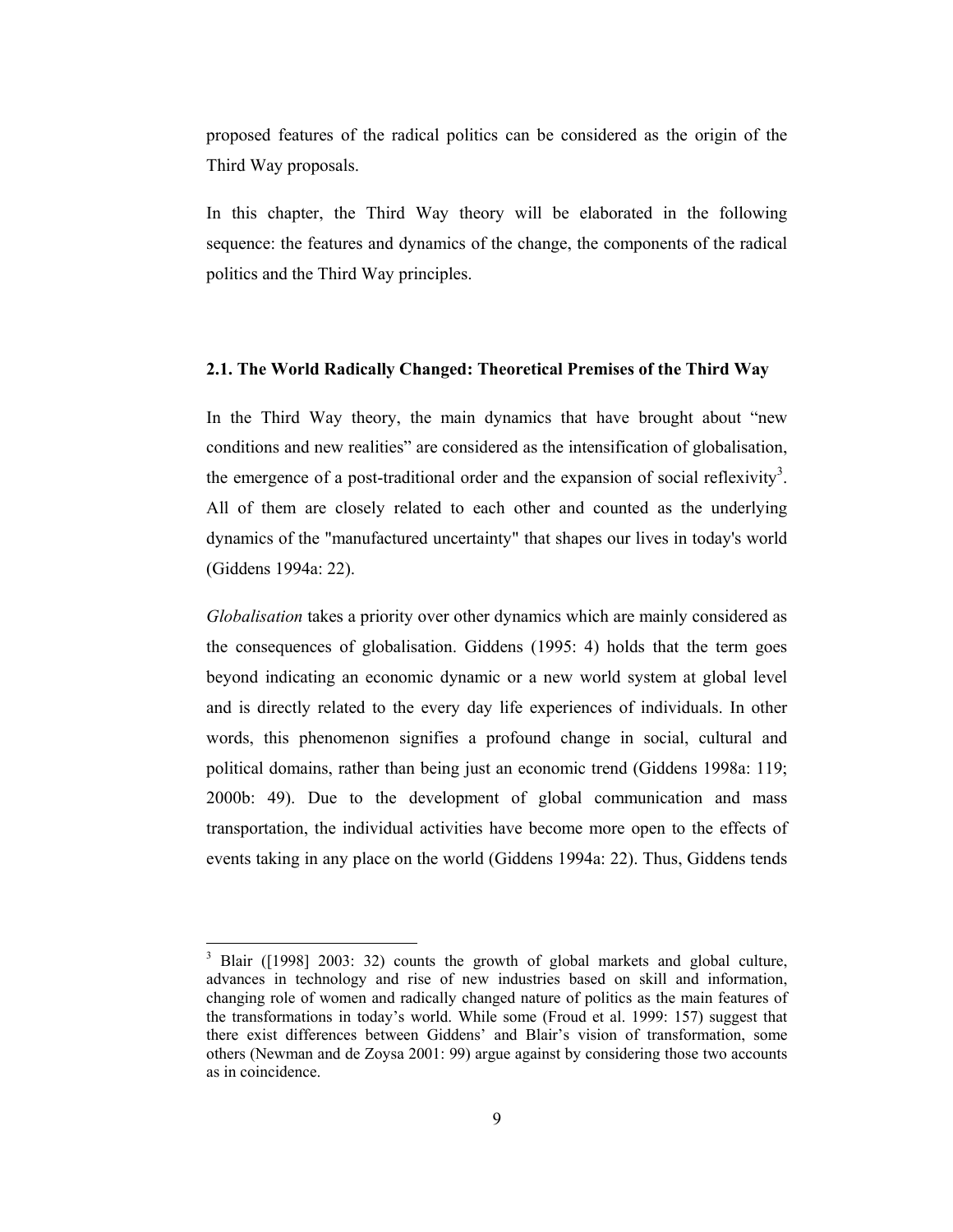proposed features of the radical politics can be considered as the origin of the Third Way proposals.

In this chapter, the Third Way theory will be elaborated in the following sequence: the features and dynamics of the change, the components of the radical politics and the Third Way principles.

### 2.1. The World Radically Changed: Theoretical Premises of the Third Way

In the Third Way theory, the main dynamics that have brought about "new conditions and new realities" are considered as the intensification of globalisation, the emergence of a post-traditional order and the expansion of social reflexivity[3]. All of them are closely related to each other and counted as the underlying dynamics of the "manufactured uncertainty" that shapes our lives in today's world (Giddens 1994a: 22).

*Globalisation* takes a priority over other dynamics which are mainly considered as the consequences of globalisation. Giddens (1995: 4) holds that the term goes beyond indicating an economic dynamic or a new world system at global level and is directly related to the every day life experiences of individuals. In other words, this phenomenon signifies a profound change in social, cultural and political domains, rather than being just an economic trend (Giddens 1998a: 119; 2000b: 49). Due to the development of global communication and mass transportation, the individual activities have become more open to the effects of events taking in any place on the world (Giddens 1994a: 22). Thus, Giddens tends

---

[3] Blair ([1998] 2003: 32) counts the growth of global markets and global culture, advances in technology and rise of new industries based on skill and information, changing role of women and radically changed nature of politics as the main features of the transformations in today's world. While some (Froud et al. 1999: 157) suggest that there exist differences between Giddens' and Blair's vision of transformation, some others (Newman and de Zoysa 2001: 99) argue against by considering those two accounts as in coincidence.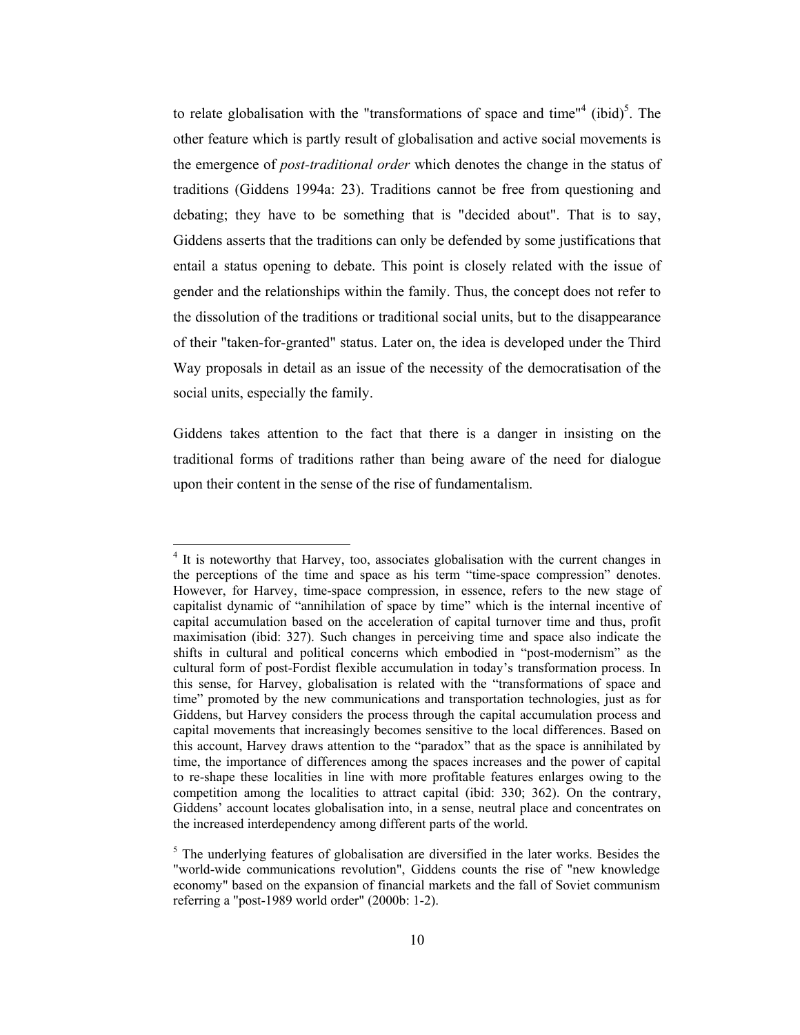to relate globalisation with the "transformations of space and time"[4] (ibid)[5]. The other feature which is partly result of globalisation and active social movements is the emergence of *post-traditional order* which denotes the change in the status of traditions (Giddens 1994a: 23). Traditions cannot be free from questioning and debating; they have to be something that is "decided about". That is to say, Giddens asserts that the traditions can only be defended by some justifications that entail a status opening to debate. This point is closely related with the issue of gender and the relationships within the family. Thus, the concept does not refer to the dissolution of the traditions or traditional social units, but to the disappearance of their "taken-for-granted" status. Later on, the idea is developed under the Third Way proposals in detail as an issue of the necessity of the democratisation of the social units, especially the family.

Giddens takes attention to the fact that there is a danger in insisting on the traditional forms of traditions rather than being aware of the need for dialogue upon their content in the sense of the rise of fundamentalism.

---

[4] It is noteworthy that Harvey, too, associates globalisation with the current changes in the perceptions of the time and space as his term "time-space compression" denotes. However, for Harvey, time-space compression, in essence, refers to the new stage of capitalist dynamic of "annihilation of space by time" which is the internal incentive of capital accumulation based on the acceleration of capital turnover time and thus, profit maximisation (ibid: 327). Such changes in perceiving time and space also indicate the shifts in cultural and political concerns which embodied in "post-modernism" as the cultural form of post-Fordist flexible accumulation in today's transformation process. In this sense, for Harvey, globalisation is related with the "transformations of space and time" promoted by the new communications and transportation technologies, just as for Giddens, but Harvey considers the process through the capital accumulation process and capital movements that increasingly becomes sensitive to the local differences. Based on this account, Harvey draws attention to the "paradox" that as the space is annihilated by time, the importance of differences among the spaces increases and the power of capital to re-shape these localities in line with more profitable features enlarges owing to the competition among the localities to attract capital (ibid: 330; 362). On the contrary, Giddens' account locates globalisation into, in a sense, neutral place and concentrates on the increased interdependency among different parts of the world.

[5] The underlying features of globalisation are diversified in the later works. Besides the "world-wide communications revolution", Giddens counts the rise of "new knowledge economy" based on the expansion of financial markets and the fall of Soviet communism referring a "post-1989 world order" (2000b: 1-2).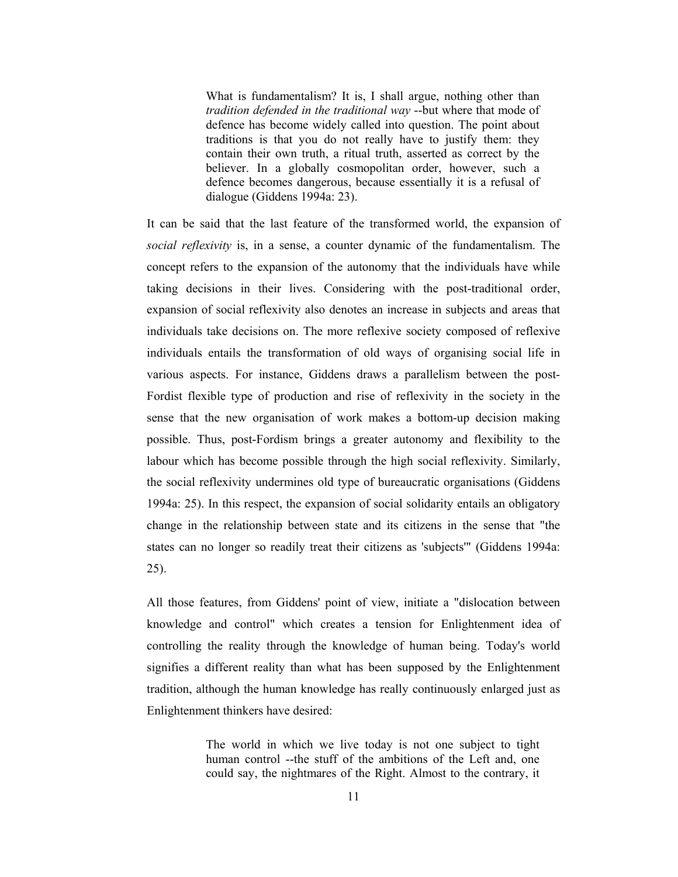> What is fundamentalism? It is, I shall argue, nothing other than *tradition defended in the traditional way* --but where that mode of defence has become widely called into question. The point about traditions is that you do not really have to justify them: they contain their own truth, a ritual truth, asserted as correct by the believer. In a globally cosmopolitan order, however, such a defence becomes dangerous, because essentially it is a refusal of dialogue (Giddens 1994a: 23).

It can be said that the last feature of the transformed world, the expansion of *social reflexivity* is, in a sense, a counter dynamic of the fundamentalism. The concept refers to the expansion of the autonomy that the individuals have while taking decisions in their lives. Considering with the post-traditional order, expansion of social reflexivity also denotes an increase in subjects and areas that individuals take decisions on. The more reflexive society composed of reflexive individuals entails the transformation of old ways of organising social life in various aspects. For instance, Giddens draws a parallelism between the post-Fordist flexible type of production and rise of reflexivity in the society in the sense that the new organisation of work makes a bottom-up decision making possible. Thus, post-Fordism brings a greater autonomy and flexibility to the labour which has become possible through the high social reflexivity. Similarly, the social reflexivity undermines old type of bureaucratic organisations (Giddens 1994a: 25). In this respect, the expansion of social solidarity entails an obligatory change in the relationship between state and its citizens in the sense that "the states can no longer so readily treat their citizens as 'subjects'" (Giddens 1994a: 25).

All those features, from Giddens' point of view, initiate a "dislocation between knowledge and control" which creates a tension for Enlightenment idea of controlling the reality through the knowledge of human being. Today's world signifies a different reality than what has been supposed by the Enlightenment tradition, although the human knowledge has really continuously enlarged just as Enlightenment thinkers have desired:

> The world in which we live today is not one subject to tight human control --the stuff of the ambitions of the Left and, one could say, the nightmares of the Right. Almost to the contrary, it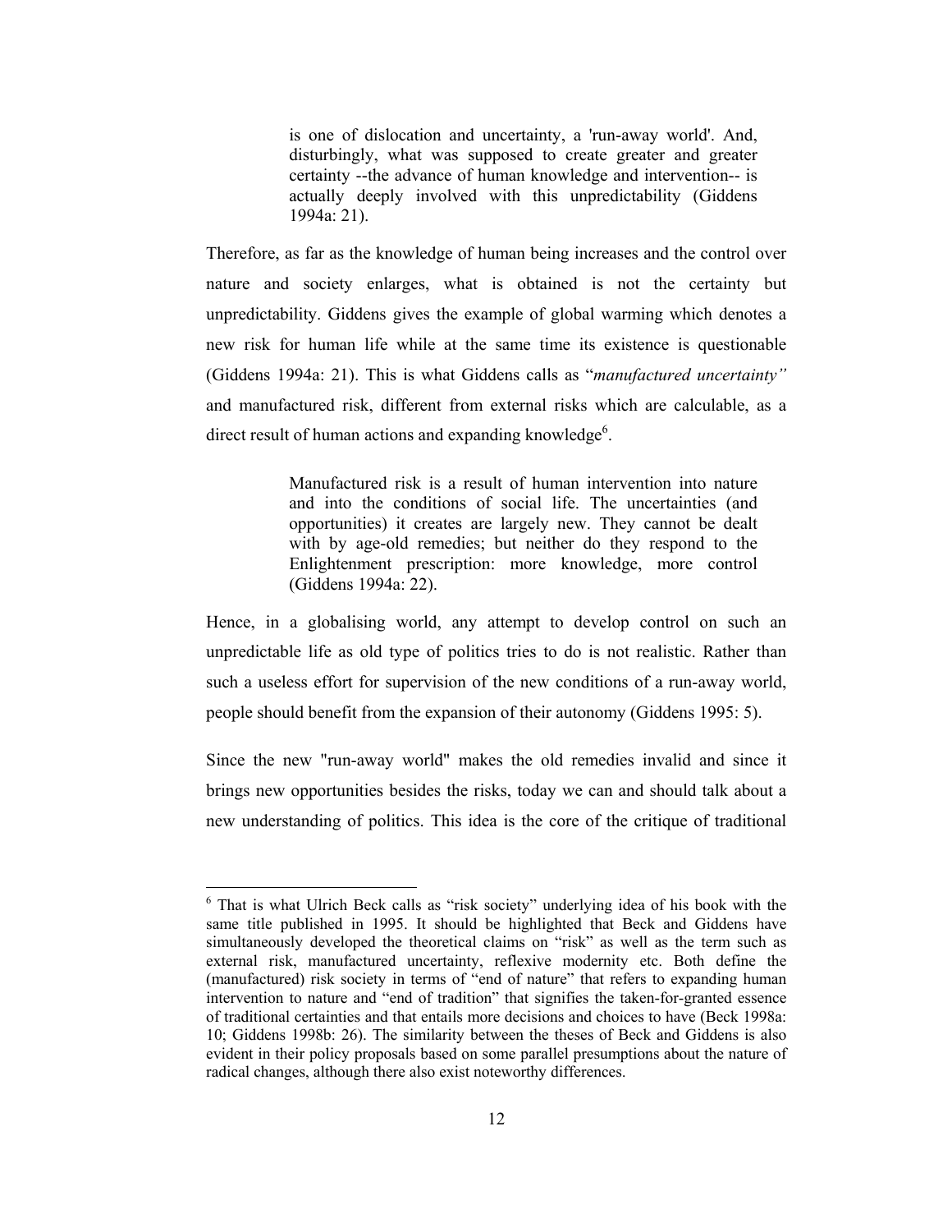> is one of dislocation and uncertainty, a 'run-away world'. And, disturbingly, what was supposed to create greater and greater certainty --the advance of human knowledge and intervention-- is actually deeply involved with this unpredictability (Giddens 1994a: 21).

Therefore, as far as the knowledge of human being increases and the control over nature and society enlarges, what is obtained is not the certainty but unpredictability. Giddens gives the example of global warming which denotes a new risk for human life while at the same time its existence is questionable (Giddens 1994a: 21). This is what Giddens calls as "*manufactured uncertainty"* and manufactured risk, different from external risks which are calculable, as a direct result of human actions and expanding knowledge[6].

> Manufactured risk is a result of human intervention into nature and into the conditions of social life. The uncertainties (and opportunities) it creates are largely new. They cannot be dealt with by age-old remedies; but neither do they respond to the Enlightenment prescription: more knowledge, more control (Giddens 1994a: 22).

Hence, in a globalising world, any attempt to develop control on such an unpredictable life as old type of politics tries to do is not realistic. Rather than such a useless effort for supervision of the new conditions of a run-away world, people should benefit from the expansion of their autonomy (Giddens 1995: 5).

Since the new "run-away world" makes the old remedies invalid and since it brings new opportunities besides the risks, today we can and should talk about a new understanding of politics. This idea is the core of the critique of traditional

---

[6] That is what Ulrich Beck calls as "risk society" underlying idea of his book with the same title published in 1995. It should be highlighted that Beck and Giddens have simultaneously developed the theoretical claims on "risk" as well as the term such as external risk, manufactured uncertainty, reflexive modernity etc. Both define the (manufactured) risk society in terms of "end of nature" that refers to expanding human intervention to nature and "end of tradition" that signifies the taken-for-granted essence of traditional certainties and that entails more decisions and choices to have (Beck 1998a: 10; Giddens 1998b: 26). The similarity between the theses of Beck and Giddens is also evident in their policy proposals based on some parallel presumptions about the nature of radical changes, although there also exist noteworthy differences.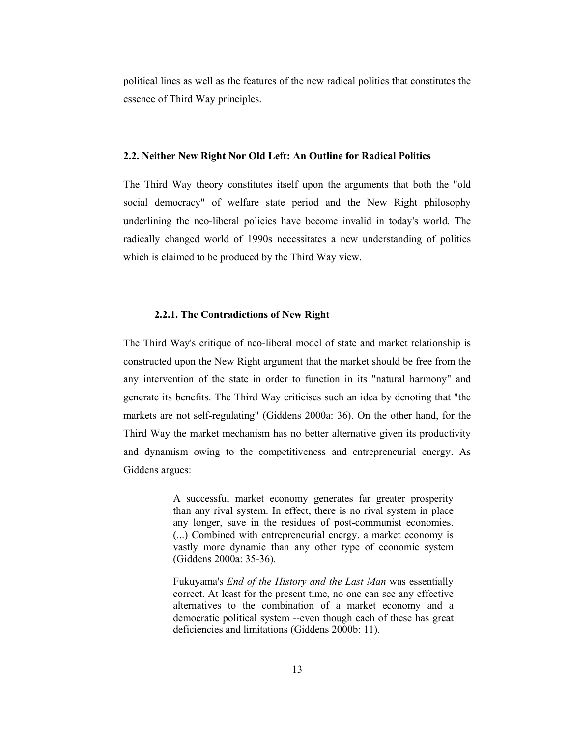political lines as well as the features of the new radical politics that constitutes the essence of Third Way principles.

## 2.2. Neither New Right Nor Old Left: An Outline for Radical Politics

The Third Way theory constitutes itself upon the arguments that both the "old social democracy" of welfare state period and the New Right philosophy underlining the neo-liberal policies have become invalid in today's world. The radically changed world of 1990s necessitates a new understanding of politics which is claimed to be produced by the Third Way view.

### 2.2.1. The Contradictions of New Right

The Third Way's critique of neo-liberal model of state and market relationship is constructed upon the New Right argument that the market should be free from the any intervention of the state in order to function in its "natural harmony" and generate its benefits. The Third Way criticises such an idea by denoting that "the markets are not self-regulating" (Giddens 2000a: 36). On the other hand, for the Third Way the market mechanism has no better alternative given its productivity and dynamism owing to the competitiveness and entrepreneurial energy. As Giddens argues:

> A successful market economy generates far greater prosperity than any rival system. In effect, there is no rival system in place any longer, save in the residues of post-communist economies. (...) Combined with entrepreneurial energy, a market economy is vastly more dynamic than any other type of economic system (Giddens 2000a: 35-36).
>
> Fukuyama's *End of the History and the Last Man* was essentially correct. At least for the present time, no one can see any effective alternatives to the combination of a market economy and a democratic political system --even though each of these has great deficiencies and limitations (Giddens 2000b: 11).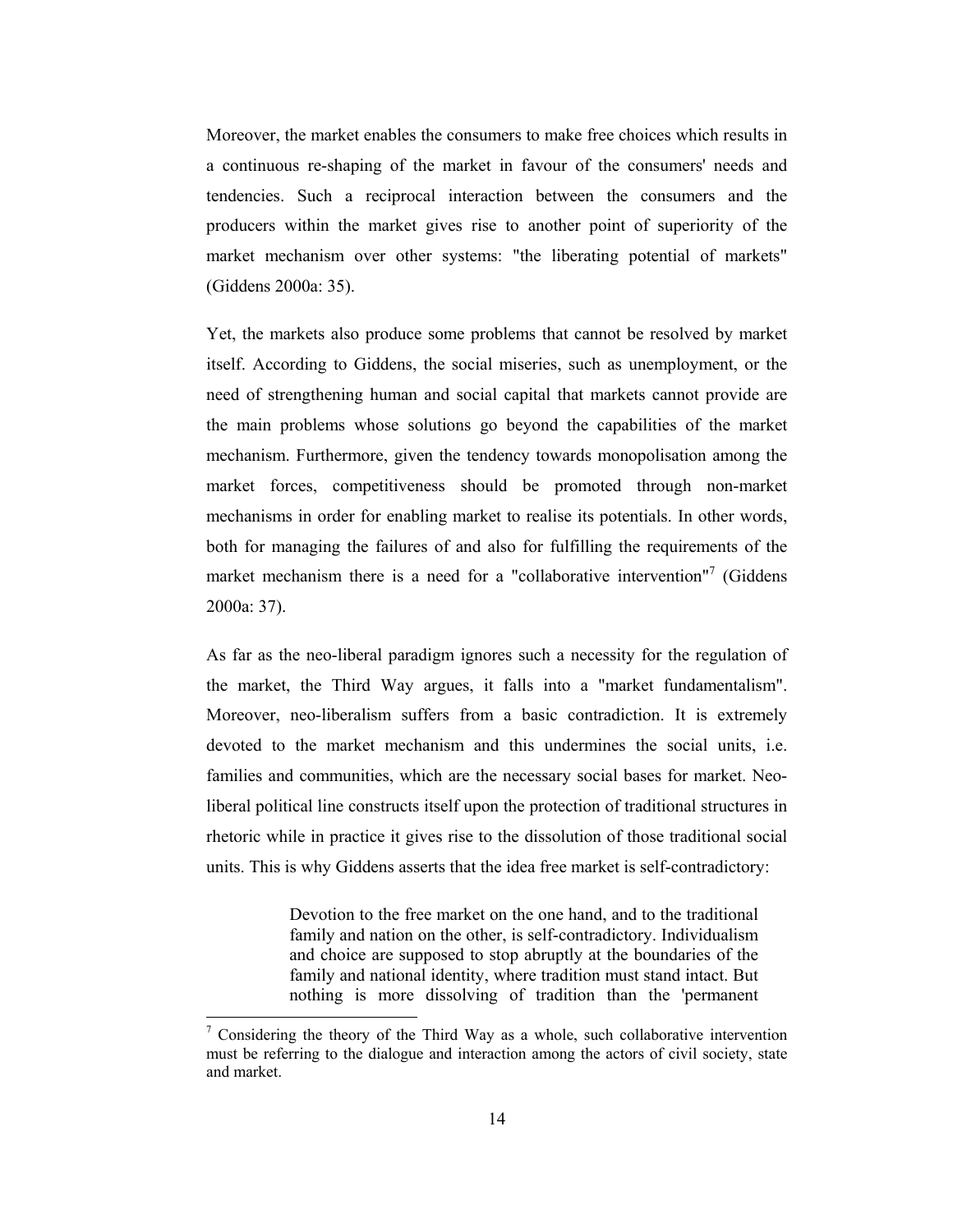Moreover, the market enables the consumers to make free choices which results in a continuous re-shaping of the market in favour of the consumers' needs and tendencies. Such a reciprocal interaction between the consumers and the producers within the market gives rise to another point of superiority of the market mechanism over other systems: "the liberating potential of markets" (Giddens 2000a: 35).

Yet, the markets also produce some problems that cannot be resolved by market itself. According to Giddens, the social miseries, such as unemployment, or the need of strengthening human and social capital that markets cannot provide are the main problems whose solutions go beyond the capabilities of the market mechanism. Furthermore, given the tendency towards monopolisation among the market forces, competitiveness should be promoted through non-market mechanisms in order for enabling market to realise its potentials. In other words, both for managing the failures of and also for fulfilling the requirements of the market mechanism there is a need for a "collaborative intervention"[7] (Giddens 2000a: 37).

As far as the neo-liberal paradigm ignores such a necessity for the regulation of the market, the Third Way argues, it falls into a "market fundamentalism". Moreover, neo-liberalism suffers from a basic contradiction. It is extremely devoted to the market mechanism and this undermines the social units, i.e. families and communities, which are the necessary social bases for market. Neo-liberal political line constructs itself upon the protection of traditional structures in rhetoric while in practice it gives rise to the dissolution of those traditional social units. This is why Giddens asserts that the idea free market is self-contradictory:

> Devotion to the free market on the one hand, and to the traditional family and nation on the other, is self-contradictory. Individualism and choice are supposed to stop abruptly at the boundaries of the family and national identity, where tradition must stand intact. But nothing is more dissolving of tradition than the 'permanent

[7] Considering the theory of the Third Way as a whole, such collaborative intervention must be referring to the dialogue and interaction among the actors of civil society, state and market.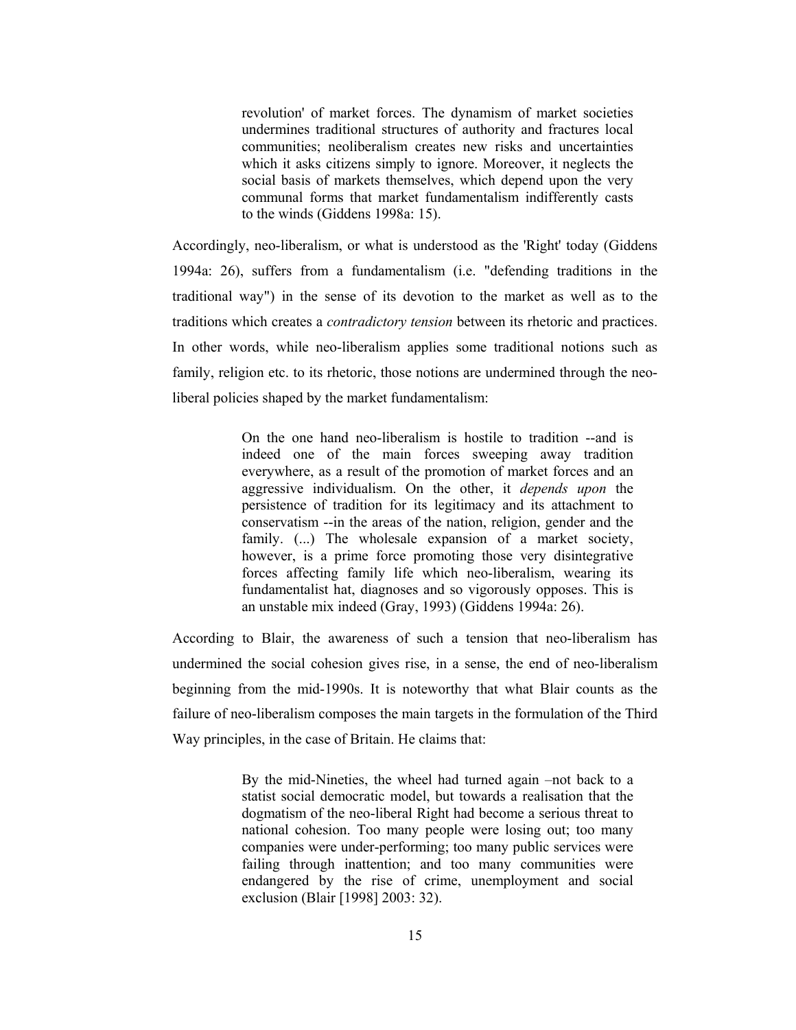> revolution' of market forces. The dynamism of market societies undermines traditional structures of authority and fractures local communities; neoliberalism creates new risks and uncertainties which it asks citizens simply to ignore. Moreover, it neglects the social basis of markets themselves, which depend upon the very communal forms that market fundamentalism indifferently casts to the winds (Giddens 1998a: 15).

Accordingly, neo-liberalism, or what is understood as the 'Right' today (Giddens 1994a: 26), suffers from a fundamentalism (i.e. "defending traditions in the traditional way") in the sense of its devotion to the market as well as to the traditions which creates a *contradictory tension* between its rhetoric and practices. In other words, while neo-liberalism applies some traditional notions such as family, religion etc. to its rhetoric, those notions are undermined through the neo-liberal policies shaped by the market fundamentalism:

> On the one hand neo-liberalism is hostile to tradition --and is indeed one of the main forces sweeping away tradition everywhere, as a result of the promotion of market forces and an aggressive individualism. On the other, it *depends upon* the persistence of tradition for its legitimacy and its attachment to conservatism --in the areas of the nation, religion, gender and the family. (...) The wholesale expansion of a market society, however, is a prime force promoting those very disintegrative forces affecting family life which neo-liberalism, wearing its fundamentalist hat, diagnoses and so vigorously opposes. This is an unstable mix indeed (Gray, 1993) (Giddens 1994a: 26).

According to Blair, the awareness of such a tension that neo-liberalism has undermined the social cohesion gives rise, in a sense, the end of neo-liberalism beginning from the mid-1990s. It is noteworthy that what Blair counts as the failure of neo-liberalism composes the main targets in the formulation of the Third Way principles, in the case of Britain. He claims that:

> By the mid-Nineties, the wheel had turned again –not back to a statist social democratic model, but towards a realisation that the dogmatism of the neo-liberal Right had become a serious threat to national cohesion. Too many people were losing out; too many companies were under-performing; too many public services were failing through inattention; and too many communities were endangered by the rise of crime, unemployment and social exclusion (Blair [1998] 2003: 32).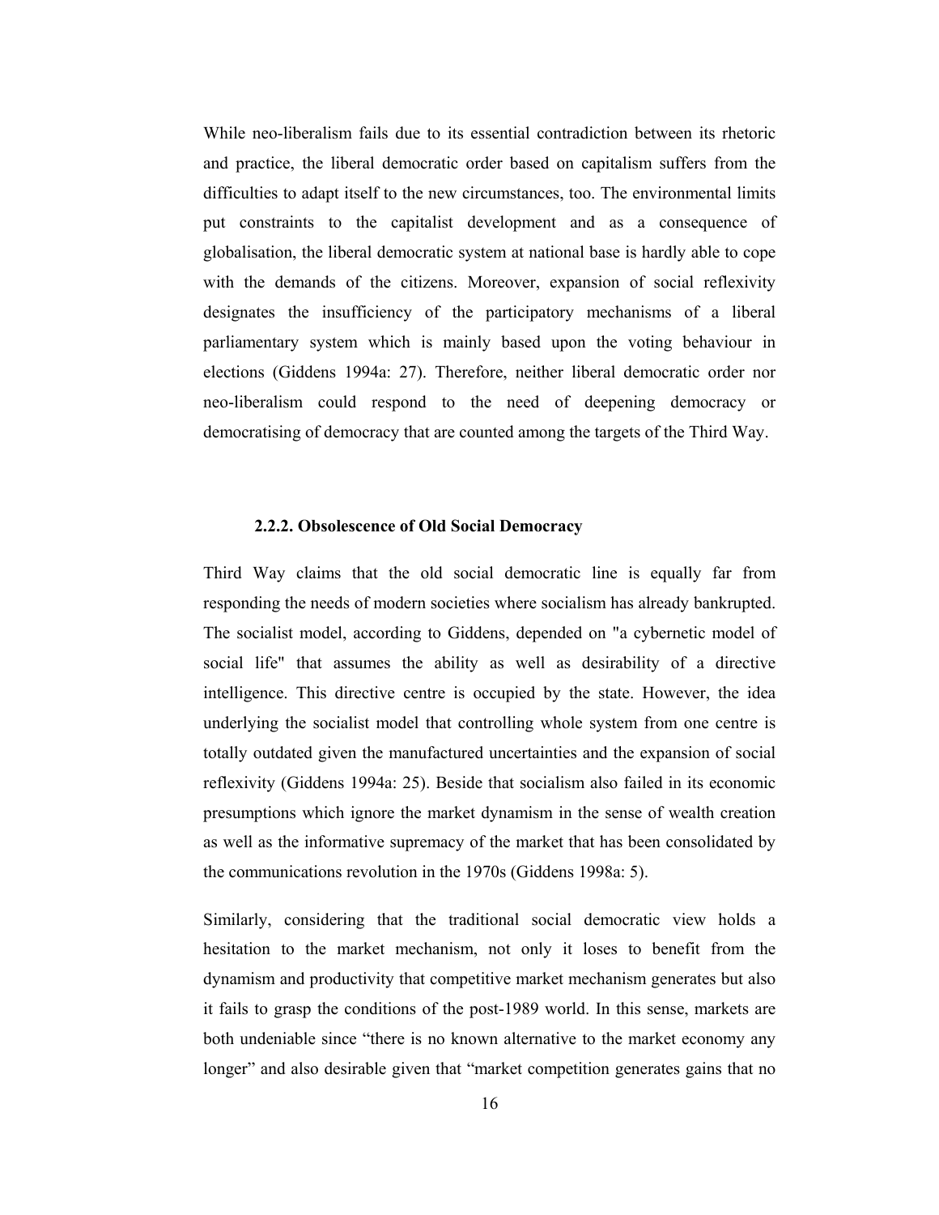While neo-liberalism fails due to its essential contradiction between its rhetoric and practice, the liberal democratic order based on capitalism suffers from the difficulties to adapt itself to the new circumstances, too. The environmental limits put constraints to the capitalist development and as a consequence of globalisation, the liberal democratic system at national base is hardly able to cope with the demands of the citizens. Moreover, expansion of social reflexivity designates the insufficiency of the participatory mechanisms of a liberal parliamentary system which is mainly based upon the voting behaviour in elections (Giddens 1994a: 27). Therefore, neither liberal democratic order nor neo-liberalism could respond to the need of deepening democracy or democratising of democracy that are counted among the targets of the Third Way.

### 2.2.2. Obsolescence of Old Social Democracy

Third Way claims that the old social democratic line is equally far from responding the needs of modern societies where socialism has already bankrupted. The socialist model, according to Giddens, depended on "a cybernetic model of social life" that assumes the ability as well as desirability of a directive intelligence. This directive centre is occupied by the state. However, the idea underlying the socialist model that controlling whole system from one centre is totally outdated given the manufactured uncertainties and the expansion of social reflexivity (Giddens 1994a: 25). Beside that socialism also failed in its economic presumptions which ignore the market dynamism in the sense of wealth creation as well as the informative supremacy of the market that has been consolidated by the communications revolution in the 1970s (Giddens 1998a: 5).

Similarly, considering that the traditional social democratic view holds a hesitation to the market mechanism, not only it loses to benefit from the dynamism and productivity that competitive market mechanism generates but also it fails to grasp the conditions of the post-1989 world. In this sense, markets are both undeniable since "there is no known alternative to the market economy any longer" and also desirable given that "market competition generates gains that no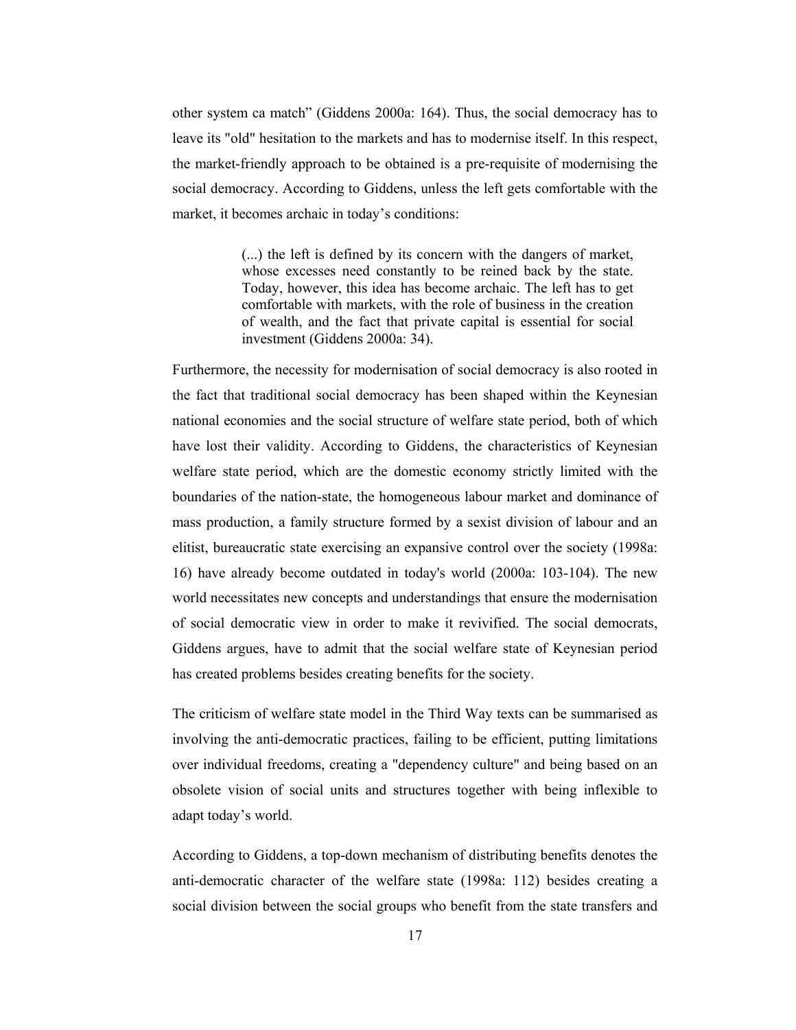other system ca match" (Giddens 2000a: 164). Thus, the social democracy has to leave its "old" hesitation to the markets and has to modernise itself. In this respect, the market-friendly approach to be obtained is a pre-requisite of modernising the social democracy. According to Giddens, unless the left gets comfortable with the market, it becomes archaic in today's conditions:

> (...) the left is defined by its concern with the dangers of market, whose excesses need constantly to be reined back by the state. Today, however, this idea has become archaic. The left has to get comfortable with markets, with the role of business in the creation of wealth, and the fact that private capital is essential for social investment (Giddens 2000a: 34).

Furthermore, the necessity for modernisation of social democracy is also rooted in the fact that traditional social democracy has been shaped within the Keynesian national economies and the social structure of welfare state period, both of which have lost their validity. According to Giddens, the characteristics of Keynesian welfare state period, which are the domestic economy strictly limited with the boundaries of the nation-state, the homogeneous labour market and dominance of mass production, a family structure formed by a sexist division of labour and an elitist, bureaucratic state exercising an expansive control over the society (1998a: 16) have already become outdated in today's world (2000a: 103-104). The new world necessitates new concepts and understandings that ensure the modernisation of social democratic view in order to make it revivified. The social democrats, Giddens argues, have to admit that the social welfare state of Keynesian period has created problems besides creating benefits for the society.

The criticism of welfare state model in the Third Way texts can be summarised as involving the anti-democratic practices, failing to be efficient, putting limitations over individual freedoms, creating a "dependency culture" and being based on an obsolete vision of social units and structures together with being inflexible to adapt today's world.

According to Giddens, a top-down mechanism of distributing benefits denotes the anti-democratic character of the welfare state (1998a: 112) besides creating a social division between the social groups who benefit from the state transfers and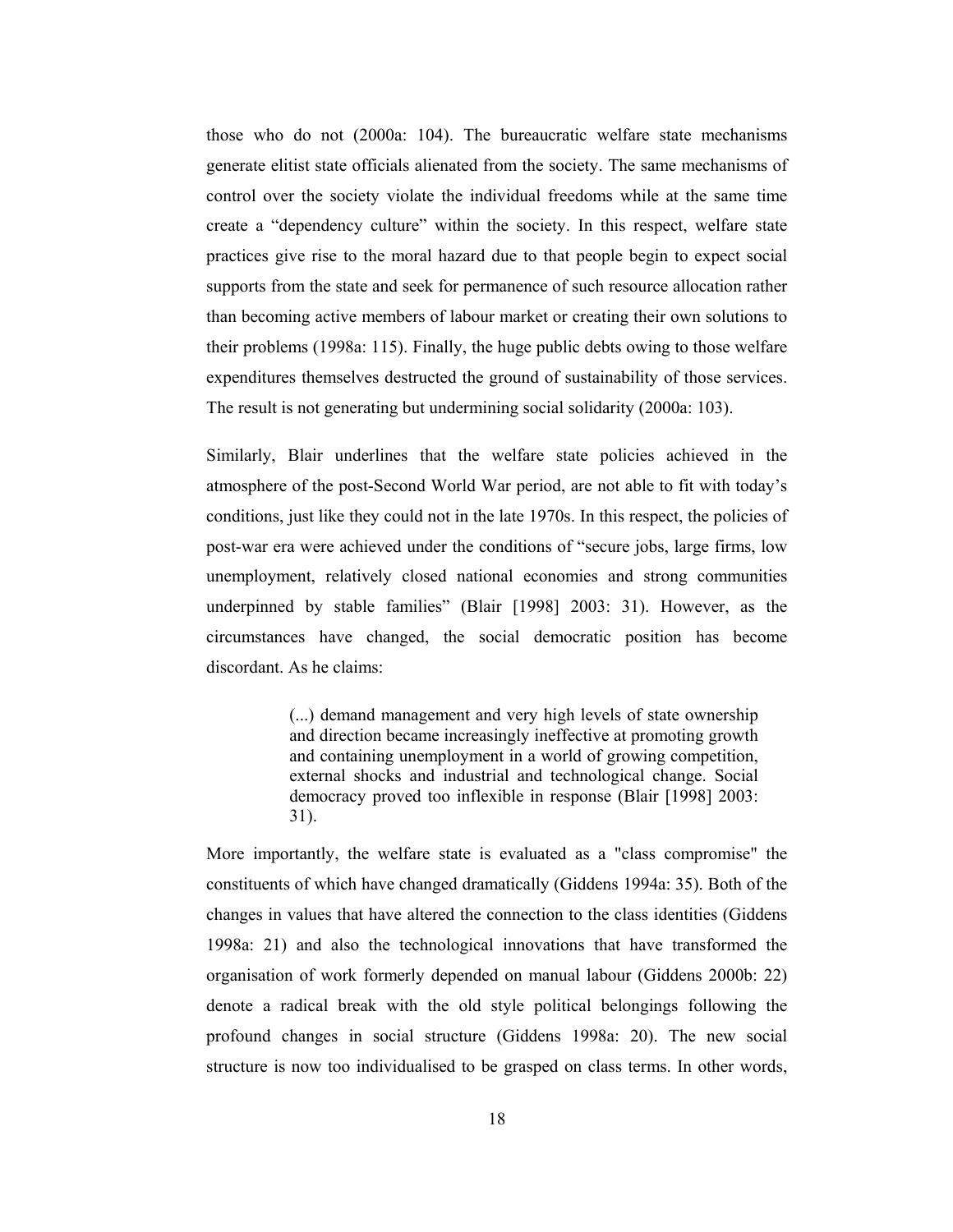those who do not (2000a: 104). The bureaucratic welfare state mechanisms generate elitist state officials alienated from the society. The same mechanisms of control over the society violate the individual freedoms while at the same time create a "dependency culture" within the society. In this respect, welfare state practices give rise to the moral hazard due to that people begin to expect social supports from the state and seek for permanence of such resource allocation rather than becoming active members of labour market or creating their own solutions to their problems (1998a: 115). Finally, the huge public debts owing to those welfare expenditures themselves destructed the ground of sustainability of those services. The result is not generating but undermining social solidarity (2000a: 103).

Similarly, Blair underlines that the welfare state policies achieved in the atmosphere of the post-Second World War period, are not able to fit with today's conditions, just like they could not in the late 1970s. In this respect, the policies of post-war era were achieved under the conditions of "secure jobs, large firms, low unemployment, relatively closed national economies and strong communities underpinned by stable families" (Blair [1998] 2003: 31). However, as the circumstances have changed, the social democratic position has become discordant. As he claims:

> (...) demand management and very high levels of state ownership and direction became increasingly ineffective at promoting growth and containing unemployment in a world of growing competition, external shocks and industrial and technological change. Social democracy proved too inflexible in response (Blair [1998] 2003: 31).

More importantly, the welfare state is evaluated as a "class compromise" the constituents of which have changed dramatically (Giddens 1994a: 35). Both of the changes in values that have altered the connection to the class identities (Giddens 1998a: 21) and also the technological innovations that have transformed the organisation of work formerly depended on manual labour (Giddens 2000b: 22) denote a radical break with the old style political belongings following the profound changes in social structure (Giddens 1998a: 20). The new social structure is now too individualised to be grasped on class terms. In other words,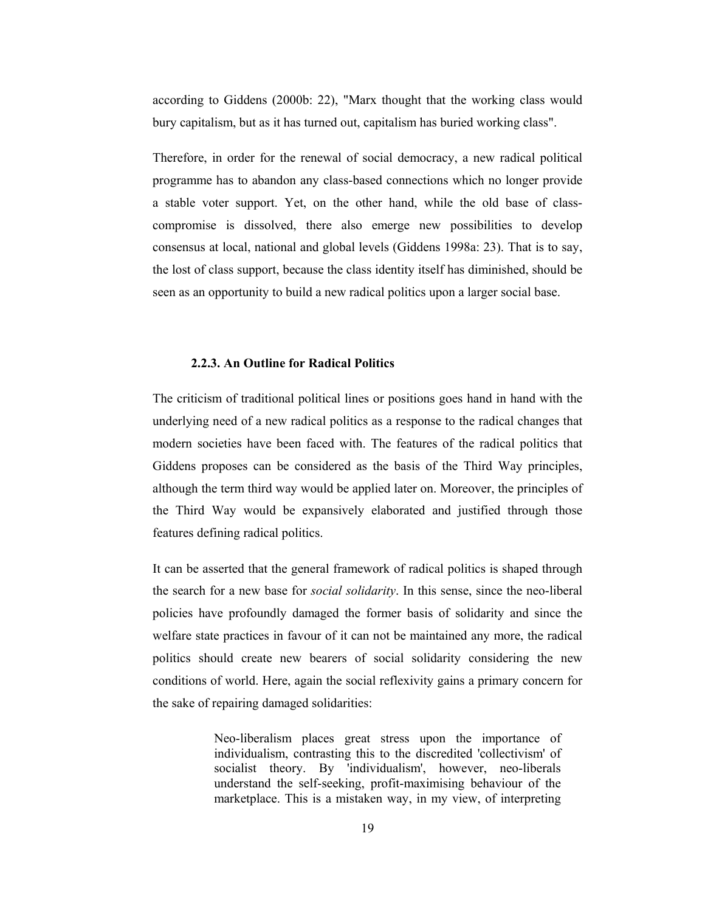according to Giddens (2000b: 22), "Marx thought that the working class would bury capitalism, but as it has turned out, capitalism has buried working class".

Therefore, in order for the renewal of social democracy, a new radical political programme has to abandon any class-based connections which no longer provide a stable voter support. Yet, on the other hand, while the old base of class-compromise is dissolved, there also emerge new possibilities to develop consensus at local, national and global levels (Giddens 1998a: 23). That is to say, the lost of class support, because the class identity itself has diminished, should be seen as an opportunity to build a new radical politics upon a larger social base.

### 2.2.3. An Outline for Radical Politics

The criticism of traditional political lines or positions goes hand in hand with the underlying need of a new radical politics as a response to the radical changes that modern societies have been faced with. The features of the radical politics that Giddens proposes can be considered as the basis of the Third Way principles, although the term third way would be applied later on. Moreover, the principles of the Third Way would be expansively elaborated and justified through those features defining radical politics.

It can be asserted that the general framework of radical politics is shaped through the search for a new base for *social solidarity*. In this sense, since the neo-liberal policies have profoundly damaged the former basis of solidarity and since the welfare state practices in favour of it can not be maintained any more, the radical politics should create new bearers of social solidarity considering the new conditions of world. Here, again the social reflexivity gains a primary concern for the sake of repairing damaged solidarities:

> Neo-liberalism places great stress upon the importance of individualism, contrasting this to the discredited 'collectivism' of socialist theory. By 'individualism', however, neo-liberals understand the self-seeking, profit-maximising behaviour of the marketplace. This is a mistaken way, in my view, of interpreting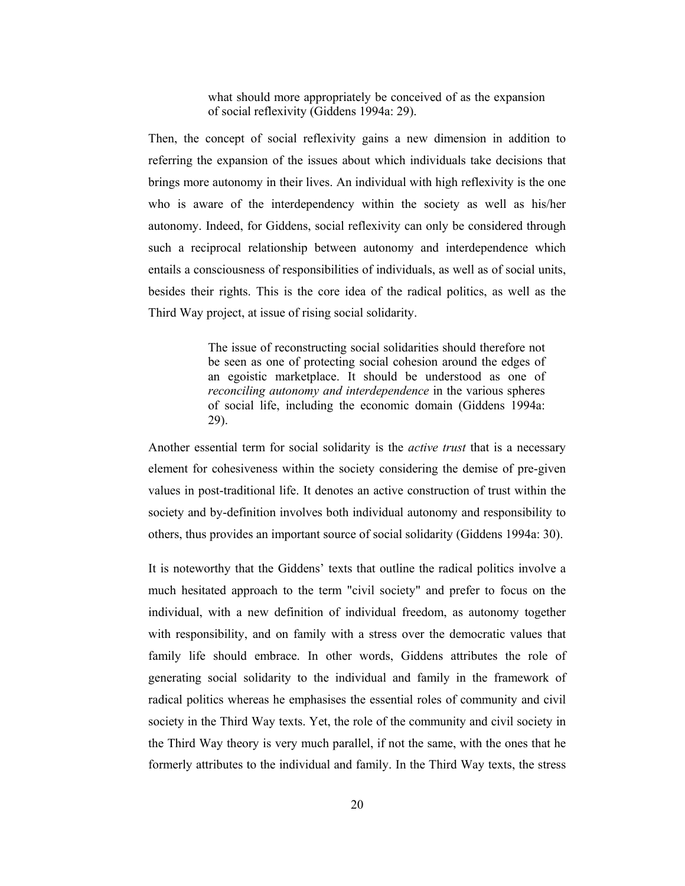> what should more appropriately be conceived of as the expansion of social reflexivity (Giddens 1994a: 29).

Then, the concept of social reflexivity gains a new dimension in addition to referring the expansion of the issues about which individuals take decisions that brings more autonomy in their lives. An individual with high reflexivity is the one who is aware of the interdependency within the society as well as his/her autonomy. Indeed, for Giddens, social reflexivity can only be considered through such a reciprocal relationship between autonomy and interdependence which entails a consciousness of responsibilities of individuals, as well as of social units, besides their rights. This is the core idea of the radical politics, as well as the Third Way project, at issue of rising social solidarity.

> The issue of reconstructing social solidarities should therefore not be seen as one of protecting social cohesion around the edges of an egoistic marketplace. It should be understood as one of *reconciling autonomy and interdependence* in the various spheres of social life, including the economic domain (Giddens 1994a: 29).

Another essential term for social solidarity is the *active trust* that is a necessary element for cohesiveness within the society considering the demise of pre-given values in post-traditional life. It denotes an active construction of trust within the society and by-definition involves both individual autonomy and responsibility to others, thus provides an important source of social solidarity (Giddens 1994a: 30).

It is noteworthy that the Giddens' texts that outline the radical politics involve a much hesitated approach to the term "civil society" and prefer to focus on the individual, with a new definition of individual freedom, as autonomy together with responsibility, and on family with a stress over the democratic values that family life should embrace. In other words, Giddens attributes the role of generating social solidarity to the individual and family in the framework of radical politics whereas he emphasises the essential roles of community and civil society in the Third Way texts. Yet, the role of the community and civil society in the Third Way theory is very much parallel, if not the same, with the ones that he formerly attributes to the individual and family. In the Third Way texts, the stress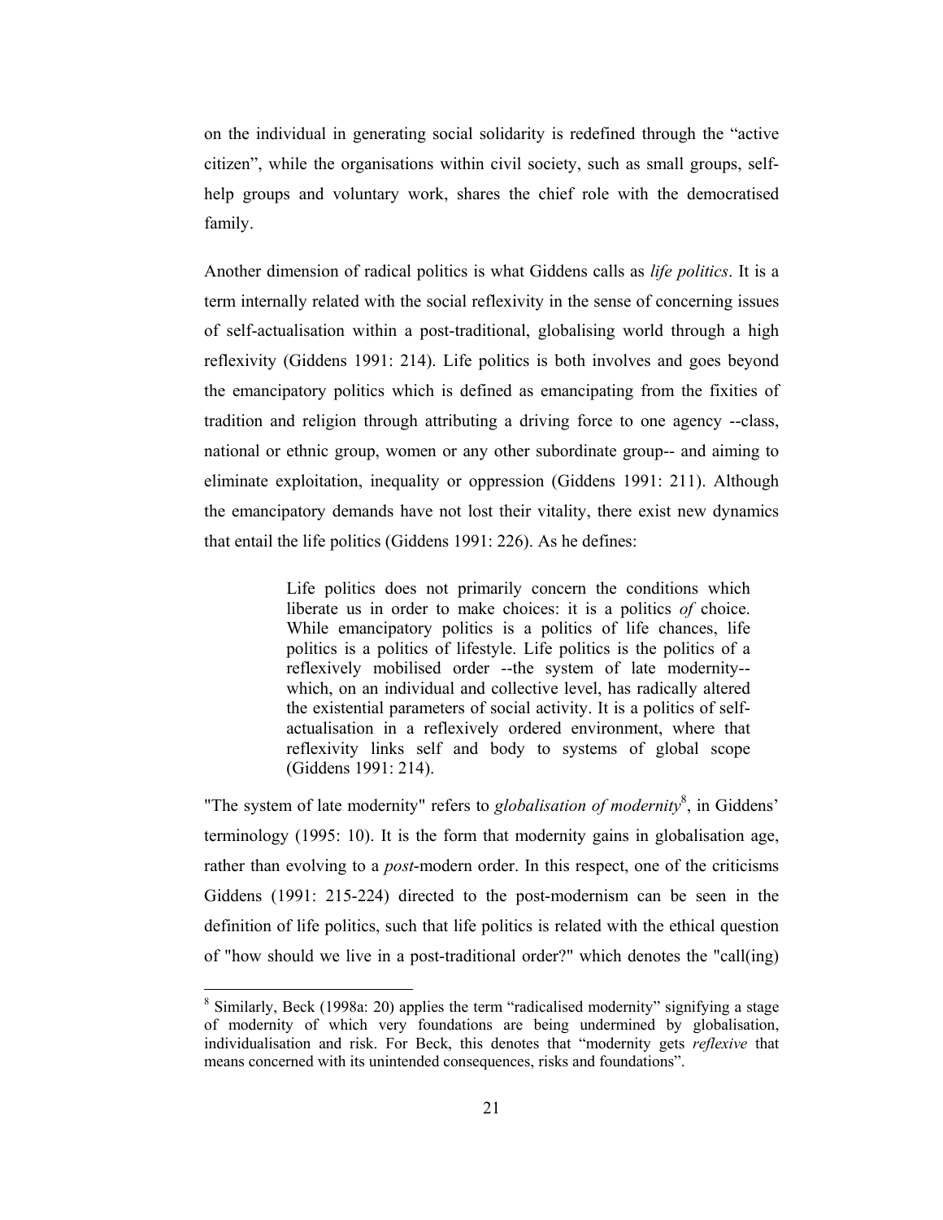on the individual in generating social solidarity is redefined through the "active citizen", while the organisations within civil society, such as small groups, self-help groups and voluntary work, shares the chief role with the democratised family.

Another dimension of radical politics is what Giddens calls as *life politics*. It is a term internally related with the social reflexivity in the sense of concerning issues of self-actualisation within a post-traditional, globalising world through a high reflexivity (Giddens 1991: 214). Life politics is both involves and goes beyond the emancipatory politics which is defined as emancipating from the fixities of tradition and religion through attributing a driving force to one agency --class, national or ethnic group, women or any other subordinate group-- and aiming to eliminate exploitation, inequality or oppression (Giddens 1991: 211). Although the emancipatory demands have not lost their vitality, there exist new dynamics that entail the life politics (Giddens 1991: 226). As he defines:

> Life politics does not primarily concern the conditions which liberate us in order to make choices: it is a politics *of* choice. While emancipatory politics is a politics of life chances, life politics is a politics of lifestyle. Life politics is the politics of a reflexively mobilised order --the system of late modernity-- which, on an individual and collective level, has radically altered the existential parameters of social activity. It is a politics of self-actualisation in a reflexively ordered environment, where that reflexivity links self and body to systems of global scope (Giddens 1991: 214).

"The system of late modernity" refers to *globalisation of modernity*[8], in Giddens' terminology (1995: 10). It is the form that modernity gains in globalisation age, rather than evolving to a *post*-modern order. In this respect, one of the criticisms Giddens (1991: 215-224) directed to the post-modernism can be seen in the definition of life politics, such that life politics is related with the ethical question of "how should we live in a post-traditional order?" which denotes the "call(ing)

---

[8] Similarly, Beck (1998a: 20) applies the term "radicalised modernity" signifying a stage of modernity of which very foundations are being undermined by globalisation, individualisation and risk. For Beck, this denotes that "modernity gets *reflexive* that means concerned with its unintended consequences, risks and foundations".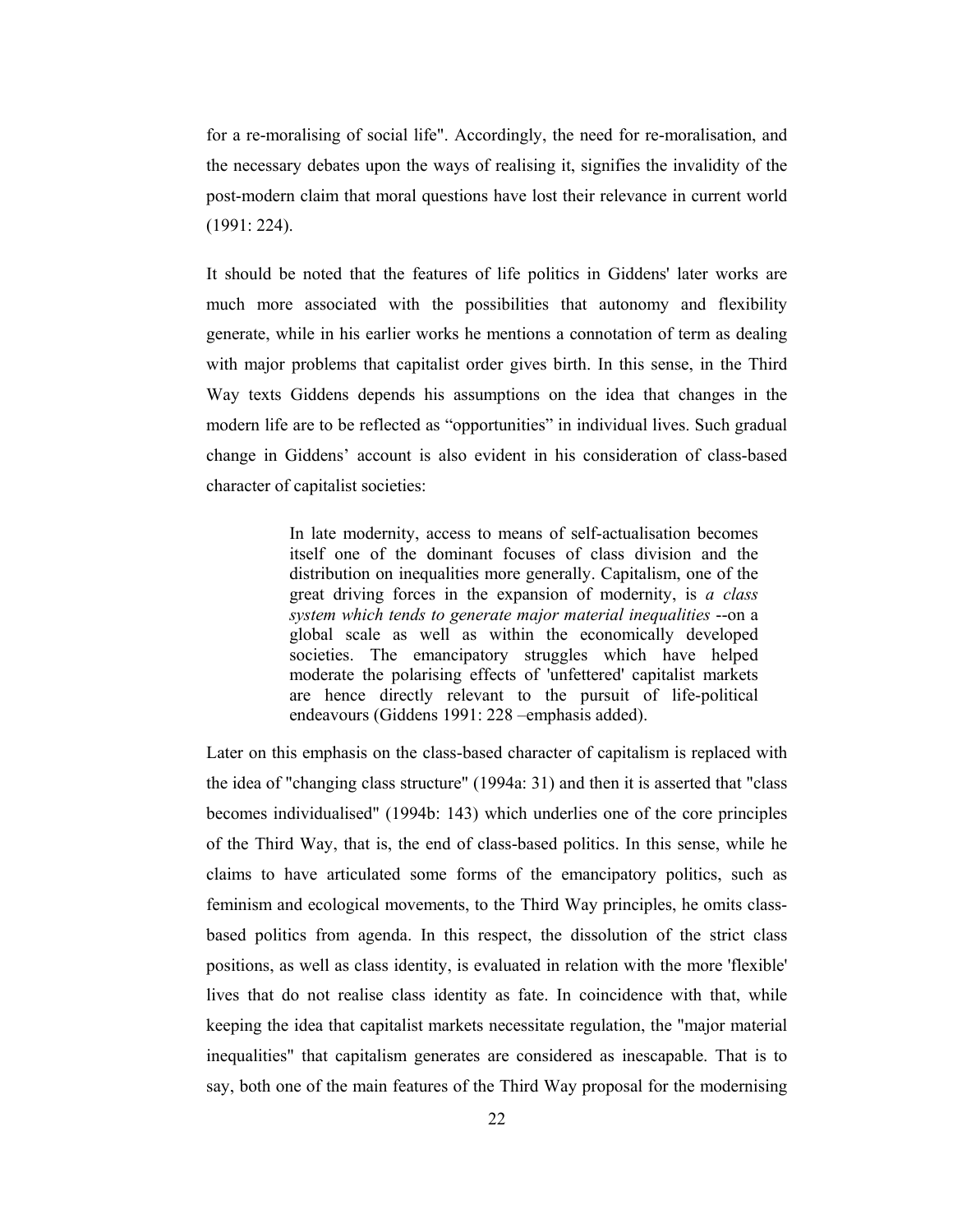for a re-moralising of social life". Accordingly, the need for re-moralisation, and the necessary debates upon the ways of realising it, signifies the invalidity of the post-modern claim that moral questions have lost their relevance in current world (1991: 224).

It should be noted that the features of life politics in Giddens' later works are much more associated with the possibilities that autonomy and flexibility generate, while in his earlier works he mentions a connotation of term as dealing with major problems that capitalist order gives birth. In this sense, in the Third Way texts Giddens depends his assumptions on the idea that changes in the modern life are to be reflected as "opportunities" in individual lives. Such gradual change in Giddens' account is also evident in his consideration of class-based character of capitalist societies:

> In late modernity, access to means of self-actualisation becomes itself one of the dominant focuses of class division and the distribution on inequalities more generally. Capitalism, one of the great driving forces in the expansion of modernity, is *a class system which tends to generate major material inequalities* --on a global scale as well as within the economically developed societies. The emancipatory struggles which have helped moderate the polarising effects of 'unfettered' capitalist markets are hence directly relevant to the pursuit of life-political endeavours (Giddens 1991: 228 –emphasis added).

Later on this emphasis on the class-based character of capitalism is replaced with the idea of "changing class structure" (1994a: 31) and then it is asserted that "class becomes individualised" (1994b: 143) which underlies one of the core principles of the Third Way, that is, the end of class-based politics. In this sense, while he claims to have articulated some forms of the emancipatory politics, such as feminism and ecological movements, to the Third Way principles, he omits class-based politics from agenda. In this respect, the dissolution of the strict class positions, as well as class identity, is evaluated in relation with the more 'flexible' lives that do not realise class identity as fate. In coincidence with that, while keeping the idea that capitalist markets necessitate regulation, the "major material inequalities" that capitalism generates are considered as inescapable. That is to say, both one of the main features of the Third Way proposal for the modernising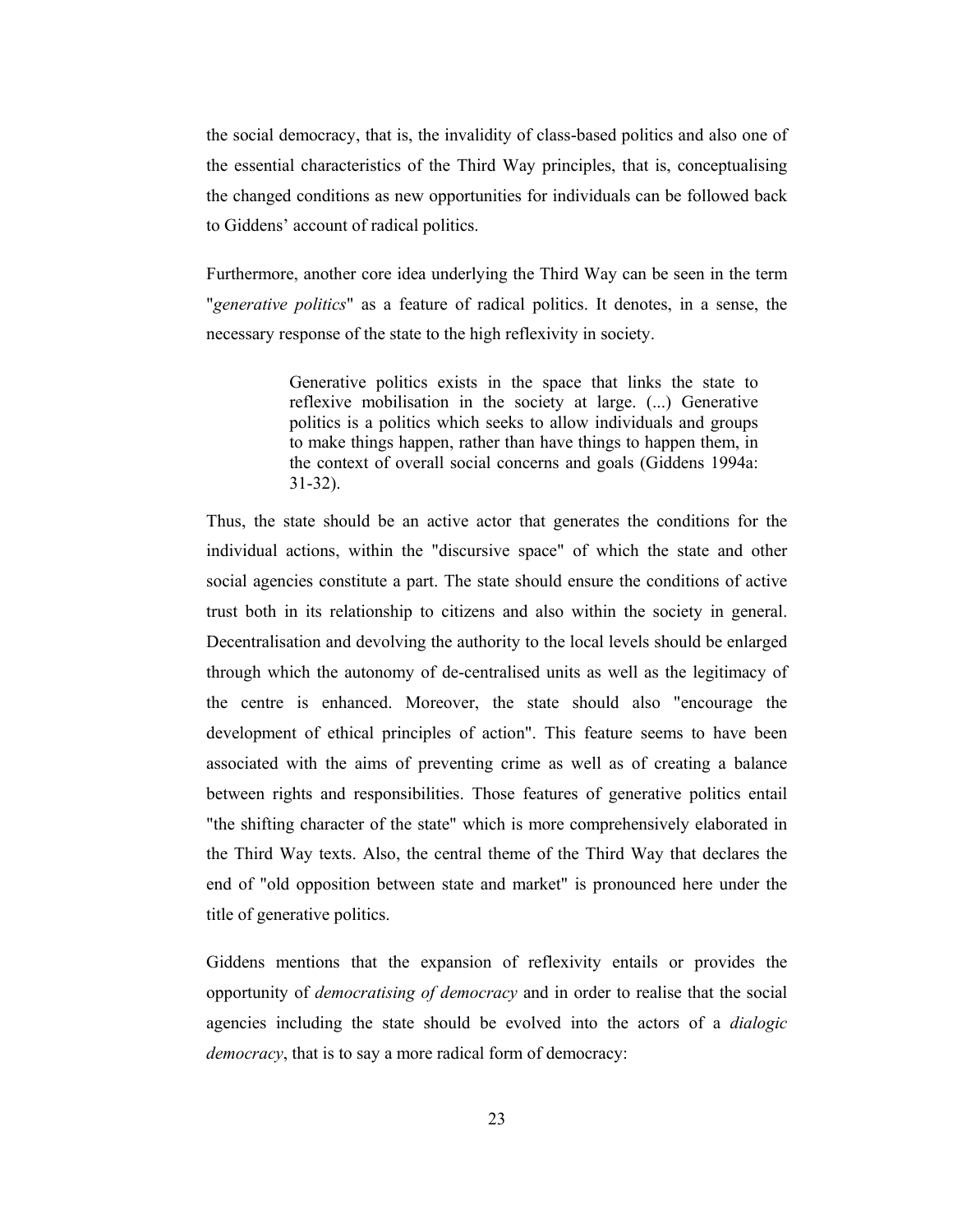the social democracy, that is, the invalidity of class-based politics and also one of the essential characteristics of the Third Way principles, that is, conceptualising the changed conditions as new opportunities for individuals can be followed back to Giddens' account of radical politics.

Furthermore, another core idea underlying the Third Way can be seen in the term "*generative politics*" as a feature of radical politics. It denotes, in a sense, the necessary response of the state to the high reflexivity in society.

> Generative politics exists in the space that links the state to reflexive mobilisation in the society at large. (...) Generative politics is a politics which seeks to allow individuals and groups to make things happen, rather than have things to happen them, in the context of overall social concerns and goals (Giddens 1994a: 31-32).

Thus, the state should be an active actor that generates the conditions for the individual actions, within the "discursive space" of which the state and other social agencies constitute a part. The state should ensure the conditions of active trust both in its relationship to citizens and also within the society in general. Decentralisation and devolving the authority to the local levels should be enlarged through which the autonomy of de-centralised units as well as the legitimacy of the centre is enhanced. Moreover, the state should also "encourage the development of ethical principles of action". This feature seems to have been associated with the aims of preventing crime as well as of creating a balance between rights and responsibilities. Those features of generative politics entail "the shifting character of the state" which is more comprehensively elaborated in the Third Way texts. Also, the central theme of the Third Way that declares the end of "old opposition between state and market" is pronounced here under the title of generative politics.

Giddens mentions that the expansion of reflexivity entails or provides the opportunity of *democratising of democracy* and in order to realise that the social agencies including the state should be evolved into the actors of a *dialogic democracy*, that is to say a more radical form of democracy: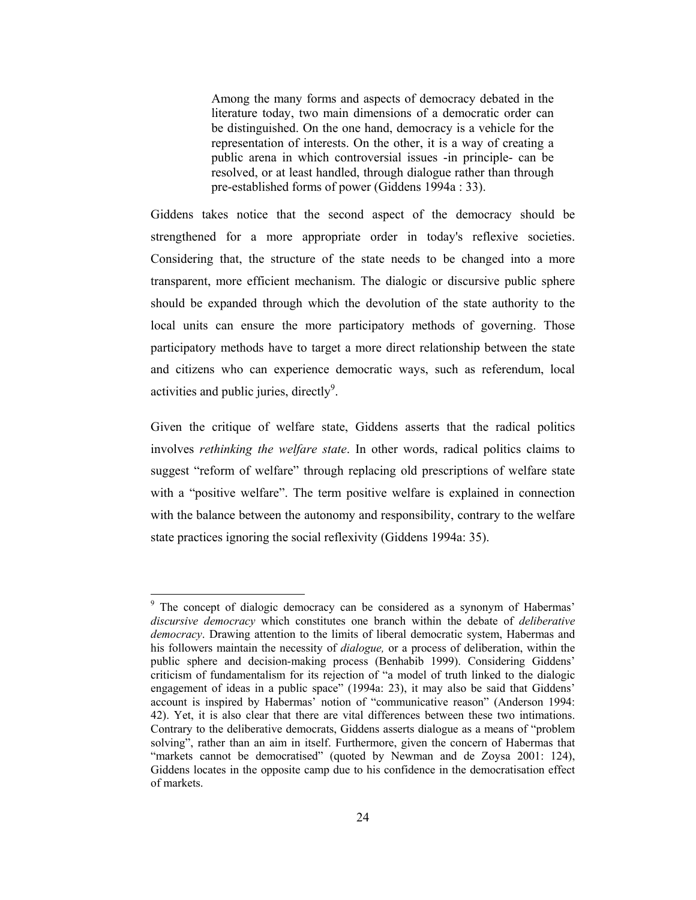> Among the many forms and aspects of democracy debated in the literature today, two main dimensions of a democratic order can be distinguished. On the one hand, democracy is a vehicle for the representation of interests. On the other, it is a way of creating a public arena in which controversial issues -in principle- can be resolved, or at least handled, through dialogue rather than through pre-established forms of power (Giddens 1994a : 33).

Giddens takes notice that the second aspect of the democracy should be strengthened for a more appropriate order in today's reflexive societies. Considering that, the structure of the state needs to be changed into a more transparent, more efficient mechanism. The dialogic or discursive public sphere should be expanded through which the devolution of the state authority to the local units can ensure the more participatory methods of governing. Those participatory methods have to target a more direct relationship between the state and citizens who can experience democratic ways, such as referendum, local activities and public juries, directly[9].

Given the critique of welfare state, Giddens asserts that the radical politics involves *rethinking the welfare state*. In other words, radical politics claims to suggest "reform of welfare" through replacing old prescriptions of welfare state with a "positive welfare". The term positive welfare is explained in connection with the balance between the autonomy and responsibility, contrary to the welfare state practices ignoring the social reflexivity (Giddens 1994a: 35).

---

[9] The concept of dialogic democracy can be considered as a synonym of Habermas' *discursive democracy* which constitutes one branch within the debate of *deliberative democracy*. Drawing attention to the limits of liberal democratic system, Habermas and his followers maintain the necessity of *dialogue,* or a process of deliberation, within the public sphere and decision-making process (Benhabib 1999). Considering Giddens' criticism of fundamentalism for its rejection of "a model of truth linked to the dialogic engagement of ideas in a public space" (1994a: 23), it may also be said that Giddens' account is inspired by Habermas' notion of "communicative reason" (Anderson 1994: 42). Yet, it is also clear that there are vital differences between these two intimations. Contrary to the deliberative democrats, Giddens asserts dialogue as a means of "problem solving", rather than an aim in itself. Furthermore, given the concern of Habermas that "markets cannot be democratised" (quoted by Newman and de Zoysa 2001: 124), Giddens locates in the opposite camp due to his confidence in the democratisation effect of markets.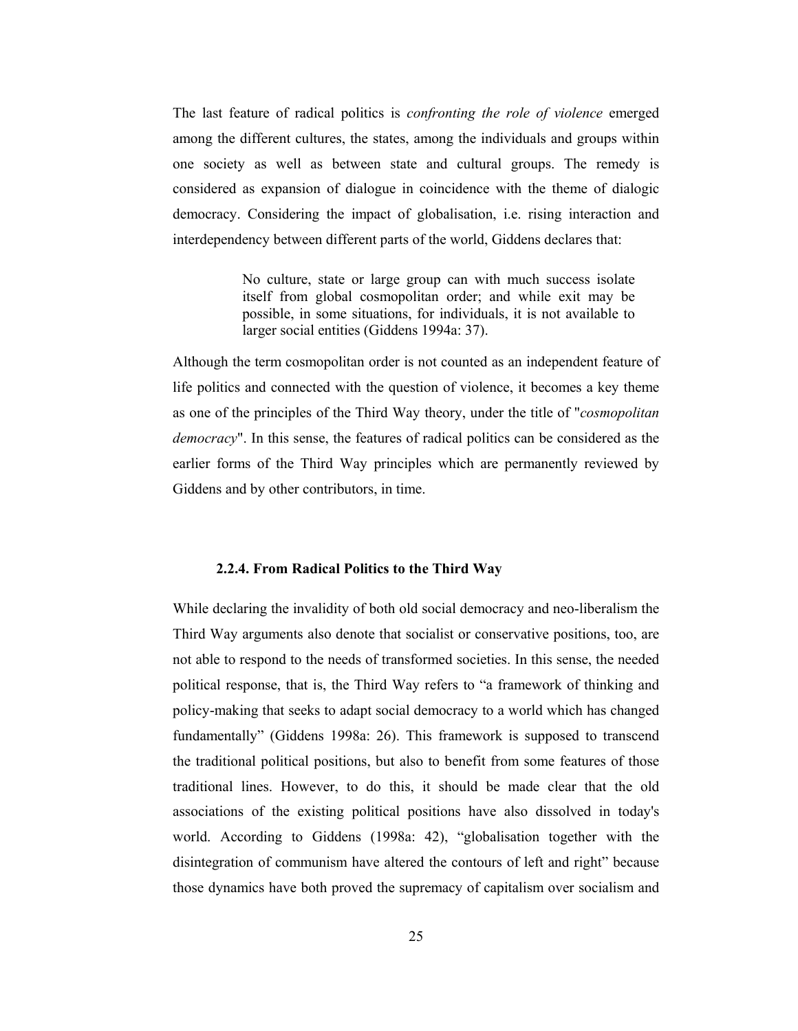The last feature of radical politics is *confronting the role of violence* emerged among the different cultures, the states, among the individuals and groups within one society as well as between state and cultural groups. The remedy is considered as expansion of dialogue in coincidence with the theme of dialogic democracy. Considering the impact of globalisation, i.e. rising interaction and interdependency between different parts of the world, Giddens declares that:

> No culture, state or large group can with much success isolate itself from global cosmopolitan order; and while exit may be possible, in some situations, for individuals, it is not available to larger social entities (Giddens 1994a: 37).

Although the term cosmopolitan order is not counted as an independent feature of life politics and connected with the question of violence, it becomes a key theme as one of the principles of the Third Way theory, under the title of "*cosmopolitan democracy*". In this sense, the features of radical politics can be considered as the earlier forms of the Third Way principles which are permanently reviewed by Giddens and by other contributors, in time.

### 2.2.4. From Radical Politics to the Third Way

While declaring the invalidity of both old social democracy and neo-liberalism the Third Way arguments also denote that socialist or conservative positions, too, are not able to respond to the needs of transformed societies. In this sense, the needed political response, that is, the Third Way refers to "a framework of thinking and policy-making that seeks to adapt social democracy to a world which has changed fundamentally" (Giddens 1998a: 26). This framework is supposed to transcend the traditional political positions, but also to benefit from some features of those traditional lines. However, to do this, it should be made clear that the old associations of the existing political positions have also dissolved in today's world. According to Giddens (1998a: 42), "globalisation together with the disintegration of communism have altered the contours of left and right" because those dynamics have both proved the supremacy of capitalism over socialism and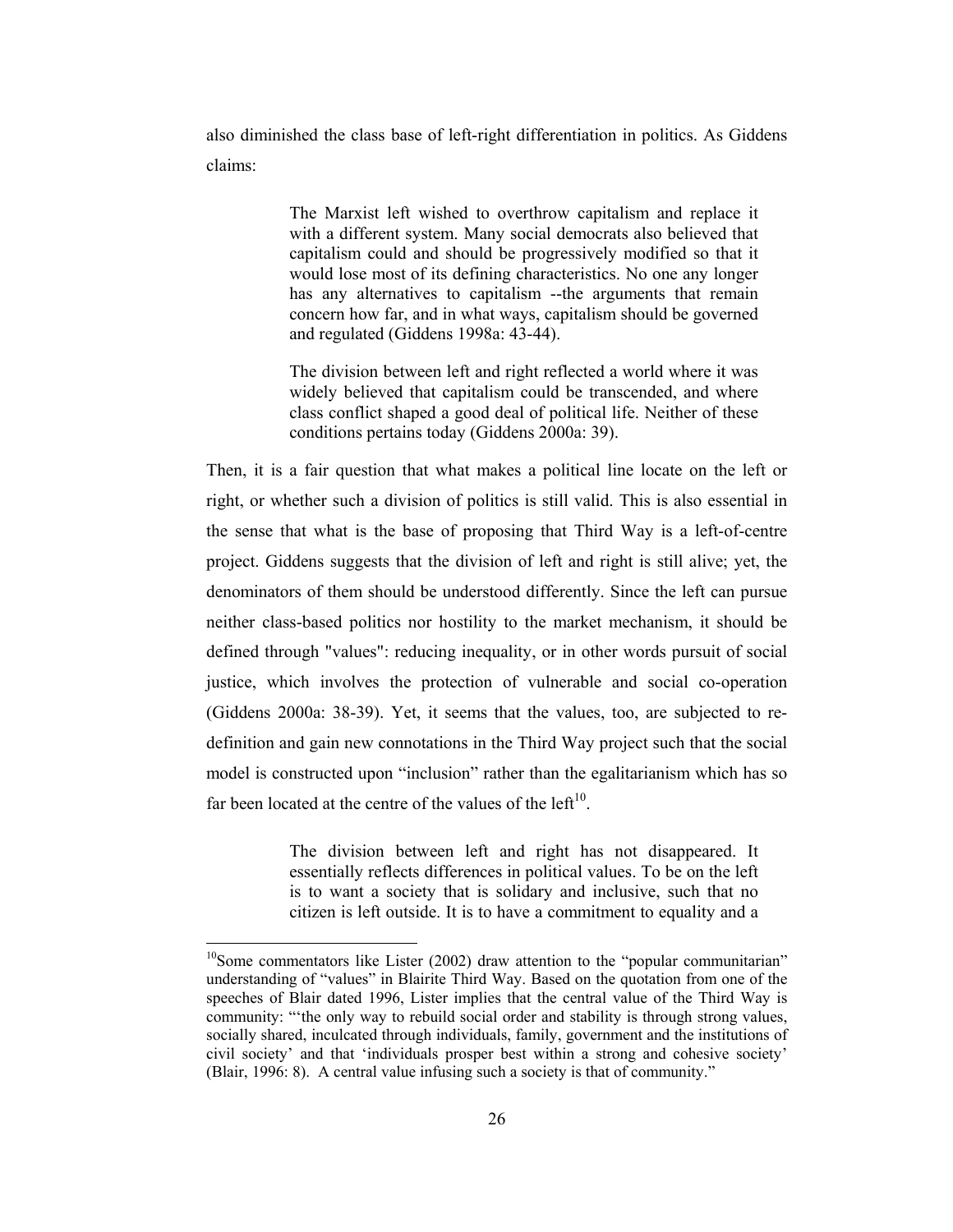also diminished the class base of left-right differentiation in politics. As Giddens claims:

> The Marxist left wished to overthrow capitalism and replace it with a different system. Many social democrats also believed that capitalism could and should be progressively modified so that it would lose most of its defining characteristics. No one any longer has any alternatives to capitalism --the arguments that remain concern how far, and in what ways, capitalism should be governed and regulated (Giddens 1998a: 43-44).
>
> The division between left and right reflected a world where it was widely believed that capitalism could be transcended, and where class conflict shaped a good deal of political life. Neither of these conditions pertains today (Giddens 2000a: 39).

Then, it is a fair question that what makes a political line locate on the left or right, or whether such a division of politics is still valid. This is also essential in the sense that what is the base of proposing that Third Way is a left-of-centre project. Giddens suggests that the division of left and right is still alive; yet, the denominators of them should be understood differently. Since the left can pursue neither class-based politics nor hostility to the market mechanism, it should be defined through "values": reducing inequality, or in other words pursuit of social justice, which involves the protection of vulnerable and social co-operation (Giddens 2000a: 38-39). Yet, it seems that the values, too, are subjected to re-definition and gain new connotations in the Third Way project such that the social model is constructed upon "inclusion" rather than the egalitarianism which has so far been located at the centre of the values of the left[10].

> The division between left and right has not disappeared. It essentially reflects differences in political values. To be on the left is to want a society that is solidary and inclusive, such that no citizen is left outside. It is to have a commitment to equality and a

---

[10]Some commentators like Lister (2002) draw attention to the "popular communitarian" understanding of "values" in Blairite Third Way. Based on the quotation from one of the speeches of Blair dated 1996, Lister implies that the central value of the Third Way is community: "'the only way to rebuild social order and stability is through strong values, socially shared, inculcated through individuals, family, government and the institutions of civil society' and that 'individuals prosper best within a strong and cohesive society' (Blair, 1996: 8). A central value infusing such a society is that of community."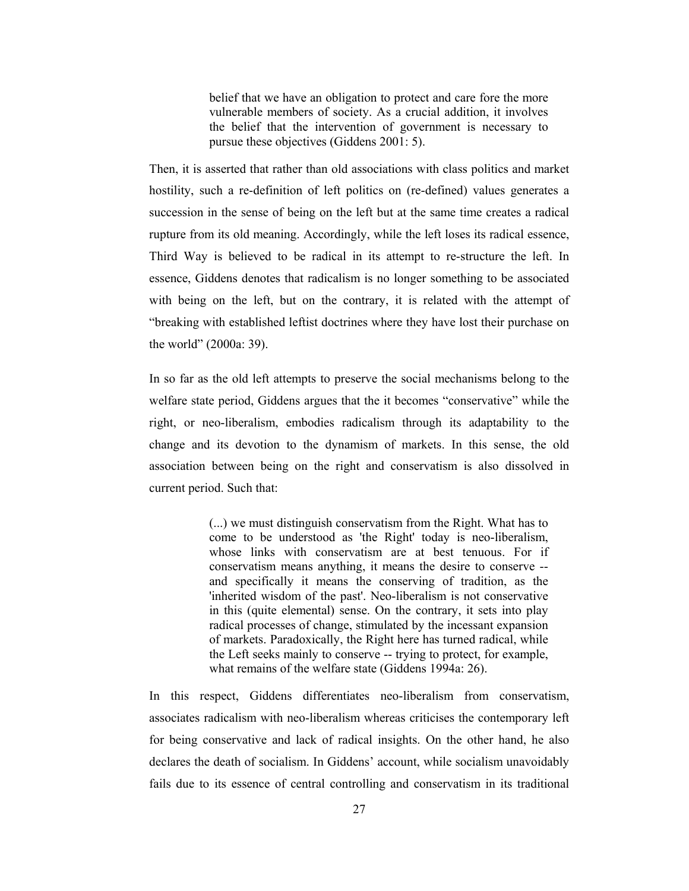> belief that we have an obligation to protect and care fore the more vulnerable members of society. As a crucial addition, it involves the belief that the intervention of government is necessary to pursue these objectives (Giddens 2001: 5).

Then, it is asserted that rather than old associations with class politics and market hostility, such a re-definition of left politics on (re-defined) values generates a succession in the sense of being on the left but at the same time creates a radical rupture from its old meaning. Accordingly, while the left loses its radical essence, Third Way is believed to be radical in its attempt to re-structure the left. In essence, Giddens denotes that radicalism is no longer something to be associated with being on the left, but on the contrary, it is related with the attempt of "breaking with established leftist doctrines where they have lost their purchase on the world" (2000a: 39).

In so far as the old left attempts to preserve the social mechanisms belong to the welfare state period, Giddens argues that the it becomes "conservative" while the right, or neo-liberalism, embodies radicalism through its adaptability to the change and its devotion to the dynamism of markets. In this sense, the old association between being on the right and conservatism is also dissolved in current period. Such that:

> (...) we must distinguish conservatism from the Right. What has to come to be understood as 'the Right' today is neo-liberalism, whose links with conservatism are at best tenuous. For if conservatism means anything, it means the desire to conserve -- and specifically it means the conserving of tradition, as the 'inherited wisdom of the past'. Neo-liberalism is not conservative in this (quite elemental) sense. On the contrary, it sets into play radical processes of change, stimulated by the incessant expansion of markets. Paradoxically, the Right here has turned radical, while the Left seeks mainly to conserve -- trying to protect, for example, what remains of the welfare state (Giddens 1994a: 26).

In this respect, Giddens differentiates neo-liberalism from conservatism, associates radicalism with neo-liberalism whereas criticises the contemporary left for being conservative and lack of radical insights. On the other hand, he also declares the death of socialism. In Giddens' account, while socialism unavoidably fails due to its essence of central controlling and conservatism in its traditional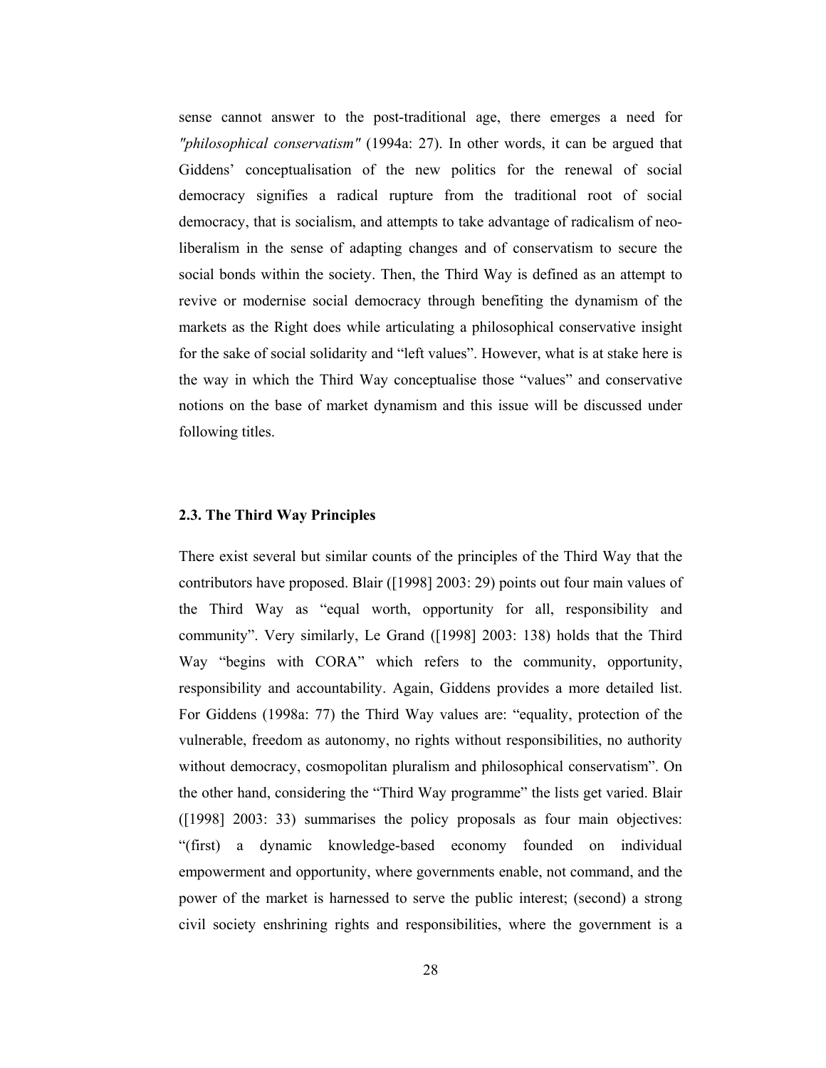sense cannot answer to the post-traditional age, there emerges a need for *"philosophical conservatism"* (1994a: 27). In other words, it can be argued that Giddens' conceptualisation of the new politics for the renewal of social democracy signifies a radical rupture from the traditional root of social democracy, that is socialism, and attempts to take advantage of radicalism of neo-liberalism in the sense of adapting changes and of conservatism to secure the social bonds within the society. Then, the Third Way is defined as an attempt to revive or modernise social democracy through benefiting the dynamism of the markets as the Right does while articulating a philosophical conservative insight for the sake of social solidarity and "left values". However, what is at stake here is the way in which the Third Way conceptualise those "values" and conservative notions on the base of market dynamism and this issue will be discussed under following titles.

### 2.3. The Third Way Principles

There exist several but similar counts of the principles of the Third Way that the contributors have proposed. Blair ([1998] 2003: 29) points out four main values of the Third Way as "equal worth, opportunity for all, responsibility and community". Very similarly, Le Grand ([1998] 2003: 138) holds that the Third Way "begins with CORA" which refers to the community, opportunity, responsibility and accountability. Again, Giddens provides a more detailed list. For Giddens (1998a: 77) the Third Way values are: "equality, protection of the vulnerable, freedom as autonomy, no rights without responsibilities, no authority without democracy, cosmopolitan pluralism and philosophical conservatism". On the other hand, considering the "Third Way programme" the lists get varied. Blair ([1998] 2003: 33) summarises the policy proposals as four main objectives: "(first) a dynamic knowledge-based economy founded on individual empowerment and opportunity, where governments enable, not command, and the power of the market is harnessed to serve the public interest; (second) a strong civil society enshrining rights and responsibilities, where the government is a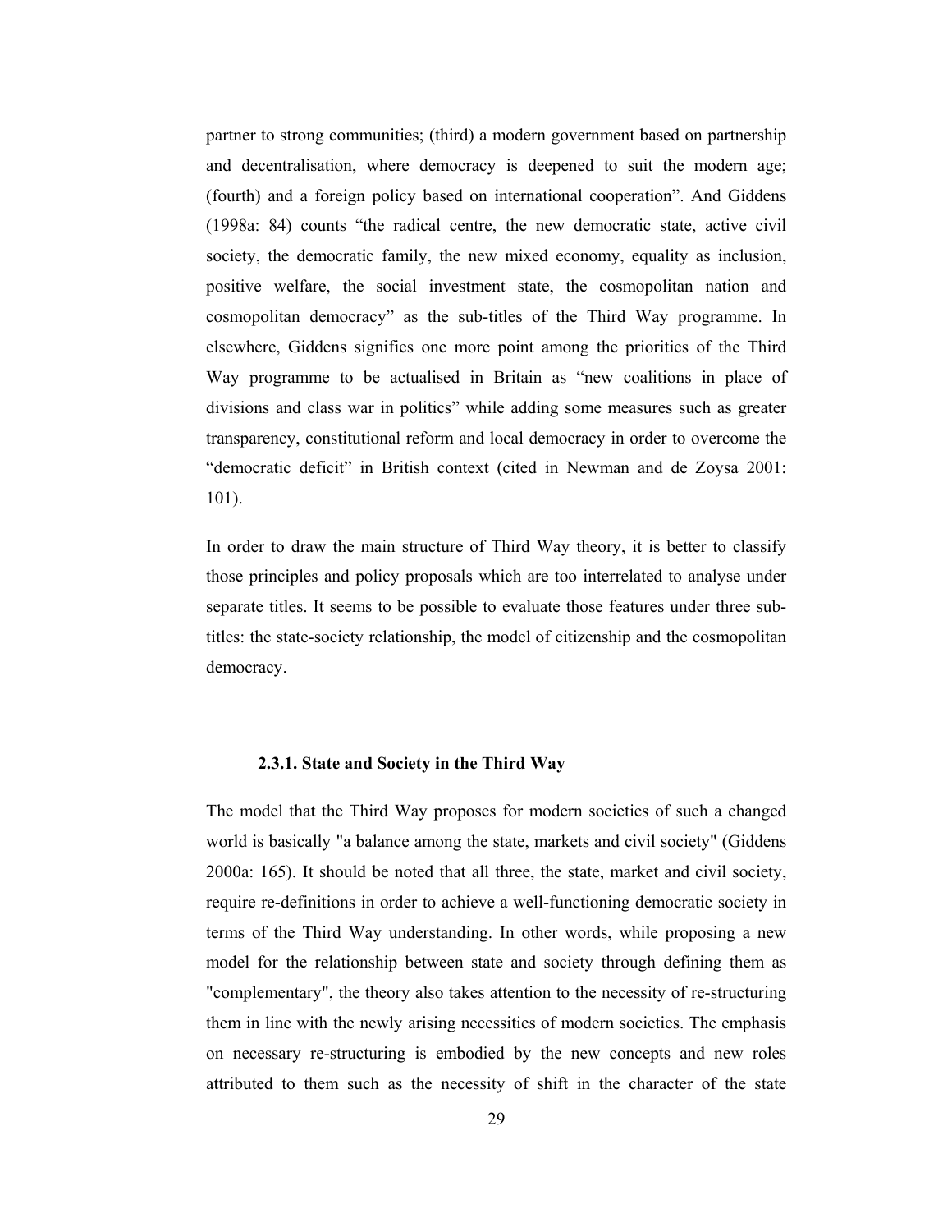partner to strong communities; (third) a modern government based on partnership and decentralisation, where democracy is deepened to suit the modern age; (fourth) and a foreign policy based on international cooperation". And Giddens (1998a: 84) counts "the radical centre, the new democratic state, active civil society, the democratic family, the new mixed economy, equality as inclusion, positive welfare, the social investment state, the cosmopolitan nation and cosmopolitan democracy" as the sub-titles of the Third Way programme. In elsewhere, Giddens signifies one more point among the priorities of the Third Way programme to be actualised in Britain as "new coalitions in place of divisions and class war in politics" while adding some measures such as greater transparency, constitutional reform and local democracy in order to overcome the "democratic deficit" in British context (cited in Newman and de Zoysa 2001: 101).

In order to draw the main structure of Third Way theory, it is better to classify those principles and policy proposals which are too interrelated to analyse under separate titles. It seems to be possible to evaluate those features under three sub-titles: the state-society relationship, the model of citizenship and the cosmopolitan democracy.

### 2.3.1. State and Society in the Third Way

The model that the Third Way proposes for modern societies of such a changed world is basically "a balance among the state, markets and civil society" (Giddens 2000a: 165). It should be noted that all three, the state, market and civil society, require re-definitions in order to achieve a well-functioning democratic society in terms of the Third Way understanding. In other words, while proposing a new model for the relationship between state and society through defining them as "complementary", the theory also takes attention to the necessity of re-structuring them in line with the newly arising necessities of modern societies. The emphasis on necessary re-structuring is embodied by the new concepts and new roles attributed to them such as the necessity of shift in the character of the state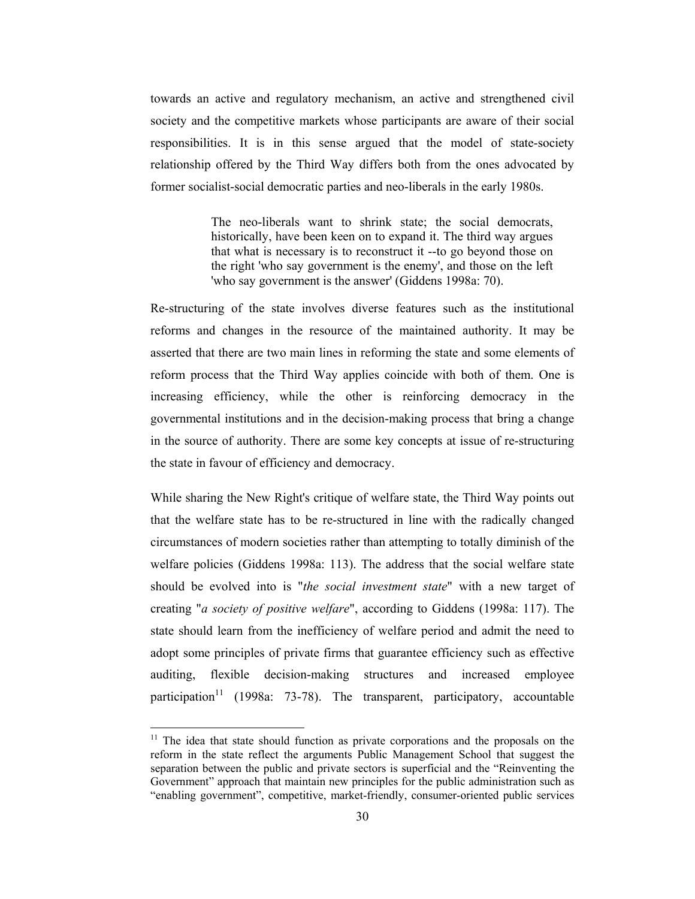towards an active and regulatory mechanism, an active and strengthened civil society and the competitive markets whose participants are aware of their social responsibilities. It is in this sense argued that the model of state-society relationship offered by the Third Way differs both from the ones advocated by former socialist-social democratic parties and neo-liberals in the early 1980s.

> The neo-liberals want to shrink state; the social democrats, historically, have been keen on to expand it. The third way argues that what is necessary is to reconstruct it --to go beyond those on the right 'who say government is the enemy', and those on the left 'who say government is the answer' (Giddens 1998a: 70).

Re-structuring of the state involves diverse features such as the institutional reforms and changes in the resource of the maintained authority. It may be asserted that there are two main lines in reforming the state and some elements of reform process that the Third Way applies coincide with both of them. One is increasing efficiency, while the other is reinforcing democracy in the governmental institutions and in the decision-making process that bring a change in the source of authority. There are some key concepts at issue of re-structuring the state in favour of efficiency and democracy.

While sharing the New Right's critique of welfare state, the Third Way points out that the welfare state has to be re-structured in line with the radically changed circumstances of modern societies rather than attempting to totally diminish of the welfare policies (Giddens 1998a: 113). The address that the social welfare state should be evolved into is "*the social investment state*" with a new target of creating "*a society of positive welfare*", according to Giddens (1998a: 117). The state should learn from the inefficiency of welfare period and admit the need to adopt some principles of private firms that guarantee efficiency such as effective auditing, flexible decision-making structures and increased employee participation[11] (1998a: 73-78). The transparent, participatory, accountable

[11] The idea that state should function as private corporations and the proposals on the reform in the state reflect the arguments Public Management School that suggest the separation between the public and private sectors is superficial and the "Reinventing the Government" approach that maintain new principles for the public administration such as "enabling government", competitive, market-friendly, consumer-oriented public services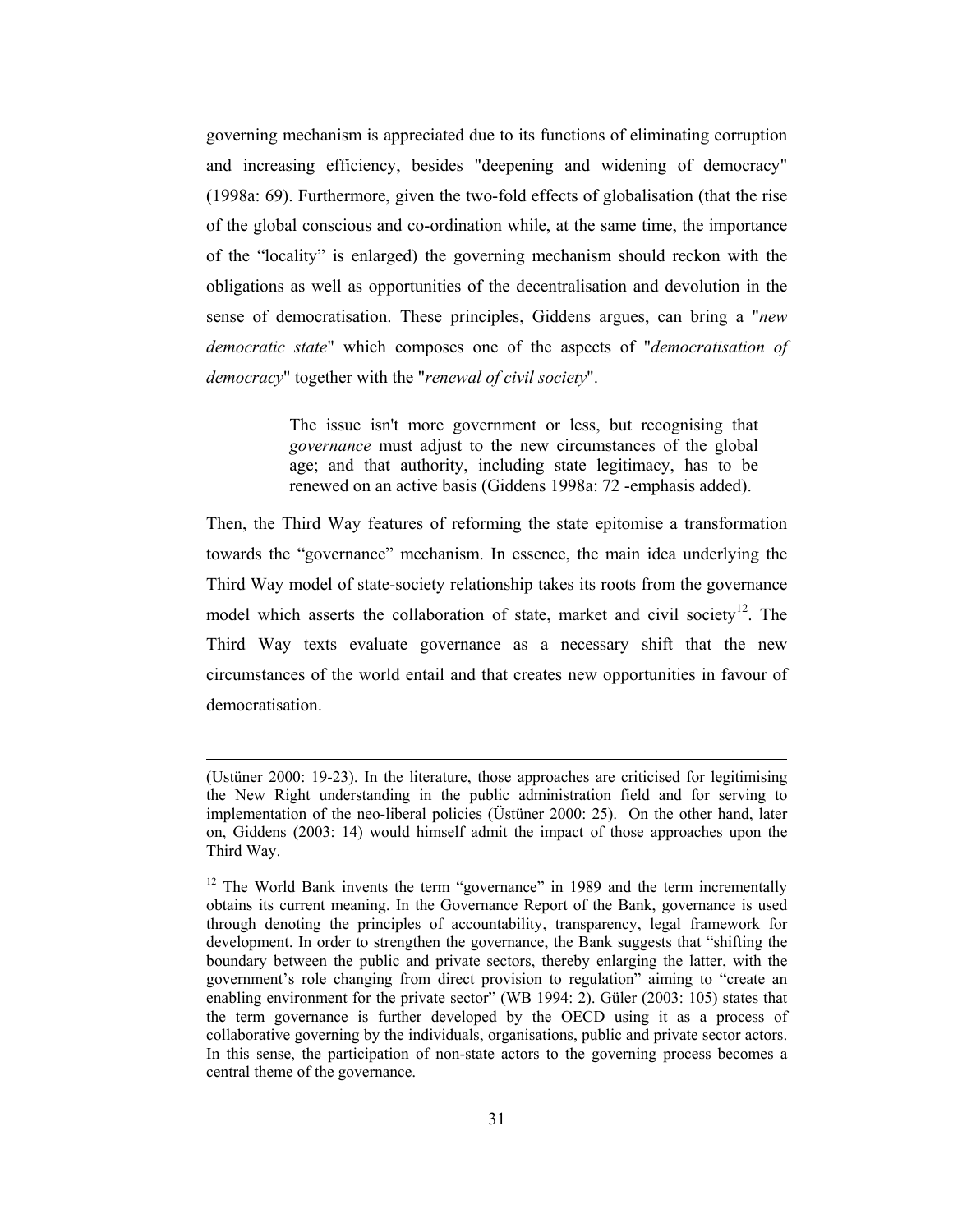governing mechanism is appreciated due to its functions of eliminating corruption and increasing efficiency, besides "deepening and widening of democracy" (1998a: 69). Furthermore, given the two-fold effects of globalisation (that the rise of the global conscious and co-ordination while, at the same time, the importance of the "locality" is enlarged) the governing mechanism should reckon with the obligations as well as opportunities of the decentralisation and devolution in the sense of democratisation. These principles, Giddens argues, can bring a "*new democratic state*" which composes one of the aspects of "*democratisation of democracy*" together with the "*renewal of civil society*".

> The issue isn't more government or less, but recognising that *governance* must adjust to the new circumstances of the global age; and that authority, including state legitimacy, has to be renewed on an active basis (Giddens 1998a: 72 -emphasis added).

Then, the Third Way features of reforming the state epitomise a transformation towards the "governance" mechanism. In essence, the main idea underlying the Third Way model of state-society relationship takes its roots from the governance model which asserts the collaboration of state, market and civil society[12]. The Third Way texts evaluate governance as a necessary shift that the new circumstances of the world entail and that creates new opportunities in favour of democratisation.

---

(Ustüner 2000: 19-23). In the literature, those approaches are criticised for legitimising the New Right understanding in the public administration field and for serving to implementation of the neo-liberal policies (Üstüner 2000: 25). On the other hand, later on, Giddens (2003: 14) would himself admit the impact of those approaches upon the Third Way.

[12] The World Bank invents the term "governance" in 1989 and the term incrementally obtains its current meaning. In the Governance Report of the Bank, governance is used through denoting the principles of accountability, transparency, legal framework for development. In order to strengthen the governance, the Bank suggests that "shifting the boundary between the public and private sectors, thereby enlarging the latter, with the government's role changing from direct provision to regulation" aiming to "create an enabling environment for the private sector" (WB 1994: 2). Güler (2003: 105) states that the term governance is further developed by the OECD using it as a process of collaborative governing by the individuals, organisations, public and private sector actors. In this sense, the participation of non-state actors to the governing process becomes a central theme of the governance.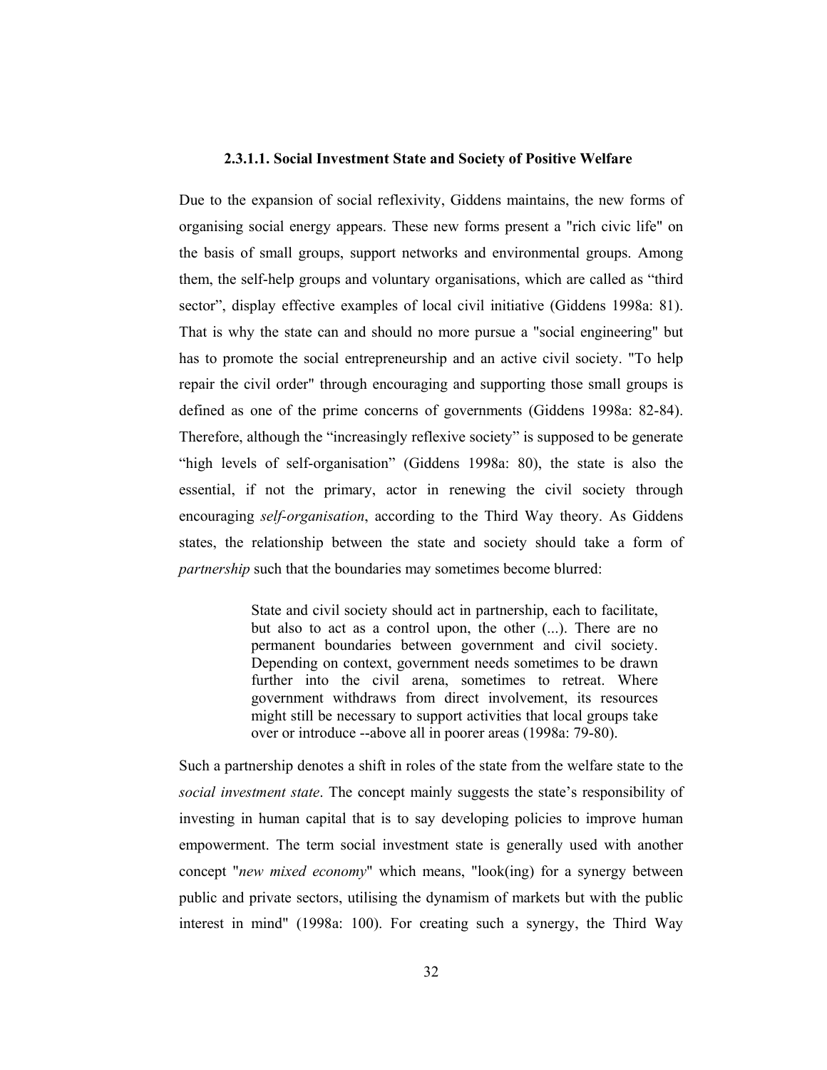#### 2.3.1.1. Social Investment State and Society of Positive Welfare

Due to the expansion of social reflexivity, Giddens maintains, the new forms of organising social energy appears. These new forms present a "rich civic life" on the basis of small groups, support networks and environmental groups. Among them, the self-help groups and voluntary organisations, which are called as “third sector”, display effective examples of local civil initiative (Giddens 1998a: 81). That is why the state can and should no more pursue a "social engineering" but has to promote the social entrepreneurship and an active civil society. "To help repair the civil order" through encouraging and supporting those small groups is defined as one of the prime concerns of governments (Giddens 1998a: 82-84). Therefore, although the “increasingly reflexive society” is supposed to be generate “high levels of self-organisation” (Giddens 1998a: 80), the state is also the essential, if not the primary, actor in renewing the civil society through encouraging *self-organisation*, according to the Third Way theory. As Giddens states, the relationship between the state and society should take a form of *partnership* such that the boundaries may sometimes become blurred:

> State and civil society should act in partnership, each to facilitate, but also to act as a control upon, the other (...). There are no permanent boundaries between government and civil society. Depending on context, government needs sometimes to be drawn further into the civil arena, sometimes to retreat. Where government withdraws from direct involvement, its resources might still be necessary to support activities that local groups take over or introduce --above all in poorer areas (1998a: 79-80).

Such a partnership denotes a shift in roles of the state from the welfare state to the *social investment state*. The concept mainly suggests the state’s responsibility of investing in human capital that is to say developing policies to improve human empowerment. The term social investment state is generally used with another concept "*new mixed economy*" which means, "look(ing) for a synergy between public and private sectors, utilising the dynamism of markets but with the public interest in mind" (1998a: 100). For creating such a synergy, the Third Way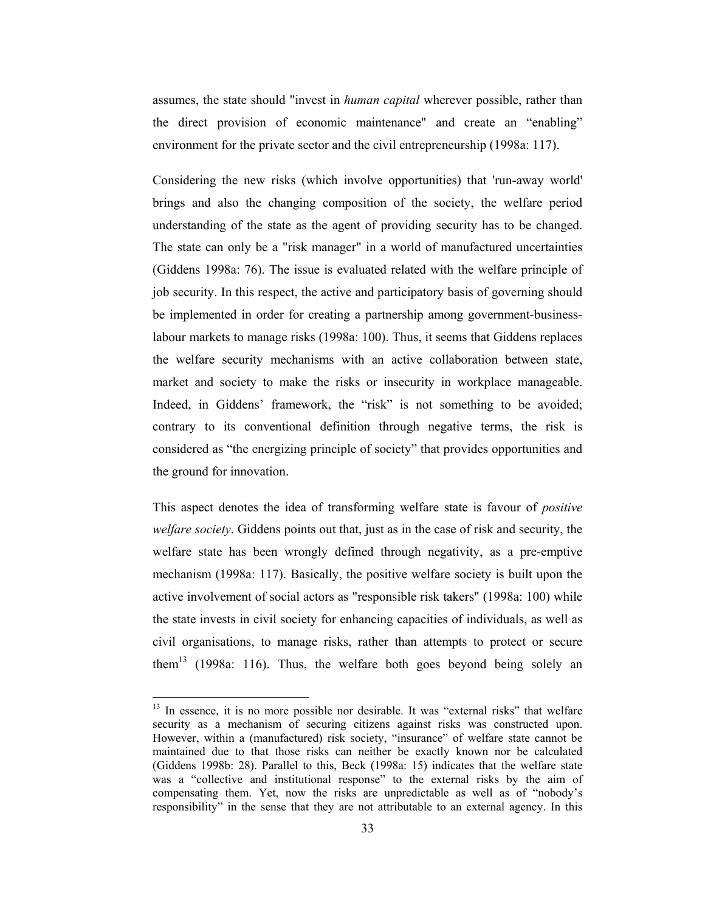assumes, the state should "invest in *human capital* wherever possible, rather than the direct provision of economic maintenance" and create an "enabling" environment for the private sector and the civil entrepreneurship (1998a: 117).

Considering the new risks (which involve opportunities) that 'run-away world' brings and also the changing composition of the society, the welfare period understanding of the state as the agent of providing security has to be changed. The state can only be a "risk manager" in a world of manufactured uncertainties (Giddens 1998a: 76). The issue is evaluated related with the welfare principle of job security. In this respect, the active and participatory basis of governing should be implemented in order for creating a partnership among government-business-labour markets to manage risks (1998a: 100). Thus, it seems that Giddens replaces the welfare security mechanisms with an active collaboration between state, market and society to make the risks or insecurity in workplace manageable. Indeed, in Giddens' framework, the "risk" is not something to be avoided; contrary to its conventional definition through negative terms, the risk is considered as "the energizing principle of society" that provides opportunities and the ground for innovation.

This aspect denotes the idea of transforming welfare state is favour of *positive welfare society*. Giddens points out that, just as in the case of risk and security, the welfare state has been wrongly defined through negativity, as a pre-emptive mechanism (1998a: 117). Basically, the positive welfare society is built upon the active involvement of social actors as "responsible risk takers" (1998a: 100) while the state invests in civil society for enhancing capacities of individuals, as well as civil organisations, to manage risks, rather than attempts to protect or secure them[13] (1998a: 116). Thus, the welfare both goes beyond being solely an

---

[13] In essence, it is no more possible nor desirable. It was "external risks" that welfare security as a mechanism of securing citizens against risks was constructed upon. However, within a (manufactured) risk society, "insurance" of welfare state cannot be maintained due to that those risks can neither be exactly known nor be calculated (Giddens 1998b: 28). Parallel to this, Beck (1998a: 15) indicates that the welfare state was a "collective and institutional response" to the external risks by the aim of compensating them. Yet, now the risks are unpredictable as well as of "nobody's responsibility" in the sense that they are not attributable to an external agency. In this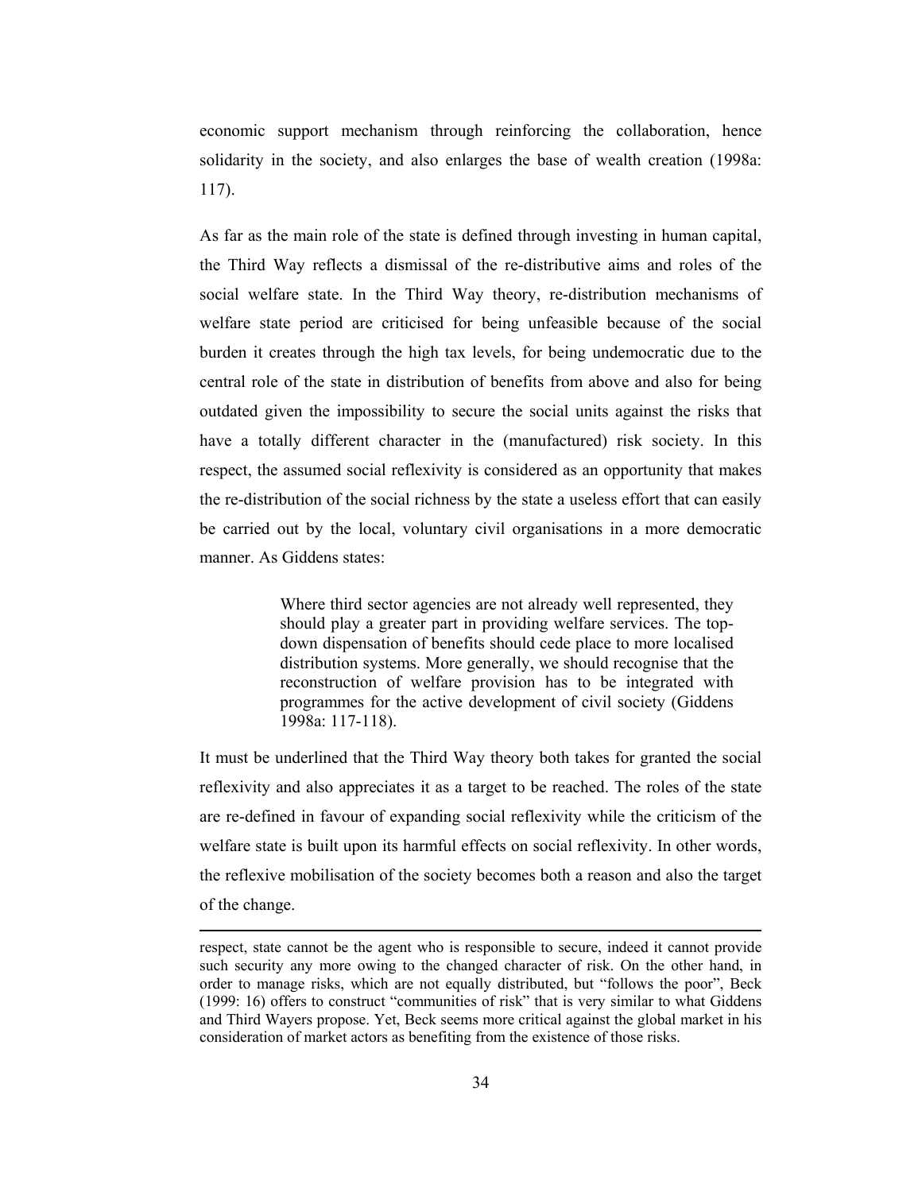economic support mechanism through reinforcing the collaboration, hence solidarity in the society, and also enlarges the base of wealth creation (1998a: 117).

As far as the main role of the state is defined through investing in human capital, the Third Way reflects a dismissal of the re-distributive aims and roles of the social welfare state. In the Third Way theory, re-distribution mechanisms of welfare state period are criticised for being unfeasible because of the social burden it creates through the high tax levels, for being undemocratic due to the central role of the state in distribution of benefits from above and also for being outdated given the impossibility to secure the social units against the risks that have a totally different character in the (manufactured) risk society. In this respect, the assumed social reflexivity is considered as an opportunity that makes the re-distribution of the social richness by the state a useless effort that can easily be carried out by the local, voluntary civil organisations in a more democratic manner. As Giddens states:

> Where third sector agencies are not already well represented, they should play a greater part in providing welfare services. The top-down dispensation of benefits should cede place to more localised distribution systems. More generally, we should recognise that the reconstruction of welfare provision has to be integrated with programmes for the active development of civil society (Giddens 1998a: 117-118).

It must be underlined that the Third Way theory both takes for granted the social reflexivity and also appreciates it as a target to be reached. The roles of the state are re-defined in favour of expanding social reflexivity while the criticism of the welfare state is built upon its harmful effects on social reflexivity. In other words, the reflexive mobilisation of the society becomes both a reason and also the target of the change.

---

respect, state cannot be the agent who is responsible to secure, indeed it cannot provide such security any more owing to the changed character of risk. On the other hand, in order to manage risks, which are not equally distributed, but "follows the poor", Beck (1999: 16) offers to construct "communities of risk" that is very similar to what Giddens and Third Wayers propose. Yet, Beck seems more critical against the global market in his consideration of market actors as benefiting from the existence of those risks.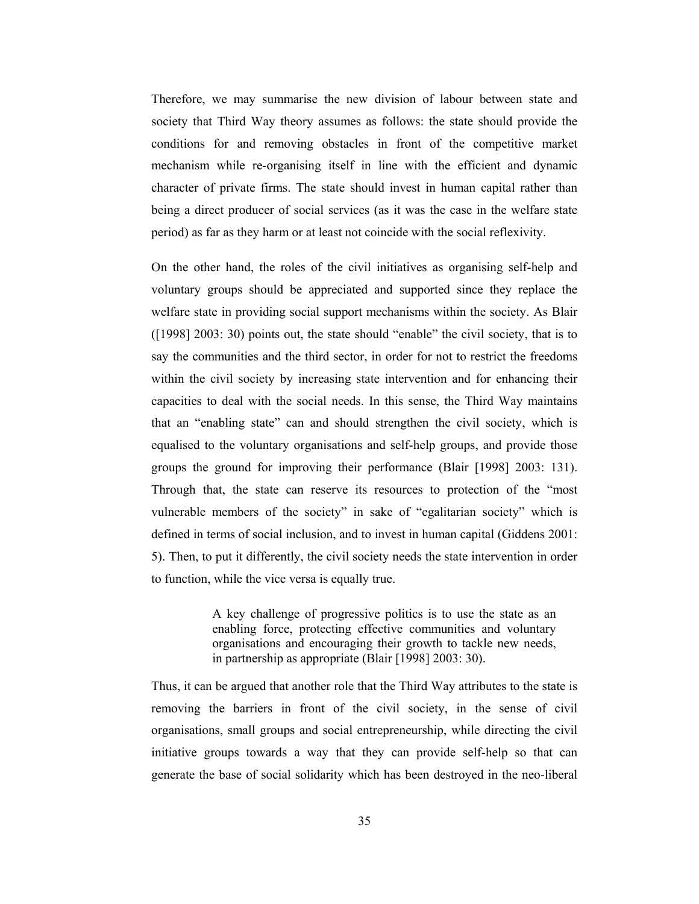Therefore, we may summarise the new division of labour between state and society that Third Way theory assumes as follows: the state should provide the conditions for and removing obstacles in front of the competitive market mechanism while re-organising itself in line with the efficient and dynamic character of private firms. The state should invest in human capital rather than being a direct producer of social services (as it was the case in the welfare state period) as far as they harm or at least not coincide with the social reflexivity.

On the other hand, the roles of the civil initiatives as organising self-help and voluntary groups should be appreciated and supported since they replace the welfare state in providing social support mechanisms within the society. As Blair ([1998] 2003: 30) points out, the state should "enable" the civil society, that is to say the communities and the third sector, in order for not to restrict the freedoms within the civil society by increasing state intervention and for enhancing their capacities to deal with the social needs. In this sense, the Third Way maintains that an "enabling state" can and should strengthen the civil society, which is equalised to the voluntary organisations and self-help groups, and provide those groups the ground for improving their performance (Blair [1998] 2003: 131). Through that, the state can reserve its resources to protection of the "most vulnerable members of the society" in sake of "egalitarian society" which is defined in terms of social inclusion, and to invest in human capital (Giddens 2001: 5). Then, to put it differently, the civil society needs the state intervention in order to function, while the vice versa is equally true.

> A key challenge of progressive politics is to use the state as an enabling force, protecting effective communities and voluntary organisations and encouraging their growth to tackle new needs, in partnership as appropriate (Blair [1998] 2003: 30).

Thus, it can be argued that another role that the Third Way attributes to the state is removing the barriers in front of the civil society, in the sense of civil organisations, small groups and social entrepreneurship, while directing the civil initiative groups towards a way that they can provide self-help so that can generate the base of social solidarity which has been destroyed in the neo-liberal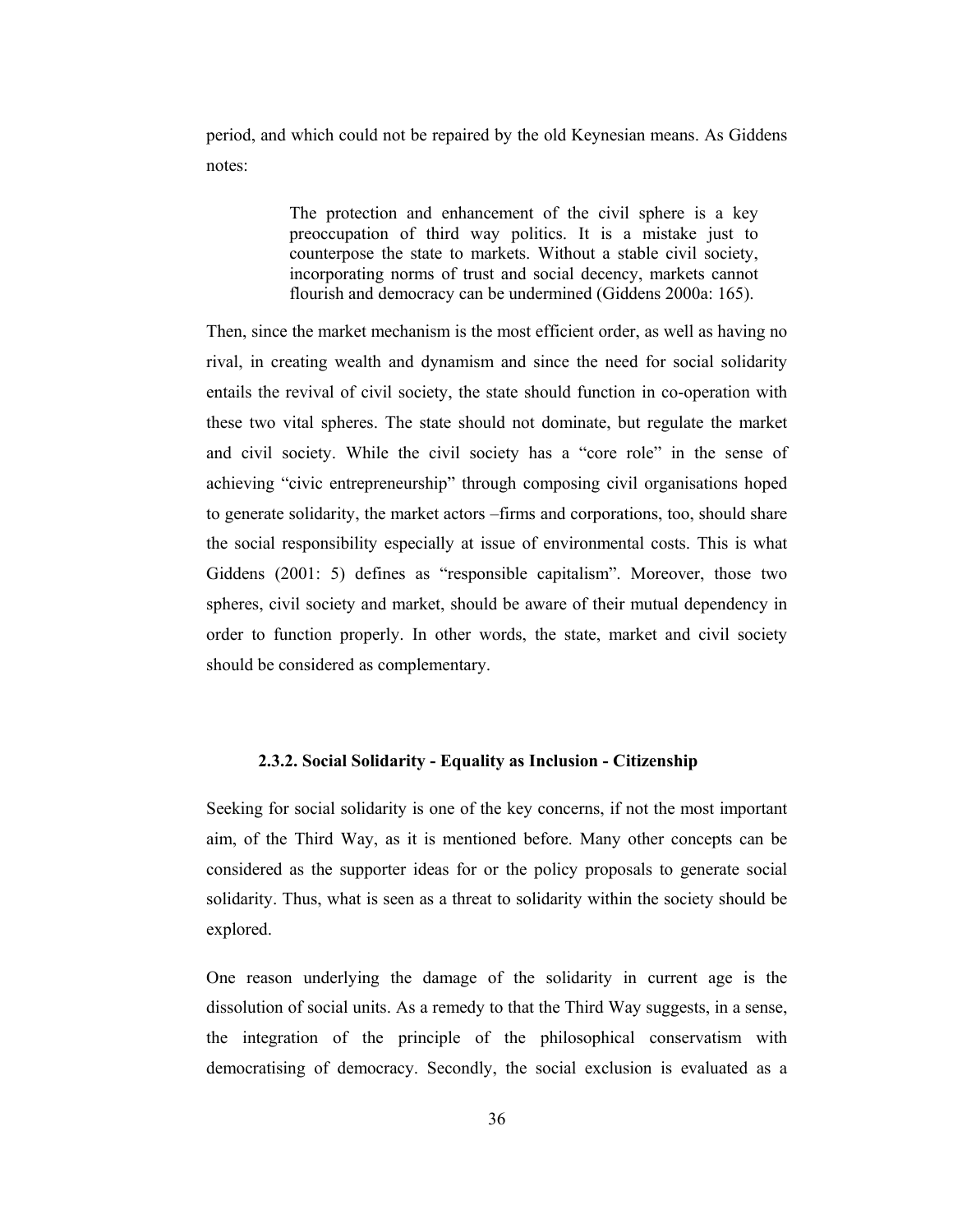period, and which could not be repaired by the old Keynesian means. As Giddens notes:

> The protection and enhancement of the civil sphere is a key preoccupation of third way politics. It is a mistake just to counterpose the state to markets. Without a stable civil society, incorporating norms of trust and social decency, markets cannot flourish and democracy can be undermined (Giddens 2000a: 165).

Then, since the market mechanism is the most efficient order, as well as having no rival, in creating wealth and dynamism and since the need for social solidarity entails the revival of civil society, the state should function in co-operation with these two vital spheres. The state should not dominate, but regulate the market and civil society. While the civil society has a "core role" in the sense of achieving "civic entrepreneurship" through composing civil organisations hoped to generate solidarity, the market actors –firms and corporations, too, should share the social responsibility especially at issue of environmental costs. This is what Giddens (2001: 5) defines as "responsible capitalism". Moreover, those two spheres, civil society and market, should be aware of their mutual dependency in order to function properly. In other words, the state, market and civil society should be considered as complementary.

### 2.3.2. Social Solidarity - Equality as Inclusion - Citizenship

Seeking for social solidarity is one of the key concerns, if not the most important aim, of the Third Way, as it is mentioned before. Many other concepts can be considered as the supporter ideas for or the policy proposals to generate social solidarity. Thus, what is seen as a threat to solidarity within the society should be explored.

One reason underlying the damage of the solidarity in current age is the dissolution of social units. As a remedy to that the Third Way suggests, in a sense, the integration of the principle of the philosophical conservatism with democratising of democracy. Secondly, the social exclusion is evaluated as a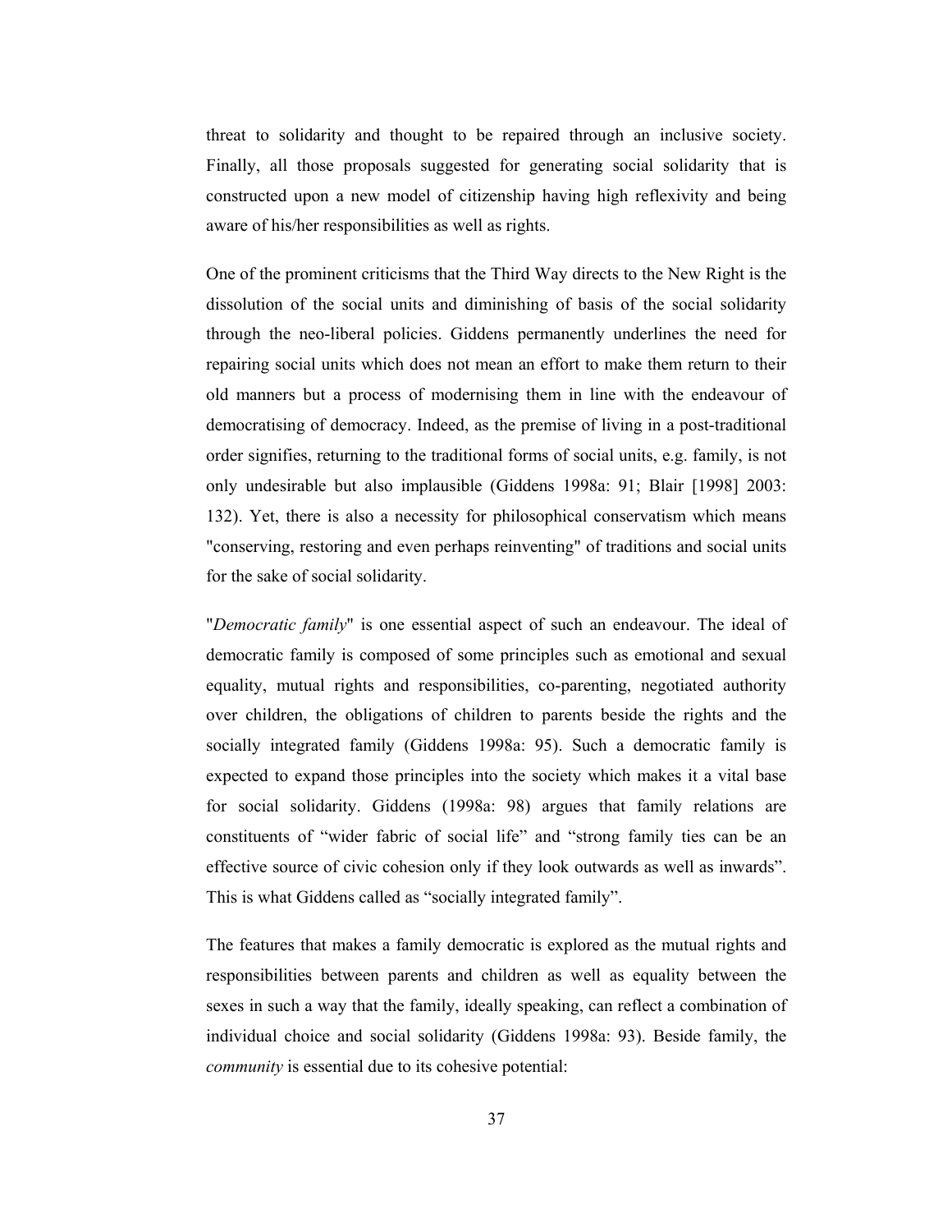threat to solidarity and thought to be repaired through an inclusive society. Finally, all those proposals suggested for generating social solidarity that is constructed upon a new model of citizenship having high reflexivity and being aware of his/her responsibilities as well as rights.

One of the prominent criticisms that the Third Way directs to the New Right is the dissolution of the social units and diminishing of basis of the social solidarity through the neo-liberal policies. Giddens permanently underlines the need for repairing social units which does not mean an effort to make them return to their old manners but a process of modernising them in line with the endeavour of democratising of democracy. Indeed, as the premise of living in a post-traditional order signifies, returning to the traditional forms of social units, e.g. family, is not only undesirable but also implausible (Giddens 1998a: 91; Blair [1998] 2003: 132). Yet, there is also a necessity for philosophical conservatism which means "conserving, restoring and even perhaps reinventing" of traditions and social units for the sake of social solidarity.

"*Democratic family*" is one essential aspect of such an endeavour. The ideal of democratic family is composed of some principles such as emotional and sexual equality, mutual rights and responsibilities, co-parenting, negotiated authority over children, the obligations of children to parents beside the rights and the socially integrated family (Giddens 1998a: 95). Such a democratic family is expected to expand those principles into the society which makes it a vital base for social solidarity. Giddens (1998a: 98) argues that family relations are constituents of "wider fabric of social life" and "strong family ties can be an effective source of civic cohesion only if they look outwards as well as inwards". This is what Giddens called as "socially integrated family".

The features that makes a family democratic is explored as the mutual rights and responsibilities between parents and children as well as equality between the sexes in such a way that the family, ideally speaking, can reflect a combination of individual choice and social solidarity (Giddens 1998a: 93). Beside family, the *community* is essential due to its cohesive potential: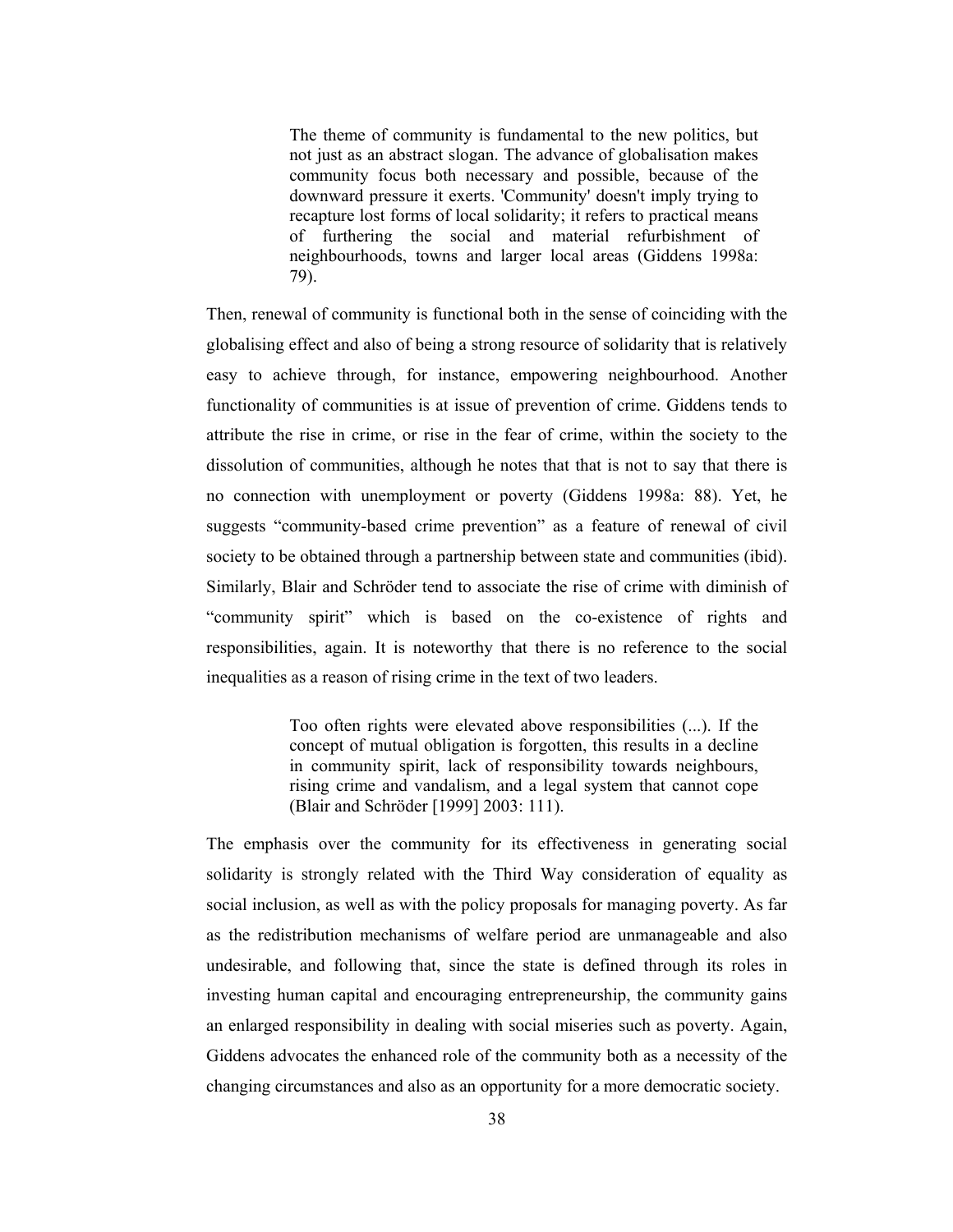> The theme of community is fundamental to the new politics, but not just as an abstract slogan. The advance of globalisation makes community focus both necessary and possible, because of the downward pressure it exerts. 'Community' doesn't imply trying to recapture lost forms of local solidarity; it refers to practical means of furthering the social and material refurbishment of neighbourhoods, towns and larger local areas (Giddens 1998a: 79).

Then, renewal of community is functional both in the sense of coinciding with the globalising effect and also of being a strong resource of solidarity that is relatively easy to achieve through, for instance, empowering neighbourhood. Another functionality of communities is at issue of prevention of crime. Giddens tends to attribute the rise in crime, or rise in the fear of crime, within the society to the dissolution of communities, although he notes that that is not to say that there is no connection with unemployment or poverty (Giddens 1998a: 88). Yet, he suggests "community-based crime prevention" as a feature of renewal of civil society to be obtained through a partnership between state and communities (ibid). Similarly, Blair and Schröder tend to associate the rise of crime with diminish of "community spirit" which is based on the co-existence of rights and responsibilities, again. It is noteworthy that there is no reference to the social inequalities as a reason of rising crime in the text of two leaders.

> Too often rights were elevated above responsibilities (...). If the concept of mutual obligation is forgotten, this results in a decline in community spirit, lack of responsibility towards neighbours, rising crime and vandalism, and a legal system that cannot cope (Blair and Schröder [1999] 2003: 111).

The emphasis over the community for its effectiveness in generating social solidarity is strongly related with the Third Way consideration of equality as social inclusion, as well as with the policy proposals for managing poverty. As far as the redistribution mechanisms of welfare period are unmanageable and also undesirable, and following that, since the state is defined through its roles in investing human capital and encouraging entrepreneurship, the community gains an enlarged responsibility in dealing with social miseries such as poverty. Again, Giddens advocates the enhanced role of the community both as a necessity of the changing circumstances and also as an opportunity for a more democratic society.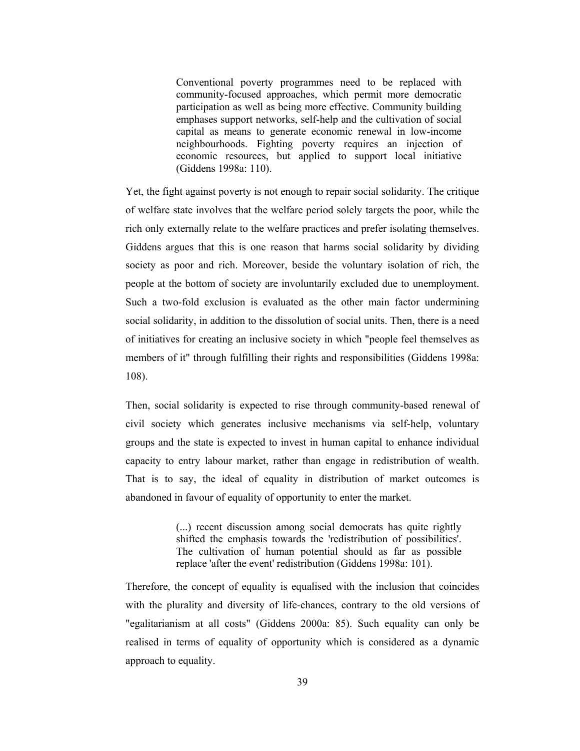> Conventional poverty programmes need to be replaced with community-focused approaches, which permit more democratic participation as well as being more effective. Community building emphases support networks, self-help and the cultivation of social capital as means to generate economic renewal in low-income neighbourhoods. Fighting poverty requires an injection of economic resources, but applied to support local initiative (Giddens 1998a: 110).

Yet, the fight against poverty is not enough to repair social solidarity. The critique of welfare state involves that the welfare period solely targets the poor, while the rich only externally relate to the welfare practices and prefer isolating themselves. Giddens argues that this is one reason that harms social solidarity by dividing society as poor and rich. Moreover, beside the voluntary isolation of rich, the people at the bottom of society are involuntarily excluded due to unemployment. Such a two-fold exclusion is evaluated as the other main factor undermining social solidarity, in addition to the dissolution of social units. Then, there is a need of initiatives for creating an inclusive society in which "people feel themselves as members of it" through fulfilling their rights and responsibilities (Giddens 1998a: 108).

Then, social solidarity is expected to rise through community-based renewal of civil society which generates inclusive mechanisms via self-help, voluntary groups and the state is expected to invest in human capital to enhance individual capacity to entry labour market, rather than engage in redistribution of wealth. That is to say, the ideal of equality in distribution of market outcomes is abandoned in favour of equality of opportunity to enter the market.

> (...) recent discussion among social democrats has quite rightly shifted the emphasis towards the 'redistribution of possibilities'. The cultivation of human potential should as far as possible replace 'after the event' redistribution (Giddens 1998a: 101).

Therefore, the concept of equality is equalised with the inclusion that coincides with the plurality and diversity of life-chances, contrary to the old versions of "egalitarianism at all costs" (Giddens 2000a: 85). Such equality can only be realised in terms of equality of opportunity which is considered as a dynamic approach to equality.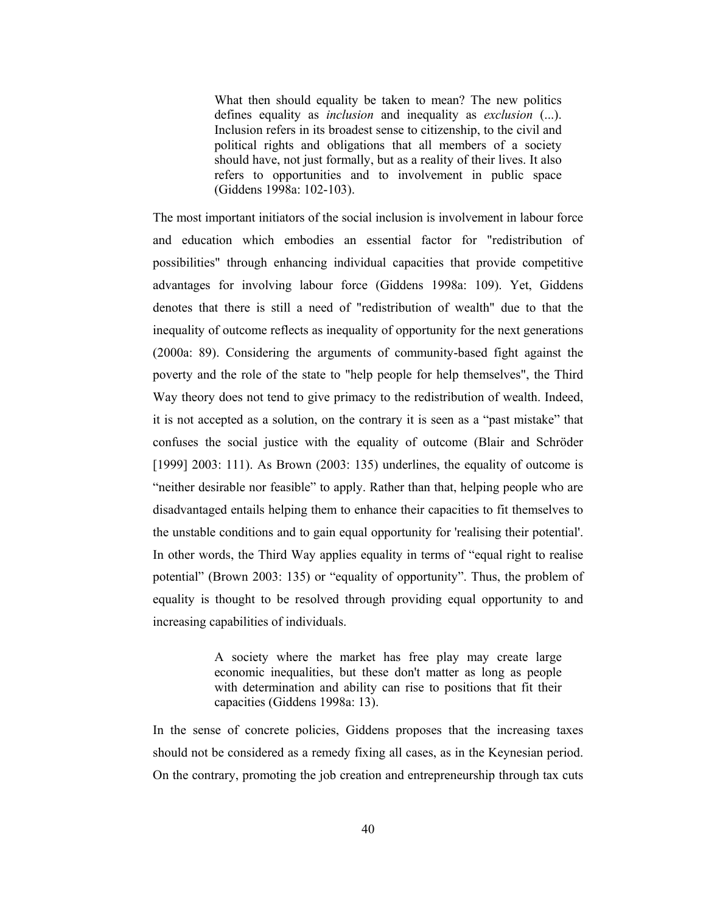> What then should equality be taken to mean? The new politics defines equality as *inclusion* and inequality as *exclusion* (...). Inclusion refers in its broadest sense to citizenship, to the civil and political rights and obligations that all members of a society should have, not just formally, but as a reality of their lives. It also refers to opportunities and to involvement in public space (Giddens 1998a: 102-103).

The most important initiators of the social inclusion is involvement in labour force and education which embodies an essential factor for "redistribution of possibilities" through enhancing individual capacities that provide competitive advantages for involving labour force (Giddens 1998a: 109). Yet, Giddens denotes that there is still a need of "redistribution of wealth" due to that the inequality of outcome reflects as inequality of opportunity for the next generations (2000a: 89). Considering the arguments of community-based fight against the poverty and the role of the state to "help people for help themselves", the Third Way theory does not tend to give primacy to the redistribution of wealth. Indeed, it is not accepted as a solution, on the contrary it is seen as a "past mistake" that confuses the social justice with the equality of outcome (Blair and Schröder [1999] 2003: 111). As Brown (2003: 135) underlines, the equality of outcome is "neither desirable nor feasible" to apply. Rather than that, helping people who are disadvantaged entails helping them to enhance their capacities to fit themselves to the unstable conditions and to gain equal opportunity for 'realising their potential'. In other words, the Third Way applies equality in terms of "equal right to realise potential" (Brown 2003: 135) or "equality of opportunity". Thus, the problem of equality is thought to be resolved through providing equal opportunity to and increasing capabilities of individuals.

> A society where the market has free play may create large economic inequalities, but these don't matter as long as people with determination and ability can rise to positions that fit their capacities (Giddens 1998a: 13).

In the sense of concrete policies, Giddens proposes that the increasing taxes should not be considered as a remedy fixing all cases, as in the Keynesian period. On the contrary, promoting the job creation and entrepreneurship through tax cuts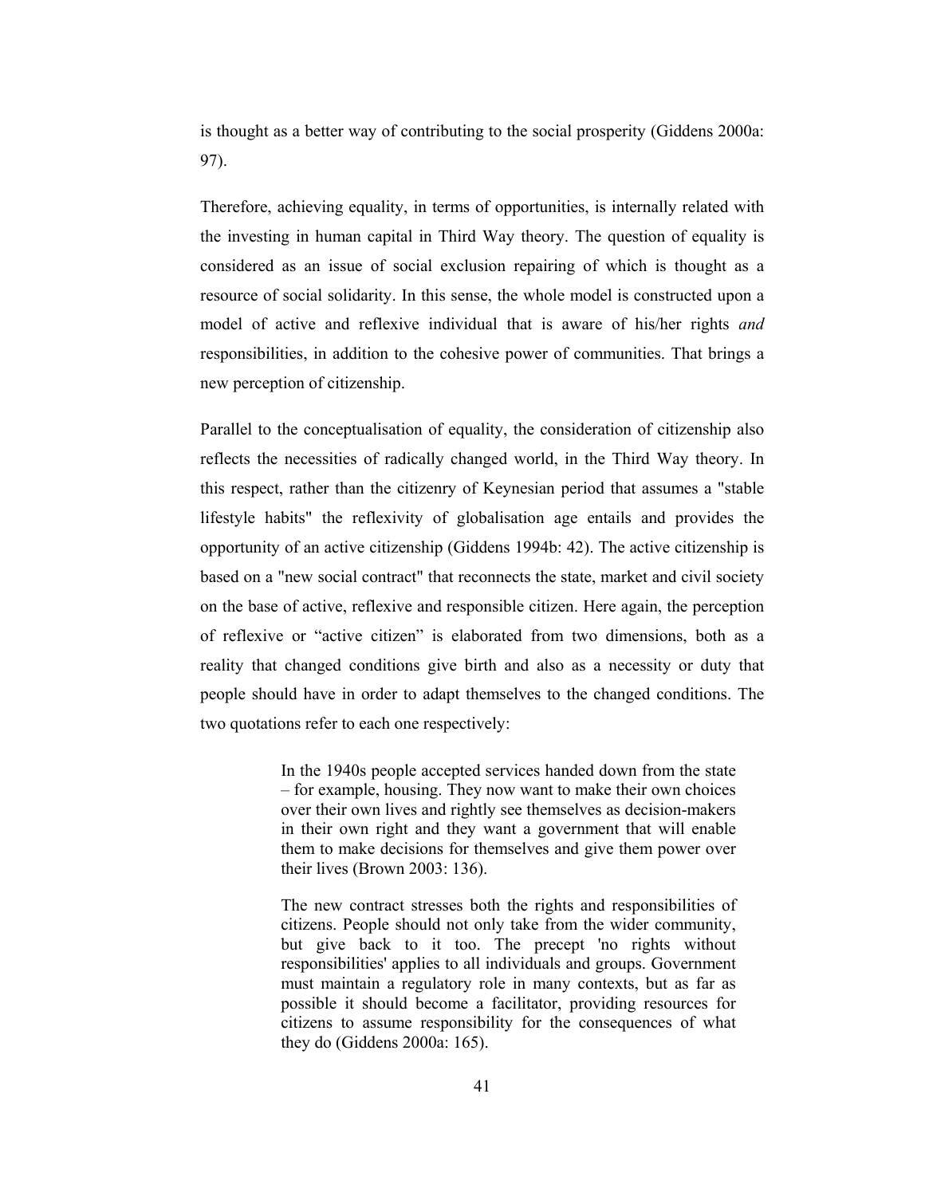is thought as a better way of contributing to the social prosperity (Giddens 2000a: 97).

Therefore, achieving equality, in terms of opportunities, is internally related with the investing in human capital in Third Way theory. The question of equality is considered as an issue of social exclusion repairing of which is thought as a resource of social solidarity. In this sense, the whole model is constructed upon a model of active and reflexive individual that is aware of his/her rights *and* responsibilities, in addition to the cohesive power of communities. That brings a new perception of citizenship.

Parallel to the conceptualisation of equality, the consideration of citizenship also reflects the necessities of radically changed world, in the Third Way theory. In this respect, rather than the citizenry of Keynesian period that assumes a "stable lifestyle habits" the reflexivity of globalisation age entails and provides the opportunity of an active citizenship (Giddens 1994b: 42). The active citizenship is based on a "new social contract" that reconnects the state, market and civil society on the base of active, reflexive and responsible citizen. Here again, the perception of reflexive or "active citizen" is elaborated from two dimensions, both as a reality that changed conditions give birth and also as a necessity or duty that people should have in order to adapt themselves to the changed conditions. The two quotations refer to each one respectively:

> In the 1940s people accepted services handed down from the state – for example, housing. They now want to make their own choices over their own lives and rightly see themselves as decision-makers in their own right and they want a government that will enable them to make decisions for themselves and give them power over their lives (Brown 2003: 136).

> The new contract stresses both the rights and responsibilities of citizens. People should not only take from the wider community, but give back to it too. The precept 'no rights without responsibilities' applies to all individuals and groups. Government must maintain a regulatory role in many contexts, but as far as possible it should become a facilitator, providing resources for citizens to assume responsibility for the consequences of what they do (Giddens 2000a: 165).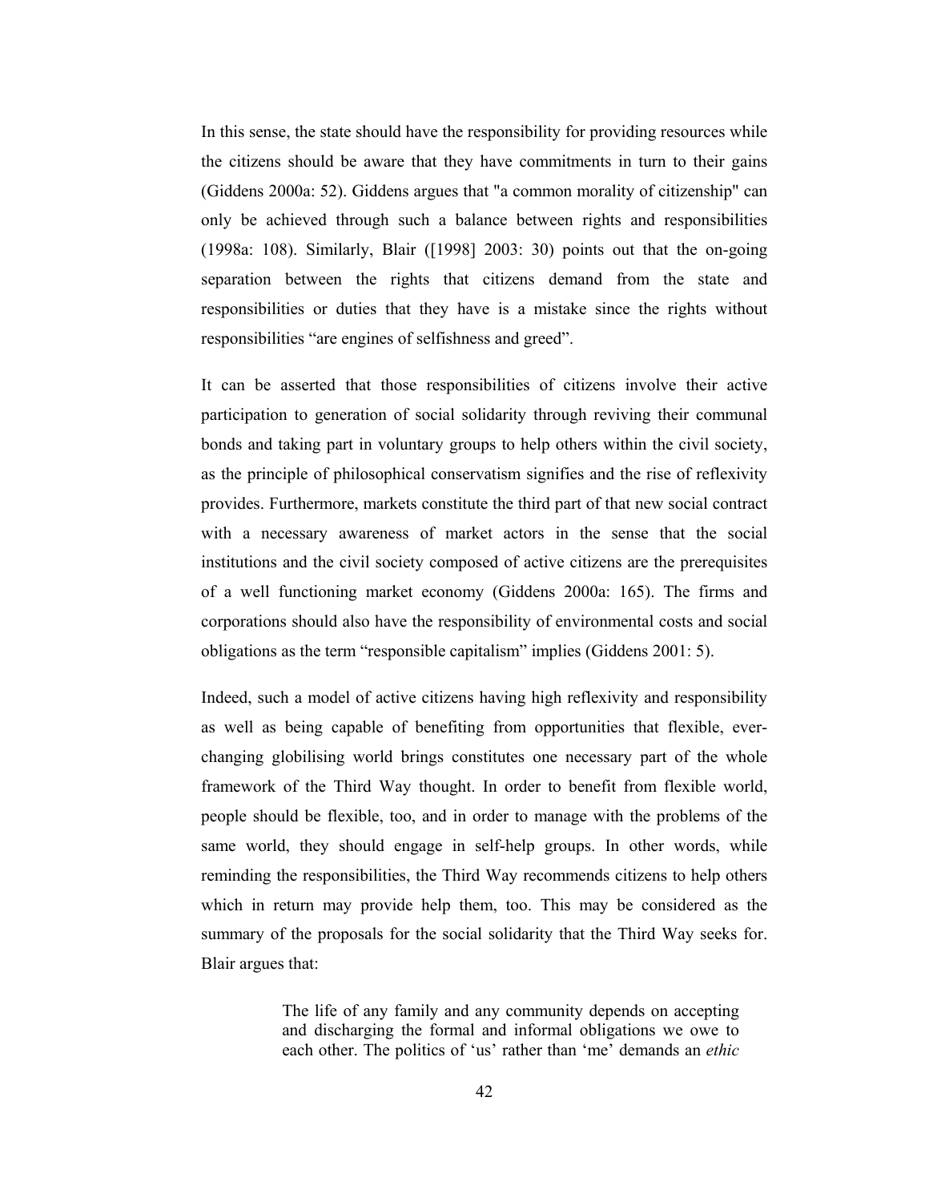In this sense, the state should have the responsibility for providing resources while the citizens should be aware that they have commitments in turn to their gains (Giddens 2000a: 52). Giddens argues that "a common morality of citizenship" can only be achieved through such a balance between rights and responsibilities (1998a: 108). Similarly, Blair ([1998] 2003: 30) points out that the on-going separation between the rights that citizens demand from the state and responsibilities or duties that they have is a mistake since the rights without responsibilities "are engines of selfishness and greed".

It can be asserted that those responsibilities of citizens involve their active participation to generation of social solidarity through reviving their communal bonds and taking part in voluntary groups to help others within the civil society, as the principle of philosophical conservatism signifies and the rise of reflexivity provides. Furthermore, markets constitute the third part of that new social contract with a necessary awareness of market actors in the sense that the social institutions and the civil society composed of active citizens are the prerequisites of a well functioning market economy (Giddens 2000a: 165). The firms and corporations should also have the responsibility of environmental costs and social obligations as the term "responsible capitalism" implies (Giddens 2001: 5).

Indeed, such a model of active citizens having high reflexivity and responsibility as well as being capable of benefiting from opportunities that flexible, ever-changing globilising world brings constitutes one necessary part of the whole framework of the Third Way thought. In order to benefit from flexible world, people should be flexible, too, and in order to manage with the problems of the same world, they should engage in self-help groups. In other words, while reminding the responsibilities, the Third Way recommends citizens to help others which in return may provide help them, too. This may be considered as the summary of the proposals for the social solidarity that the Third Way seeks for. Blair argues that:

> The life of any family and any community depends on accepting and discharging the formal and informal obligations we owe to each other. The politics of 'us' rather than 'me' demands an *ethic*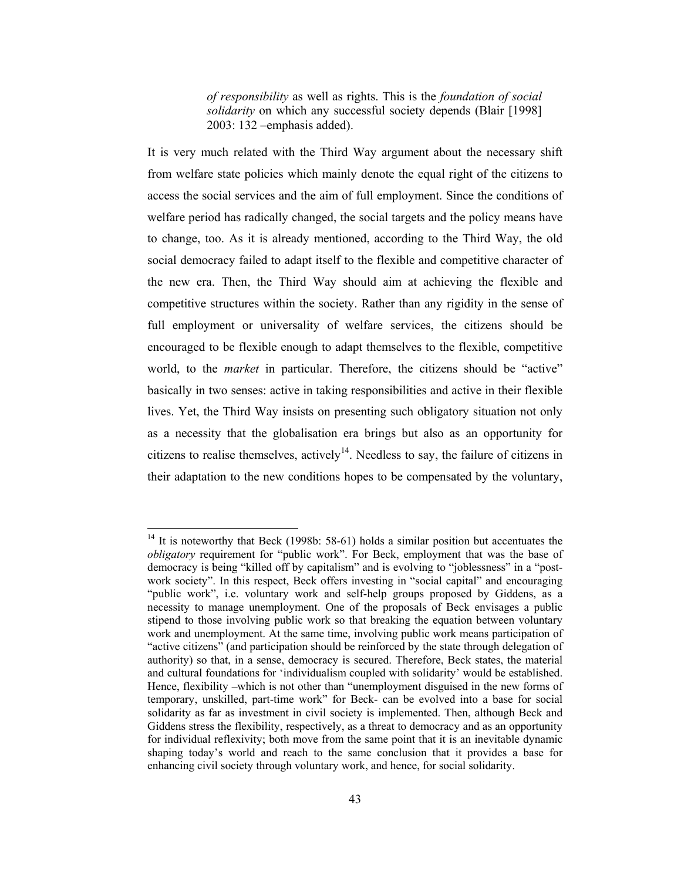> *of responsibility* as well as rights. This is the *foundation of social solidarity* on which any successful society depends (Blair [1998] 2003: 132 –emphasis added).

It is very much related with the Third Way argument about the necessary shift from welfare state policies which mainly denote the equal right of the citizens to access the social services and the aim of full employment. Since the conditions of welfare period has radically changed, the social targets and the policy means have to change, too. As it is already mentioned, according to the Third Way, the old social democracy failed to adapt itself to the flexible and competitive character of the new era. Then, the Third Way should aim at achieving the flexible and competitive structures within the society. Rather than any rigidity in the sense of full employment or universality of welfare services, the citizens should be encouraged to be flexible enough to adapt themselves to the flexible, competitive world, to the *market* in particular. Therefore, the citizens should be "active" basically in two senses: active in taking responsibilities and active in their flexible lives. Yet, the Third Way insists on presenting such obligatory situation not only as a necessity that the globalisation era brings but also as an opportunity for citizens to realise themselves, actively[14]. Needless to say, the failure of citizens in their adaptation to the new conditions hopes to be compensated by the voluntary,

---

[14] It is noteworthy that Beck (1998b: 58-61) holds a similar position but accentuates the *obligatory* requirement for "public work". For Beck, employment that was the base of democracy is being "killed off by capitalism" and is evolving to "joblessness" in a "post-work society". In this respect, Beck offers investing in "social capital" and encouraging "public work", i.e. voluntary work and self-help groups proposed by Giddens, as a necessity to manage unemployment. One of the proposals of Beck envisages a public stipend to those involving public work so that breaking the equation between voluntary work and unemployment. At the same time, involving public work means participation of "active citizens" (and participation should be reinforced by the state through delegation of authority) so that, in a sense, democracy is secured. Therefore, Beck states, the material and cultural foundations for 'individualism coupled with solidarity' would be established. Hence, flexibility –which is not other than "unemployment disguised in the new forms of temporary, unskilled, part-time work" for Beck- can be evolved into a base for social solidarity as far as investment in civil society is implemented. Then, although Beck and Giddens stress the flexibility, respectively, as a threat to democracy and as an opportunity for individual reflexivity; both move from the same point that it is an inevitable dynamic shaping today's world and reach to the same conclusion that it provides a base for enhancing civil society through voluntary work, and hence, for social solidarity.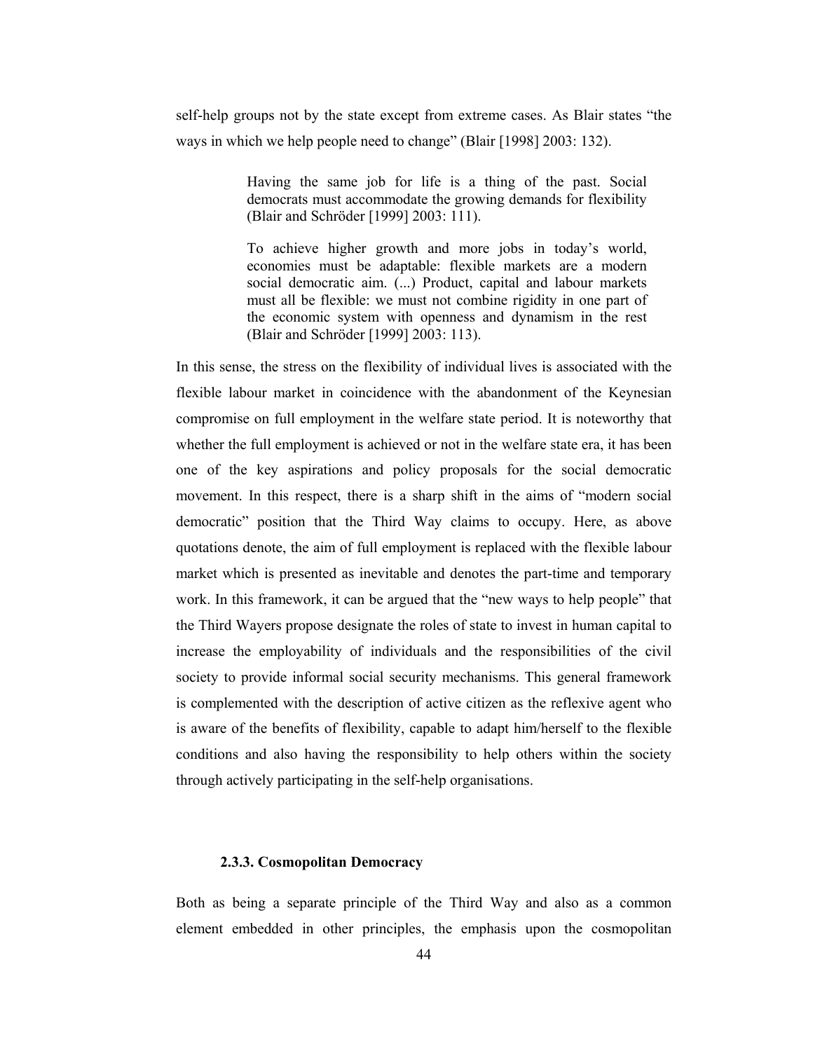self-help groups not by the state except from extreme cases. As Blair states "the ways in which we help people need to change" (Blair [1998] 2003: 132).

> Having the same job for life is a thing of the past. Social democrats must accommodate the growing demands for flexibility (Blair and Schröder [1999] 2003: 111).
>
> To achieve higher growth and more jobs in today's world, economies must be adaptable: flexible markets are a modern social democratic aim. (...) Product, capital and labour markets must all be flexible: we must not combine rigidity in one part of the economic system with openness and dynamism in the rest (Blair and Schröder [1999] 2003: 113).

In this sense, the stress on the flexibility of individual lives is associated with the flexible labour market in coincidence with the abandonment of the Keynesian compromise on full employment in the welfare state period. It is noteworthy that whether the full employment is achieved or not in the welfare state era, it has been one of the key aspirations and policy proposals for the social democratic movement. In this respect, there is a sharp shift in the aims of "modern social democratic" position that the Third Way claims to occupy. Here, as above quotations denote, the aim of full employment is replaced with the flexible labour market which is presented as inevitable and denotes the part-time and temporary work. In this framework, it can be argued that the "new ways to help people" that the Third Wayers propose designate the roles of state to invest in human capital to increase the employability of individuals and the responsibilities of the civil society to provide informal social security mechanisms. This general framework is complemented with the description of active citizen as the reflexive agent who is aware of the benefits of flexibility, capable to adapt him/herself to the flexible conditions and also having the responsibility to help others within the society through actively participating in the self-help organisations.

### 2.3.3. Cosmopolitan Democracy

Both as being a separate principle of the Third Way and also as a common element embedded in other principles, the emphasis upon the cosmopolitan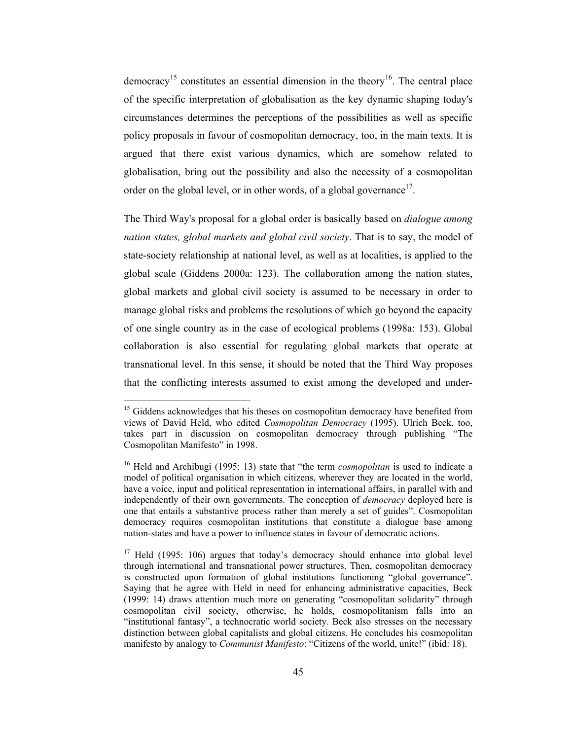democracy[15] constitutes an essential dimension in the theory[16]. The central place of the specific interpretation of globalisation as the key dynamic shaping today's circumstances determines the perceptions of the possibilities as well as specific policy proposals in favour of cosmopolitan democracy, too, in the main texts. It is argued that there exist various dynamics, which are somehow related to globalisation, bring out the possibility and also the necessity of a cosmopolitan order on the global level, or in other words, of a global governance[17].

The Third Way's proposal for a global order is basically based on *dialogue among nation states, global markets and global civil society*. That is to say, the model of state-society relationship at national level, as well as at localities, is applied to the global scale (Giddens 2000a: 123). The collaboration among the nation states, global markets and global civil society is assumed to be necessary in order to manage global risks and problems the resolutions of which go beyond the capacity of one single country as in the case of ecological problems (1998a: 153). Global collaboration is also essential for regulating global markets that operate at transnational level. In this sense, it should be noted that the Third Way proposes that the conflicting interests assumed to exist among the developed and under-

---

[15] Giddens acknowledges that his theses on cosmopolitan democracy have benefited from views of David Held, who edited *Cosmopolitan Democracy* (1995). Ulrich Beck, too, takes part in discussion on cosmopolitan democracy through publishing "The Cosmopolitan Manifesto" in 1998.

[16] Held and Archibugi (1995: 13) state that "the term *cosmopolitan* is used to indicate a model of political organisation in which citizens, wherever they are located in the world, have a voice, input and political representation in international affairs, in parallel with and independently of their own governments. The conception of *democracy* deployed here is one that entails a substantive process rather than merely a set of guides". Cosmopolitan democracy requires cosmopolitan institutions that constitute a dialogue base among nation-states and have a power to influence states in favour of democratic actions.

[17] Held (1995: 106) argues that today's democracy should enhance into global level through international and transnational power structures. Then, cosmopolitan democracy is constructed upon formation of global institutions functioning "global governance". Saying that he agree with Held in need for enhancing administrative capacities, Beck (1999: 14) draws attention much more on generating "cosmopolitan solidarity" through cosmopolitan civil society, otherwise, he holds, cosmopolitanism falls into an "institutional fantasy", a technocratic world society. Beck also stresses on the necessary distinction between global capitalists and global citizens. He concludes his cosmopolitan manifesto by analogy to *Communist Manifesto*: "Citizens of the world, unite!" (ibid: 18).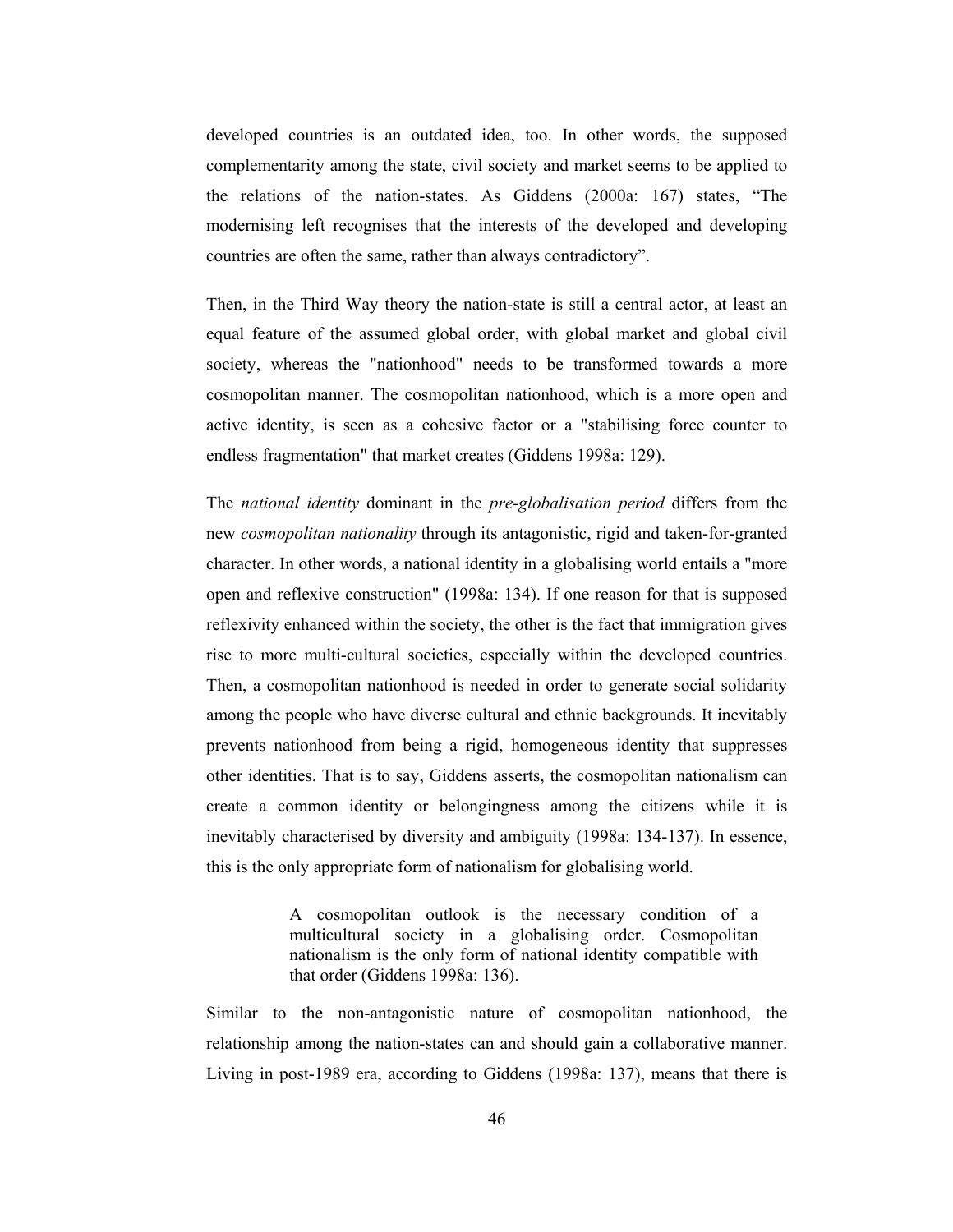developed countries is an outdated idea, too. In other words, the supposed complementarity among the state, civil society and market seems to be applied to the relations of the nation-states. As Giddens (2000a: 167) states, “The modernising left recognises that the interests of the developed and developing countries are often the same, rather than always contradictory”.

Then, in the Third Way theory the nation-state is still a central actor, at least an equal feature of the assumed global order, with global market and global civil society, whereas the "nationhood" needs to be transformed towards a more cosmopolitan manner. The cosmopolitan nationhood, which is a more open and active identity, is seen as a cohesive factor or a "stabilising force counter to endless fragmentation" that market creates (Giddens 1998a: 129).

The *national identity* dominant in the *pre-globalisation period* differs from the new *cosmopolitan nationality* through its antagonistic, rigid and taken-for-granted character. In other words, a national identity in a globalising world entails a "more open and reflexive construction" (1998a: 134). If one reason for that is supposed reflexivity enhanced within the society, the other is the fact that immigration gives rise to more multi-cultural societies, especially within the developed countries. Then, a cosmopolitan nationhood is needed in order to generate social solidarity among the people who have diverse cultural and ethnic backgrounds. It inevitably prevents nationhood from being a rigid, homogeneous identity that suppresses other identities. That is to say, Giddens asserts, the cosmopolitan nationalism can create a common identity or belongingness among the citizens while it is inevitably characterised by diversity and ambiguity (1998a: 134-137). In essence, this is the only appropriate form of nationalism for globalising world.

> A cosmopolitan outlook is the necessary condition of a multicultural society in a globalising order. Cosmopolitan nationalism is the only form of national identity compatible with that order (Giddens 1998a: 136).

Similar to the non-antagonistic nature of cosmopolitan nationhood, the relationship among the nation-states can and should gain a collaborative manner. Living in post-1989 era, according to Giddens (1998a: 137), means that there is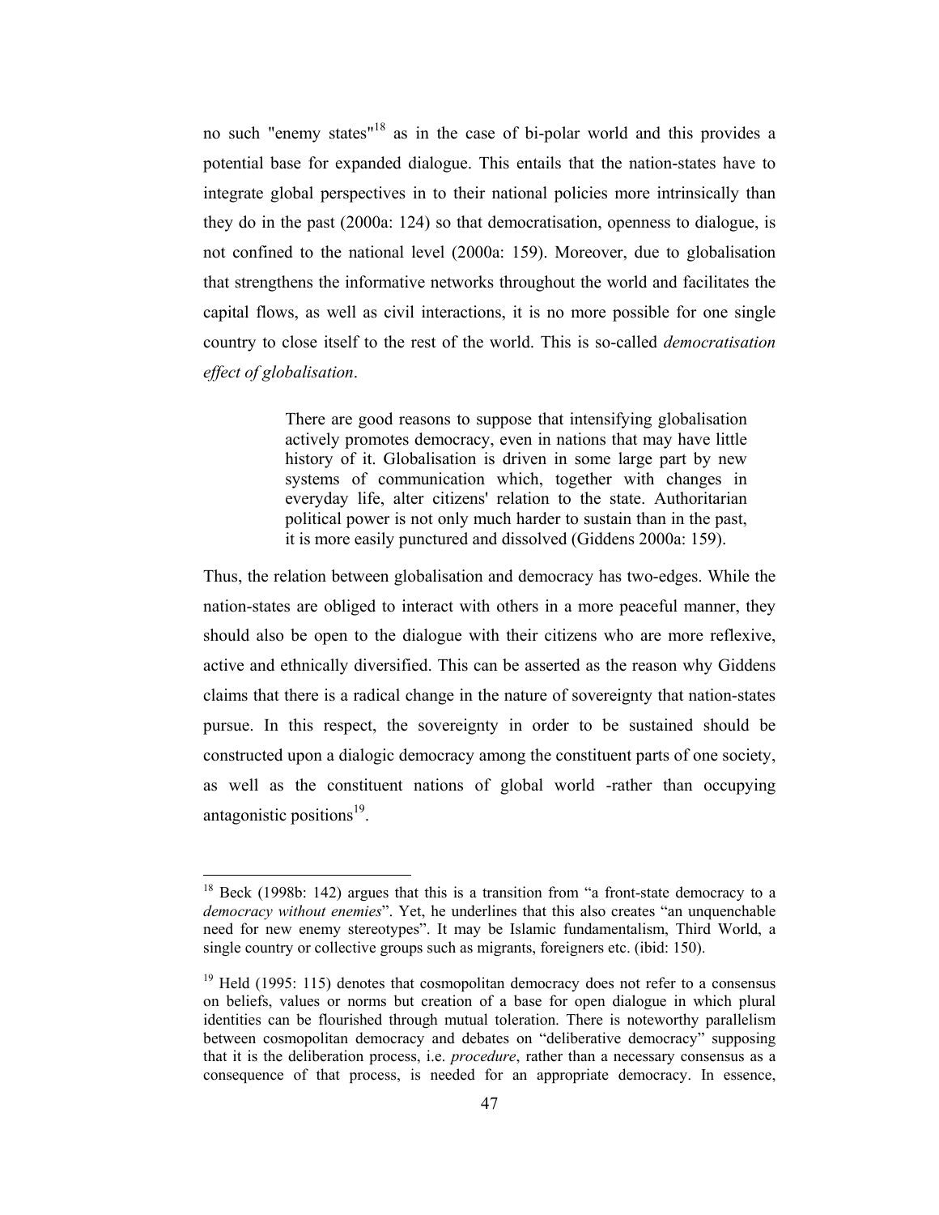no such "enemy states"[18] as in the case of bi-polar world and this provides a potential base for expanded dialogue. This entails that the nation-states have to integrate global perspectives in to their national policies more intrinsically than they do in the past (2000a: 124) so that democratisation, openness to dialogue, is not confined to the national level (2000a: 159). Moreover, due to globalisation that strengthens the informative networks throughout the world and facilitates the capital flows, as well as civil interactions, it is no more possible for one single country to close itself to the rest of the world. This is so-called *democratisation effect of globalisation*.

> There are good reasons to suppose that intensifying globalisation actively promotes democracy, even in nations that may have little history of it. Globalisation is driven in some large part by new systems of communication which, together with changes in everyday life, alter citizens' relation to the state. Authoritarian political power is not only much harder to sustain than in the past, it is more easily punctured and dissolved (Giddens 2000a: 159).

Thus, the relation between globalisation and democracy has two-edges. While the nation-states are obliged to interact with others in a more peaceful manner, they should also be open to the dialogue with their citizens who are more reflexive, active and ethnically diversified. This can be asserted as the reason why Giddens claims that there is a radical change in the nature of sovereignty that nation-states pursue. In this respect, the sovereignty in order to be sustained should be constructed upon a dialogic democracy among the constituent parts of one society, as well as the constituent nations of global world -rather than occupying antagonistic positions[19].

---

[18] Beck (1998b: 142) argues that this is a transition from "a front-state democracy to a *democracy without enemies*". Yet, he underlines that this also creates "an unquenchable need for new enemy stereotypes". It may be Islamic fundamentalism, Third World, a single country or collective groups such as migrants, foreigners etc. (ibid: 150).

[19] Held (1995: 115) denotes that cosmopolitan democracy does not refer to a consensus on beliefs, values or norms but creation of a base for open dialogue in which plural identities can be flourished through mutual toleration. There is noteworthy parallelism between cosmopolitan democracy and debates on "deliberative democracy" supposing that it is the deliberation process, i.e. *procedure*, rather than a necessary consensus as a consequence of that process, is needed for an appropriate democracy. In essence,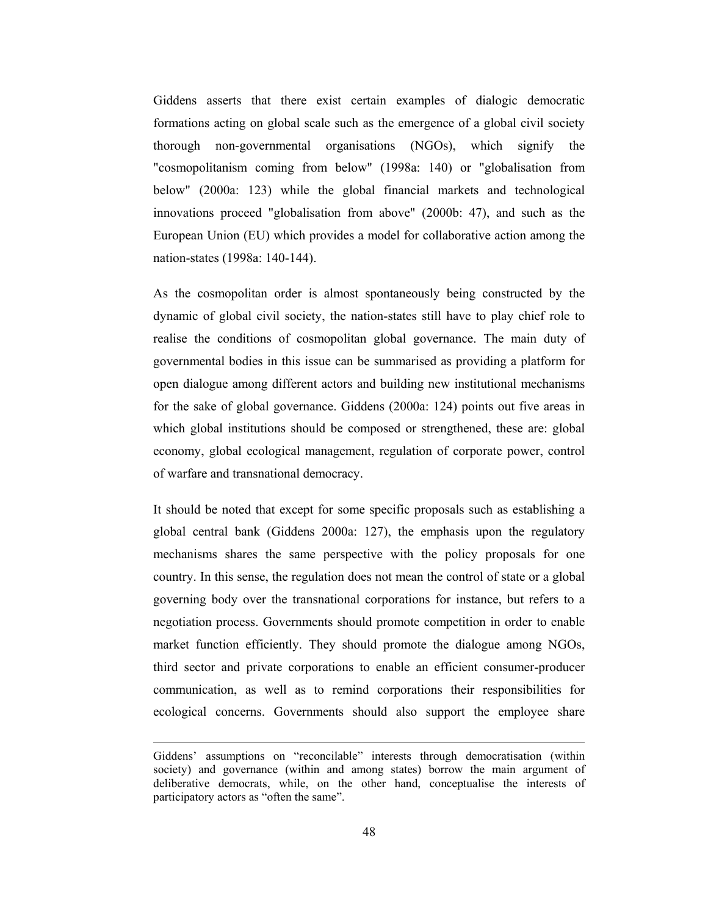Giddens asserts that there exist certain examples of dialogic democratic formations acting on global scale such as the emergence of a global civil society thorough non-governmental organisations (NGOs), which signify the "cosmopolitanism coming from below" (1998a: 140) or "globalisation from below" (2000a: 123) while the global financial markets and technological innovations proceed "globalisation from above" (2000b: 47), and such as the European Union (EU) which provides a model for collaborative action among the nation-states (1998a: 140-144).

As the cosmopolitan order is almost spontaneously being constructed by the dynamic of global civil society, the nation-states still have to play chief role to realise the conditions of cosmopolitan global governance. The main duty of governmental bodies in this issue can be summarised as providing a platform for open dialogue among different actors and building new institutional mechanisms for the sake of global governance. Giddens (2000a: 124) points out five areas in which global institutions should be composed or strengthened, these are: global economy, global ecological management, regulation of corporate power, control of warfare and transnational democracy.

It should be noted that except for some specific proposals such as establishing a global central bank (Giddens 2000a: 127), the emphasis upon the regulatory mechanisms shares the same perspective with the policy proposals for one country. In this sense, the regulation does not mean the control of state or a global governing body over the transnational corporations for instance, but refers to a negotiation process. Governments should promote competition in order to enable market function efficiently. They should promote the dialogue among NGOs, third sector and private corporations to enable an efficient consumer-producer communication, as well as to remind corporations their responsibilities for ecological concerns. Governments should also support the employee share

---

Giddens' assumptions on "reconcilable" interests through democratisation (within society) and governance (within and among states) borrow the main argument of deliberative democrats, while, on the other hand, conceptualise the interests of participatory actors as "often the same".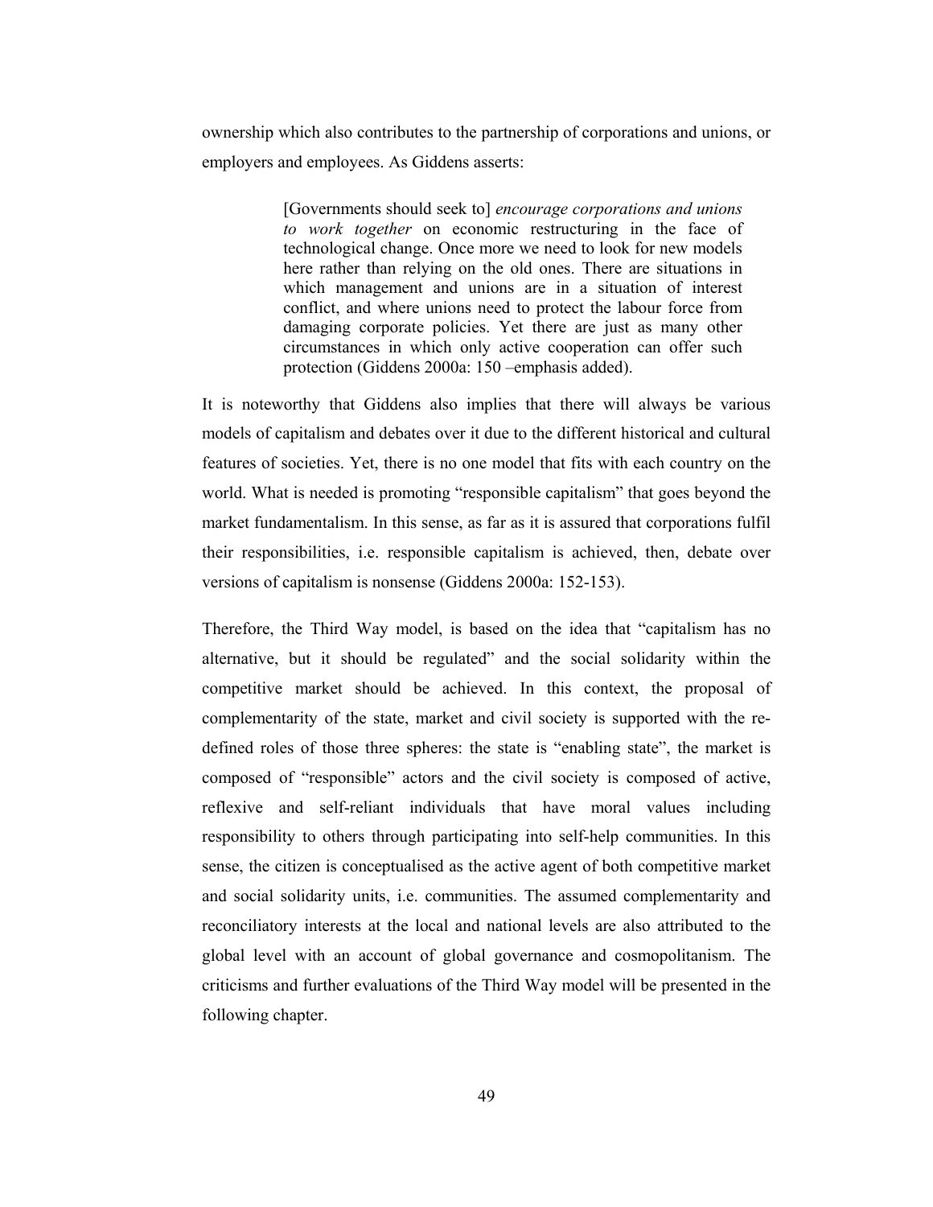ownership which also contributes to the partnership of corporations and unions, or employers and employees. As Giddens asserts:

> [Governments should seek to] *encourage corporations and unions to work together* on economic restructuring in the face of technological change. Once more we need to look for new models here rather than relying on the old ones. There are situations in which management and unions are in a situation of interest conflict, and where unions need to protect the labour force from damaging corporate policies. Yet there are just as many other circumstances in which only active cooperation can offer such protection (Giddens 2000a: 150 –emphasis added).

It is noteworthy that Giddens also implies that there will always be various models of capitalism and debates over it due to the different historical and cultural features of societies. Yet, there is no one model that fits with each country on the world. What is needed is promoting "responsible capitalism" that goes beyond the market fundamentalism. In this sense, as far as it is assured that corporations fulfil their responsibilities, i.e. responsible capitalism is achieved, then, debate over versions of capitalism is nonsense (Giddens 2000a: 152-153).

Therefore, the Third Way model, is based on the idea that "capitalism has no alternative, but it should be regulated" and the social solidarity within the competitive market should be achieved. In this context, the proposal of complementarity of the state, market and civil society is supported with the re-defined roles of those three spheres: the state is "enabling state", the market is composed of "responsible" actors and the civil society is composed of active, reflexive and self-reliant individuals that have moral values including responsibility to others through participating into self-help communities. In this sense, the citizen is conceptualised as the active agent of both competitive market and social solidarity units, i.e. communities. The assumed complementarity and reconciliatory interests at the local and national levels are also attributed to the global level with an account of global governance and cosmopolitanism. The criticisms and further evaluations of the Third Way model will be presented in the following chapter.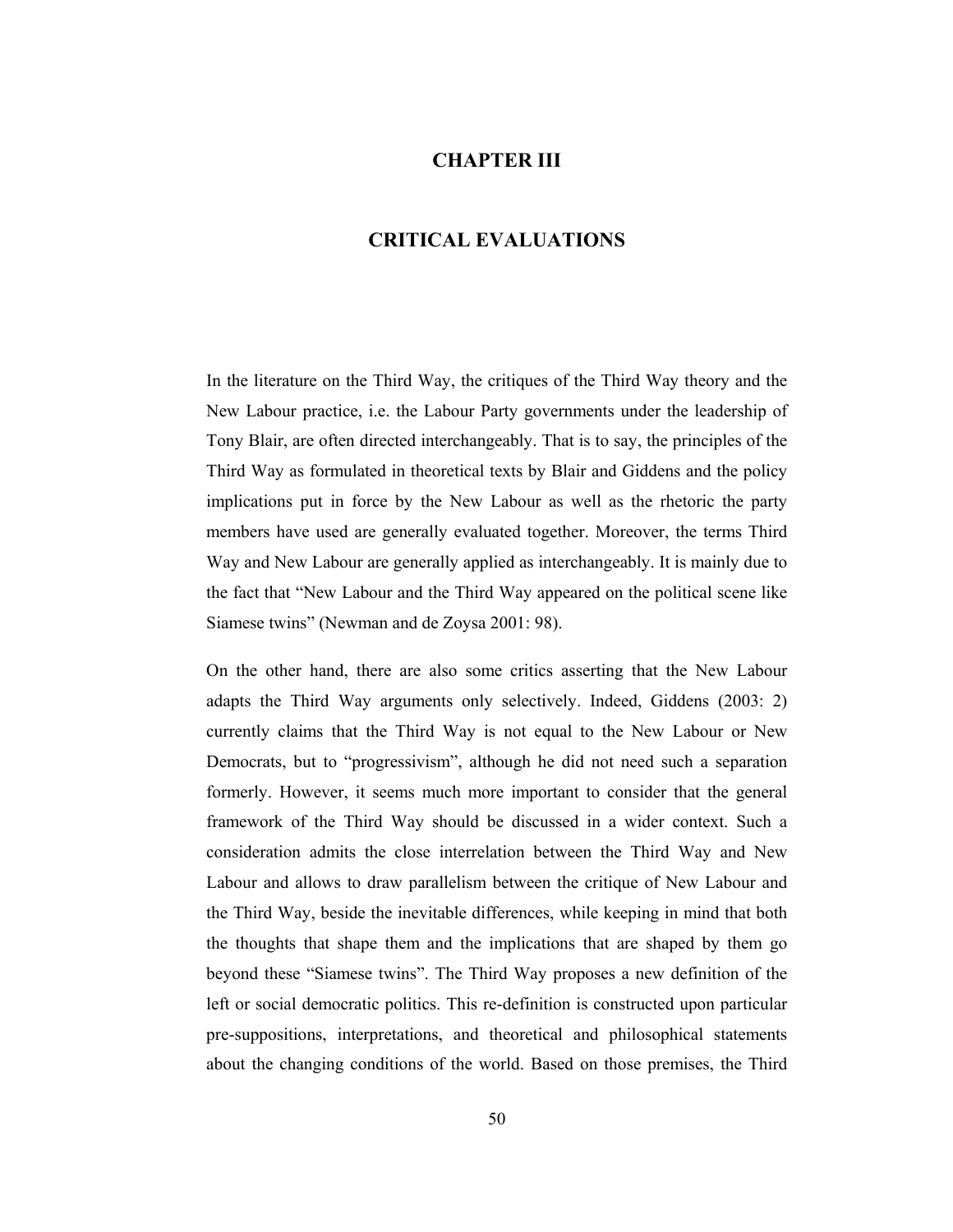# CHAPTER III

# CRITICAL EVALUATIONS

In the literature on the Third Way, the critiques of the Third Way theory and the New Labour practice, i.e. the Labour Party governments under the leadership of Tony Blair, are often directed interchangeably. That is to say, the principles of the Third Way as formulated in theoretical texts by Blair and Giddens and the policy implications put in force by the New Labour as well as the rhetoric the party members have used are generally evaluated together. Moreover, the terms Third Way and New Labour are generally applied as interchangeably. It is mainly due to the fact that "New Labour and the Third Way appeared on the political scene like Siamese twins" (Newman and de Zoysa 2001: 98).

On the other hand, there are also some critics asserting that the New Labour adapts the Third Way arguments only selectively. Indeed, Giddens (2003: 2) currently claims that the Third Way is not equal to the New Labour or New Democrats, but to "progressivism", although he did not need such a separation formerly. However, it seems much more important to consider that the general framework of the Third Way should be discussed in a wider context. Such a consideration admits the close interrelation between the Third Way and New Labour and allows to draw parallelism between the critique of New Labour and the Third Way, beside the inevitable differences, while keeping in mind that both the thoughts that shape them and the implications that are shaped by them go beyond these "Siamese twins". The Third Way proposes a new definition of the left or social democratic politics. This re-definition is constructed upon particular pre-suppositions, interpretations, and theoretical and philosophical statements about the changing conditions of the world. Based on those premises, the Third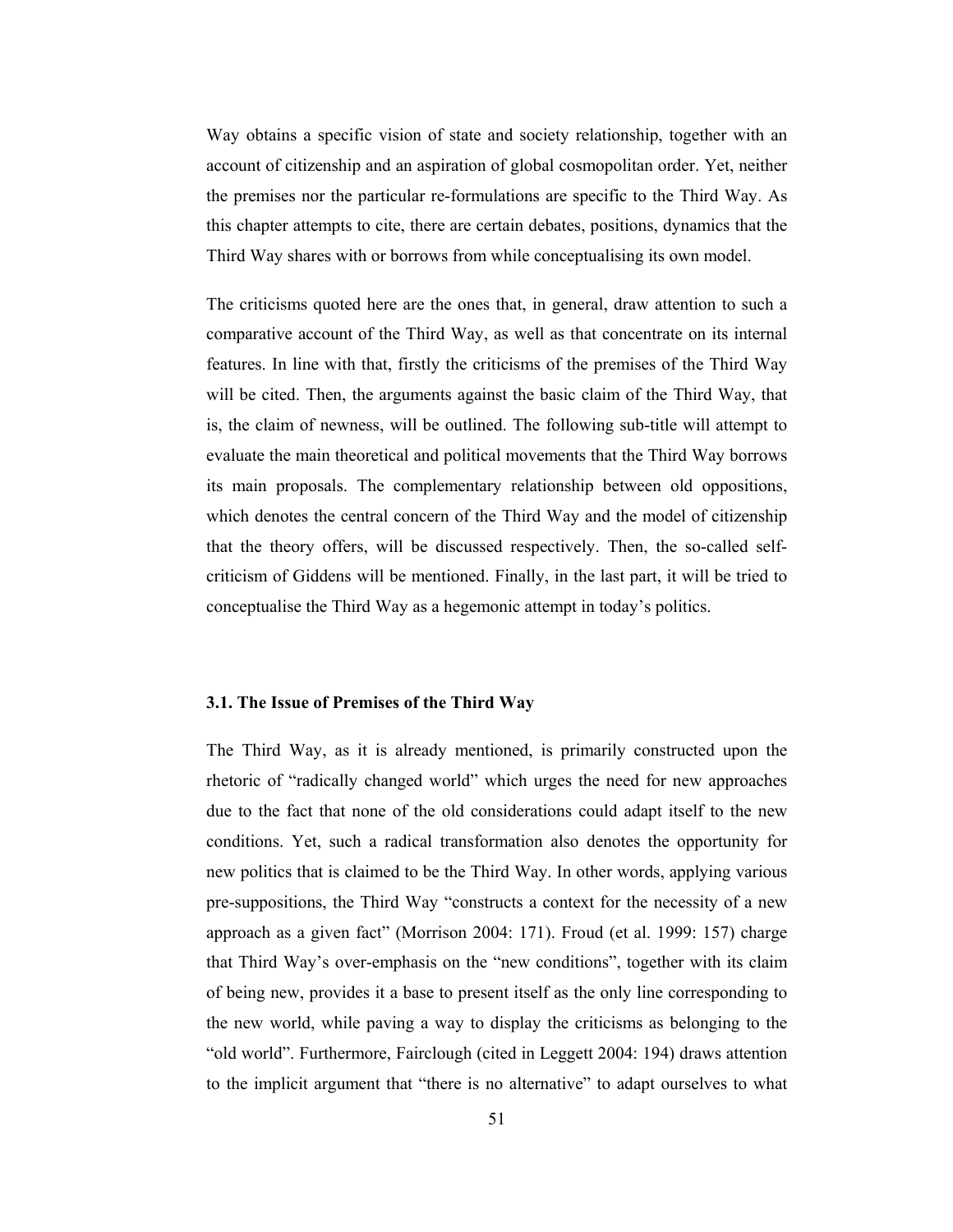Way obtains a specific vision of state and society relationship, together with an account of citizenship and an aspiration of global cosmopolitan order. Yet, neither the premises nor the particular re-formulations are specific to the Third Way. As this chapter attempts to cite, there are certain debates, positions, dynamics that the Third Way shares with or borrows from while conceptualising its own model.

The criticisms quoted here are the ones that, in general, draw attention to such a comparative account of the Third Way, as well as that concentrate on its internal features. In line with that, firstly the criticisms of the premises of the Third Way will be cited. Then, the arguments against the basic claim of the Third Way, that is, the claim of newness, will be outlined. The following sub-title will attempt to evaluate the main theoretical and political movements that the Third Way borrows its main proposals. The complementary relationship between old oppositions, which denotes the central concern of the Third Way and the model of citizenship that the theory offers, will be discussed respectively. Then, the so-called self-criticism of Giddens will be mentioned. Finally, in the last part, it will be tried to conceptualise the Third Way as a hegemonic attempt in today's politics.

### 3.1. The Issue of Premises of the Third Way

The Third Way, as it is already mentioned, is primarily constructed upon the rhetoric of "radically changed world" which urges the need for new approaches due to the fact that none of the old considerations could adapt itself to the new conditions. Yet, such a radical transformation also denotes the opportunity for new politics that is claimed to be the Third Way. In other words, applying various pre-suppositions, the Third Way "constructs a context for the necessity of a new approach as a given fact" (Morrison 2004: 171). Froud (et al. 1999: 157) charge that Third Way's over-emphasis on the "new conditions", together with its claim of being new, provides it a base to present itself as the only line corresponding to the new world, while paving a way to display the criticisms as belonging to the "old world". Furthermore, Fairclough (cited in Leggett 2004: 194) draws attention to the implicit argument that "there is no alternative" to adapt ourselves to what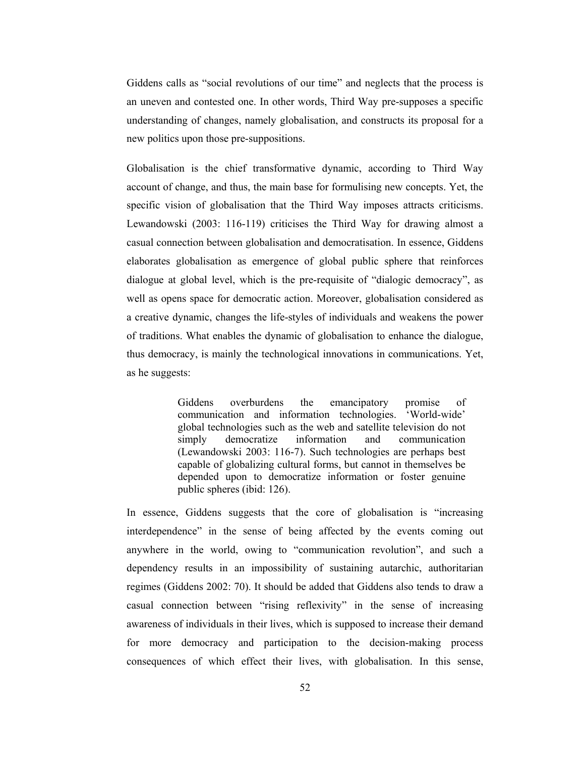Giddens calls as "social revolutions of our time" and neglects that the process is an uneven and contested one. In other words, Third Way pre-supposes a specific understanding of changes, namely globalisation, and constructs its proposal for a new politics upon those pre-suppositions.

Globalisation is the chief transformative dynamic, according to Third Way account of change, and thus, the main base for formulising new concepts. Yet, the specific vision of globalisation that the Third Way imposes attracts criticisms. Lewandowski (2003: 116-119) criticises the Third Way for drawing almost a casual connection between globalisation and democratisation. In essence, Giddens elaborates globalisation as emergence of global public sphere that reinforces dialogue at global level, which is the pre-requisite of "dialogic democracy", as well as opens space for democratic action. Moreover, globalisation considered as a creative dynamic, changes the life-styles of individuals and weakens the power of traditions. What enables the dynamic of globalisation to enhance the dialogue, thus democracy, is mainly the technological innovations in communications. Yet, as he suggests:

> Giddens overburdens the emancipatory promise of communication and information technologies. 'World-wide' global technologies such as the web and satellite television do not simply democratize information and communication (Lewandowski 2003: 116-7). Such technologies are perhaps best capable of globalizing cultural forms, but cannot in themselves be depended upon to democratize information or foster genuine public spheres (ibid: 126).

In essence, Giddens suggests that the core of globalisation is "increasing interdependence" in the sense of being affected by the events coming out anywhere in the world, owing to "communication revolution", and such a dependency results in an impossibility of sustaining autarchic, authoritarian regimes (Giddens 2002: 70). It should be added that Giddens also tends to draw a casual connection between "rising reflexivity" in the sense of increasing awareness of individuals in their lives, which is supposed to increase their demand for more democracy and participation to the decision-making process consequences of which effect their lives, with globalisation. In this sense,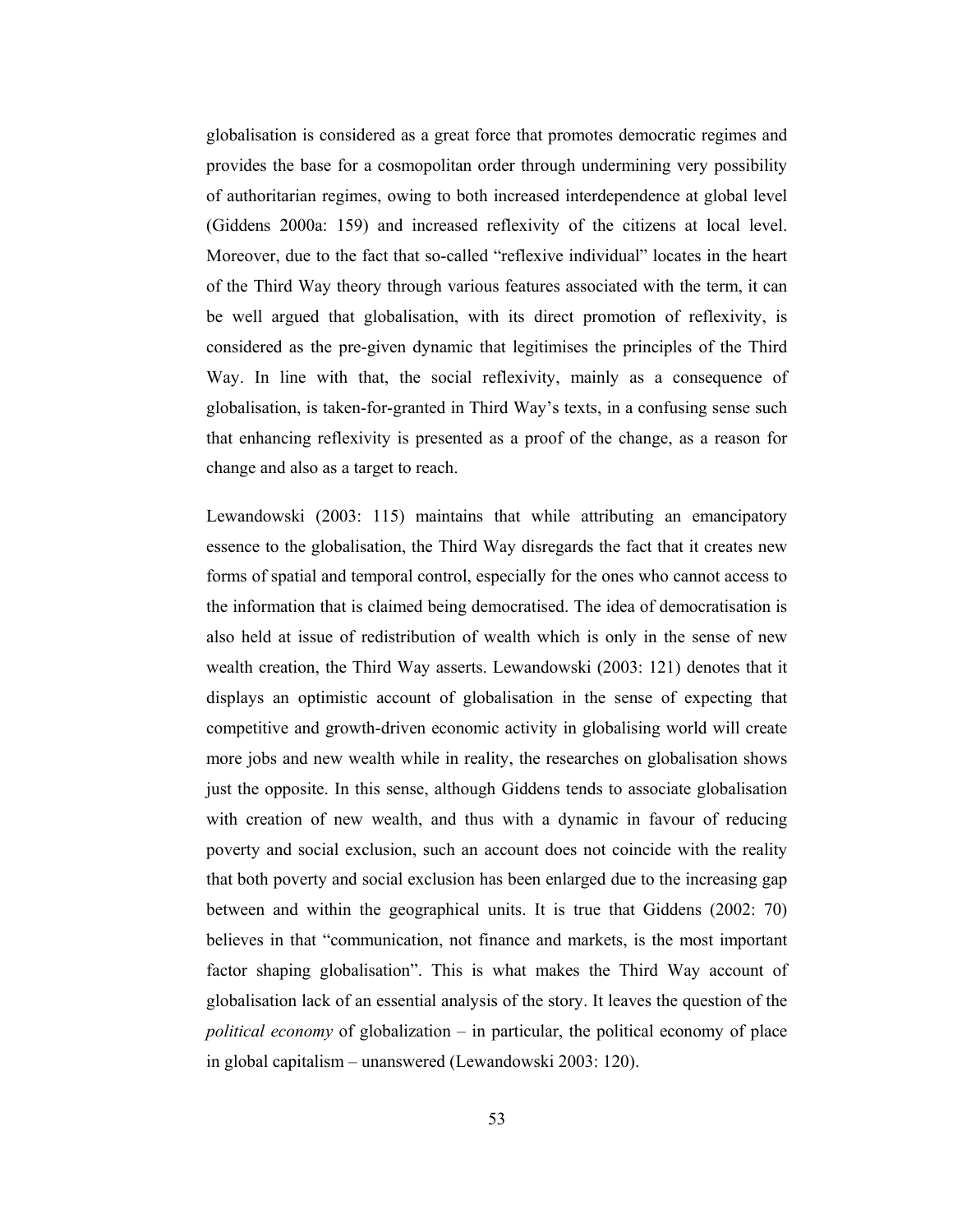globalisation is considered as a great force that promotes democratic regimes and provides the base for a cosmopolitan order through undermining very possibility of authoritarian regimes, owing to both increased interdependence at global level (Giddens 2000a: 159) and increased reflexivity of the citizens at local level. Moreover, due to the fact that so-called "reflexive individual" locates in the heart of the Third Way theory through various features associated with the term, it can be well argued that globalisation, with its direct promotion of reflexivity, is considered as the pre-given dynamic that legitimises the principles of the Third Way. In line with that, the social reflexivity, mainly as a consequence of globalisation, is taken-for-granted in Third Way's texts, in a confusing sense such that enhancing reflexivity is presented as a proof of the change, as a reason for change and also as a target to reach.

Lewandowski (2003: 115) maintains that while attributing an emancipatory essence to the globalisation, the Third Way disregards the fact that it creates new forms of spatial and temporal control, especially for the ones who cannot access to the information that is claimed being democratised. The idea of democratisation is also held at issue of redistribution of wealth which is only in the sense of new wealth creation, the Third Way asserts. Lewandowski (2003: 121) denotes that it displays an optimistic account of globalisation in the sense of expecting that competitive and growth-driven economic activity in globalising world will create more jobs and new wealth while in reality, the researches on globalisation shows just the opposite. In this sense, although Giddens tends to associate globalisation with creation of new wealth, and thus with a dynamic in favour of reducing poverty and social exclusion, such an account does not coincide with the reality that both poverty and social exclusion has been enlarged due to the increasing gap between and within the geographical units. It is true that Giddens (2002: 70) believes in that "communication, not finance and markets, is the most important factor shaping globalisation". This is what makes the Third Way account of globalisation lack of an essential analysis of the story. It leaves the question of the *political economy* of globalization – in particular, the political economy of place in global capitalism – unanswered (Lewandowski 2003: 120).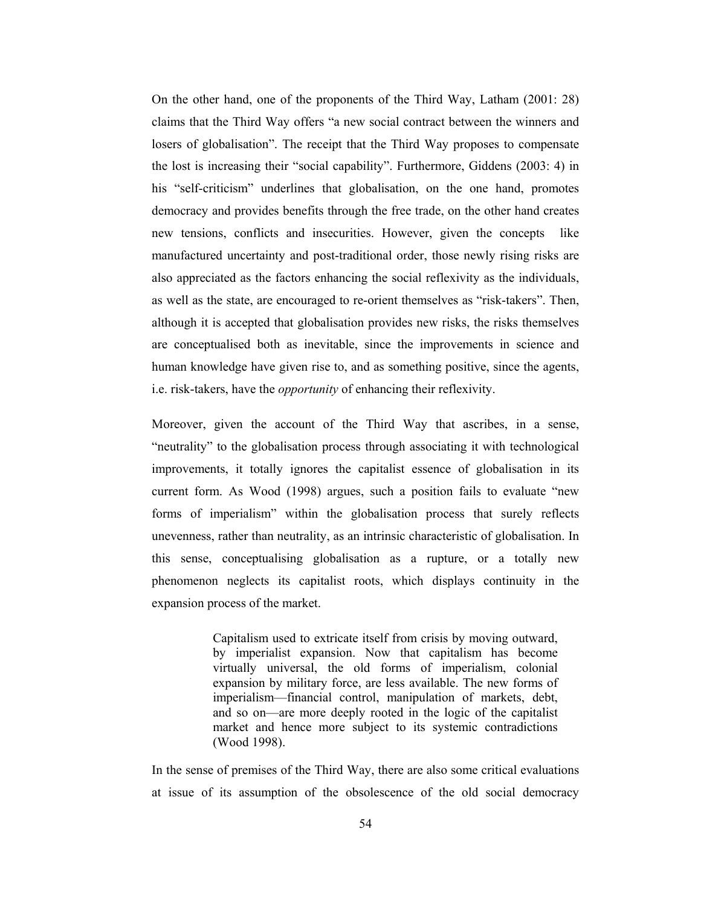On the other hand, one of the proponents of the Third Way, Latham (2001: 28) claims that the Third Way offers "a new social contract between the winners and losers of globalisation". The receipt that the Third Way proposes to compensate the lost is increasing their "social capability". Furthermore, Giddens (2003: 4) in his "self-criticism" underlines that globalisation, on the one hand, promotes democracy and provides benefits through the free trade, on the other hand creates new tensions, conflicts and insecurities. However, given the concepts like manufactured uncertainty and post-traditional order, those newly rising risks are also appreciated as the factors enhancing the social reflexivity as the individuals, as well as the state, are encouraged to re-orient themselves as "risk-takers". Then, although it is accepted that globalisation provides new risks, the risks themselves are conceptualised both as inevitable, since the improvements in science and human knowledge have given rise to, and as something positive, since the agents, i.e. risk-takers, have the *opportunity* of enhancing their reflexivity.

Moreover, given the account of the Third Way that ascribes, in a sense, "neutrality" to the globalisation process through associating it with technological improvements, it totally ignores the capitalist essence of globalisation in its current form. As Wood (1998) argues, such a position fails to evaluate "new forms of imperialism" within the globalisation process that surely reflects unevenness, rather than neutrality, as an intrinsic characteristic of globalisation. In this sense, conceptualising globalisation as a rupture, or a totally new phenomenon neglects its capitalist roots, which displays continuity in the expansion process of the market.

> Capitalism used to extricate itself from crisis by moving outward, by imperialist expansion. Now that capitalism has become virtually universal, the old forms of imperialism, colonial expansion by military force, are less available. The new forms of imperialism—financial control, manipulation of markets, debt, and so on—are more deeply rooted in the logic of the capitalist market and hence more subject to its systemic contradictions (Wood 1998).

In the sense of premises of the Third Way, there are also some critical evaluations at issue of its assumption of the obsolescence of the old social democracy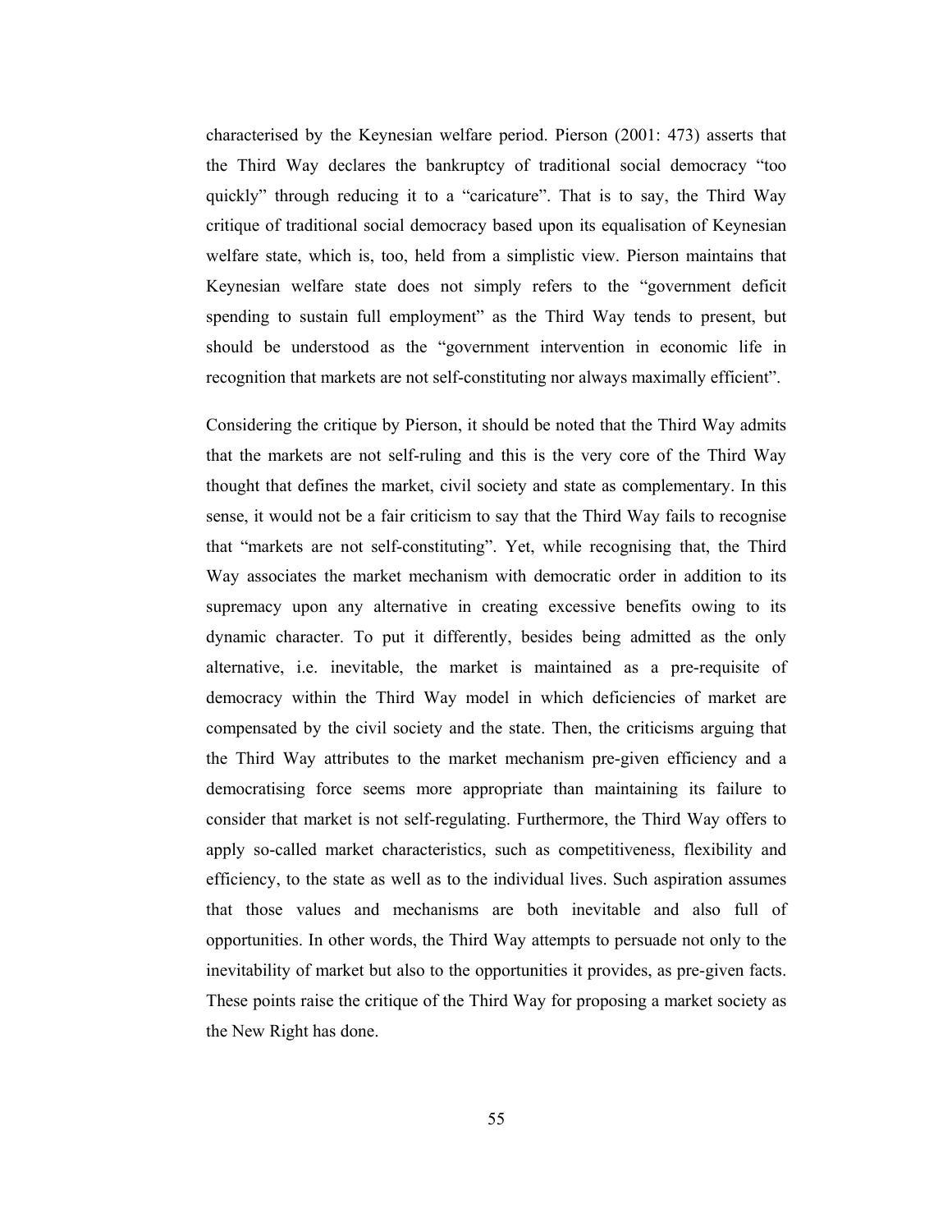characterised by the Keynesian welfare period. Pierson (2001: 473) asserts that the Third Way declares the bankruptcy of traditional social democracy "too quickly" through reducing it to a "caricature". That is to say, the Third Way critique of traditional social democracy based upon its equalisation of Keynesian welfare state, which is, too, held from a simplistic view. Pierson maintains that Keynesian welfare state does not simply refers to the "government deficit spending to sustain full employment" as the Third Way tends to present, but should be understood as the "government intervention in economic life in recognition that markets are not self-constituting nor always maximally efficient".

Considering the critique by Pierson, it should be noted that the Third Way admits that the markets are not self-ruling and this is the very core of the Third Way thought that defines the market, civil society and state as complementary. In this sense, it would not be a fair criticism to say that the Third Way fails to recognise that "markets are not self-constituting". Yet, while recognising that, the Third Way associates the market mechanism with democratic order in addition to its supremacy upon any alternative in creating excessive benefits owing to its dynamic character. To put it differently, besides being admitted as the only alternative, i.e. inevitable, the market is maintained as a pre-requisite of democracy within the Third Way model in which deficiencies of market are compensated by the civil society and the state. Then, the criticisms arguing that the Third Way attributes to the market mechanism pre-given efficiency and a democratising force seems more appropriate than maintaining its failure to consider that market is not self-regulating. Furthermore, the Third Way offers to apply so-called market characteristics, such as competitiveness, flexibility and efficiency, to the state as well as to the individual lives. Such aspiration assumes that those values and mechanisms are both inevitable and also full of opportunities. In other words, the Third Way attempts to persuade not only to the inevitability of market but also to the opportunities it provides, as pre-given facts. These points raise the critique of the Third Way for proposing a market society as the New Right has done.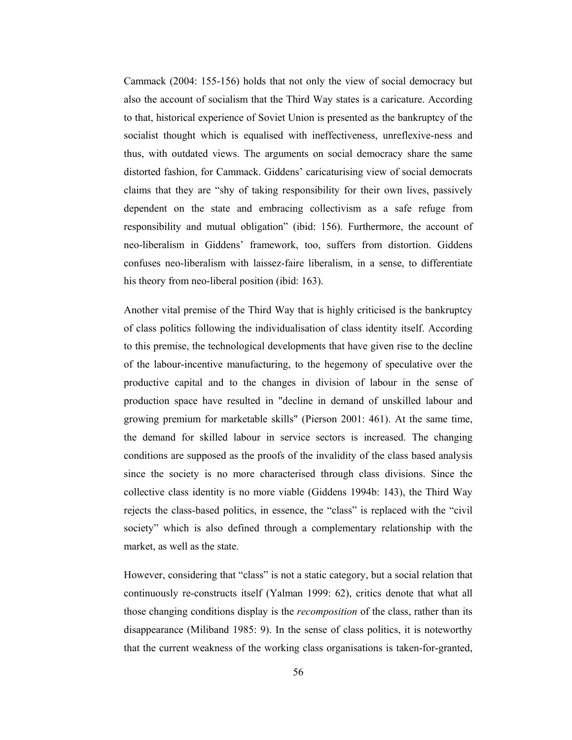Cammack (2004: 155-156) holds that not only the view of social democracy but also the account of socialism that the Third Way states is a caricature. According to that, historical experience of Soviet Union is presented as the bankruptcy of the socialist thought which is equalised with ineffectiveness, unreflexive-ness and thus, with outdated views. The arguments on social democracy share the same distorted fashion, for Cammack. Giddens' caricaturising view of social democrats claims that they are "shy of taking responsibility for their own lives, passively dependent on the state and embracing collectivism as a safe refuge from responsibility and mutual obligation" (ibid: 156). Furthermore, the account of neo-liberalism in Giddens' framework, too, suffers from distortion. Giddens confuses neo-liberalism with laissez-faire liberalism, in a sense, to differentiate his theory from neo-liberal position (ibid: 163).

Another vital premise of the Third Way that is highly criticised is the bankruptcy of class politics following the individualisation of class identity itself. According to this premise, the technological developments that have given rise to the decline of the labour-incentive manufacturing, to the hegemony of speculative over the productive capital and to the changes in division of labour in the sense of production space have resulted in "decline in demand of unskilled labour and growing premium for marketable skills" (Pierson 2001: 461). At the same time, the demand for skilled labour in service sectors is increased. The changing conditions are supposed as the proofs of the invalidity of the class based analysis since the society is no more characterised through class divisions. Since the collective class identity is no more viable (Giddens 1994b: 143), the Third Way rejects the class-based politics, in essence, the "class" is replaced with the "civil society" which is also defined through a complementary relationship with the market, as well as the state.

However, considering that "class" is not a static category, but a social relation that continuously re-constructs itself (Yalman 1999: 62), critics denote that what all those changing conditions display is the *recomposition* of the class, rather than its disappearance (Miliband 1985: 9). In the sense of class politics, it is noteworthy that the current weakness of the working class organisations is taken-for-granted,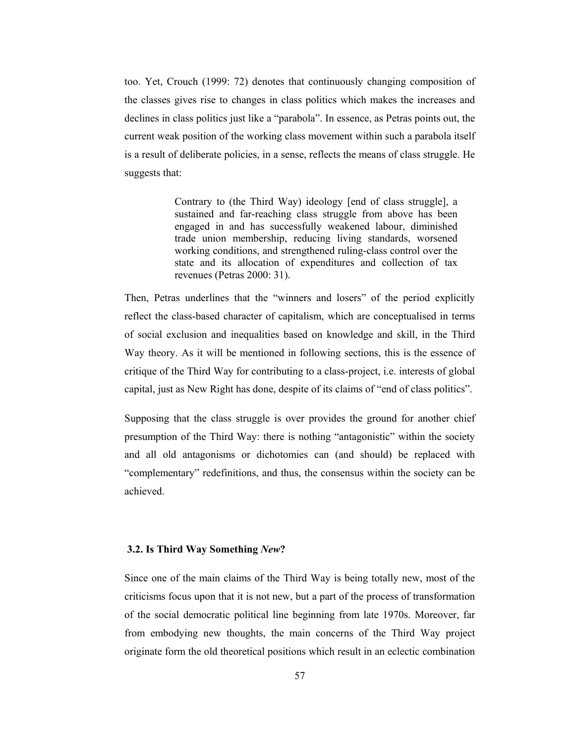too. Yet, Crouch (1999: 72) denotes that continuously changing composition of the classes gives rise to changes in class politics which makes the increases and declines in class politics just like a "parabola". In essence, as Petras points out, the current weak position of the working class movement within such a parabola itself is a result of deliberate policies, in a sense, reflects the means of class struggle. He suggests that:

> Contrary to (the Third Way) ideology [end of class struggle], a sustained and far-reaching class struggle from above has been engaged in and has successfully weakened labour, diminished trade union membership, reducing living standards, worsened working conditions, and strengthened ruling-class control over the state and its allocation of expenditures and collection of tax revenues (Petras 2000: 31).

Then, Petras underlines that the "winners and losers" of the period explicitly reflect the class-based character of capitalism, which are conceptualised in terms of social exclusion and inequalities based on knowledge and skill, in the Third Way theory. As it will be mentioned in following sections, this is the essence of critique of the Third Way for contributing to a class-project, i.e. interests of global capital, just as New Right has done, despite of its claims of "end of class politics".

Supposing that the class struggle is over provides the ground for another chief presumption of the Third Way: there is nothing "antagonistic" within the society and all old antagonisms or dichotomies can (and should) be replaced with "complementary" redefinitions, and thus, the consensus within the society can be achieved.

### 3.2. Is Third Way Something *New*?

Since one of the main claims of the Third Way is being totally new, most of the criticisms focus upon that it is not new, but a part of the process of transformation of the social democratic political line beginning from late 1970s. Moreover, far from embodying new thoughts, the main concerns of the Third Way project originate form the old theoretical positions which result in an eclectic combination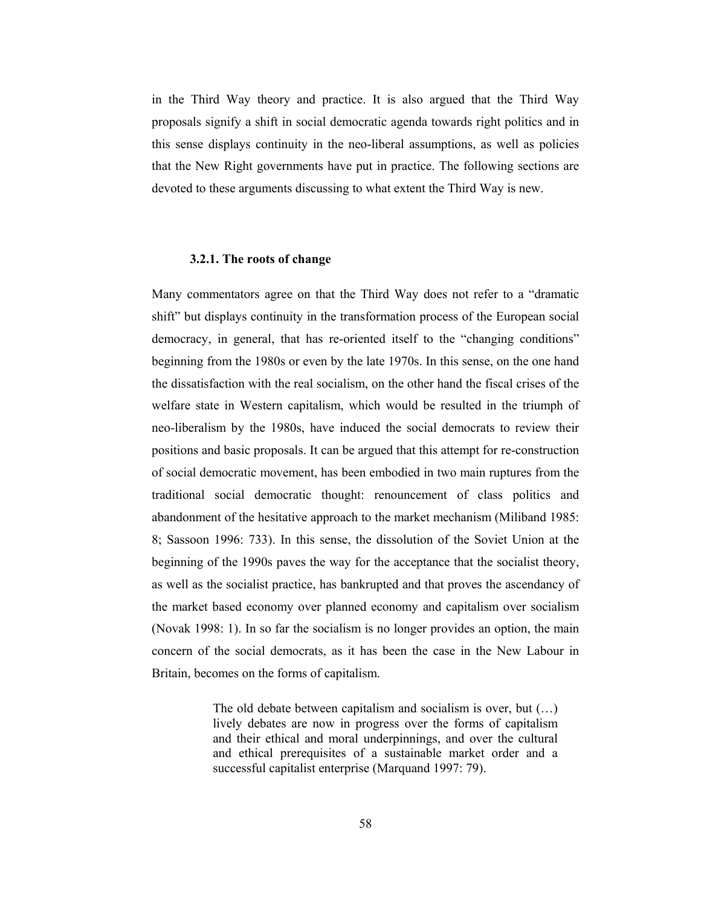in the Third Way theory and practice. It is also argued that the Third Way proposals signify a shift in social democratic agenda towards right politics and in this sense displays continuity in the neo-liberal assumptions, as well as policies that the New Right governments have put in practice. The following sections are devoted to these arguments discussing to what extent the Third Way is new.

### 3.2.1. The roots of change

Many commentators agree on that the Third Way does not refer to a "dramatic shift" but displays continuity in the transformation process of the European social democracy, in general, that has re-oriented itself to the "changing conditions" beginning from the 1980s or even by the late 1970s. In this sense, on the one hand the dissatisfaction with the real socialism, on the other hand the fiscal crises of the welfare state in Western capitalism, which would be resulted in the triumph of neo-liberalism by the 1980s, have induced the social democrats to review their positions and basic proposals. It can be argued that this attempt for re-construction of social democratic movement, has been embodied in two main ruptures from the traditional social democratic thought: renouncement of class politics and abandonment of the hesitative approach to the market mechanism (Miliband 1985: 8; Sassoon 1996: 733). In this sense, the dissolution of the Soviet Union at the beginning of the 1990s paves the way for the acceptance that the socialist theory, as well as the socialist practice, has bankrupted and that proves the ascendancy of the market based economy over planned economy and capitalism over socialism (Novak 1998: 1). In so far the socialism is no longer provides an option, the main concern of the social democrats, as it has been the case in the New Labour in Britain, becomes on the forms of capitalism.

> The old debate between capitalism and socialism is over, but (…) lively debates are now in progress over the forms of capitalism and their ethical and moral underpinnings, and over the cultural and ethical prerequisites of a sustainable market order and a successful capitalist enterprise (Marquand 1997: 79).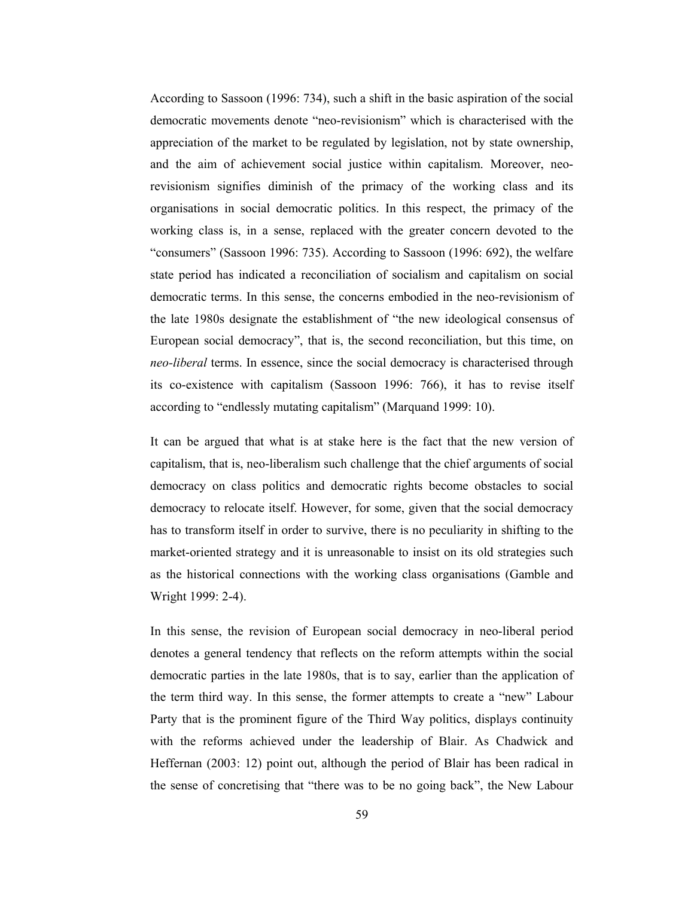According to Sassoon (1996: 734), such a shift in the basic aspiration of the social democratic movements denote "neo-revisionism" which is characterised with the appreciation of the market to be regulated by legislation, not by state ownership, and the aim of achievement social justice within capitalism. Moreover, neo-revisionism signifies diminish of the primacy of the working class and its organisations in social democratic politics. In this respect, the primacy of the working class is, in a sense, replaced with the greater concern devoted to the "consumers" (Sassoon 1996: 735). According to Sassoon (1996: 692), the welfare state period has indicated a reconciliation of socialism and capitalism on social democratic terms. In this sense, the concerns embodied in the neo-revisionism of the late 1980s designate the establishment of "the new ideological consensus of European social democracy", that is, the second reconciliation, but this time, on *neo-liberal* terms. In essence, since the social democracy is characterised through its co-existence with capitalism (Sassoon 1996: 766), it has to revise itself according to "endlessly mutating capitalism" (Marquand 1999: 10).

It can be argued that what is at stake here is the fact that the new version of capitalism, that is, neo-liberalism such challenge that the chief arguments of social democracy on class politics and democratic rights become obstacles to social democracy to relocate itself. However, for some, given that the social democracy has to transform itself in order to survive, there is no peculiarity in shifting to the market-oriented strategy and it is unreasonable to insist on its old strategies such as the historical connections with the working class organisations (Gamble and Wright 1999: 2-4).

In this sense, the revision of European social democracy in neo-liberal period denotes a general tendency that reflects on the reform attempts within the social democratic parties in the late 1980s, that is to say, earlier than the application of the term third way. In this sense, the former attempts to create a "new" Labour Party that is the prominent figure of the Third Way politics, displays continuity with the reforms achieved under the leadership of Blair. As Chadwick and Heffernan (2003: 12) point out, although the period of Blair has been radical in the sense of concretising that "there was to be no going back", the New Labour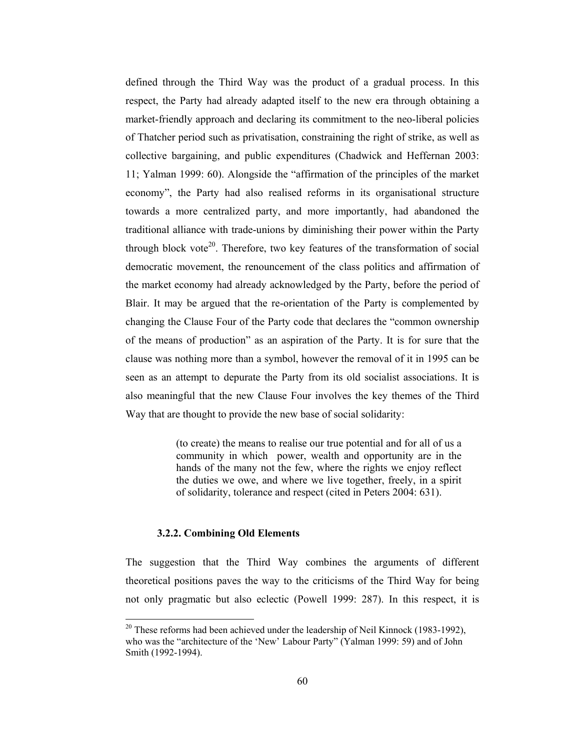defined through the Third Way was the product of a gradual process. In this respect, the Party had already adapted itself to the new era through obtaining a market-friendly approach and declaring its commitment to the neo-liberal policies of Thatcher period such as privatisation, constraining the right of strike, as well as collective bargaining, and public expenditures (Chadwick and Heffernan 2003: 11; Yalman 1999: 60). Alongside the "affirmation of the principles of the market economy", the Party had also realised reforms in its organisational structure towards a more centralized party, and more importantly, had abandoned the traditional alliance with trade-unions by diminishing their power within the Party through block vote[20]. Therefore, two key features of the transformation of social democratic movement, the renouncement of the class politics and affirmation of the market economy had already acknowledged by the Party, before the period of Blair. It may be argued that the re-orientation of the Party is complemented by changing the Clause Four of the Party code that declares the "common ownership of the means of production" as an aspiration of the Party. It is for sure that the clause was nothing more than a symbol, however the removal of it in 1995 can be seen as an attempt to depurate the Party from its old socialist associations. It is also meaningful that the new Clause Four involves the key themes of the Third Way that are thought to provide the new base of social solidarity:

> (to create) the means to realise our true potential and for all of us a community in which power, wealth and opportunity are in the hands of the many not the few, where the rights we enjoy reflect the duties we owe, and where we live together, freely, in a spirit of solidarity, tolerance and respect (cited in Peters 2004: 631).

### 3.2.2. Combining Old Elements

The suggestion that the Third Way combines the arguments of different theoretical positions paves the way to the criticisms of the Third Way for being not only pragmatic but also eclectic (Powell 1999: 287). In this respect, it is

[20] These reforms had been achieved under the leadership of Neil Kinnock (1983-1992), who was the "architecture of the 'New' Labour Party" (Yalman 1999: 59) and of John Smith (1992-1994).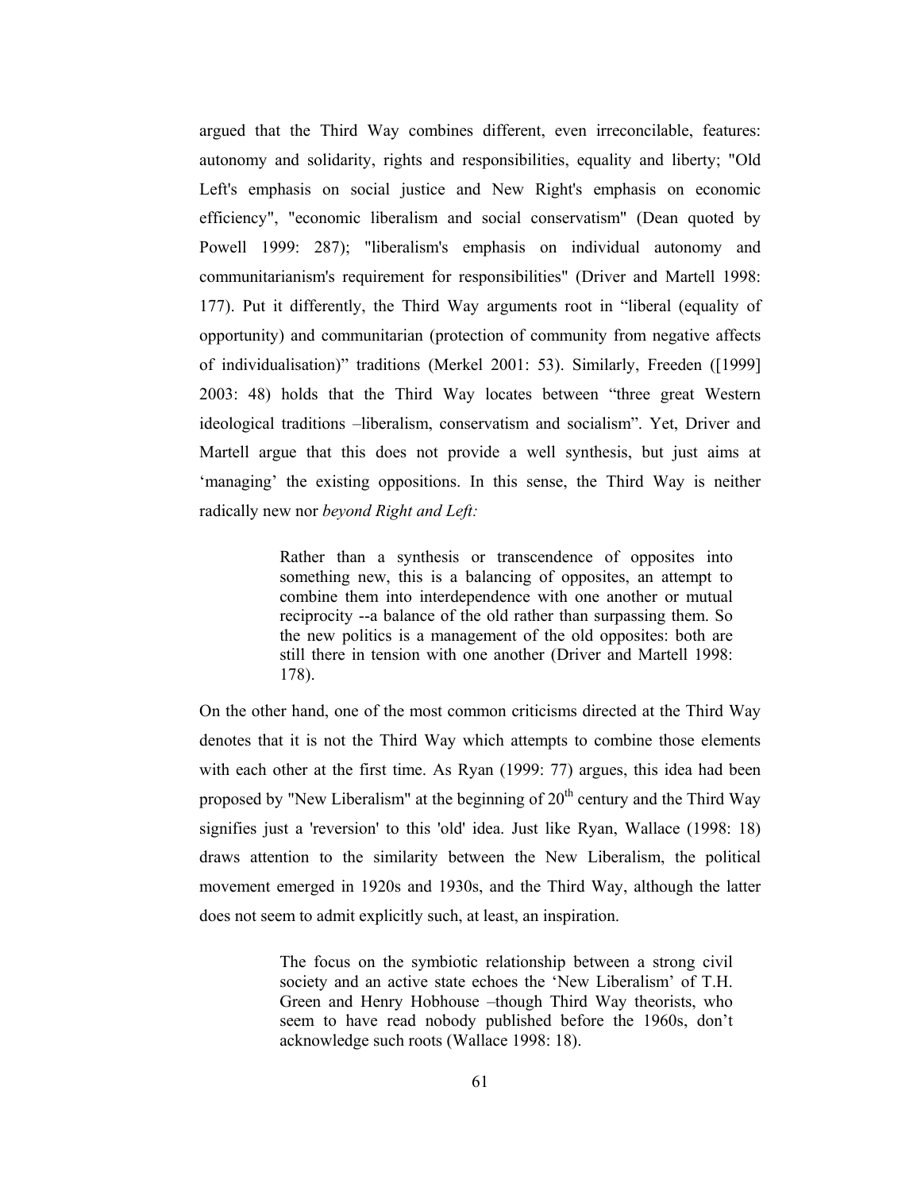argued that the Third Way combines different, even irreconcilable, features: autonomy and solidarity, rights and responsibilities, equality and liberty; "Old Left's emphasis on social justice and New Right's emphasis on economic efficiency", "economic liberalism and social conservatism" (Dean quoted by Powell 1999: 287); "liberalism's emphasis on individual autonomy and communitarianism's requirement for responsibilities" (Driver and Martell 1998: 177). Put it differently, the Third Way arguments root in “liberal (equality of opportunity) and communitarian (protection of community from negative affects of individualisation)” traditions (Merkel 2001: 53). Similarly, Freeden ([1999] 2003: 48) holds that the Third Way locates between “three great Western ideological traditions –liberalism, conservatism and socialism”. Yet, Driver and Martell argue that this does not provide a well synthesis, but just aims at ‘managing’ the existing oppositions. In this sense, the Third Way is neither radically new nor *beyond Right and Left:*

> Rather than a synthesis or transcendence of opposites into something new, this is a balancing of opposites, an attempt to combine them into interdependence with one another or mutual reciprocity --a balance of the old rather than surpassing them. So the new politics is a management of the old opposites: both are still there in tension with one another (Driver and Martell 1998: 178).

On the other hand, one of the most common criticisms directed at the Third Way denotes that it is not the Third Way which attempts to combine those elements with each other at the first time. As Ryan (1999: 77) argues, this idea had been proposed by "New Liberalism" at the beginning of 20th century and the Third Way signifies just a 'reversion' to this 'old' idea. Just like Ryan, Wallace (1998: 18) draws attention to the similarity between the New Liberalism, the political movement emerged in 1920s and 1930s, and the Third Way, although the latter does not seem to admit explicitly such, at least, an inspiration.

> The focus on the symbiotic relationship between a strong civil society and an active state echoes the ‘New Liberalism’ of T.H. Green and Henry Hobhouse –though Third Way theorists, who seem to have read nobody published before the 1960s, don’t acknowledge such roots (Wallace 1998: 18).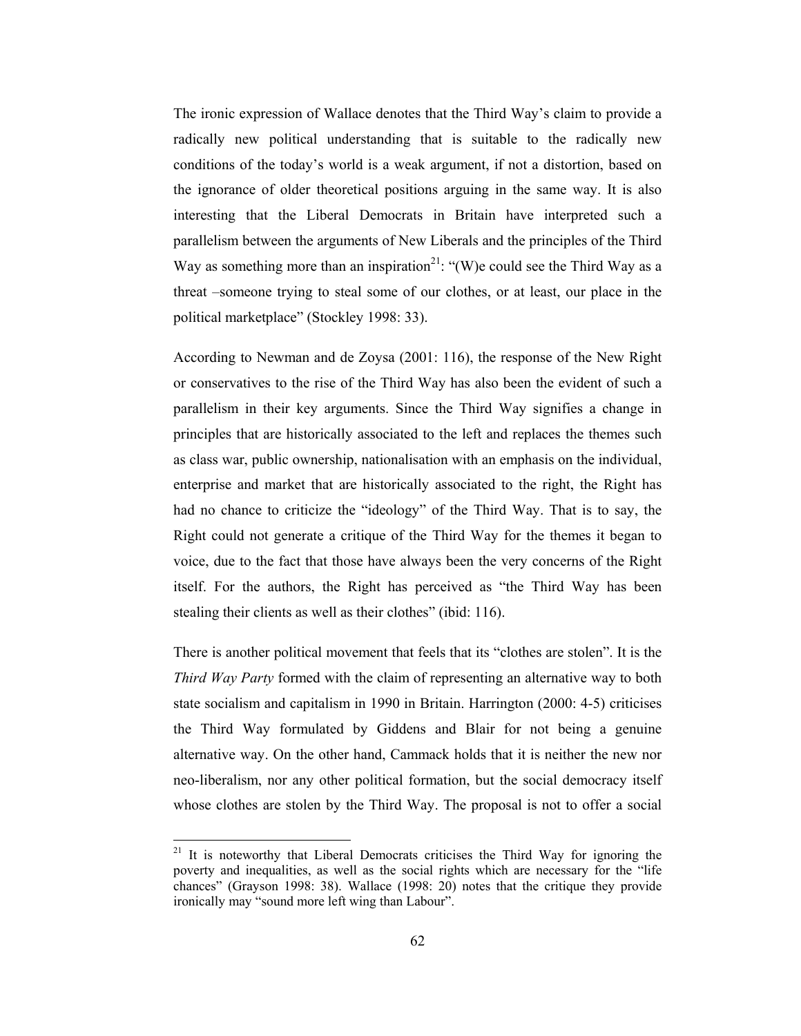The ironic expression of Wallace denotes that the Third Way's claim to provide a radically new political understanding that is suitable to the radically new conditions of the today's world is a weak argument, if not a distortion, based on the ignorance of older theoretical positions arguing in the same way. It is also interesting that the Liberal Democrats in Britain have interpreted such a parallelism between the arguments of New Liberals and the principles of the Third Way as something more than an inspiration[21]: "(W)e could see the Third Way as a threat –someone trying to steal some of our clothes, or at least, our place in the political marketplace" (Stockley 1998: 33).

According to Newman and de Zoysa (2001: 116), the response of the New Right or conservatives to the rise of the Third Way has also been the evident of such a parallelism in their key arguments. Since the Third Way signifies a change in principles that are historically associated to the left and replaces the themes such as class war, public ownership, nationalisation with an emphasis on the individual, enterprise and market that are historically associated to the right, the Right has had no chance to criticize the "ideology" of the Third Way. That is to say, the Right could not generate a critique of the Third Way for the themes it began to voice, due to the fact that those have always been the very concerns of the Right itself. For the authors, the Right has perceived as "the Third Way has been stealing their clients as well as their clothes" (ibid: 116).

There is another political movement that feels that its "clothes are stolen". It is the *Third Way Party* formed with the claim of representing an alternative way to both state socialism and capitalism in 1990 in Britain. Harrington (2000: 4-5) criticises the Third Way formulated by Giddens and Blair for not being a genuine alternative way. On the other hand, Cammack holds that it is neither the new nor neo-liberalism, nor any other political formation, but the social democracy itself whose clothes are stolen by the Third Way. The proposal is not to offer a social

---

[21] It is noteworthy that Liberal Democrats criticises the Third Way for ignoring the poverty and inequalities, as well as the social rights which are necessary for the "life chances" (Grayson 1998: 38). Wallace (1998: 20) notes that the critique they provide ironically may "sound more left wing than Labour".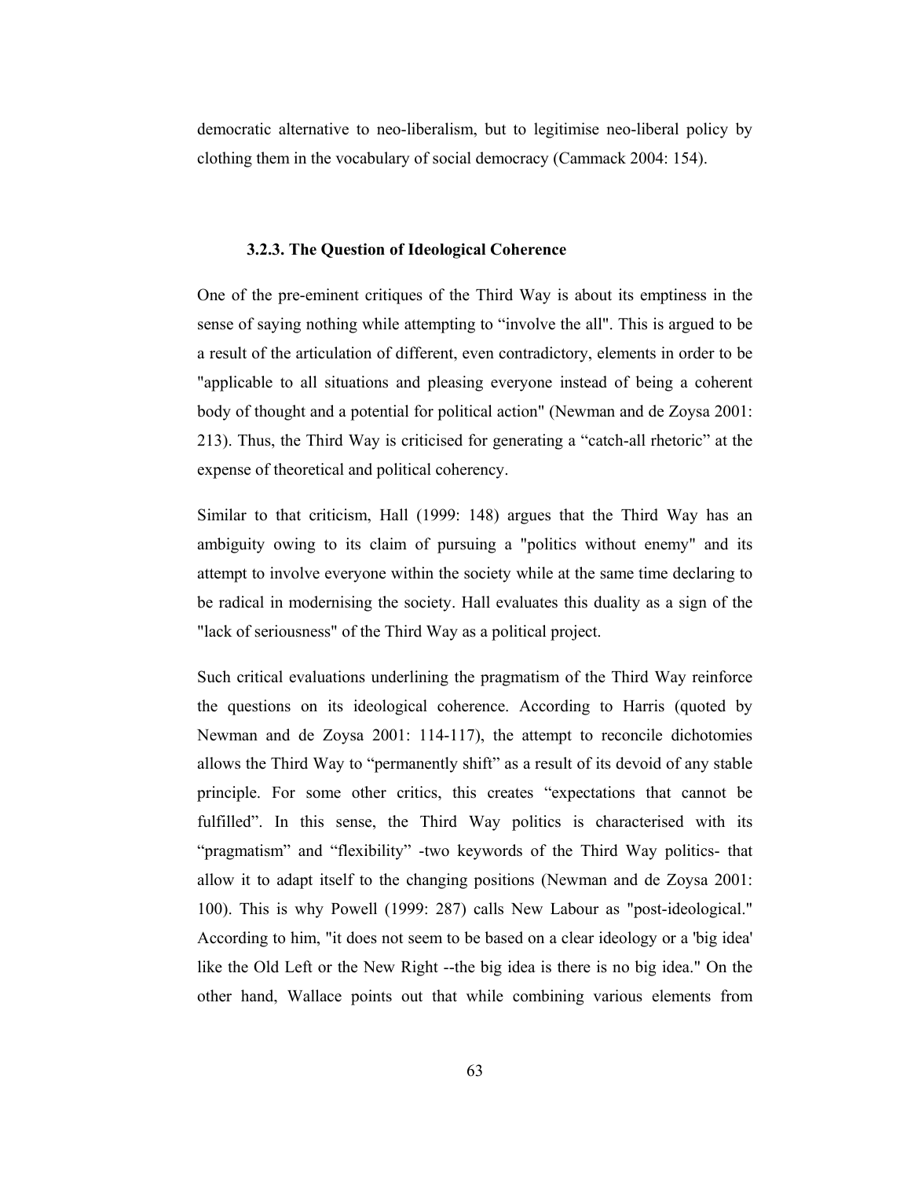democratic alternative to neo-liberalism, but to legitimise neo-liberal policy by clothing them in the vocabulary of social democracy (Cammack 2004: 154).

### 3.2.3. The Question of Ideological Coherence

One of the pre-eminent critiques of the Third Way is about its emptiness in the sense of saying nothing while attempting to “involve the all". This is argued to be a result of the articulation of different, even contradictory, elements in order to be "applicable to all situations and pleasing everyone instead of being a coherent body of thought and a potential for political action" (Newman and de Zoysa 2001: 213). Thus, the Third Way is criticised for generating a “catch-all rhetoric” at the expense of theoretical and political coherency.

Similar to that criticism, Hall (1999: 148) argues that the Third Way has an ambiguity owing to its claim of pursuing a "politics without enemy" and its attempt to involve everyone within the society while at the same time declaring to be radical in modernising the society. Hall evaluates this duality as a sign of the "lack of seriousness" of the Third Way as a political project.

Such critical evaluations underlining the pragmatism of the Third Way reinforce the questions on its ideological coherence. According to Harris (quoted by Newman and de Zoysa 2001: 114-117), the attempt to reconcile dichotomies allows the Third Way to “permanently shift” as a result of its devoid of any stable principle. For some other critics, this creates “expectations that cannot be fulfilled”. In this sense, the Third Way politics is characterised with its “pragmatism” and “flexibility” -two keywords of the Third Way politics- that allow it to adapt itself to the changing positions (Newman and de Zoysa 2001: 100). This is why Powell (1999: 287) calls New Labour as "post-ideological." According to him, "it does not seem to be based on a clear ideology or a 'big idea' like the Old Left or the New Right --the big idea is there is no big idea." On the other hand, Wallace points out that while combining various elements from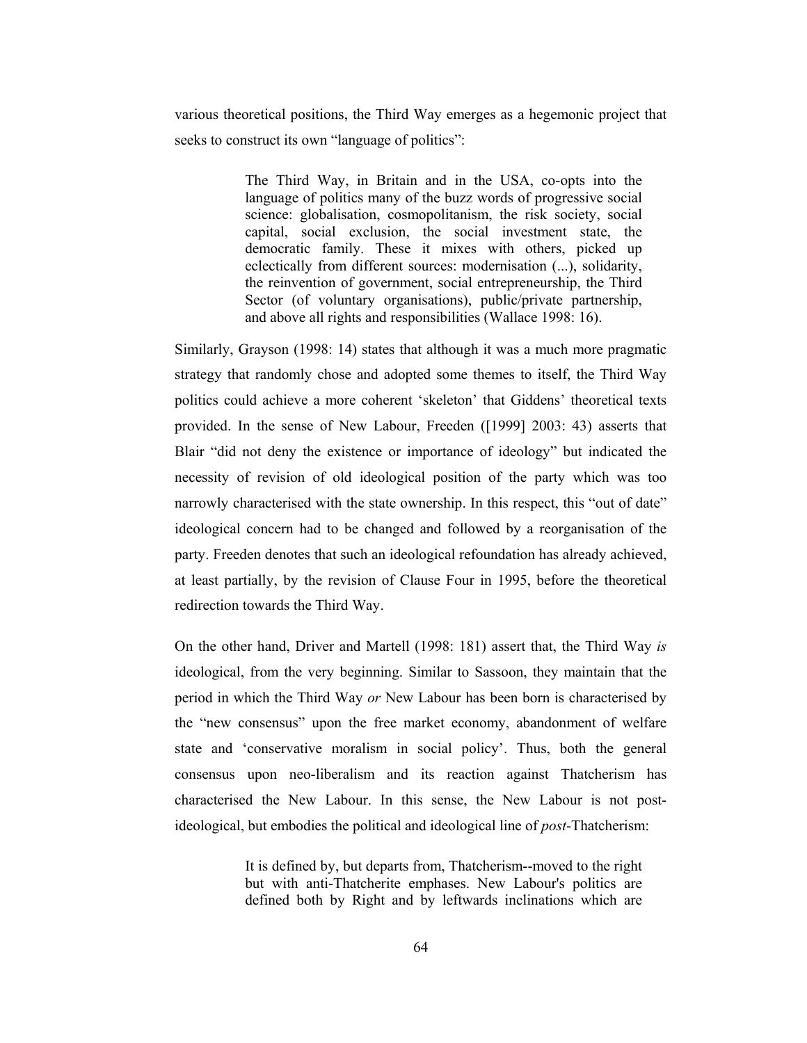various theoretical positions, the Third Way emerges as a hegemonic project that seeks to construct its own "language of politics":

> The Third Way, in Britain and in the USA, co-opts into the language of politics many of the buzz words of progressive social science: globalisation, cosmopolitanism, the risk society, social capital, social exclusion, the social investment state, the democratic family. These it mixes with others, picked up eclectically from different sources: modernisation (...), solidarity, the reinvention of government, social entrepreneurship, the Third Sector (of voluntary organisations), public/private partnership, and above all rights and responsibilities (Wallace 1998: 16).

Similarly, Grayson (1998: 14) states that although it was a much more pragmatic strategy that randomly chose and adopted some themes to itself, the Third Way politics could achieve a more coherent 'skeleton' that Giddens' theoretical texts provided. In the sense of New Labour, Freeden ([1999] 2003: 43) asserts that Blair "did not deny the existence or importance of ideology" but indicated the necessity of revision of old ideological position of the party which was too narrowly characterised with the state ownership. In this respect, this "out of date" ideological concern had to be changed and followed by a reorganisation of the party. Freeden denotes that such an ideological refoundation has already achieved, at least partially, by the revision of Clause Four in 1995, before the theoretical redirection towards the Third Way.

On the other hand, Driver and Martell (1998: 181) assert that, the Third Way *is* ideological, from the very beginning. Similar to Sassoon, they maintain that the period in which the Third Way *or* New Labour has been born is characterised by the "new consensus" upon the free market economy, abandonment of welfare state and 'conservative moralism in social policy'. Thus, both the general consensus upon neo-liberalism and its reaction against Thatcherism has characterised the New Labour. In this sense, the New Labour is not post-ideological, but embodies the political and ideological line of *post*-Thatcherism:

> It is defined by, but departs from, Thatcherism--moved to the right but with anti-Thatcherite emphases. New Labour's politics are defined both by Right and by leftwards inclinations which are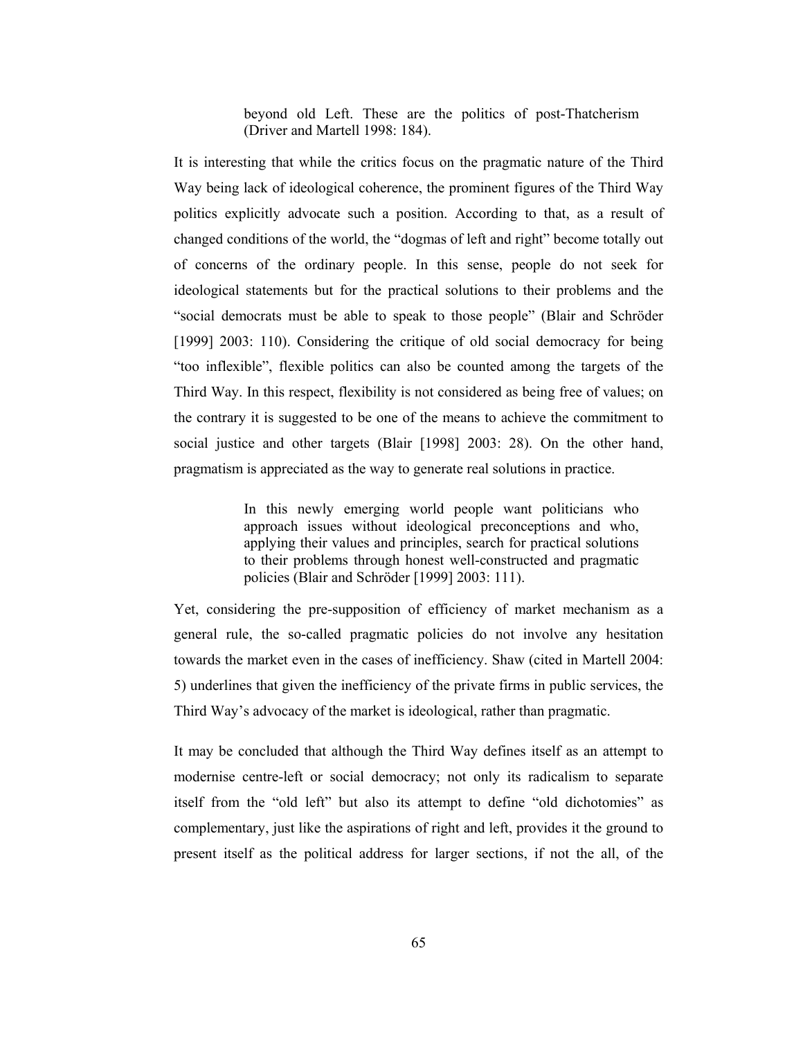> beyond old Left. These are the politics of post-Thatcherism (Driver and Martell 1998: 184).

It is interesting that while the critics focus on the pragmatic nature of the Third Way being lack of ideological coherence, the prominent figures of the Third Way politics explicitly advocate such a position. According to that, as a result of changed conditions of the world, the "dogmas of left and right" become totally out of concerns of the ordinary people. In this sense, people do not seek for ideological statements but for the practical solutions to their problems and the "social democrats must be able to speak to those people" (Blair and Schröder [1999] 2003: 110). Considering the critique of old social democracy for being "too inflexible", flexible politics can also be counted among the targets of the Third Way. In this respect, flexibility is not considered as being free of values; on the contrary it is suggested to be one of the means to achieve the commitment to social justice and other targets (Blair [1998] 2003: 28). On the other hand, pragmatism is appreciated as the way to generate real solutions in practice.

> In this newly emerging world people want politicians who approach issues without ideological preconceptions and who, applying their values and principles, search for practical solutions to their problems through honest well-constructed and pragmatic policies (Blair and Schröder [1999] 2003: 111).

Yet, considering the pre-supposition of efficiency of market mechanism as a general rule, the so-called pragmatic policies do not involve any hesitation towards the market even in the cases of inefficiency. Shaw (cited in Martell 2004: 5) underlines that given the inefficiency of the private firms in public services, the Third Way's advocacy of the market is ideological, rather than pragmatic.

It may be concluded that although the Third Way defines itself as an attempt to modernise centre-left or social democracy; not only its radicalism to separate itself from the "old left" but also its attempt to define "old dichotomies" as complementary, just like the aspirations of right and left, provides it the ground to present itself as the political address for larger sections, if not the all, of the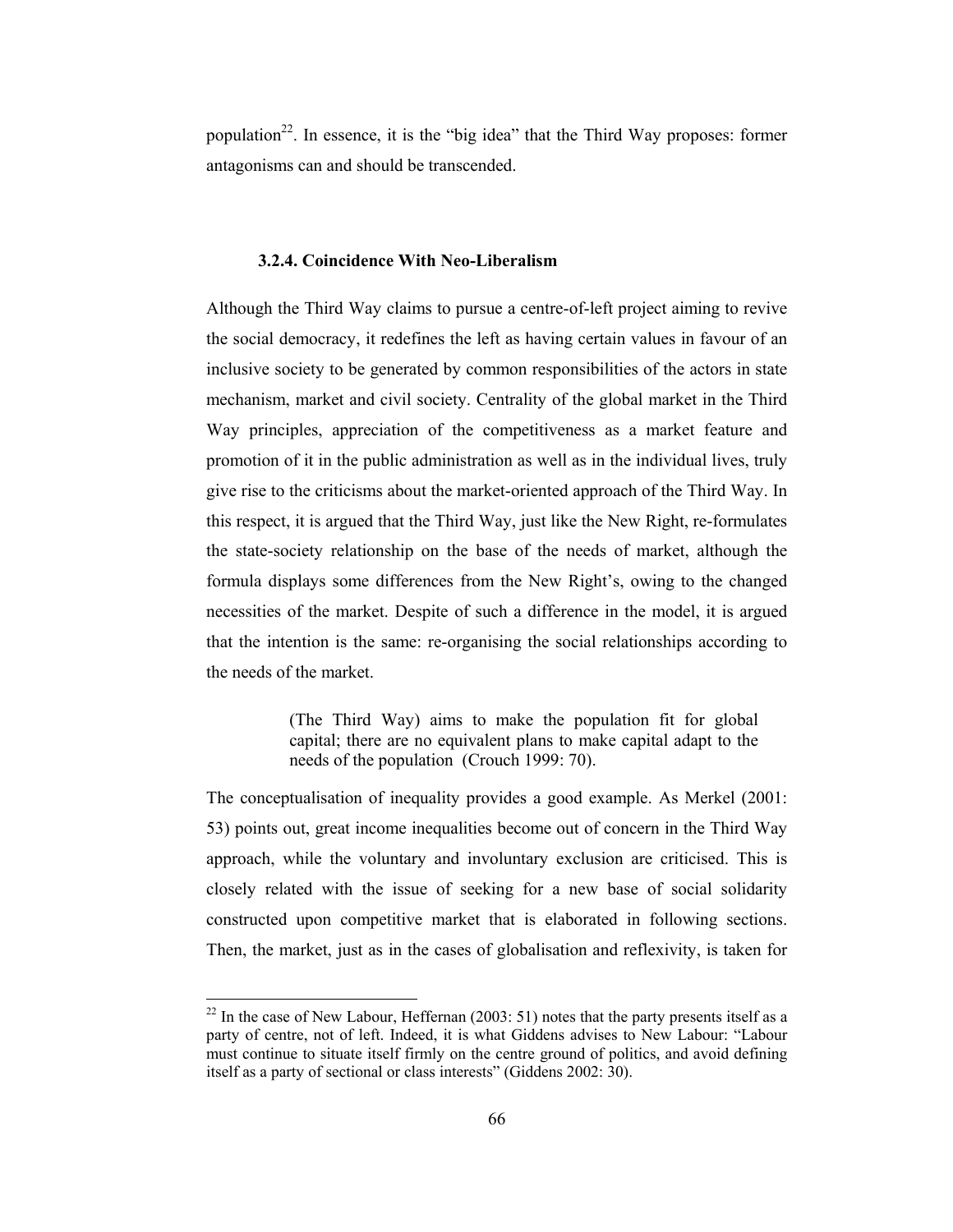population[22]. In essence, it is the "big idea" that the Third Way proposes: former antagonisms can and should be transcended.

### 3.2.4. Coincidence With Neo-Liberalism

Although the Third Way claims to pursue a centre-of-left project aiming to revive the social democracy, it redefines the left as having certain values in favour of an inclusive society to be generated by common responsibilities of the actors in state mechanism, market and civil society. Centrality of the global market in the Third Way principles, appreciation of the competitiveness as a market feature and promotion of it in the public administration as well as in the individual lives, truly give rise to the criticisms about the market-oriented approach of the Third Way. In this respect, it is argued that the Third Way, just like the New Right, re-formulates the state-society relationship on the base of the needs of market, although the formula displays some differences from the New Right's, owing to the changed necessities of the market. Despite of such a difference in the model, it is argued that the intention is the same: re-organising the social relationships according to the needs of the market.

> (The Third Way) aims to make the population fit for global capital; there are no equivalent plans to make capital adapt to the needs of the population (Crouch 1999: 70).

The conceptualisation of inequality provides a good example. As Merkel (2001: 53) points out, great income inequalities become out of concern in the Third Way approach, while the voluntary and involuntary exclusion are criticised. This is closely related with the issue of seeking for a new base of social solidarity constructed upon competitive market that is elaborated in following sections. Then, the market, just as in the cases of globalisation and reflexivity, is taken for

---

[22] In the case of New Labour, Heffernan (2003: 51) notes that the party presents itself as a party of centre, not of left. Indeed, it is what Giddens advises to New Labour: "Labour must continue to situate itself firmly on the centre ground of politics, and avoid defining itself as a party of sectional or class interests" (Giddens 2002: 30).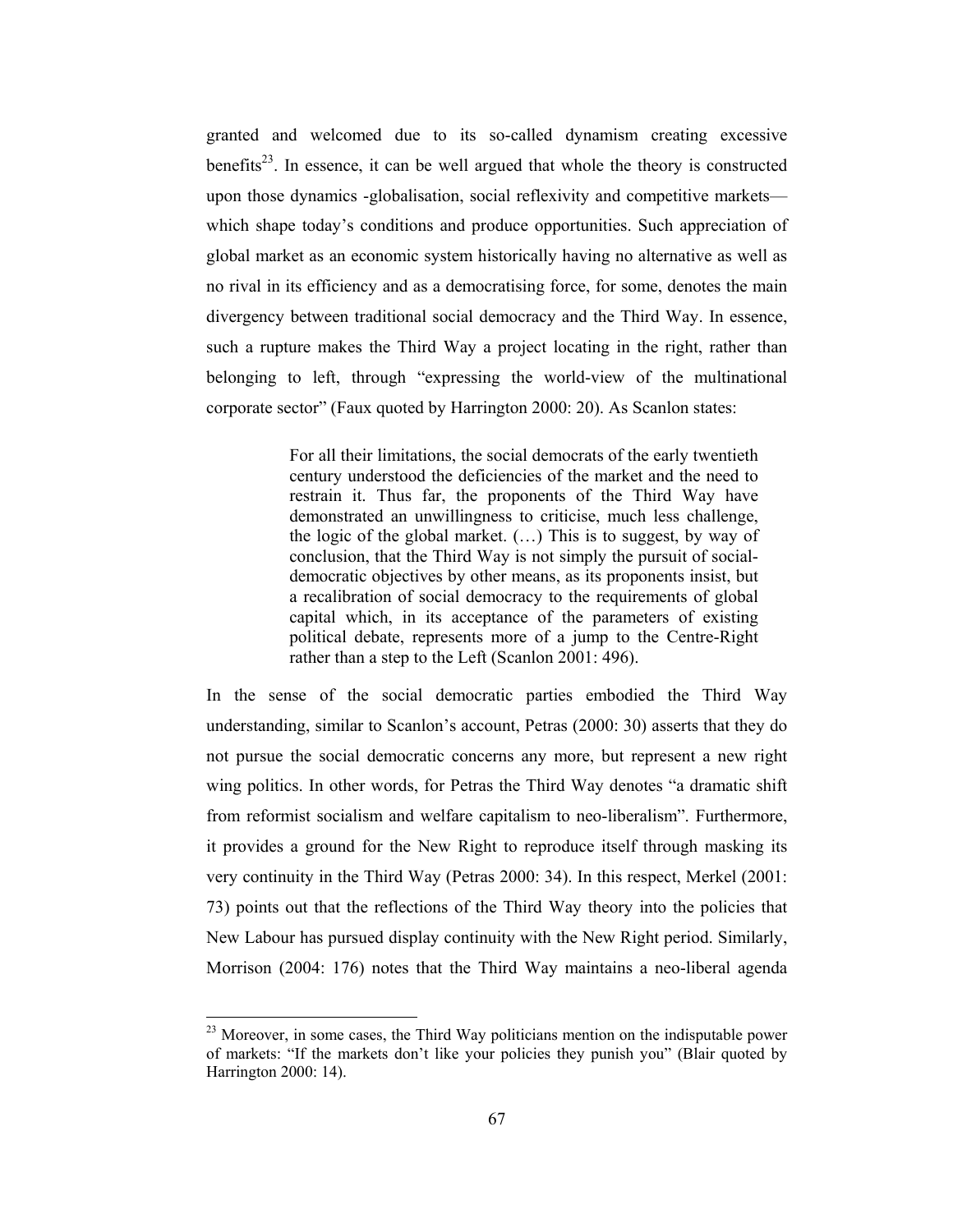granted and welcomed due to its so-called dynamism creating excessive benefits[23]. In essence, it can be well argued that whole the theory is constructed upon those dynamics -globalisation, social reflexivity and competitive markets— which shape today's conditions and produce opportunities. Such appreciation of global market as an economic system historically having no alternative as well as no rival in its efficiency and as a democratising force, for some, denotes the main divergency between traditional social democracy and the Third Way. In essence, such a rupture makes the Third Way a project locating in the right, rather than belonging to left, through "expressing the world-view of the multinational corporate sector" (Faux quoted by Harrington 2000: 20). As Scanlon states:

> For all their limitations, the social democrats of the early twentieth century understood the deficiencies of the market and the need to restrain it. Thus far, the proponents of the Third Way have demonstrated an unwillingness to criticise, much less challenge, the logic of the global market. (…) This is to suggest, by way of conclusion, that the Third Way is not simply the pursuit of social-democratic objectives by other means, as its proponents insist, but a recalibration of social democracy to the requirements of global capital which, in its acceptance of the parameters of existing political debate, represents more of a jump to the Centre-Right rather than a step to the Left (Scanlon 2001: 496).

In the sense of the social democratic parties embodied the Third Way understanding, similar to Scanlon's account, Petras (2000: 30) asserts that they do not pursue the social democratic concerns any more, but represent a new right wing politics. In other words, for Petras the Third Way denotes "a dramatic shift from reformist socialism and welfare capitalism to neo-liberalism". Furthermore, it provides a ground for the New Right to reproduce itself through masking its very continuity in the Third Way (Petras 2000: 34). In this respect, Merkel (2001: 73) points out that the reflections of the Third Way theory into the policies that New Labour has pursued display continuity with the New Right period. Similarly, Morrison (2004: 176) notes that the Third Way maintains a neo-liberal agenda

---

[23] Moreover, in some cases, the Third Way politicians mention on the indisputable power of markets: "If the markets don't like your policies they punish you" (Blair quoted by Harrington 2000: 14).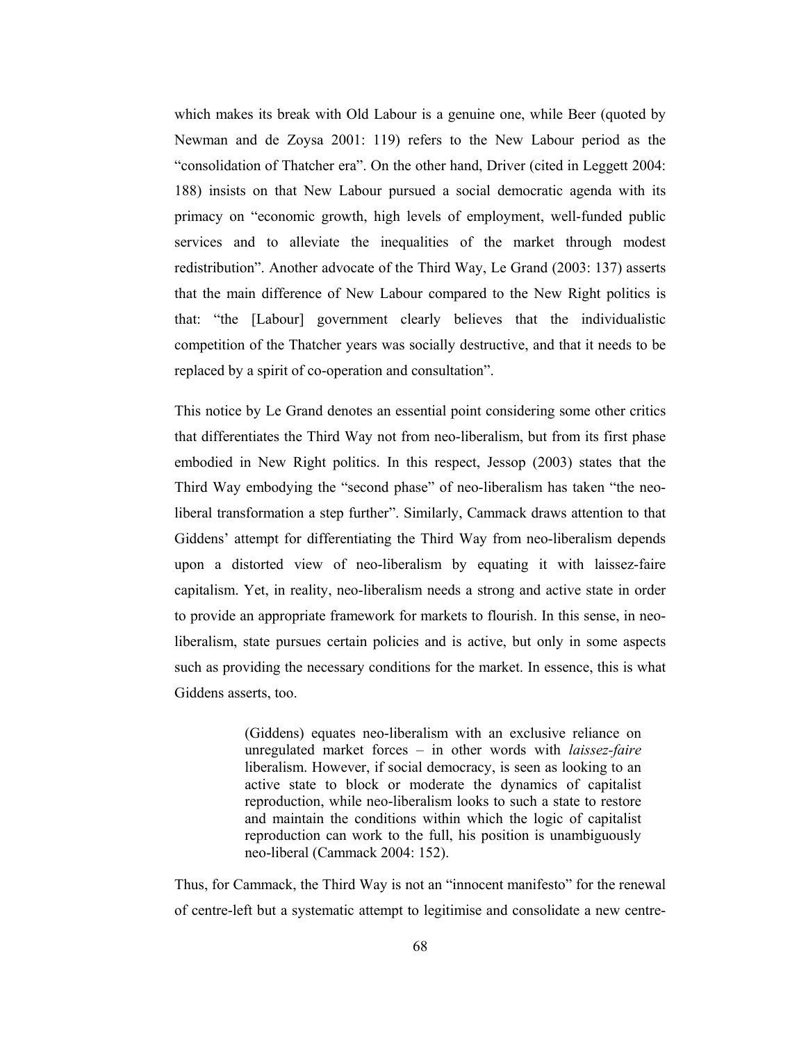which makes its break with Old Labour is a genuine one, while Beer (quoted by Newman and de Zoysa 2001: 119) refers to the New Labour period as the "consolidation of Thatcher era". On the other hand, Driver (cited in Leggett 2004: 188) insists on that New Labour pursued a social democratic agenda with its primacy on "economic growth, high levels of employment, well-funded public services and to alleviate the inequalities of the market through modest redistribution". Another advocate of the Third Way, Le Grand (2003: 137) asserts that the main difference of New Labour compared to the New Right politics is that: "the [Labour] government clearly believes that the individualistic competition of the Thatcher years was socially destructive, and that it needs to be replaced by a spirit of co-operation and consultation".

This notice by Le Grand denotes an essential point considering some other critics that differentiates the Third Way not from neo-liberalism, but from its first phase embodied in New Right politics. In this respect, Jessop (2003) states that the Third Way embodying the "second phase" of neo-liberalism has taken "the neo-liberal transformation a step further". Similarly, Cammack draws attention to that Giddens' attempt for differentiating the Third Way from neo-liberalism depends upon a distorted view of neo-liberalism by equating it with laissez-faire capitalism. Yet, in reality, neo-liberalism needs a strong and active state in order to provide an appropriate framework for markets to flourish. In this sense, in neo-liberalism, state pursues certain policies and is active, but only in some aspects such as providing the necessary conditions for the market. In essence, this is what Giddens asserts, too.

> (Giddens) equates neo-liberalism with an exclusive reliance on unregulated market forces – in other words with *laissez-faire* liberalism. However, if social democracy, is seen as looking to an active state to block or moderate the dynamics of capitalist reproduction, while neo-liberalism looks to such a state to restore and maintain the conditions within which the logic of capitalist reproduction can work to the full, his position is unambiguously neo-liberal (Cammack 2004: 152).

Thus, for Cammack, the Third Way is not an "innocent manifesto" for the renewal of centre-left but a systematic attempt to legitimise and consolidate a new centre-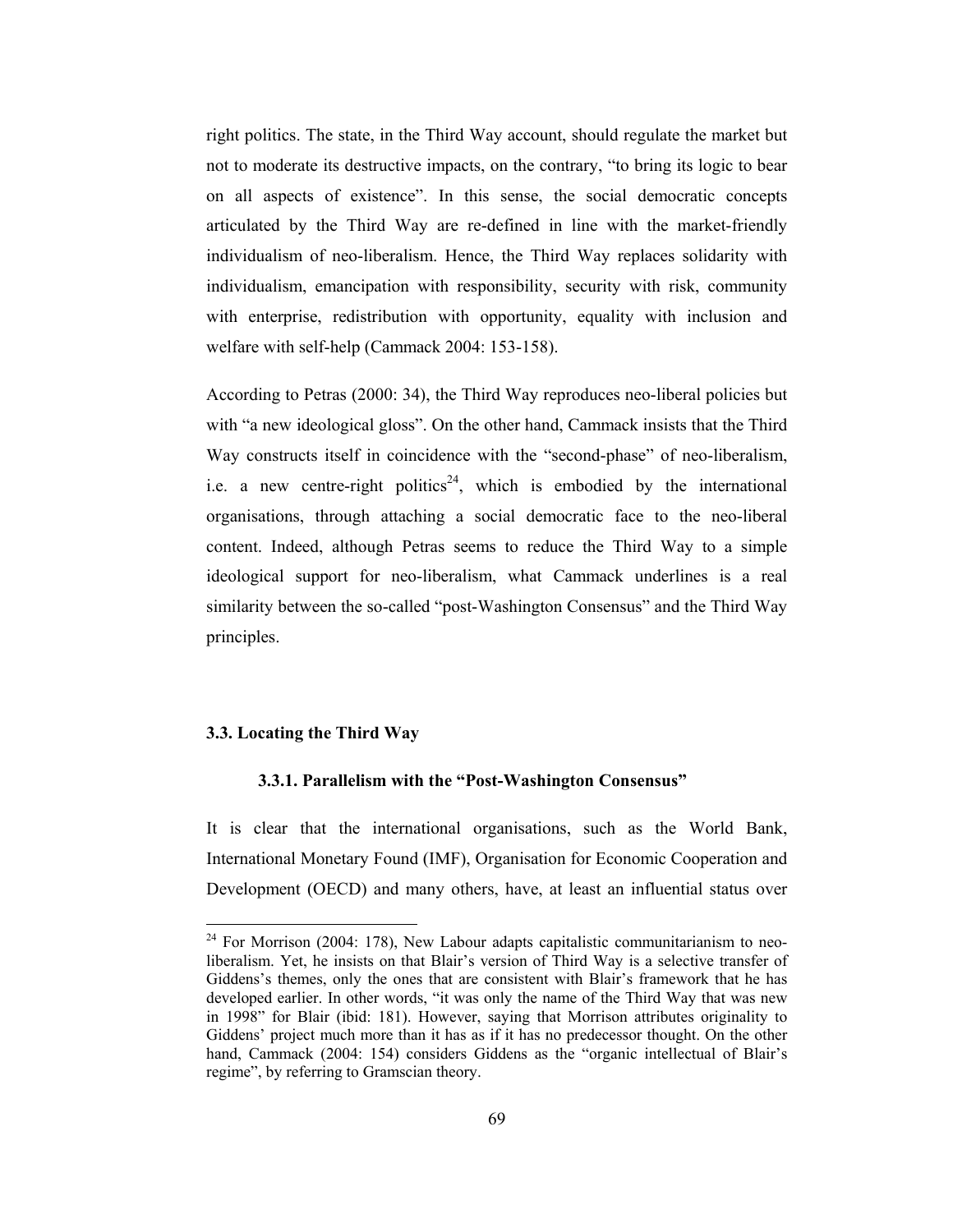right politics. The state, in the Third Way account, should regulate the market but not to moderate its destructive impacts, on the contrary, "to bring its logic to bear on all aspects of existence". In this sense, the social democratic concepts articulated by the Third Way are re-defined in line with the market-friendly individualism of neo-liberalism. Hence, the Third Way replaces solidarity with individualism, emancipation with responsibility, security with risk, community with enterprise, redistribution with opportunity, equality with inclusion and welfare with self-help (Cammack 2004: 153-158).

According to Petras (2000: 34), the Third Way reproduces neo-liberal policies but with "a new ideological gloss". On the other hand, Cammack insists that the Third Way constructs itself in coincidence with the "second-phase" of neo-liberalism, i.e. a new centre-right politics[24], which is embodied by the international organisations, through attaching a social democratic face to the neo-liberal content. Indeed, although Petras seems to reduce the Third Way to a simple ideological support for neo-liberalism, what Cammack underlines is a real similarity between the so-called "post-Washington Consensus" and the Third Way principles.

### 3.3. Locating the Third Way

#### 3.3.1. Parallelism with the "Post-Washington Consensus"

It is clear that the international organisations, such as the World Bank, International Monetary Found (IMF), Organisation for Economic Cooperation and Development (OECD) and many others, have, at least an influential status over

---

[24] For Morrison (2004: 178), New Labour adapts capitalistic communitarianism to neo-liberalism. Yet, he insists on that Blair's version of Third Way is a selective transfer of Giddens's themes, only the ones that are consistent with Blair's framework that he has developed earlier. In other words, "it was only the name of the Third Way that was new in 1998" for Blair (ibid: 181). However, saying that Morrison attributes originality to Giddens' project much more than it has as if it has no predecessor thought. On the other hand, Cammack (2004: 154) considers Giddens as the "organic intellectual of Blair's regime", by referring to Gramscian theory.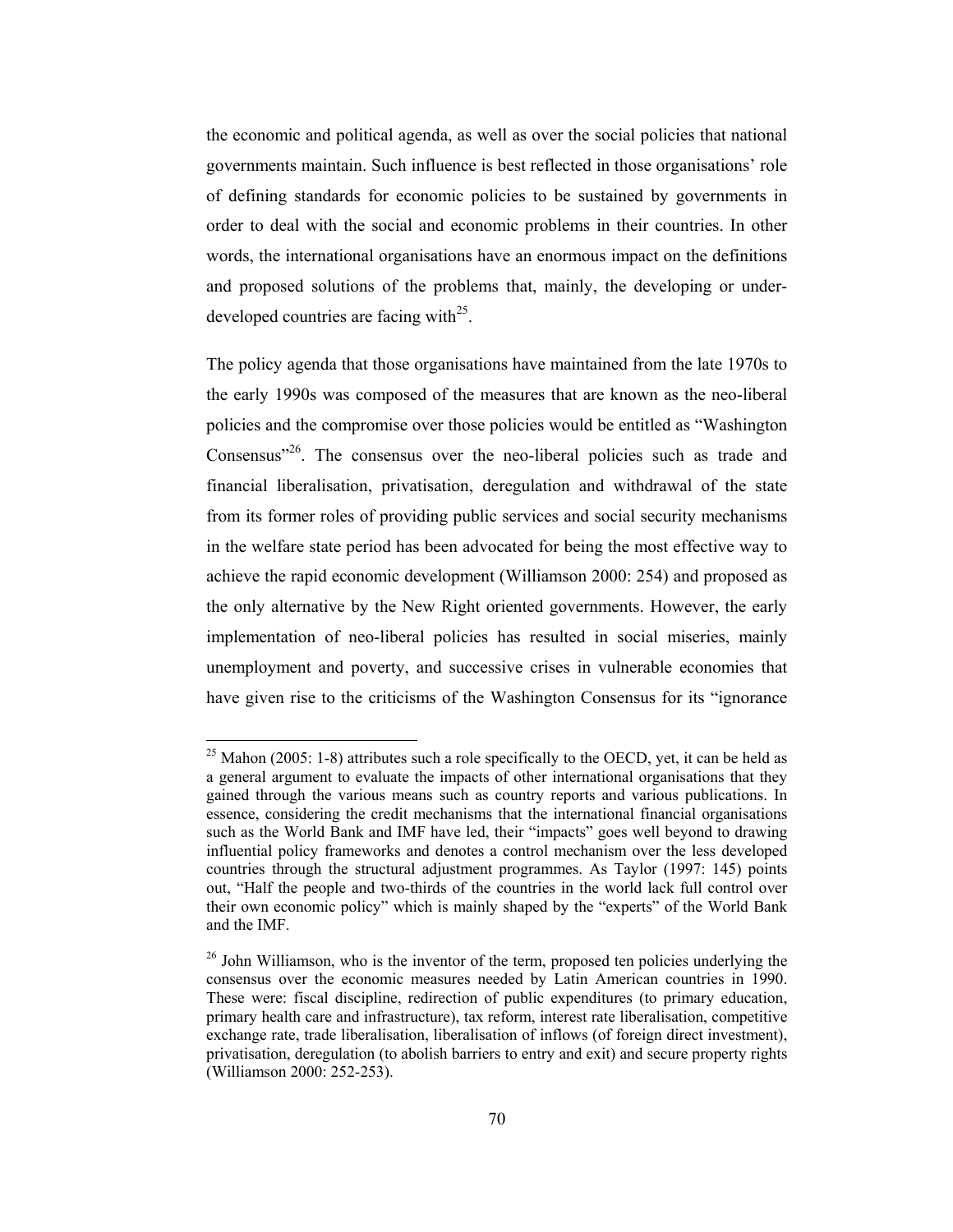the economic and political agenda, as well as over the social policies that national governments maintain. Such influence is best reflected in those organisations' role of defining standards for economic policies to be sustained by governments in order to deal with the social and economic problems in their countries. In other words, the international organisations have an enormous impact on the definitions and proposed solutions of the problems that, mainly, the developing or under-developed countries are facing with[25].

The policy agenda that those organisations have maintained from the late 1970s to the early 1990s was composed of the measures that are known as the neo-liberal policies and the compromise over those policies would be entitled as "Washington Consensus"[26]. The consensus over the neo-liberal policies such as trade and financial liberalisation, privatisation, deregulation and withdrawal of the state from its former roles of providing public services and social security mechanisms in the welfare state period has been advocated for being the most effective way to achieve the rapid economic development (Williamson 2000: 254) and proposed as the only alternative by the New Right oriented governments. However, the early implementation of neo-liberal policies has resulted in social miseries, mainly unemployment and poverty, and successive crises in vulnerable economies that have given rise to the criticisms of the Washington Consensus for its "ignorance

---

[25] Mahon (2005: 1-8) attributes such a role specifically to the OECD, yet, it can be held as a general argument to evaluate the impacts of other international organisations that they gained through the various means such as country reports and various publications. In essence, considering the credit mechanisms that the international financial organisations such as the World Bank and IMF have led, their "impacts" goes well beyond to drawing influential policy frameworks and denotes a control mechanism over the less developed countries through the structural adjustment programmes. As Taylor (1997: 145) points out, "Half the people and two-thirds of the countries in the world lack full control over their own economic policy" which is mainly shaped by the "experts" of the World Bank and the IMF.

[26] John Williamson, who is the inventor of the term, proposed ten policies underlying the consensus over the economic measures needed by Latin American countries in 1990. These were: fiscal discipline, redirection of public expenditures (to primary education, primary health care and infrastructure), tax reform, interest rate liberalisation, competitive exchange rate, trade liberalisation, liberalisation of inflows (of foreign direct investment), privatisation, deregulation (to abolish barriers to entry and exit) and secure property rights (Williamson 2000: 252-253).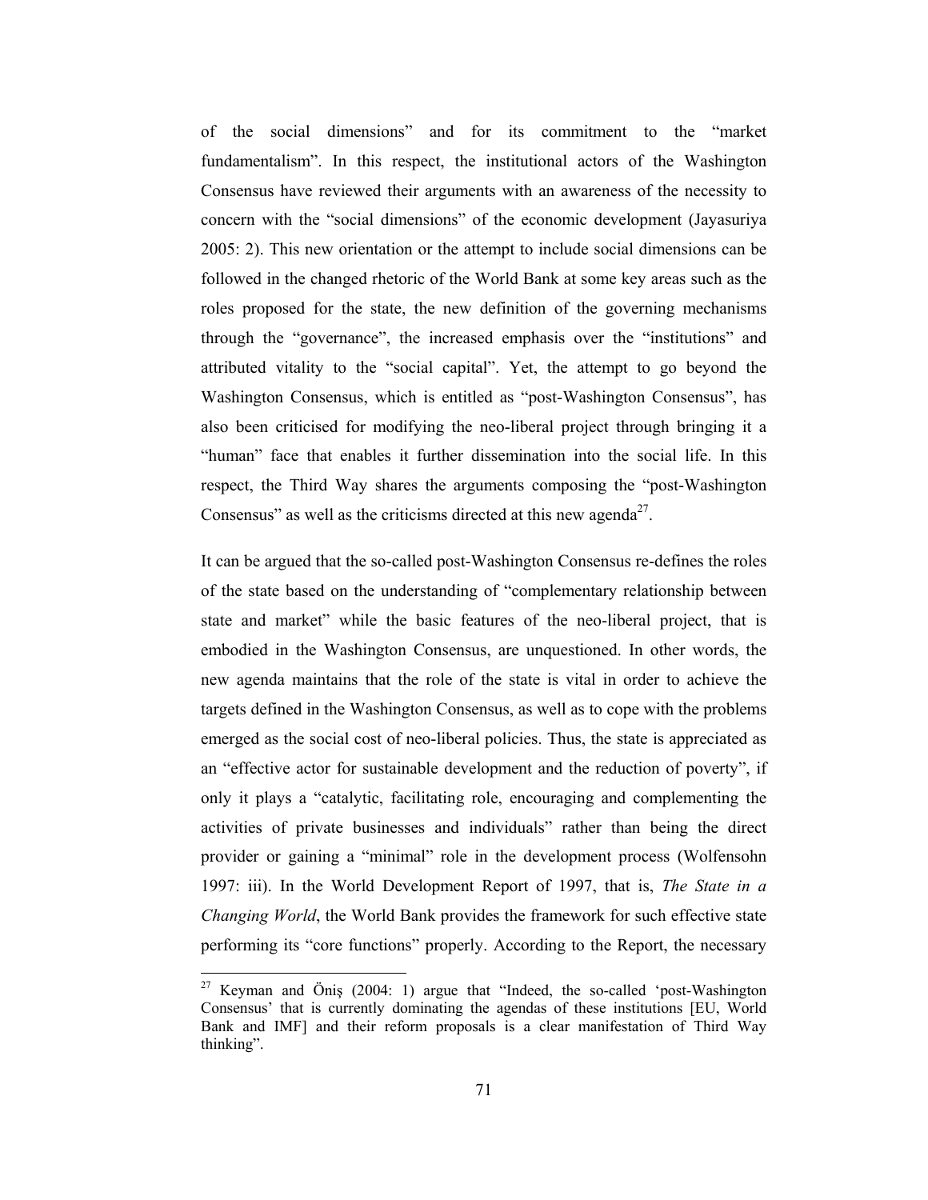of the social dimensions" and for its commitment to the "market fundamentalism". In this respect, the institutional actors of the Washington Consensus have reviewed their arguments with an awareness of the necessity to concern with the "social dimensions" of the economic development (Jayasuriya 2005: 2). This new orientation or the attempt to include social dimensions can be followed in the changed rhetoric of the World Bank at some key areas such as the roles proposed for the state, the new definition of the governing mechanisms through the "governance", the increased emphasis over the "institutions" and attributed vitality to the "social capital". Yet, the attempt to go beyond the Washington Consensus, which is entitled as "post-Washington Consensus", has also been criticised for modifying the neo-liberal project through bringing it a "human" face that enables it further dissemination into the social life. In this respect, the Third Way shares the arguments composing the "post-Washington Consensus" as well as the criticisms directed at this new agenda[27].

It can be argued that the so-called post-Washington Consensus re-defines the roles of the state based on the understanding of "complementary relationship between state and market" while the basic features of the neo-liberal project, that is embodied in the Washington Consensus, are unquestioned. In other words, the new agenda maintains that the role of the state is vital in order to achieve the targets defined in the Washington Consensus, as well as to cope with the problems emerged as the social cost of neo-liberal policies. Thus, the state is appreciated as an "effective actor for sustainable development and the reduction of poverty", if only it plays a "catalytic, facilitating role, encouraging and complementing the activities of private businesses and individuals" rather than being the direct provider or gaining a "minimal" role in the development process (Wolfensohn 1997: iii). In the World Development Report of 1997, that is, *The State in a Changing World*, the World Bank provides the framework for such effective state performing its "core functions" properly. According to the Report, the necessary

---

[27] Keyman and Öniş (2004: 1) argue that "Indeed, the so-called 'post-Washington Consensus' that is currently dominating the agendas of these institutions [EU, World Bank and IMF] and their reform proposals is a clear manifestation of Third Way thinking".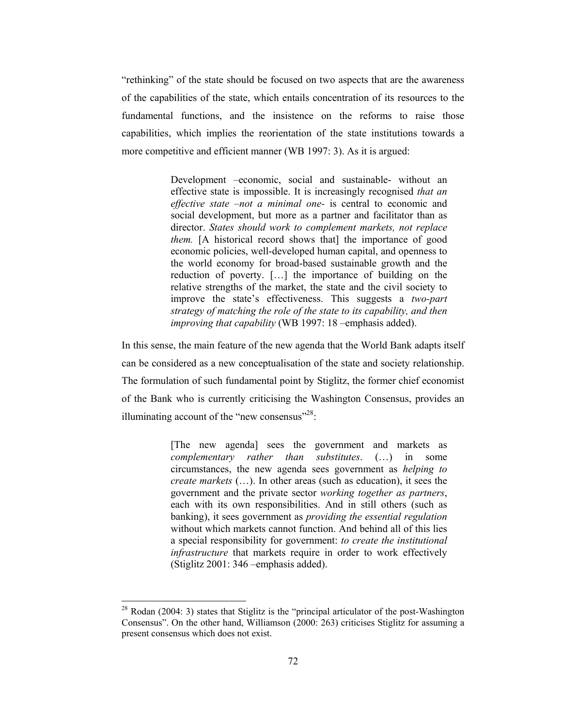"rethinking" of the state should be focused on two aspects that are the awareness of the capabilities of the state, which entails concentration of its resources to the fundamental functions, and the insistence on the reforms to raise those capabilities, which implies the reorientation of the state institutions towards a more competitive and efficient manner (WB 1997: 3). As it is argued:

> Development –economic, social and sustainable- without an effective state is impossible. It is increasingly recognised *that an effective state –not a minimal one-* is central to economic and social development, but more as a partner and facilitator than as director. *States should work to complement markets, not replace them.* [A historical record shows that] the importance of good economic policies, well-developed human capital, and openness to the world economy for broad-based sustainable growth and the reduction of poverty. […] the importance of building on the relative strengths of the market, the state and the civil society to improve the state's effectiveness. This suggests a *two-part strategy of matching the role of the state to its capability, and then improving that capability* (WB 1997: 18 –emphasis added).

In this sense, the main feature of the new agenda that the World Bank adapts itself can be considered as a new conceptualisation of the state and society relationship. The formulation of such fundamental point by Stiglitz, the former chief economist of the Bank who is currently criticising the Washington Consensus, provides an illuminating account of the "new consensus"[28]:

> [The new agenda] sees the government and markets as *complementary rather than substitutes*. (…) in some circumstances, the new agenda sees government as *helping to create markets* (…). In other areas (such as education), it sees the government and the private sector *working together as partners*, each with its own responsibilities. And in still others (such as banking), it sees government as *providing the essential regulation* without which markets cannot function. And behind all of this lies a special responsibility for government: *to create the institutional infrastructure* that markets require in order to work effectively (Stiglitz 2001: 346 –emphasis added).

---

[28] Rodan (2004: 3) states that Stiglitz is the "principal articulator of the post-Washington Consensus". On the other hand, Williamson (2000: 263) criticises Stiglitz for assuming a present consensus which does not exist.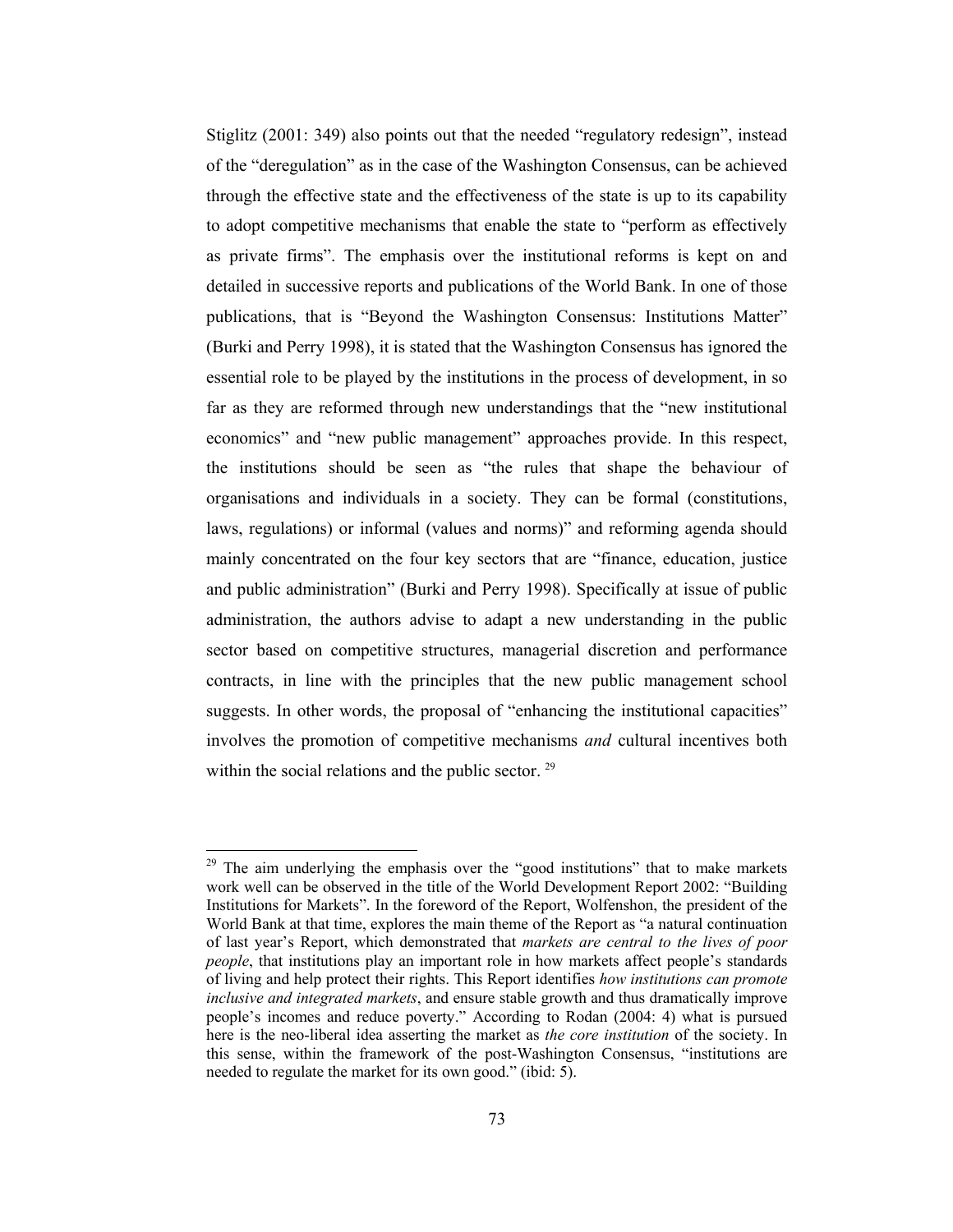Stiglitz (2001: 349) also points out that the needed "regulatory redesign", instead of the "deregulation" as in the case of the Washington Consensus, can be achieved through the effective state and the effectiveness of the state is up to its capability to adopt competitive mechanisms that enable the state to "perform as effectively as private firms". The emphasis over the institutional reforms is kept on and detailed in successive reports and publications of the World Bank. In one of those publications, that is "Beyond the Washington Consensus: Institutions Matter" (Burki and Perry 1998), it is stated that the Washington Consensus has ignored the essential role to be played by the institutions in the process of development, in so far as they are reformed through new understandings that the "new institutional economics" and "new public management" approaches provide. In this respect, the institutions should be seen as "the rules that shape the behaviour of organisations and individuals in a society. They can be formal (constitutions, laws, regulations) or informal (values and norms)" and reforming agenda should mainly concentrated on the four key sectors that are "finance, education, justice and public administration" (Burki and Perry 1998). Specifically at issue of public administration, the authors advise to adapt a new understanding in the public sector based on competitive structures, managerial discretion and performance contracts, in line with the principles that the new public management school suggests. In other words, the proposal of "enhancing the institutional capacities" involves the promotion of competitive mechanisms *and* cultural incentives both within the social relations and the public sector. [29]

---

[29] The aim underlying the emphasis over the "good institutions" that to make markets work well can be observed in the title of the World Development Report 2002: "Building Institutions for Markets". In the foreword of the Report, Wolfenshon, the president of the World Bank at that time, explores the main theme of the Report as "a natural continuation of last year's Report, which demonstrated that *markets are central to the lives of poor people*, that institutions play an important role in how markets affect people's standards of living and help protect their rights. This Report identifies *how institutions can promote inclusive and integrated markets*, and ensure stable growth and thus dramatically improve people's incomes and reduce poverty." According to Rodan (2004: 4) what is pursued here is the neo-liberal idea asserting the market as *the core institution* of the society. In this sense, within the framework of the post-Washington Consensus, "institutions are needed to regulate the market for its own good." (ibid: 5).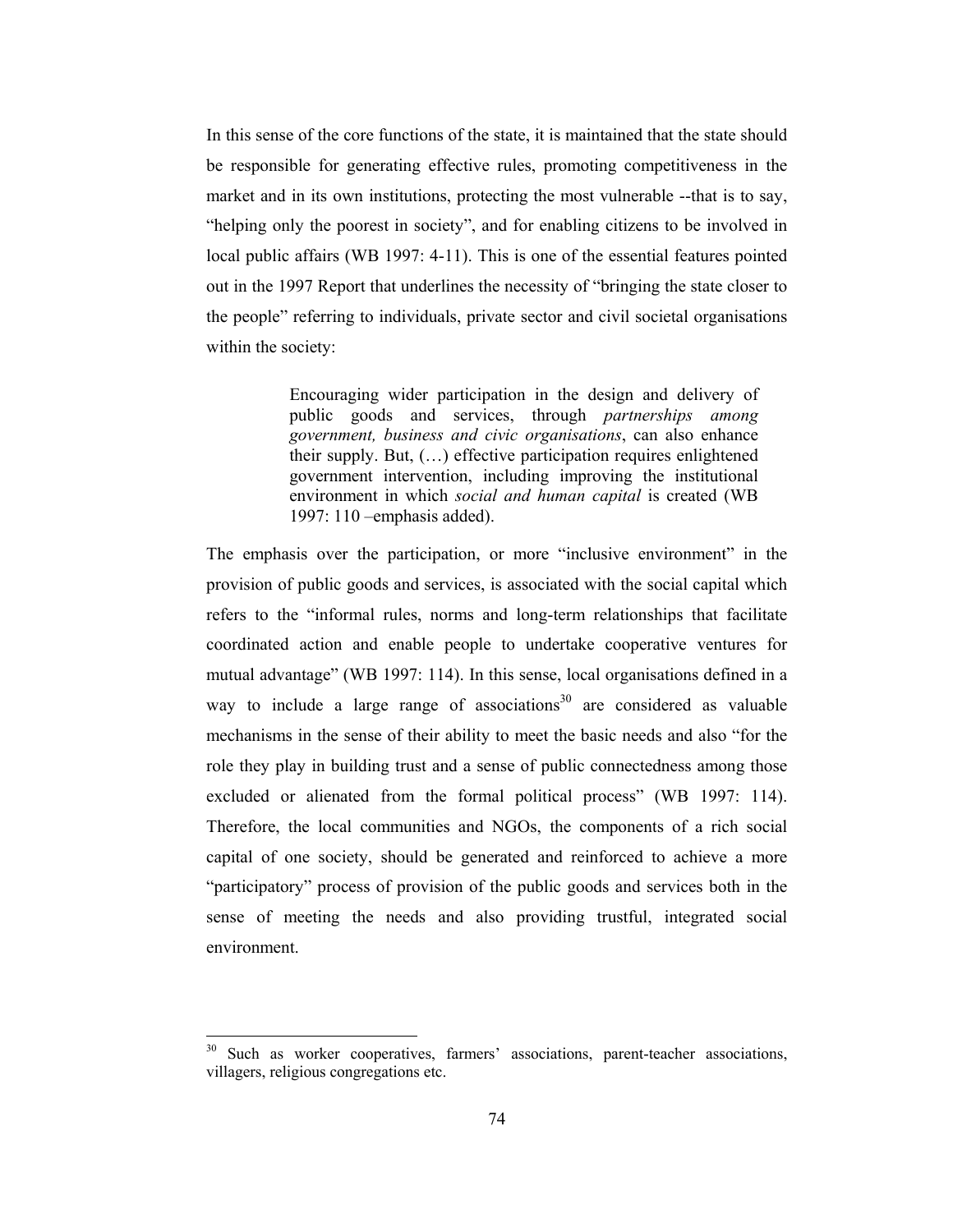In this sense of the core functions of the state, it is maintained that the state should be responsible for generating effective rules, promoting competitiveness in the market and in its own institutions, protecting the most vulnerable --that is to say, "helping only the poorest in society", and for enabling citizens to be involved in local public affairs (WB 1997: 4-11). This is one of the essential features pointed out in the 1997 Report that underlines the necessity of "bringing the state closer to the people" referring to individuals, private sector and civil societal organisations within the society:

> Encouraging wider participation in the design and delivery of public goods and services, through *partnerships among government, business and civic organisations*, can also enhance their supply. But, (…) effective participation requires enlightened government intervention, including improving the institutional environment in which *social and human capital* is created (WB 1997: 110 –emphasis added).

The emphasis over the participation, or more "inclusive environment" in the provision of public goods and services, is associated with the social capital which refers to the "informal rules, norms and long-term relationships that facilitate coordinated action and enable people to undertake cooperative ventures for mutual advantage" (WB 1997: 114). In this sense, local organisations defined in a way to include a large range of associations[30] are considered as valuable mechanisms in the sense of their ability to meet the basic needs and also "for the role they play in building trust and a sense of public connectedness among those excluded or alienated from the formal political process" (WB 1997: 114). Therefore, the local communities and NGOs, the components of a rich social capital of one society, should be generated and reinforced to achieve a more "participatory" process of provision of the public goods and services both in the sense of meeting the needs and also providing trustful, integrated social environment.

---

[30] Such as worker cooperatives, farmers' associations, parent-teacher associations, villagers, religious congregations etc.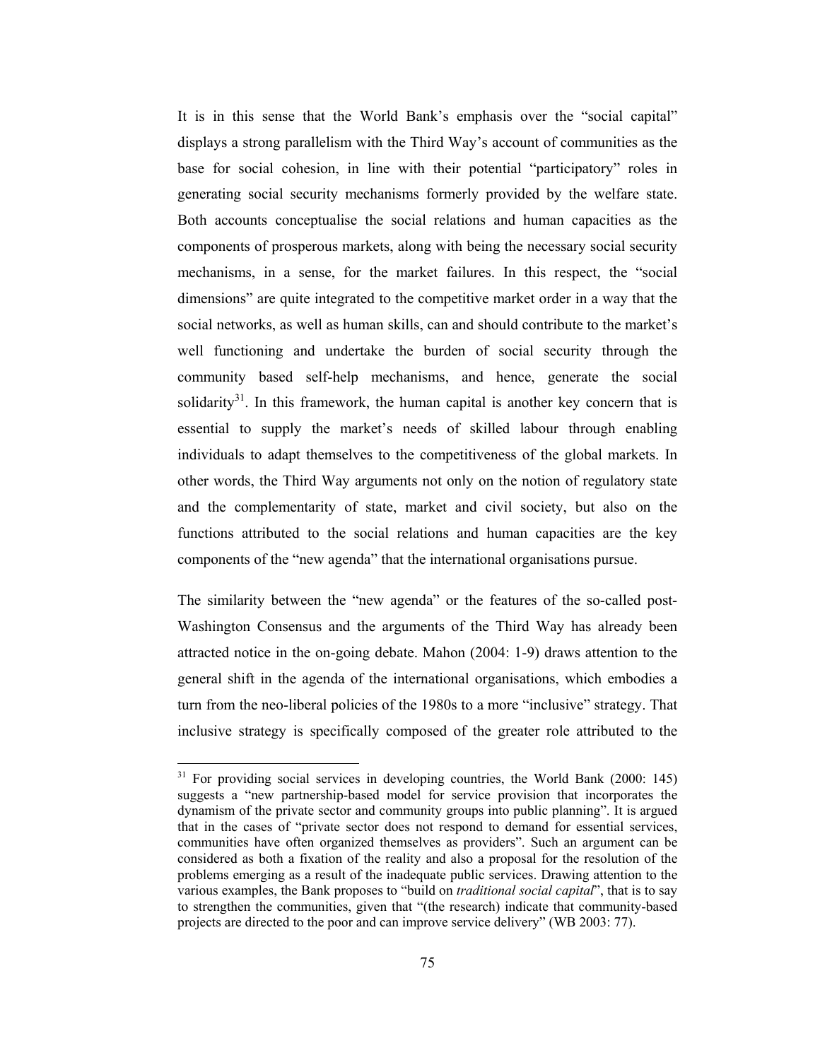It is in this sense that the World Bank's emphasis over the "social capital" displays a strong parallelism with the Third Way's account of communities as the base for social cohesion, in line with their potential "participatory" roles in generating social security mechanisms formerly provided by the welfare state. Both accounts conceptualise the social relations and human capacities as the components of prosperous markets, along with being the necessary social security mechanisms, in a sense, for the market failures. In this respect, the "social dimensions" are quite integrated to the competitive market order in a way that the social networks, as well as human skills, can and should contribute to the market's well functioning and undertake the burden of social security through the community based self-help mechanisms, and hence, generate the social solidarity[31]. In this framework, the human capital is another key concern that is essential to supply the market's needs of skilled labour through enabling individuals to adapt themselves to the competitiveness of the global markets. In other words, the Third Way arguments not only on the notion of regulatory state and the complementarity of state, market and civil society, but also on the functions attributed to the social relations and human capacities are the key components of the "new agenda" that the international organisations pursue.

The similarity between the "new agenda" or the features of the so-called post-Washington Consensus and the arguments of the Third Way has already been attracted notice in the on-going debate. Mahon (2004: 1-9) draws attention to the general shift in the agenda of the international organisations, which embodies a turn from the neo-liberal policies of the 1980s to a more "inclusive" strategy. That inclusive strategy is specifically composed of the greater role attributed to the

---

[31] For providing social services in developing countries, the World Bank (2000: 145) suggests a "new partnership-based model for service provision that incorporates the dynamism of the private sector and community groups into public planning". It is argued that in the cases of "private sector does not respond to demand for essential services, communities have often organized themselves as providers". Such an argument can be considered as both a fixation of the reality and also a proposal for the resolution of the problems emerging as a result of the inadequate public services. Drawing attention to the various examples, the Bank proposes to "build on *traditional social capital*", that is to say to strengthen the communities, given that "(the research) indicate that community-based projects are directed to the poor and can improve service delivery" (WB 2003: 77).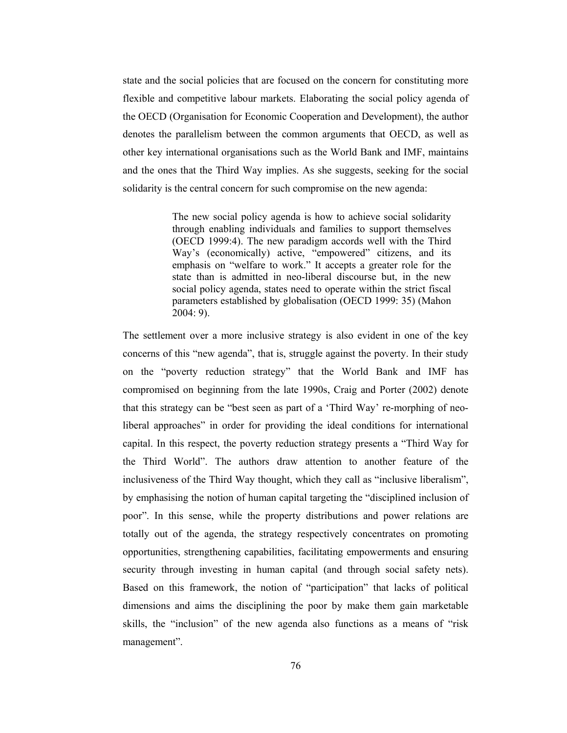state and the social policies that are focused on the concern for constituting more flexible and competitive labour markets. Elaborating the social policy agenda of the OECD (Organisation for Economic Cooperation and Development), the author denotes the parallelism between the common arguments that OECD, as well as other key international organisations such as the World Bank and IMF, maintains and the ones that the Third Way implies. As she suggests, seeking for the social solidarity is the central concern for such compromise on the new agenda:

> The new social policy agenda is how to achieve social solidarity through enabling individuals and families to support themselves (OECD 1999:4). The new paradigm accords well with the Third Way's (economically) active, "empowered" citizens, and its emphasis on "welfare to work." It accepts a greater role for the state than is admitted in neo-liberal discourse but, in the new social policy agenda, states need to operate within the strict fiscal parameters established by globalisation (OECD 1999: 35) (Mahon 2004: 9).

The settlement over a more inclusive strategy is also evident in one of the key concerns of this "new agenda", that is, struggle against the poverty. In their study on the "poverty reduction strategy" that the World Bank and IMF has compromised on beginning from the late 1990s, Craig and Porter (2002) denote that this strategy can be "best seen as part of a 'Third Way' re-morphing of neo-liberal approaches" in order for providing the ideal conditions for international capital. In this respect, the poverty reduction strategy presents a "Third Way for the Third World". The authors draw attention to another feature of the inclusiveness of the Third Way thought, which they call as "inclusive liberalism", by emphasising the notion of human capital targeting the "disciplined inclusion of poor". In this sense, while the property distributions and power relations are totally out of the agenda, the strategy respectively concentrates on promoting opportunities, strengthening capabilities, facilitating empowerments and ensuring security through investing in human capital (and through social safety nets). Based on this framework, the notion of "participation" that lacks of political dimensions and aims the disciplining the poor by make them gain marketable skills, the "inclusion" of the new agenda also functions as a means of "risk management".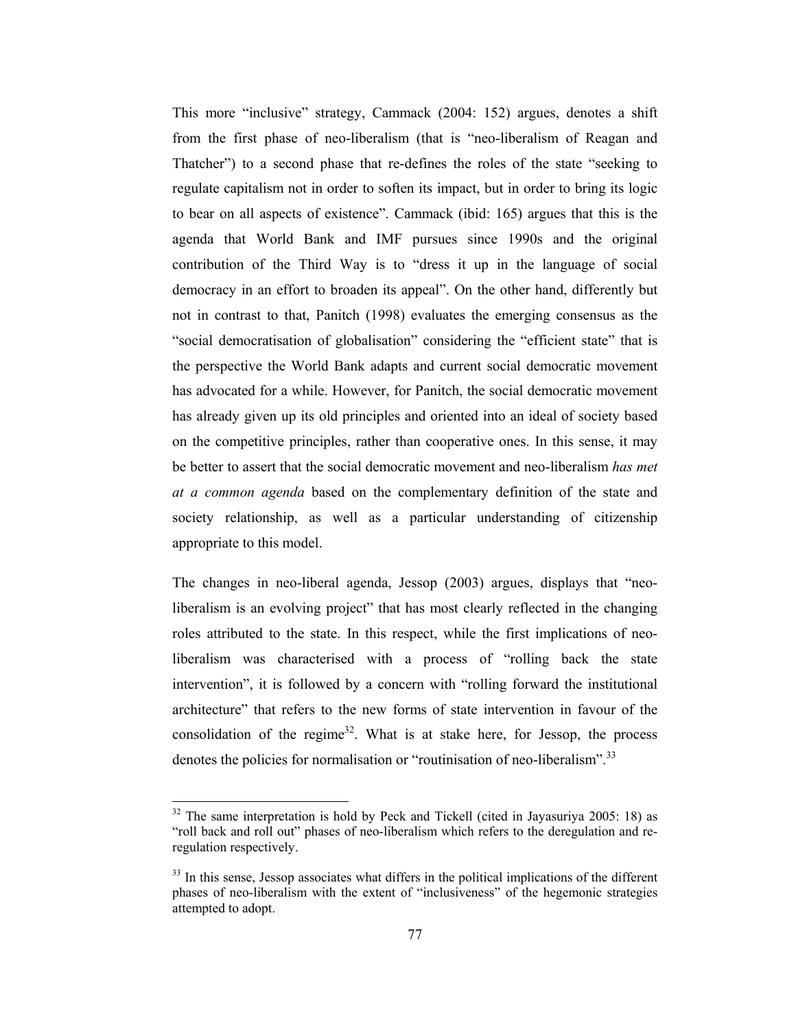This more "inclusive" strategy, Cammack (2004: 152) argues, denotes a shift from the first phase of neo-liberalism (that is "neo-liberalism of Reagan and Thatcher") to a second phase that re-defines the roles of the state "seeking to regulate capitalism not in order to soften its impact, but in order to bring its logic to bear on all aspects of existence". Cammack (ibid: 165) argues that this is the agenda that World Bank and IMF pursues since 1990s and the original contribution of the Third Way is to "dress it up in the language of social democracy in an effort to broaden its appeal". On the other hand, differently but not in contrast to that, Panitch (1998) evaluates the emerging consensus as the "social democratisation of globalisation" considering the "efficient state" that is the perspective the World Bank adapts and current social democratic movement has advocated for a while. However, for Panitch, the social democratic movement has already given up its old principles and oriented into an ideal of society based on the competitive principles, rather than cooperative ones. In this sense, it may be better to assert that the social democratic movement and neo-liberalism *has met at a common agenda* based on the complementary definition of the state and society relationship, as well as a particular understanding of citizenship appropriate to this model.

The changes in neo-liberal agenda, Jessop (2003) argues, displays that "neo-liberalism is an evolving project" that has most clearly reflected in the changing roles attributed to the state. In this respect, while the first implications of neo-liberalism was characterised with a process of "rolling back the state intervention", it is followed by a concern with "rolling forward the institutional architecture" that refers to the new forms of state intervention in favour of the consolidation of the regime[32]. What is at stake here, for Jessop, the process denotes the policies for normalisation or "routinisation of neo-liberalism".[33]

---

[32] The same interpretation is hold by Peck and Tickell (cited in Jayasuriya 2005: 18) as "roll back and roll out" phases of neo-liberalism which refers to the deregulation and re-regulation respectively.

[33] In this sense, Jessop associates what differs in the political implications of the different phases of neo-liberalism with the extent of "inclusiveness" of the hegemonic strategies attempted to adopt.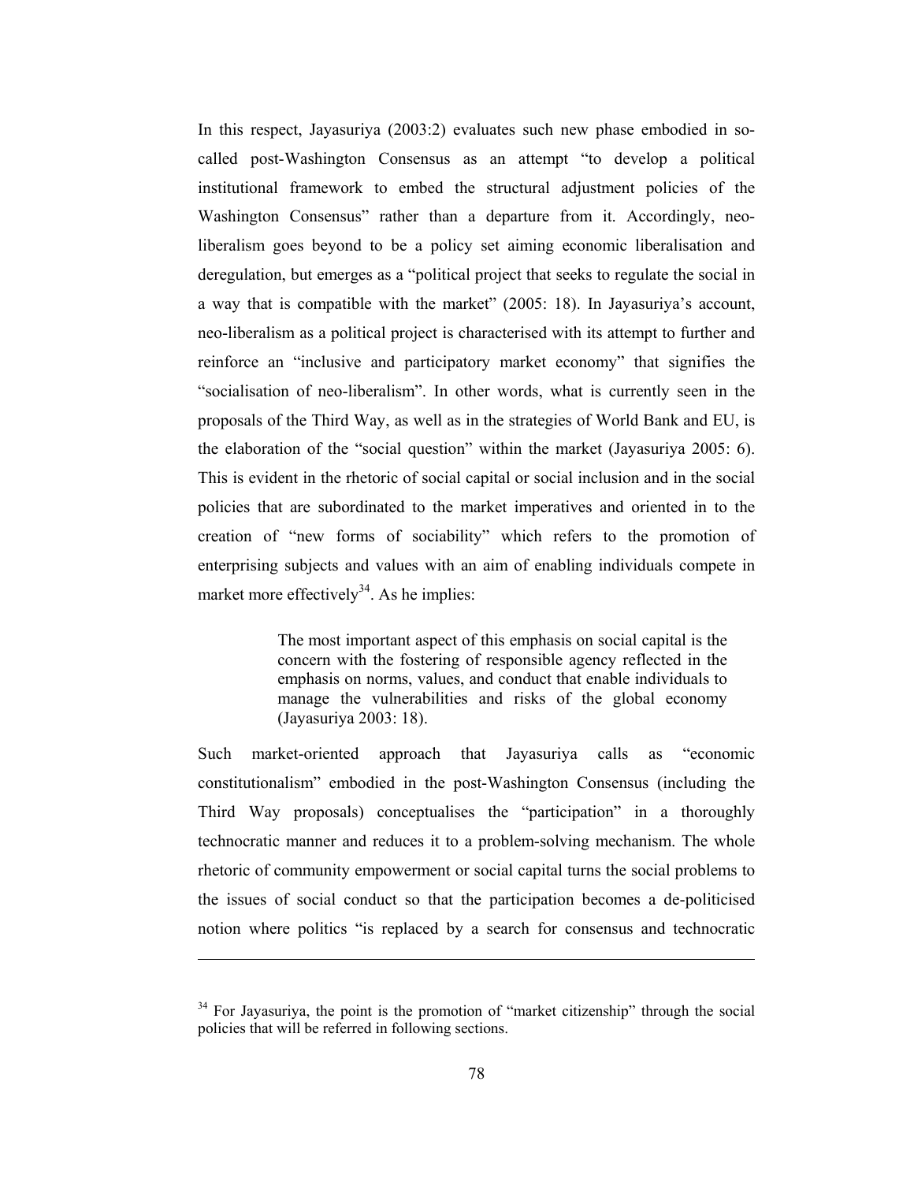In this respect, Jayasuriya (2003:2) evaluates such new phase embodied in so-called post-Washington Consensus as an attempt "to develop a political institutional framework to embed the structural adjustment policies of the Washington Consensus" rather than a departure from it. Accordingly, neo-liberalism goes beyond to be a policy set aiming economic liberalisation and deregulation, but emerges as a "political project that seeks to regulate the social in a way that is compatible with the market" (2005: 18). In Jayasuriya's account, neo-liberalism as a political project is characterised with its attempt to further and reinforce an "inclusive and participatory market economy" that signifies the "socialisation of neo-liberalism". In other words, what is currently seen in the proposals of the Third Way, as well as in the strategies of World Bank and EU, is the elaboration of the "social question" within the market (Jayasuriya 2005: 6). This is evident in the rhetoric of social capital or social inclusion and in the social policies that are subordinated to the market imperatives and oriented in to the creation of "new forms of sociability" which refers to the promotion of enterprising subjects and values with an aim of enabling individuals compete in market more effectively[34]. As he implies:

> The most important aspect of this emphasis on social capital is the concern with the fostering of responsible agency reflected in the emphasis on norms, values, and conduct that enable individuals to manage the vulnerabilities and risks of the global economy (Jayasuriya 2003: 18).

Such market-oriented approach that Jayasuriya calls as "economic constitutionalism" embodied in the post-Washington Consensus (including the Third Way proposals) conceptualises the "participation" in a thoroughly technocratic manner and reduces it to a problem-solving mechanism. The whole rhetoric of community empowerment or social capital turns the social problems to the issues of social conduct so that the participation becomes a de-politicised notion where politics "is replaced by a search for consensus and technocratic

---

[34] For Jayasuriya, the point is the promotion of "market citizenship" through the social policies that will be referred in following sections.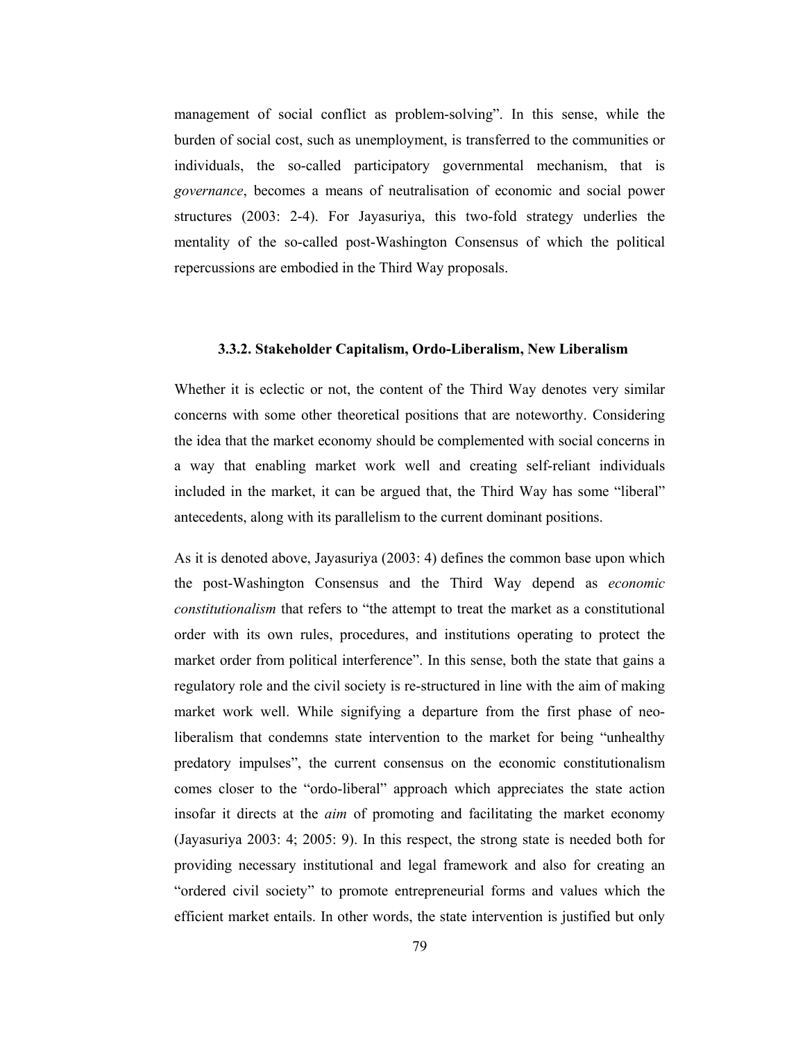management of social conflict as problem-solving". In this sense, while the burden of social cost, such as unemployment, is transferred to the communities or individuals, the so-called participatory governmental mechanism, that is *governance*, becomes a means of neutralisation of economic and social power structures (2003: 2-4). For Jayasuriya, this two-fold strategy underlies the mentality of the so-called post-Washington Consensus of which the political repercussions are embodied in the Third Way proposals.

### 3.3.2. Stakeholder Capitalism, Ordo-Liberalism, New Liberalism

Whether it is eclectic or not, the content of the Third Way denotes very similar concerns with some other theoretical positions that are noteworthy. Considering the idea that the market economy should be complemented with social concerns in a way that enabling market work well and creating self-reliant individuals included in the market, it can be argued that, the Third Way has some "liberal" antecedents, along with its parallelism to the current dominant positions.

As it is denoted above, Jayasuriya (2003: 4) defines the common base upon which the post-Washington Consensus and the Third Way depend as *economic constitutionalism* that refers to "the attempt to treat the market as a constitutional order with its own rules, procedures, and institutions operating to protect the market order from political interference". In this sense, both the state that gains a regulatory role and the civil society is re-structured in line with the aim of making market work well. While signifying a departure from the first phase of neo-liberalism that condemns state intervention to the market for being "unhealthy predatory impulses", the current consensus on the economic constitutionalism comes closer to the "ordo-liberal" approach which appreciates the state action insofar it directs at the *aim* of promoting and facilitating the market economy (Jayasuriya 2003: 4; 2005: 9). In this respect, the strong state is needed both for providing necessary institutional and legal framework and also for creating an "ordered civil society" to promote entrepreneurial forms and values which the efficient market entails. In other words, the state intervention is justified but only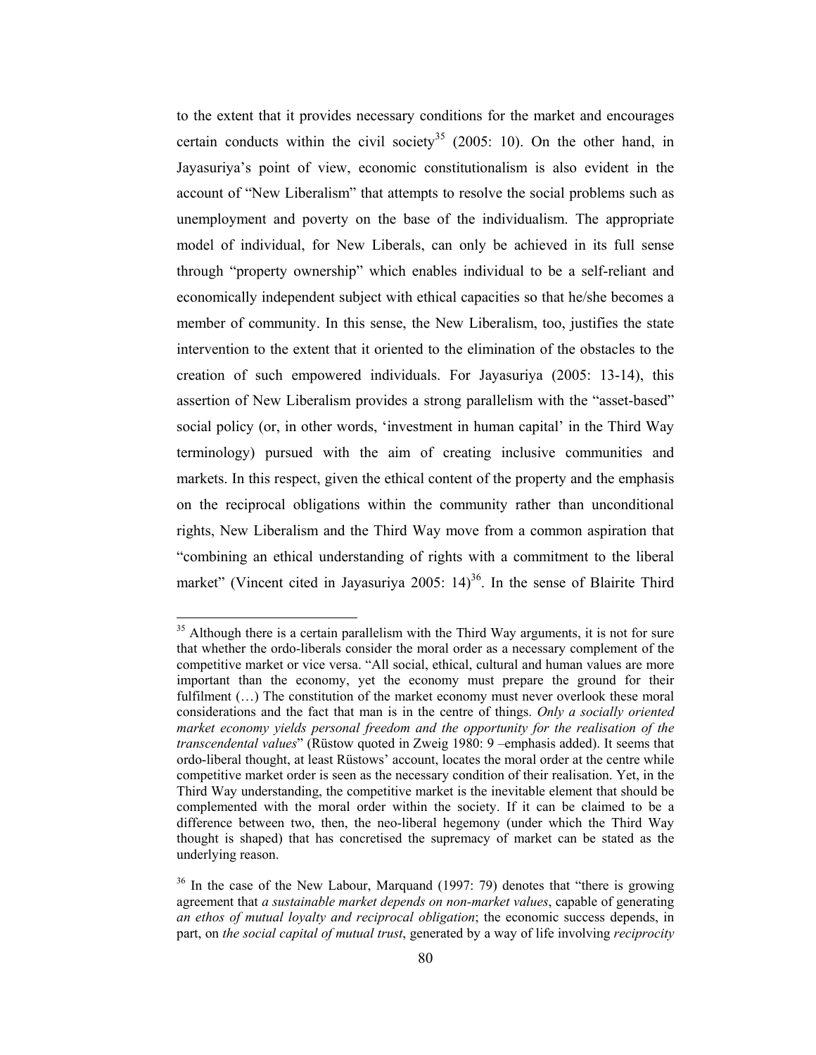to the extent that it provides necessary conditions for the market and encourages certain conducts within the civil society[35] (2005: 10). On the other hand, in Jayasuriya's point of view, economic constitutionalism is also evident in the account of "New Liberalism" that attempts to resolve the social problems such as unemployment and poverty on the base of the individualism. The appropriate model of individual, for New Liberals, can only be achieved in its full sense through "property ownership" which enables individual to be a self-reliant and economically independent subject with ethical capacities so that he/she becomes a member of community. In this sense, the New Liberalism, too, justifies the state intervention to the extent that it oriented to the elimination of the obstacles to the creation of such empowered individuals. For Jayasuriya (2005: 13-14), this assertion of New Liberalism provides a strong parallelism with the "asset-based" social policy (or, in other words, 'investment in human capital' in the Third Way terminology) pursued with the aim of creating inclusive communities and markets. In this respect, given the ethical content of the property and the emphasis on the reciprocal obligations within the community rather than unconditional rights, New Liberalism and the Third Way move from a common aspiration that "combining an ethical understanding of rights with a commitment to the liberal market" (Vincent cited in Jayasuriya 2005: 14)[36]. In the sense of Blairite Third

---

[35] Although there is a certain parallelism with the Third Way arguments, it is not for sure that whether the ordo-liberals consider the moral order as a necessary complement of the competitive market or vice versa. "All social, ethical, cultural and human values are more important than the economy, yet the economy must prepare the ground for their fulfilment (…) The constitution of the market economy must never overlook these moral considerations and the fact that man is in the centre of things. *Only a socially oriented market economy yields personal freedom and the opportunity for the realisation of the transcendental values*" (Rüstow quoted in Zweig 1980: 9 –emphasis added). It seems that ordo-liberal thought, at least Rüstows' account, locates the moral order at the centre while competitive market order is seen as the necessary condition of their realisation. Yet, in the Third Way understanding, the competitive market is the inevitable element that should be complemented with the moral order within the society. If it can be claimed to be a difference between two, then, the neo-liberal hegemony (under which the Third Way thought is shaped) that has concretised the supremacy of market can be stated as the underlying reason.

[36] In the case of the New Labour, Marquand (1997: 79) denotes that "there is growing agreement that *a sustainable market depends on non-market values*, capable of generating *an ethos of mutual loyalty and reciprocal obligation*; the economic success depends, in part, on *the social capital of mutual trust*, generated by a way of life involving *reciprocity*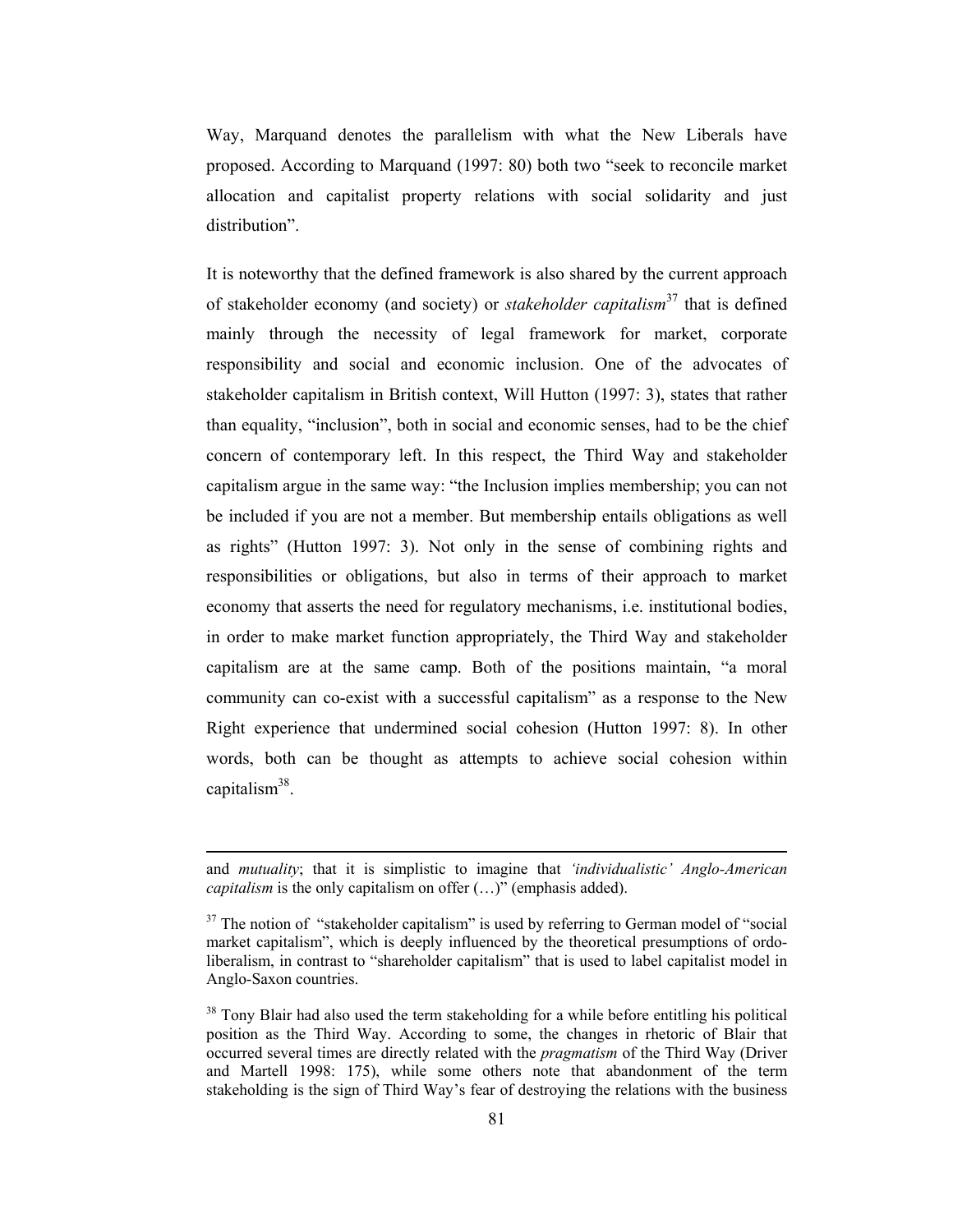Way, Marquand denotes the parallelism with what the New Liberals have proposed. According to Marquand (1997: 80) both two "seek to reconcile market allocation and capitalist property relations with social solidarity and just distribution".

It is noteworthy that the defined framework is also shared by the current approach of stakeholder economy (and society) or *stakeholder capitalism*[37] that is defined mainly through the necessity of legal framework for market, corporate responsibility and social and economic inclusion. One of the advocates of stakeholder capitalism in British context, Will Hutton (1997: 3), states that rather than equality, "inclusion", both in social and economic senses, had to be the chief concern of contemporary left. In this respect, the Third Way and stakeholder capitalism argue in the same way: "the Inclusion implies membership; you can not be included if you are not a member. But membership entails obligations as well as rights" (Hutton 1997: 3). Not only in the sense of combining rights and responsibilities or obligations, but also in terms of their approach to market economy that asserts the need for regulatory mechanisms, i.e. institutional bodies, in order to make market function appropriately, the Third Way and stakeholder capitalism are at the same camp. Both of the positions maintain, "a moral community can co-exist with a successful capitalism" as a response to the New Right experience that undermined social cohesion (Hutton 1997: 8). In other words, both can be thought as attempts to achieve social cohesion within capitalism[38].

---

and *mutuality*; that it is simplistic to imagine that *'individualistic' Anglo-American capitalism* is the only capitalism on offer (…)" (emphasis added).

[37] The notion of "stakeholder capitalism" is used by referring to German model of "social market capitalism", which is deeply influenced by the theoretical presumptions of ordo-liberalism, in contrast to "shareholder capitalism" that is used to label capitalist model in Anglo-Saxon countries.

[38] Tony Blair had also used the term stakeholding for a while before entitling his political position as the Third Way. According to some, the changes in rhetoric of Blair that occurred several times are directly related with the *pragmatism* of the Third Way (Driver and Martell 1998: 175), while some others note that abandonment of the term stakeholding is the sign of Third Way's fear of destroying the relations with the business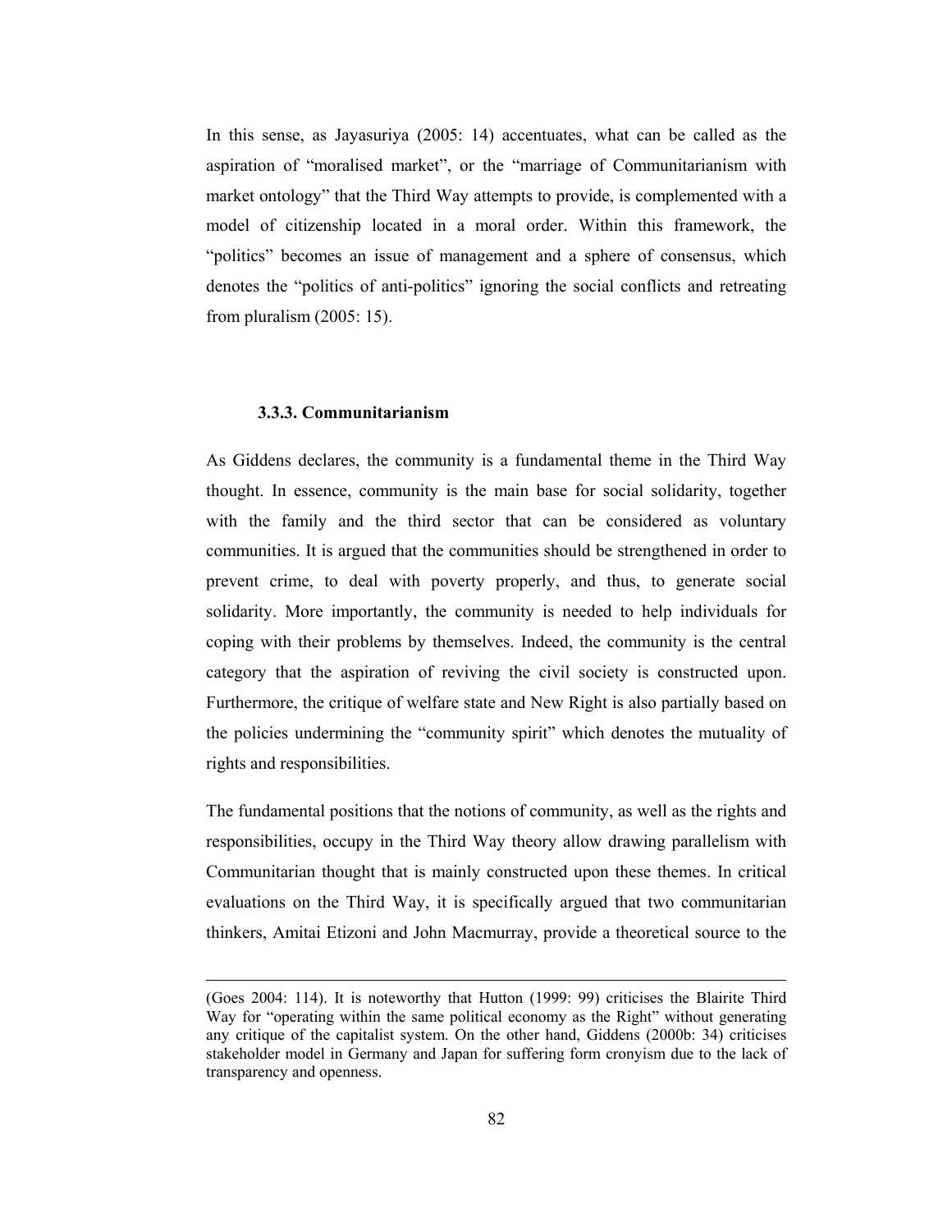In this sense, as Jayasuriya (2005: 14) accentuates, what can be called as the aspiration of "moralised market", or the "marriage of Communitarianism with market ontology" that the Third Way attempts to provide, is complemented with a model of citizenship located in a moral order. Within this framework, the "politics" becomes an issue of management and a sphere of consensus, which denotes the "politics of anti-politics" ignoring the social conflicts and retreating from pluralism (2005: 15).

### 3.3.3. Communitarianism

As Giddens declares, the community is a fundamental theme in the Third Way thought. In essence, community is the main base for social solidarity, together with the family and the third sector that can be considered as voluntary communities. It is argued that the communities should be strengthened in order to prevent crime, to deal with poverty properly, and thus, to generate social solidarity. More importantly, the community is needed to help individuals for coping with their problems by themselves. Indeed, the community is the central category that the aspiration of reviving the civil society is constructed upon. Furthermore, the critique of welfare state and New Right is also partially based on the policies undermining the "community spirit" which denotes the mutuality of rights and responsibilities.

The fundamental positions that the notions of community, as well as the rights and responsibilities, occupy in the Third Way theory allow drawing parallelism with Communitarian thought that is mainly constructed upon these themes. In critical evaluations on the Third Way, it is specifically argued that two communitarian thinkers, Amitai Etizoni and John Macmurray, provide a theoretical source to the

---

(Goes 2004: 114). It is noteworthy that Hutton (1999: 99) criticises the Blairite Third Way for "operating within the same political economy as the Right" without generating any critique of the capitalist system. On the other hand, Giddens (2000b: 34) criticises stakeholder model in Germany and Japan for suffering form cronyism due to the lack of transparency and openness.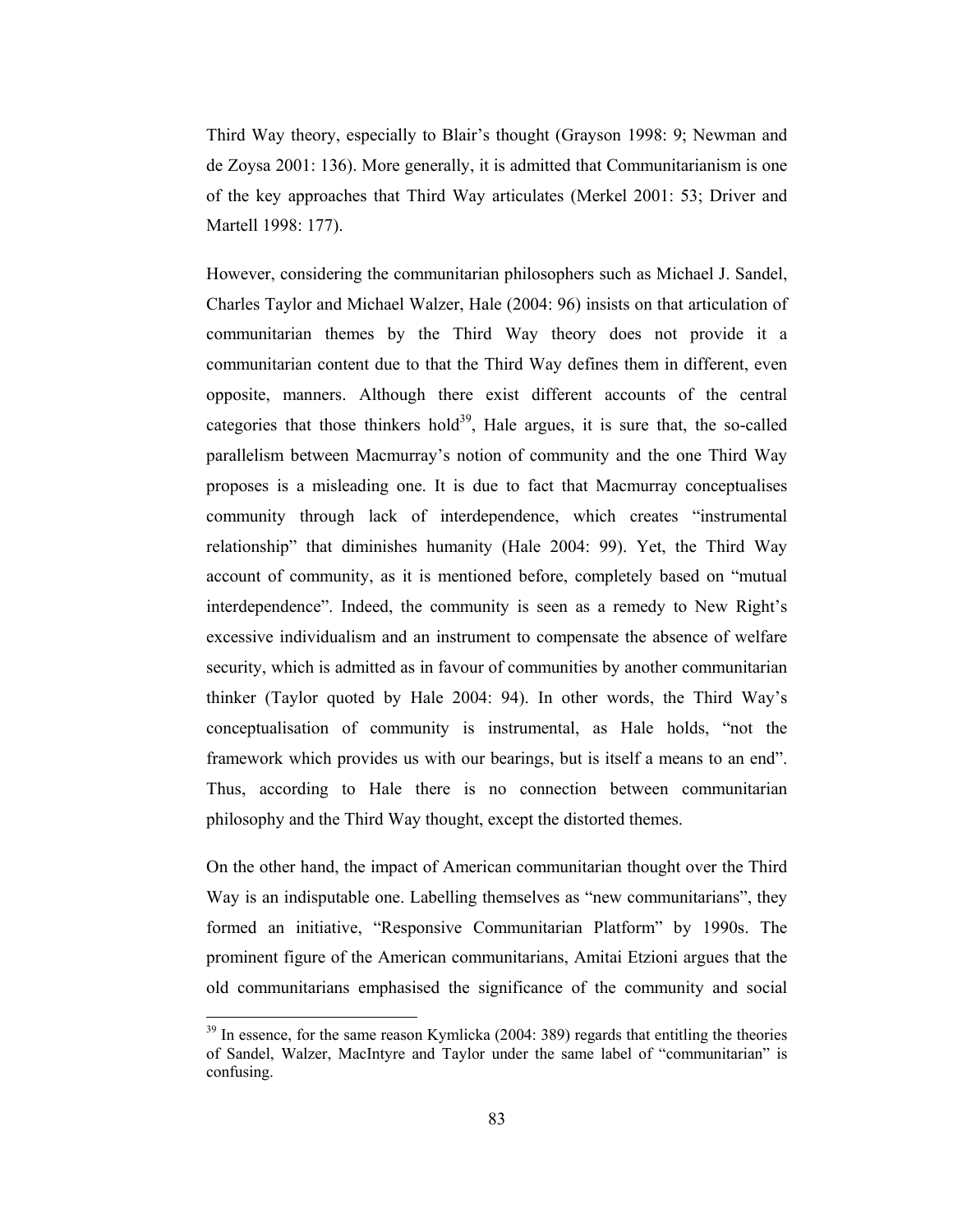Third Way theory, especially to Blair's thought (Grayson 1998: 9; Newman and de Zoysa 2001: 136). More generally, it is admitted that Communitarianism is one of the key approaches that Third Way articulates (Merkel 2001: 53; Driver and Martell 1998: 177).

However, considering the communitarian philosophers such as Michael J. Sandel, Charles Taylor and Michael Walzer, Hale (2004: 96) insists on that articulation of communitarian themes by the Third Way theory does not provide it a communitarian content due to that the Third Way defines them in different, even opposite, manners. Although there exist different accounts of the central categories that those thinkers hold[39], Hale argues, it is sure that, the so-called parallelism between Macmurray's notion of community and the one Third Way proposes is a misleading one. It is due to fact that Macmurray conceptualises community through lack of interdependence, which creates "instrumental relationship" that diminishes humanity (Hale 2004: 99). Yet, the Third Way account of community, as it is mentioned before, completely based on "mutual interdependence". Indeed, the community is seen as a remedy to New Right's excessive individualism and an instrument to compensate the absence of welfare security, which is admitted as in favour of communities by another communitarian thinker (Taylor quoted by Hale 2004: 94). In other words, the Third Way's conceptualisation of community is instrumental, as Hale holds, "not the framework which provides us with our bearings, but is itself a means to an end". Thus, according to Hale there is no connection between communitarian philosophy and the Third Way thought, except the distorted themes.

On the other hand, the impact of American communitarian thought over the Third Way is an indisputable one. Labelling themselves as "new communitarians", they formed an initiative, "Responsive Communitarian Platform" by 1990s. The prominent figure of the American communitarians, Amitai Etzioni argues that the old communitarians emphasised the significance of the community and social

---

[39] In essence, for the same reason Kymlicka (2004: 389) regards that entitling the theories of Sandel, Walzer, MacIntyre and Taylor under the same label of "communitarian" is confusing.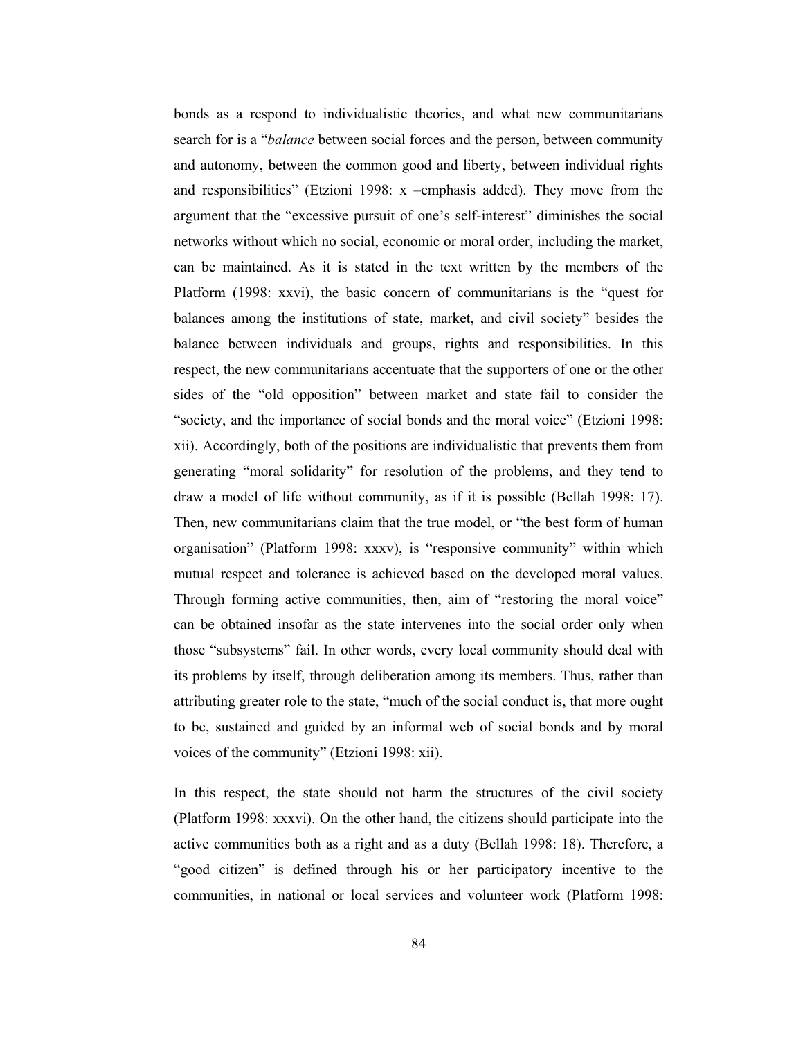bonds as a respond to individualistic theories, and what new communitarians search for is a "*balance* between social forces and the person, between community and autonomy, between the common good and liberty, between individual rights and responsibilities" (Etzioni 1998: x –emphasis added). They move from the argument that the "excessive pursuit of one's self-interest" diminishes the social networks without which no social, economic or moral order, including the market, can be maintained. As it is stated in the text written by the members of the Platform (1998: xxvi), the basic concern of communitarians is the "quest for balances among the institutions of state, market, and civil society" besides the balance between individuals and groups, rights and responsibilities. In this respect, the new communitarians accentuate that the supporters of one or the other sides of the "old opposition" between market and state fail to consider the "society, and the importance of social bonds and the moral voice" (Etzioni 1998: xii). Accordingly, both of the positions are individualistic that prevents them from generating "moral solidarity" for resolution of the problems, and they tend to draw a model of life without community, as if it is possible (Bellah 1998: 17). Then, new communitarians claim that the true model, or "the best form of human organisation" (Platform 1998: xxxv), is "responsive community" within which mutual respect and tolerance is achieved based on the developed moral values. Through forming active communities, then, aim of "restoring the moral voice" can be obtained insofar as the state intervenes into the social order only when those "subsystems" fail. In other words, every local community should deal with its problems by itself, through deliberation among its members. Thus, rather than attributing greater role to the state, "much of the social conduct is, that more ought to be, sustained and guided by an informal web of social bonds and by moral voices of the community" (Etzioni 1998: xii).

In this respect, the state should not harm the structures of the civil society (Platform 1998: xxxvi). On the other hand, the citizens should participate into the active communities both as a right and as a duty (Bellah 1998: 18). Therefore, a "good citizen" is defined through his or her participatory incentive to the communities, in national or local services and volunteer work (Platform 1998: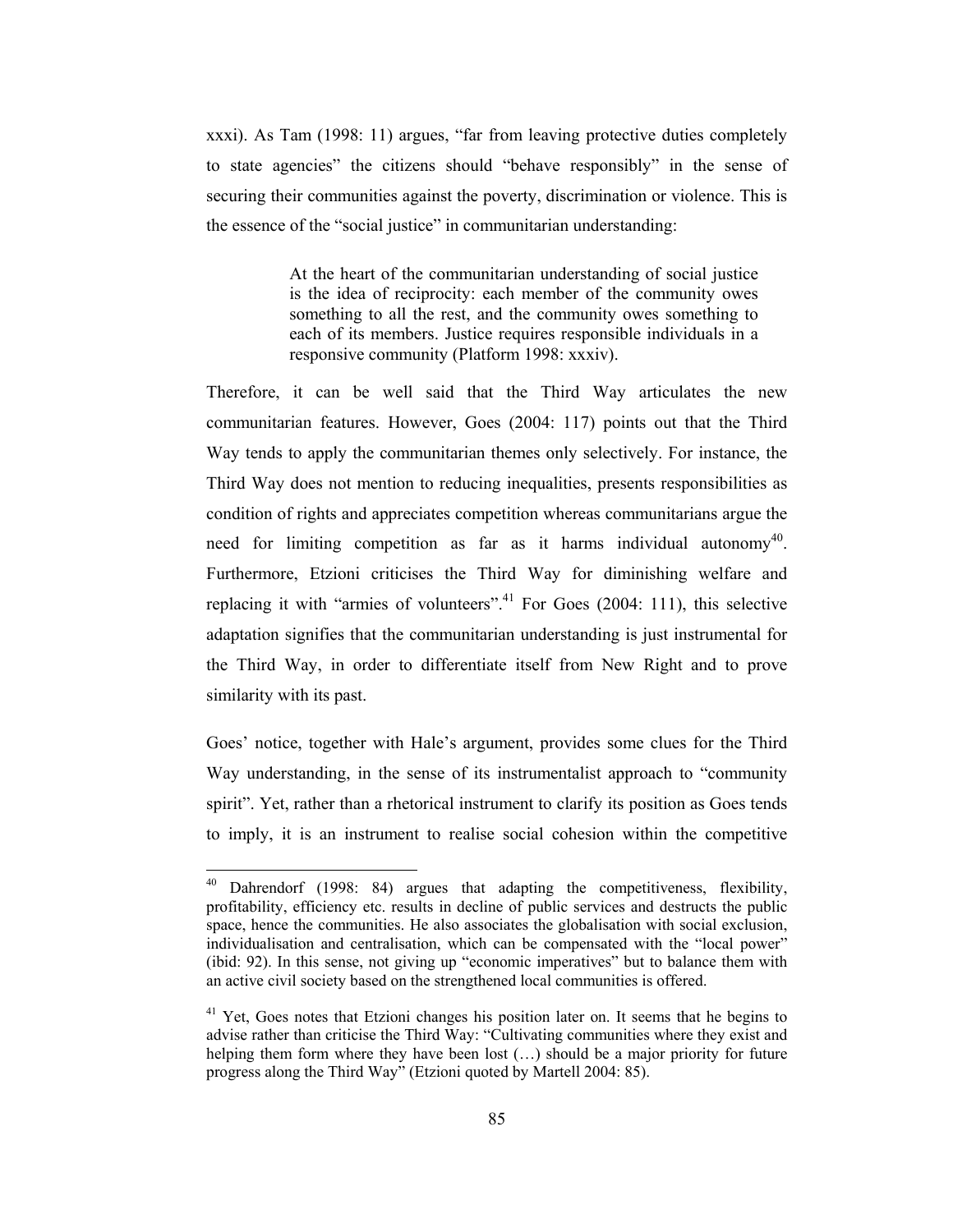xxxi). As Tam (1998: 11) argues, "far from leaving protective duties completely to state agencies" the citizens should "behave responsibly" in the sense of securing their communities against the poverty, discrimination or violence. This is the essence of the "social justice" in communitarian understanding:

> At the heart of the communitarian understanding of social justice is the idea of reciprocity: each member of the community owes something to all the rest, and the community owes something to each of its members. Justice requires responsible individuals in a responsive community (Platform 1998: xxxiv).

Therefore, it can be well said that the Third Way articulates the new communitarian features. However, Goes (2004: 117) points out that the Third Way tends to apply the communitarian themes only selectively. For instance, the Third Way does not mention to reducing inequalities, presents responsibilities as condition of rights and appreciates competition whereas communitarians argue the need for limiting competition as far as it harms individual autonomy[40]. Furthermore, Etzioni criticises the Third Way for diminishing welfare and replacing it with "armies of volunteers".[41] For Goes (2004: 111), this selective adaptation signifies that the communitarian understanding is just instrumental for the Third Way, in order to differentiate itself from New Right and to prove similarity with its past.

Goes' notice, together with Hale's argument, provides some clues for the Third Way understanding, in the sense of its instrumentalist approach to "community spirit". Yet, rather than a rhetorical instrument to clarify its position as Goes tends to imply, it is an instrument to realise social cohesion within the competitive

---

[40] Dahrendorf (1998: 84) argues that adapting the competitiveness, flexibility, profitability, efficiency etc. results in decline of public services and destructs the public space, hence the communities. He also associates the globalisation with social exclusion, individualisation and centralisation, which can be compensated with the "local power" (ibid: 92). In this sense, not giving up "economic imperatives" but to balance them with an active civil society based on the strengthened local communities is offered.

[41] Yet, Goes notes that Etzioni changes his position later on. It seems that he begins to advise rather than criticise the Third Way: "Cultivating communities where they exist and helping them form where they have been lost (…) should be a major priority for future progress along the Third Way" (Etzioni quoted by Martell 2004: 85).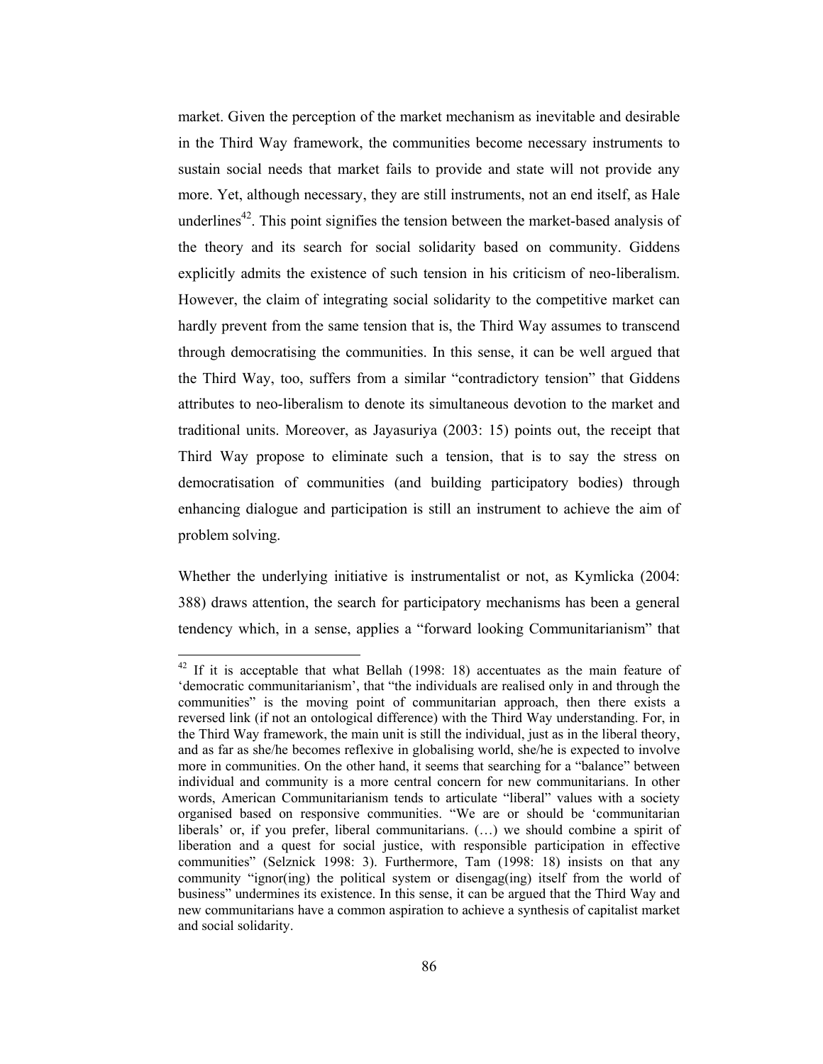market. Given the perception of the market mechanism as inevitable and desirable in the Third Way framework, the communities become necessary instruments to sustain social needs that market fails to provide and state will not provide any more. Yet, although necessary, they are still instruments, not an end itself, as Hale underlines[42]. This point signifies the tension between the market-based analysis of the theory and its search for social solidarity based on community. Giddens explicitly admits the existence of such tension in his criticism of neo-liberalism. However, the claim of integrating social solidarity to the competitive market can hardly prevent from the same tension that is, the Third Way assumes to transcend through democratising the communities. In this sense, it can be well argued that the Third Way, too, suffers from a similar "contradictory tension" that Giddens attributes to neo-liberalism to denote its simultaneous devotion to the market and traditional units. Moreover, as Jayasuriya (2003: 15) points out, the receipt that Third Way propose to eliminate such a tension, that is to say the stress on democratisation of communities (and building participatory bodies) through enhancing dialogue and participation is still an instrument to achieve the aim of problem solving.

Whether the underlying initiative is instrumentalist or not, as Kymlicka (2004: 388) draws attention, the search for participatory mechanisms has been a general tendency which, in a sense, applies a "forward looking Communitarianism" that

---

[42] If it is acceptable that what Bellah (1998: 18) accentuates as the main feature of 'democratic communitarianism', that "the individuals are realised only in and through the communities" is the moving point of communitarian approach, then there exists a reversed link (if not an ontological difference) with the Third Way understanding. For, in the Third Way framework, the main unit is still the individual, just as in the liberal theory, and as far as she/he becomes reflexive in globalising world, she/he is expected to involve more in communities. On the other hand, it seems that searching for a "balance" between individual and community is a more central concern for new communitarians. In other words, American Communitarianism tends to articulate "liberal" values with a society organised based on responsive communities. "We are or should be 'communitarian liberals' or, if you prefer, liberal communitarians. (…) we should combine a spirit of liberation and a quest for social justice, with responsible participation in effective communities" (Selznick 1998: 3). Furthermore, Tam (1998: 18) insists on that any community "ignor(ing) the political system or disengag(ing) itself from the world of business" undermines its existence. In this sense, it can be argued that the Third Way and new communitarians have a common aspiration to achieve a synthesis of capitalist market and social solidarity.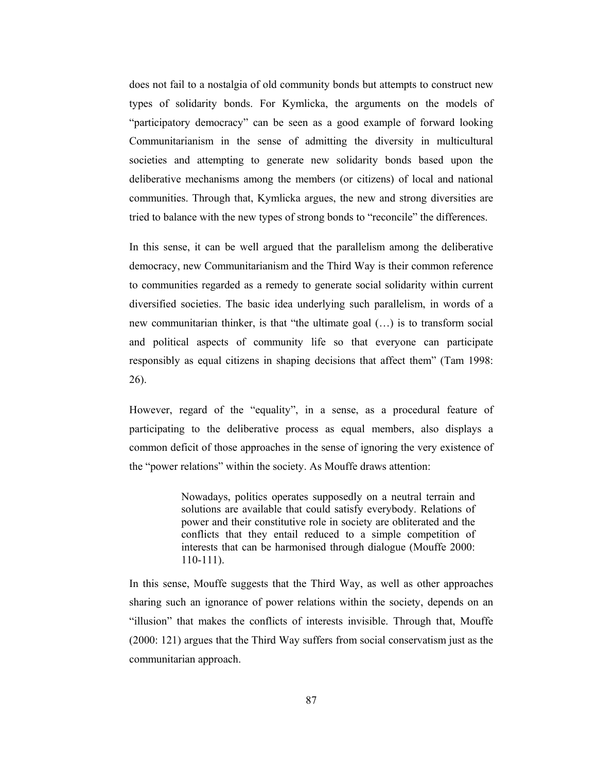does not fail to a nostalgia of old community bonds but attempts to construct new types of solidarity bonds. For Kymlicka, the arguments on the models of "participatory democracy" can be seen as a good example of forward looking Communitarianism in the sense of admitting the diversity in multicultural societies and attempting to generate new solidarity bonds based upon the deliberative mechanisms among the members (or citizens) of local and national communities. Through that, Kymlicka argues, the new and strong diversities are tried to balance with the new types of strong bonds to "reconcile" the differences.

In this sense, it can be well argued that the parallelism among the deliberative democracy, new Communitarianism and the Third Way is their common reference to communities regarded as a remedy to generate social solidarity within current diversified societies. The basic idea underlying such parallelism, in words of a new communitarian thinker, is that "the ultimate goal (…) is to transform social and political aspects of community life so that everyone can participate responsibly as equal citizens in shaping decisions that affect them" (Tam 1998: 26).

However, regard of the "equality", in a sense, as a procedural feature of participating to the deliberative process as equal members, also displays a common deficit of those approaches in the sense of ignoring the very existence of the "power relations" within the society. As Mouffe draws attention:

> Nowadays, politics operates supposedly on a neutral terrain and solutions are available that could satisfy everybody. Relations of power and their constitutive role in society are obliterated and the conflicts that they entail reduced to a simple competition of interests that can be harmonised through dialogue (Mouffe 2000: 110-111).

In this sense, Mouffe suggests that the Third Way, as well as other approaches sharing such an ignorance of power relations within the society, depends on an "illusion" that makes the conflicts of interests invisible. Through that, Mouffe (2000: 121) argues that the Third Way suffers from social conservatism just as the communitarian approach.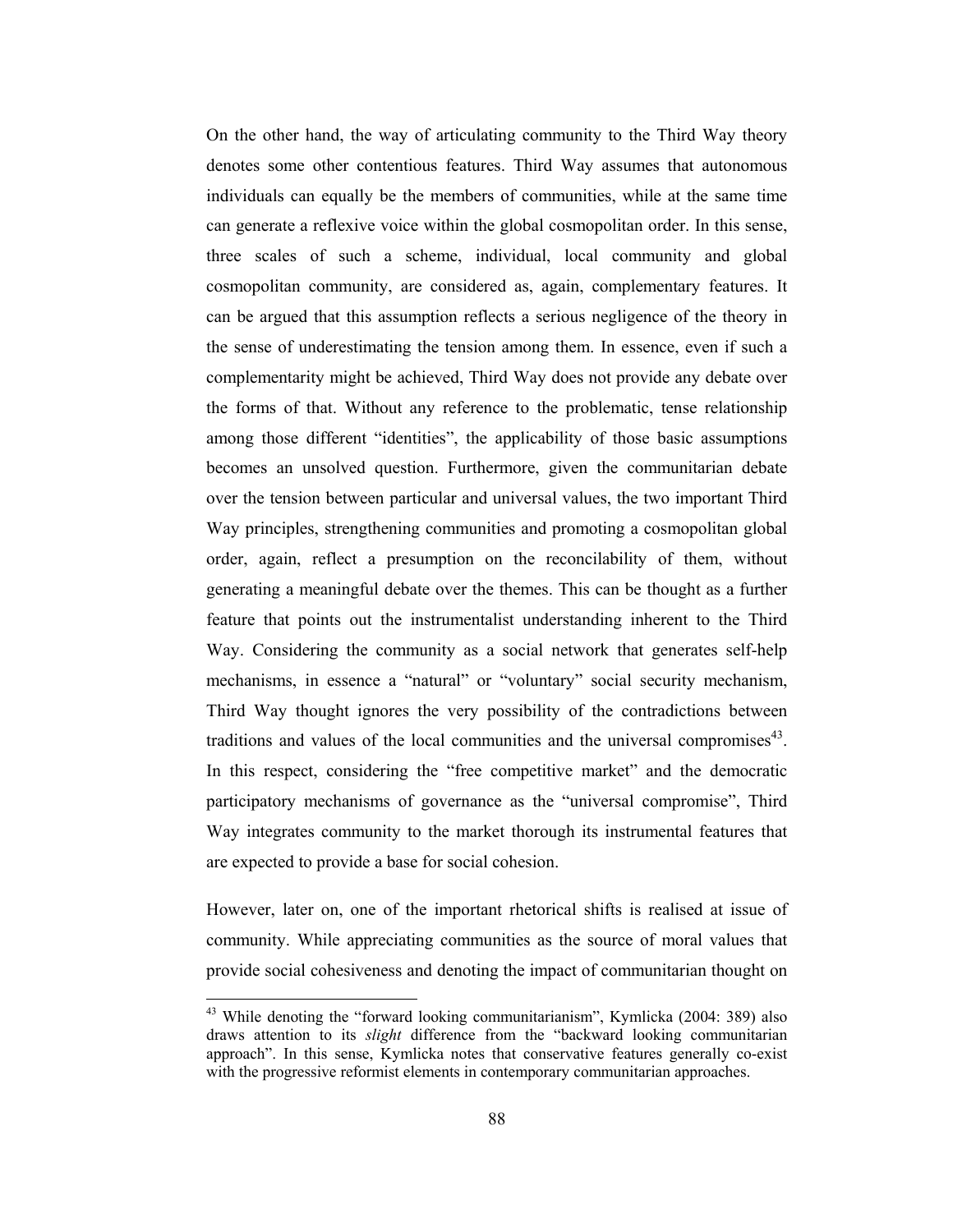On the other hand, the way of articulating community to the Third Way theory denotes some other contentious features. Third Way assumes that autonomous individuals can equally be the members of communities, while at the same time can generate a reflexive voice within the global cosmopolitan order. In this sense, three scales of such a scheme, individual, local community and global cosmopolitan community, are considered as, again, complementary features. It can be argued that this assumption reflects a serious negligence of the theory in the sense of underestimating the tension among them. In essence, even if such a complementarity might be achieved, Third Way does not provide any debate over the forms of that. Without any reference to the problematic, tense relationship among those different "identities", the applicability of those basic assumptions becomes an unsolved question. Furthermore, given the communitarian debate over the tension between particular and universal values, the two important Third Way principles, strengthening communities and promoting a cosmopolitan global order, again, reflect a presumption on the reconcilability of them, without generating a meaningful debate over the themes. This can be thought as a further feature that points out the instrumentalist understanding inherent to the Third Way. Considering the community as a social network that generates self-help mechanisms, in essence a "natural" or "voluntary" social security mechanism, Third Way thought ignores the very possibility of the contradictions between traditions and values of the local communities and the universal compromises[43]. In this respect, considering the "free competitive market" and the democratic participatory mechanisms of governance as the "universal compromise", Third Way integrates community to the market thorough its instrumental features that are expected to provide a base for social cohesion.

However, later on, one of the important rhetorical shifts is realised at issue of community. While appreciating communities as the source of moral values that provide social cohesiveness and denoting the impact of communitarian thought on

---

[43] While denoting the "forward looking communitarianism", Kymlicka (2004: 389) also draws attention to its *slight* difference from the "backward looking communitarian approach". In this sense, Kymlicka notes that conservative features generally co-exist with the progressive reformist elements in contemporary communitarian approaches.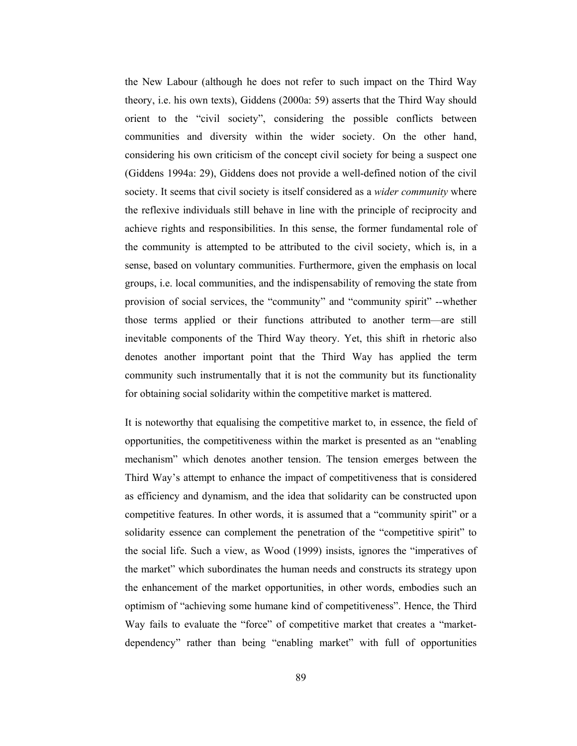the New Labour (although he does not refer to such impact on the Third Way theory, i.e. his own texts), Giddens (2000a: 59) asserts that the Third Way should orient to the "civil society", considering the possible conflicts between communities and diversity within the wider society. On the other hand, considering his own criticism of the concept civil society for being a suspect one (Giddens 1994a: 29), Giddens does not provide a well-defined notion of the civil society. It seems that civil society is itself considered as a *wider community* where the reflexive individuals still behave in line with the principle of reciprocity and achieve rights and responsibilities. In this sense, the former fundamental role of the community is attempted to be attributed to the civil society, which is, in a sense, based on voluntary communities. Furthermore, given the emphasis on local groups, i.e. local communities, and the indispensability of removing the state from provision of social services, the "community" and "community spirit" --whether those terms applied or their functions attributed to another term—are still inevitable components of the Third Way theory. Yet, this shift in rhetoric also denotes another important point that the Third Way has applied the term community such instrumentally that it is not the community but its functionality for obtaining social solidarity within the competitive market is mattered.

It is noteworthy that equalising the competitive market to, in essence, the field of opportunities, the competitiveness within the market is presented as an "enabling mechanism" which denotes another tension. The tension emerges between the Third Way's attempt to enhance the impact of competitiveness that is considered as efficiency and dynamism, and the idea that solidarity can be constructed upon competitive features. In other words, it is assumed that a "community spirit" or a solidarity essence can complement the penetration of the "competitive spirit" to the social life. Such a view, as Wood (1999) insists, ignores the "imperatives of the market" which subordinates the human needs and constructs its strategy upon the enhancement of the market opportunities, in other words, embodies such an optimism of "achieving some humane kind of competitiveness". Hence, the Third Way fails to evaluate the "force" of competitive market that creates a "market-dependency" rather than being "enabling market" with full of opportunities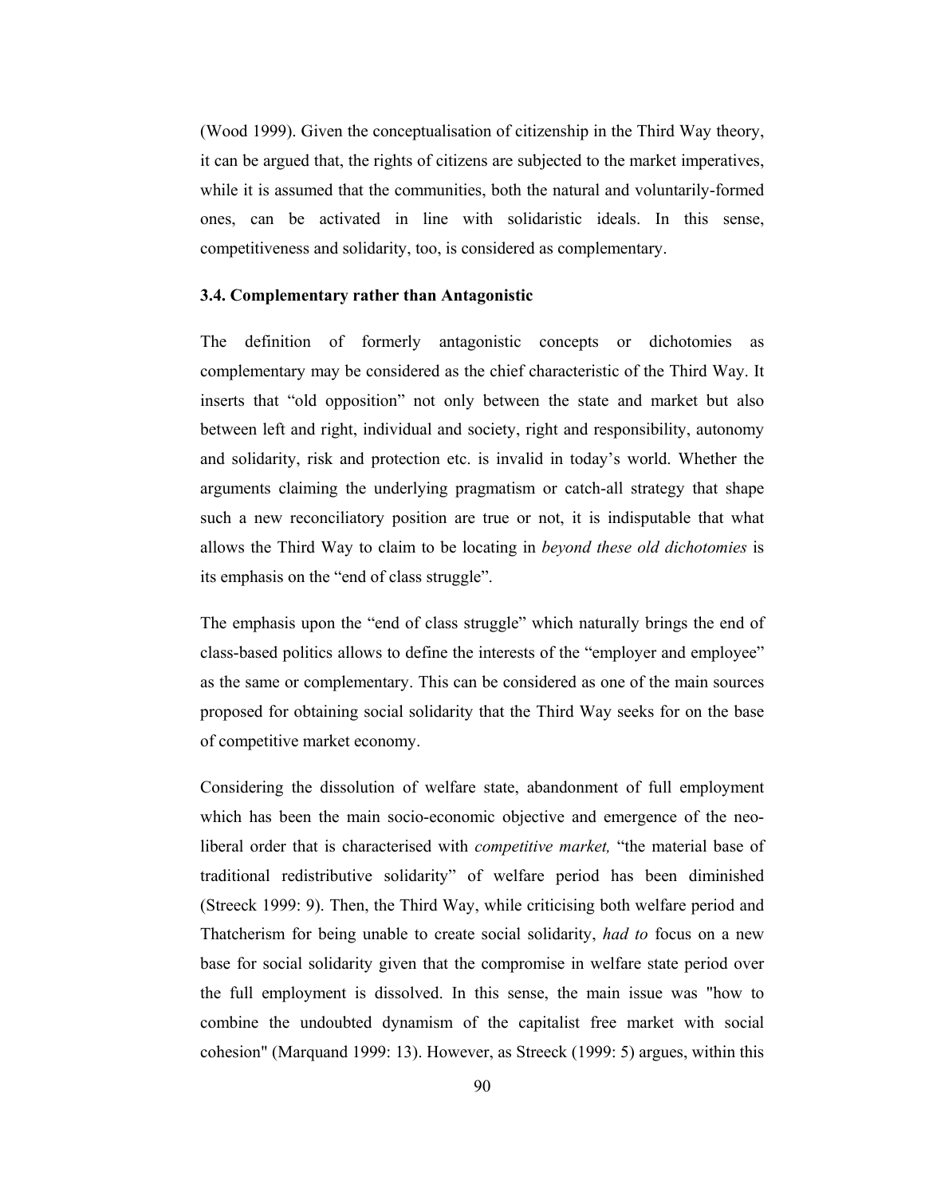(Wood 1999). Given the conceptualisation of citizenship in the Third Way theory, it can be argued that, the rights of citizens are subjected to the market imperatives, while it is assumed that the communities, both the natural and voluntarily-formed ones, can be activated in line with solidaristic ideals. In this sense, competitiveness and solidarity, too, is considered as complementary.

### 3.4. Complementary rather than Antagonistic

The definition of formerly antagonistic concepts or dichotomies as complementary may be considered as the chief characteristic of the Third Way. It inserts that "old opposition" not only between the state and market but also between left and right, individual and society, right and responsibility, autonomy and solidarity, risk and protection etc. is invalid in today's world. Whether the arguments claiming the underlying pragmatism or catch-all strategy that shape such a new reconciliatory position are true or not, it is indisputable that what allows the Third Way to claim to be locating in *beyond these old dichotomies* is its emphasis on the "end of class struggle".

The emphasis upon the "end of class struggle" which naturally brings the end of class-based politics allows to define the interests of the "employer and employee" as the same or complementary. This can be considered as one of the main sources proposed for obtaining social solidarity that the Third Way seeks for on the base of competitive market economy.

Considering the dissolution of welfare state, abandonment of full employment which has been the main socio-economic objective and emergence of the neo-liberal order that is characterised with *competitive market,* "the material base of traditional redistributive solidarity" of welfare period has been diminished (Streeck 1999: 9). Then, the Third Way, while criticising both welfare period and Thatcherism for being unable to create social solidarity, *had to* focus on a new base for social solidarity given that the compromise in welfare state period over the full employment is dissolved. In this sense, the main issue was "how to combine the undoubted dynamism of the capitalist free market with social cohesion" (Marquand 1999: 13). However, as Streeck (1999: 5) argues, within this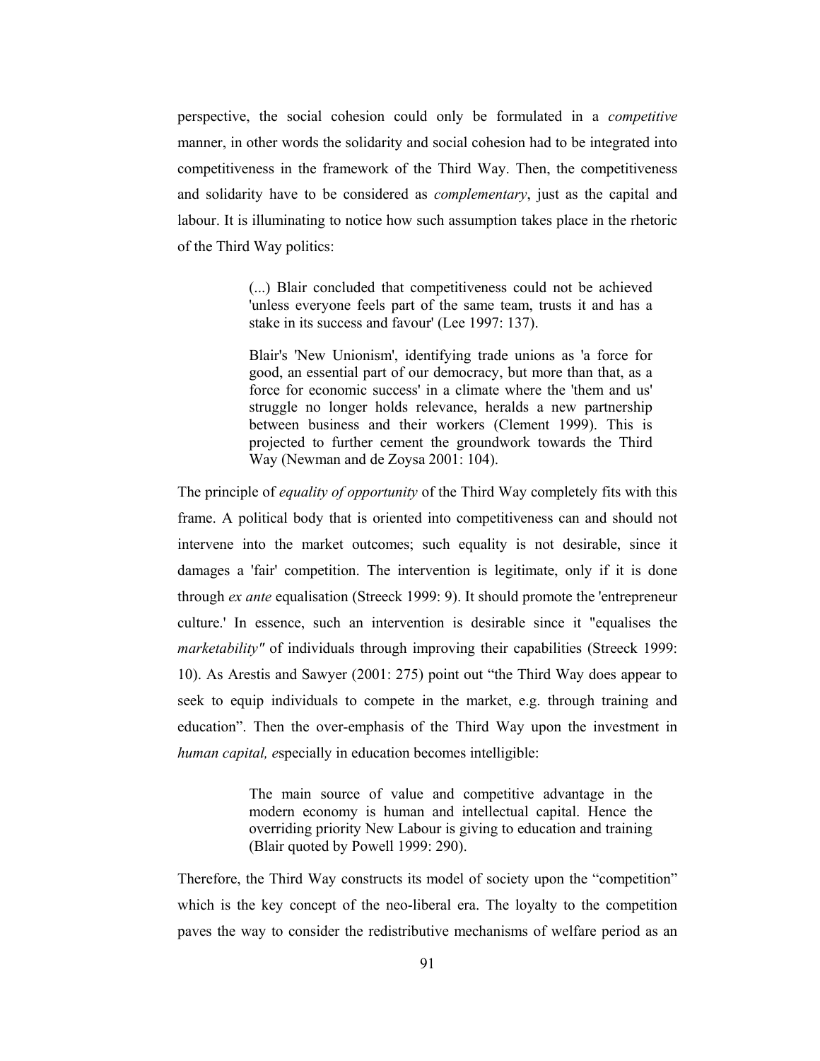perspective, the social cohesion could only be formulated in a *competitive* manner, in other words the solidarity and social cohesion had to be integrated into competitiveness in the framework of the Third Way. Then, the competitiveness and solidarity have to be considered as *complementary*, just as the capital and labour. It is illuminating to notice how such assumption takes place in the rhetoric of the Third Way politics:

> (...) Blair concluded that competitiveness could not be achieved 'unless everyone feels part of the same team, trusts it and has a stake in its success and favour' (Lee 1997: 137).
>
> Blair's 'New Unionism', identifying trade unions as 'a force for good, an essential part of our democracy, but more than that, as a force for economic success' in a climate where the 'them and us' struggle no longer holds relevance, heralds a new partnership between business and their workers (Clement 1999). This is projected to further cement the groundwork towards the Third Way (Newman and de Zoysa 2001: 104).

The principle of *equality of opportunity* of the Third Way completely fits with this frame. A political body that is oriented into competitiveness can and should not intervene into the market outcomes; such equality is not desirable, since it damages a 'fair' competition. The intervention is legitimate, only if it is done through *ex ante* equalisation (Streeck 1999: 9). It should promote the 'entrepreneur culture.' In essence, such an intervention is desirable since it "equalises the *marketability"* of individuals through improving their capabilities (Streeck 1999: 10). As Arestis and Sawyer (2001: 275) point out "the Third Way does appear to seek to equip individuals to compete in the market, e.g. through training and education". Then the over-emphasis of the Third Way upon the investment in *human capital, e*specially in education becomes intelligible:

> The main source of value and competitive advantage in the modern economy is human and intellectual capital. Hence the overriding priority New Labour is giving to education and training (Blair quoted by Powell 1999: 290).

Therefore, the Third Way constructs its model of society upon the "competition" which is the key concept of the neo-liberal era. The loyalty to the competition paves the way to consider the redistributive mechanisms of welfare period as an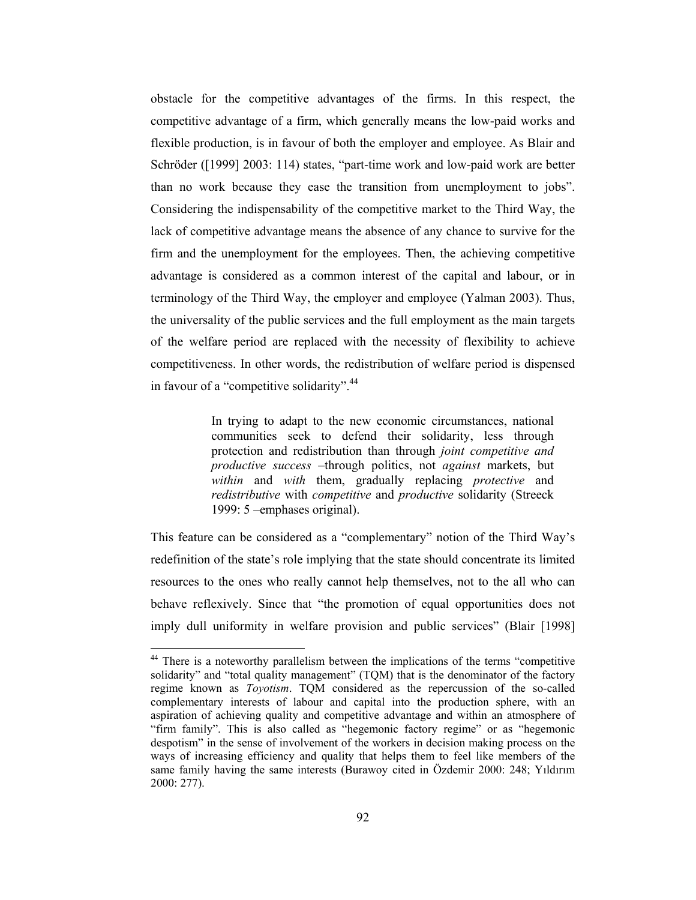obstacle for the competitive advantages of the firms. In this respect, the competitive advantage of a firm, which generally means the low-paid works and flexible production, is in favour of both the employer and employee. As Blair and Schröder ([1999] 2003: 114) states, "part-time work and low-paid work are better than no work because they ease the transition from unemployment to jobs". Considering the indispensability of the competitive market to the Third Way, the lack of competitive advantage means the absence of any chance to survive for the firm and the unemployment for the employees. Then, the achieving competitive advantage is considered as a common interest of the capital and labour, or in terminology of the Third Way, the employer and employee (Yalman 2003). Thus, the universality of the public services and the full employment as the main targets of the welfare period are replaced with the necessity of flexibility to achieve competitiveness. In other words, the redistribution of welfare period is dispensed in favour of a "competitive solidarity".[44]

> In trying to adapt to the new economic circumstances, national communities seek to defend their solidarity, less through protection and redistribution than through *joint competitive and productive success* –through politics, not *against* markets, but *within* and *with* them, gradually replacing *protective* and *redistributive* with *competitive* and *productive* solidarity (Streeck 1999: 5 –emphases original).

This feature can be considered as a "complementary" notion of the Third Way's redefinition of the state's role implying that the state should concentrate its limited resources to the ones who really cannot help themselves, not to the all who can behave reflexively. Since that "the promotion of equal opportunities does not imply dull uniformity in welfare provision and public services" (Blair [1998]

---

[44] There is a noteworthy parallelism between the implications of the terms "competitive solidarity" and "total quality management" (TQM) that is the denominator of the factory regime known as *Toyotism*. TQM considered as the repercussion of the so-called complementary interests of labour and capital into the production sphere, with an aspiration of achieving quality and competitive advantage and within an atmosphere of "firm family". This is also called as "hegemonic factory regime" or as "hegemonic despotism" in the sense of involvement of the workers in decision making process on the ways of increasing efficiency and quality that helps them to feel like members of the same family having the same interests (Burawoy cited in Özdemir 2000: 248; Yıldırım 2000: 277).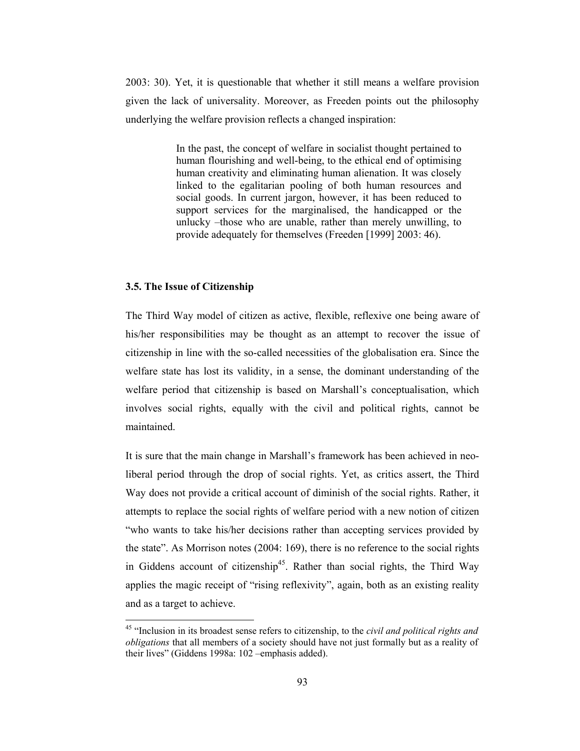2003: 30). Yet, it is questionable that whether it still means a welfare provision given the lack of universality. Moreover, as Freeden points out the philosophy underlying the welfare provision reflects a changed inspiration:

> In the past, the concept of welfare in socialist thought pertained to human flourishing and well-being, to the ethical end of optimising human creativity and eliminating human alienation. It was closely linked to the egalitarian pooling of both human resources and social goods. In current jargon, however, it has been reduced to support services for the marginalised, the handicapped or the unlucky –those who are unable, rather than merely unwilling, to provide adequately for themselves (Freeden [1999] 2003: 46).

### 3.5. The Issue of Citizenship

The Third Way model of citizen as active, flexible, reflexive one being aware of his/her responsibilities may be thought as an attempt to recover the issue of citizenship in line with the so-called necessities of the globalisation era. Since the welfare state has lost its validity, in a sense, the dominant understanding of the welfare period that citizenship is based on Marshall's conceptualisation, which involves social rights, equally with the civil and political rights, cannot be maintained.

It is sure that the main change in Marshall's framework has been achieved in neo-liberal period through the drop of social rights. Yet, as critics assert, the Third Way does not provide a critical account of diminish of the social rights. Rather, it attempts to replace the social rights of welfare period with a new notion of citizen "who wants to take his/her decisions rather than accepting services provided by the state". As Morrison notes (2004: 169), there is no reference to the social rights in Giddens account of citizenship[45]. Rather than social rights, the Third Way applies the magic receipt of "rising reflexivity", again, both as an existing reality and as a target to achieve.

---

[45] "Inclusion in its broadest sense refers to citizenship, to the *civil and political rights and obligations* that all members of a society should have not just formally but as a reality of their lives" (Giddens 1998a: 102 –emphasis added).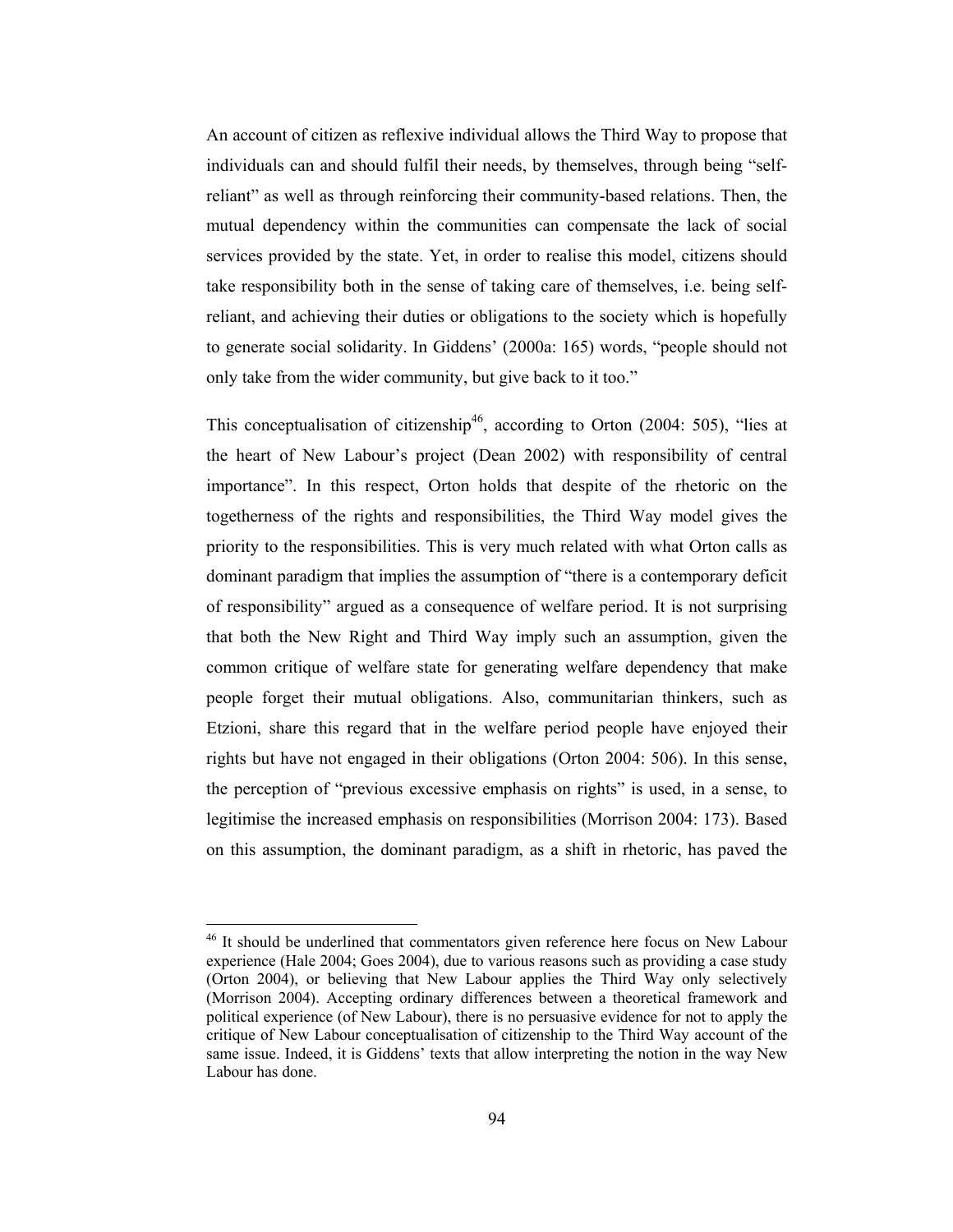An account of citizen as reflexive individual allows the Third Way to propose that individuals can and should fulfil their needs, by themselves, through being "self-reliant" as well as through reinforcing their community-based relations. Then, the mutual dependency within the communities can compensate the lack of social services provided by the state. Yet, in order to realise this model, citizens should take responsibility both in the sense of taking care of themselves, i.e. being self-reliant, and achieving their duties or obligations to the society which is hopefully to generate social solidarity. In Giddens' (2000a: 165) words, "people should not only take from the wider community, but give back to it too."

This conceptualisation of citizenship[46], according to Orton (2004: 505), "lies at the heart of New Labour's project (Dean 2002) with responsibility of central importance". In this respect, Orton holds that despite of the rhetoric on the togetherness of the rights and responsibilities, the Third Way model gives the priority to the responsibilities. This is very much related with what Orton calls as dominant paradigm that implies the assumption of "there is a contemporary deficit of responsibility" argued as a consequence of welfare period. It is not surprising that both the New Right and Third Way imply such an assumption, given the common critique of welfare state for generating welfare dependency that make people forget their mutual obligations. Also, communitarian thinkers, such as Etzioni, share this regard that in the welfare period people have enjoyed their rights but have not engaged in their obligations (Orton 2004: 506). In this sense, the perception of "previous excessive emphasis on rights" is used, in a sense, to legitimise the increased emphasis on responsibilities (Morrison 2004: 173). Based on this assumption, the dominant paradigm, as a shift in rhetoric, has paved the

---

[46] It should be underlined that commentators given reference here focus on New Labour experience (Hale 2004; Goes 2004), due to various reasons such as providing a case study (Orton 2004), or believing that New Labour applies the Third Way only selectively (Morrison 2004). Accepting ordinary differences between a theoretical framework and political experience (of New Labour), there is no persuasive evidence for not to apply the critique of New Labour conceptualisation of citizenship to the Third Way account of the same issue. Indeed, it is Giddens' texts that allow interpreting the notion in the way New Labour has done.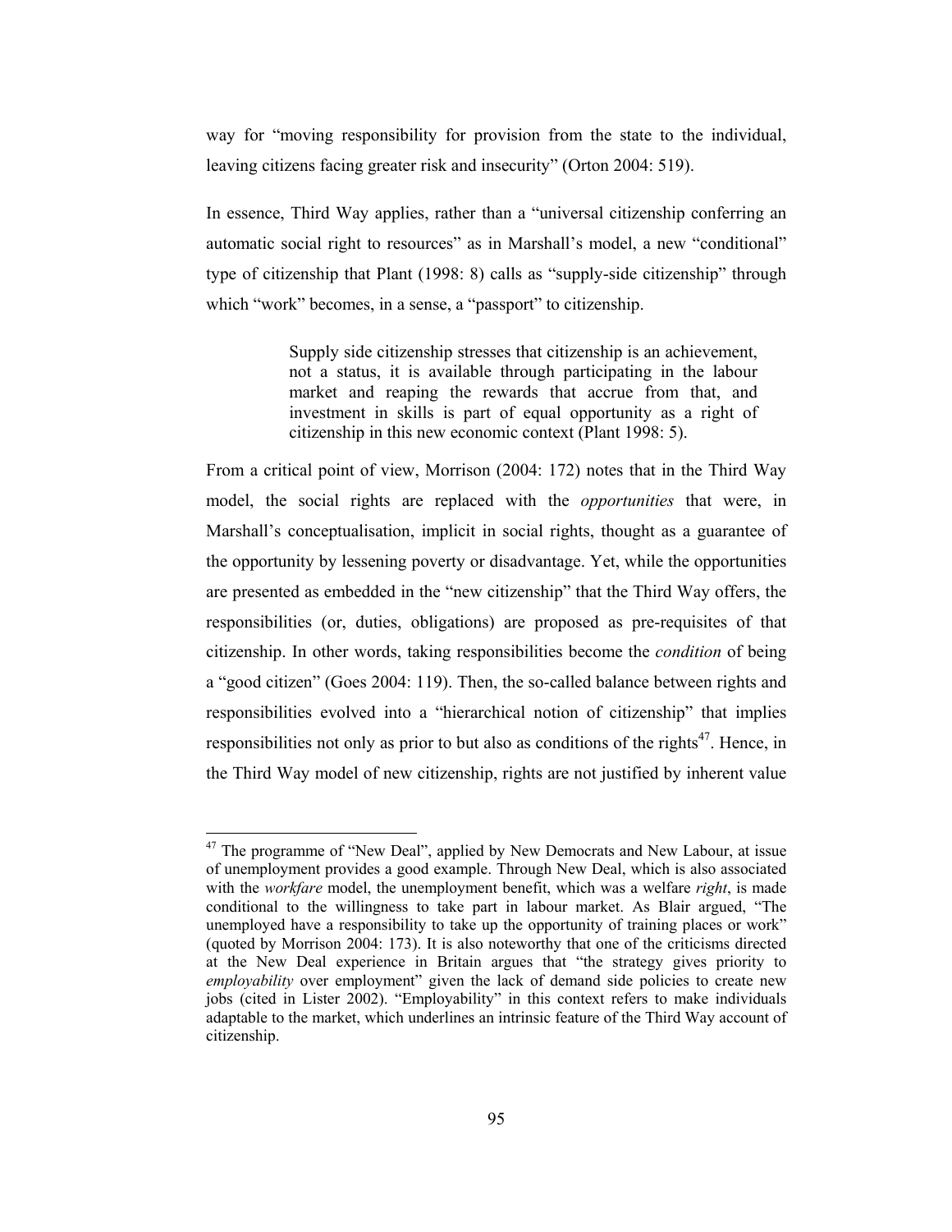way for "moving responsibility for provision from the state to the individual, leaving citizens facing greater risk and insecurity" (Orton 2004: 519).

In essence, Third Way applies, rather than a "universal citizenship conferring an automatic social right to resources" as in Marshall's model, a new "conditional" type of citizenship that Plant (1998: 8) calls as "supply-side citizenship" through which "work" becomes, in a sense, a "passport" to citizenship.

> Supply side citizenship stresses that citizenship is an achievement, not a status, it is available through participating in the labour market and reaping the rewards that accrue from that, and investment in skills is part of equal opportunity as a right of citizenship in this new economic context (Plant 1998: 5).

From a critical point of view, Morrison (2004: 172) notes that in the Third Way model, the social rights are replaced with the *opportunities* that were, in Marshall's conceptualisation, implicit in social rights, thought as a guarantee of the opportunity by lessening poverty or disadvantage. Yet, while the opportunities are presented as embedded in the "new citizenship" that the Third Way offers, the responsibilities (or, duties, obligations) are proposed as pre-requisites of that citizenship. In other words, taking responsibilities become the *condition* of being a "good citizen" (Goes 2004: 119). Then, the so-called balance between rights and responsibilities evolved into a "hierarchical notion of citizenship" that implies responsibilities not only as prior to but also as conditions of the rights[47]. Hence, in the Third Way model of new citizenship, rights are not justified by inherent value

---

[47] The programme of "New Deal", applied by New Democrats and New Labour, at issue of unemployment provides a good example. Through New Deal, which is also associated with the *workfare* model, the unemployment benefit, which was a welfare *right*, is made conditional to the willingness to take part in labour market. As Blair argued, "The unemployed have a responsibility to take up the opportunity of training places or work" (quoted by Morrison 2004: 173). It is also noteworthy that one of the criticisms directed at the New Deal experience in Britain argues that "the strategy gives priority to *employability* over employment" given the lack of demand side policies to create new jobs (cited in Lister 2002). "Employability" in this context refers to make individuals adaptable to the market, which underlines an intrinsic feature of the Third Way account of citizenship.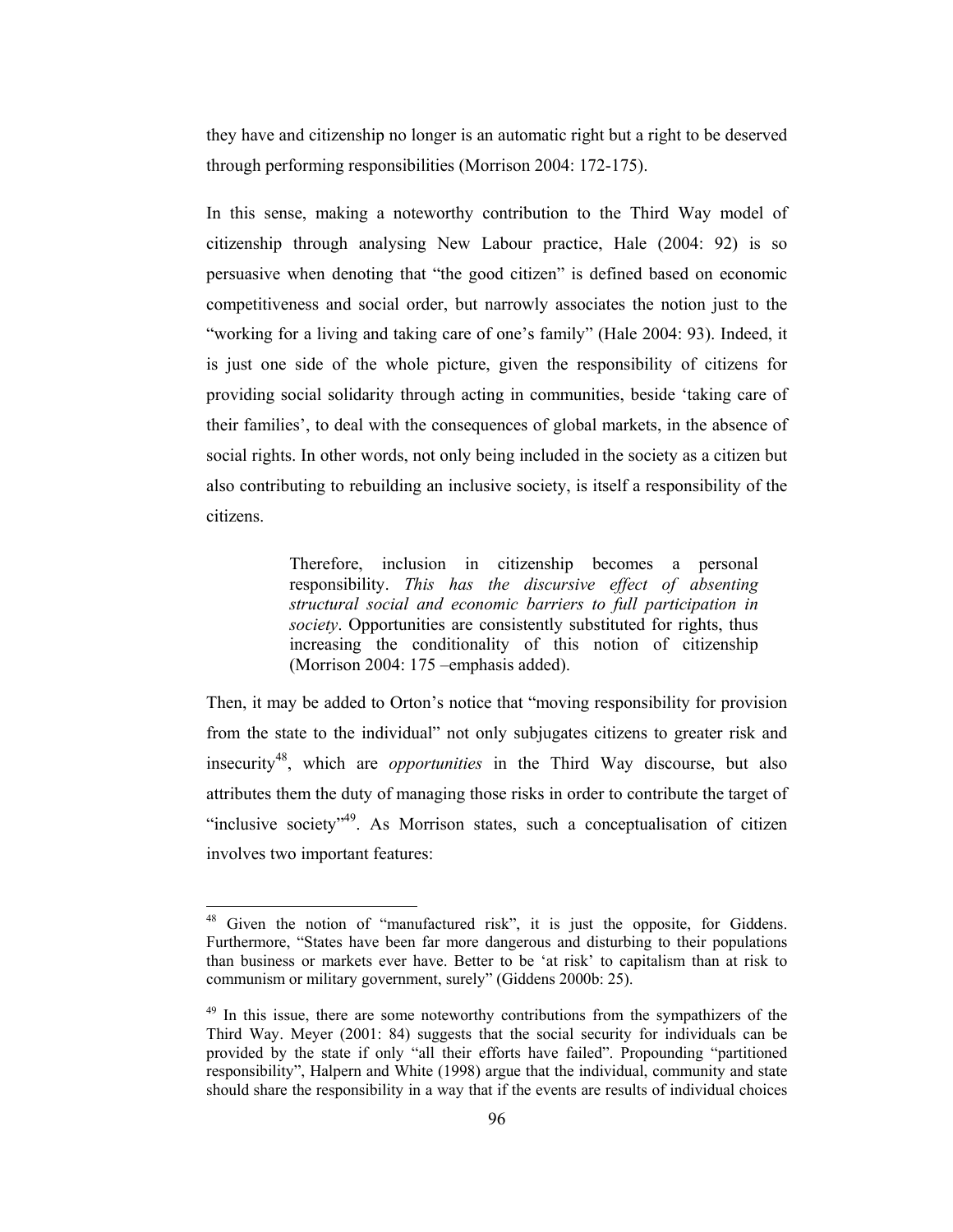they have and citizenship no longer is an automatic right but a right to be deserved through performing responsibilities (Morrison 2004: 172-175).

In this sense, making a noteworthy contribution to the Third Way model of citizenship through analysing New Labour practice, Hale (2004: 92) is so persuasive when denoting that "the good citizen" is defined based on economic competitiveness and social order, but narrowly associates the notion just to the "working for a living and taking care of one's family" (Hale 2004: 93). Indeed, it is just one side of the whole picture, given the responsibility of citizens for providing social solidarity through acting in communities, beside 'taking care of their families', to deal with the consequences of global markets, in the absence of social rights. In other words, not only being included in the society as a citizen but also contributing to rebuilding an inclusive society, is itself a responsibility of the citizens.

> Therefore, inclusion in citizenship becomes a personal responsibility. *This has the discursive effect of absenting structural social and economic barriers to full participation in society*. Opportunities are consistently substituted for rights, thus increasing the conditionality of this notion of citizenship (Morrison 2004: 175 –emphasis added).

Then, it may be added to Orton's notice that "moving responsibility for provision from the state to the individual" not only subjugates citizens to greater risk and insecurity[48], which are *opportunities* in the Third Way discourse, but also attributes them the duty of managing those risks in order to contribute the target of "inclusive society"[49]. As Morrison states, such a conceptualisation of citizen involves two important features:

---

[48] Given the notion of "manufactured risk", it is just the opposite, for Giddens. Furthermore, "States have been far more dangerous and disturbing to their populations than business or markets ever have. Better to be 'at risk' to capitalism than at risk to communism or military government, surely" (Giddens 2000b: 25).

[49] In this issue, there are some noteworthy contributions from the sympathizers of the Third Way. Meyer (2001: 84) suggests that the social security for individuals can be provided by the state if only "all their efforts have failed". Propounding "partitioned responsibility", Halpern and White (1998) argue that the individual, community and state should share the responsibility in a way that if the events are results of individual choices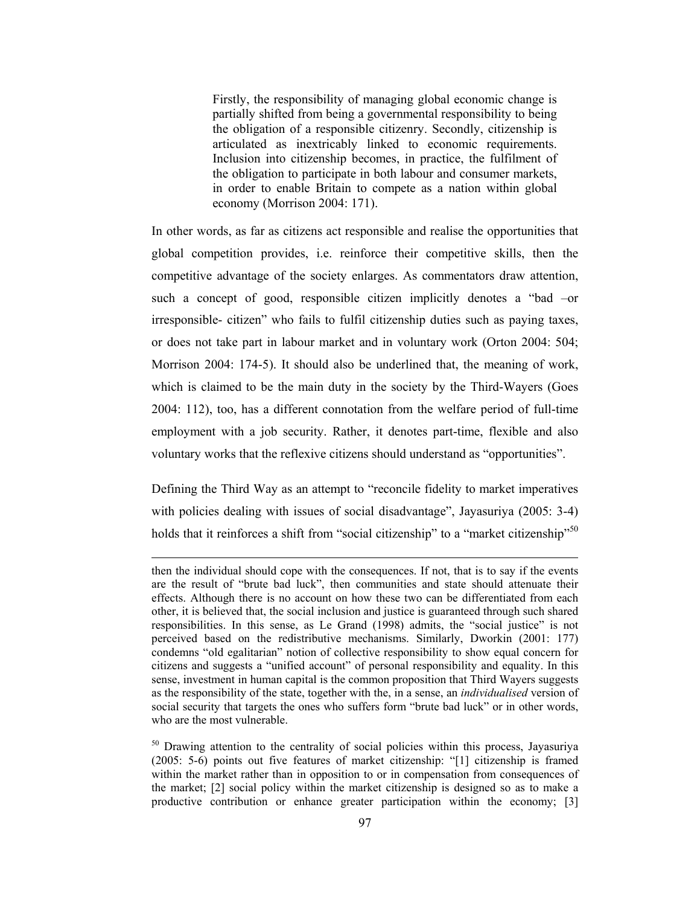> Firstly, the responsibility of managing global economic change is partially shifted from being a governmental responsibility to being the obligation of a responsible citizenry. Secondly, citizenship is articulated as inextricably linked to economic requirements. Inclusion into citizenship becomes, in practice, the fulfilment of the obligation to participate in both labour and consumer markets, in order to enable Britain to compete as a nation within global economy (Morrison 2004: 171).

In other words, as far as citizens act responsible and realise the opportunities that global competition provides, i.e. reinforce their competitive skills, then the competitive advantage of the society enlarges. As commentators draw attention, such a concept of good, responsible citizen implicitly denotes a "bad –or irresponsible- citizen" who fails to fulfil citizenship duties such as paying taxes, or does not take part in labour market and in voluntary work (Orton 2004: 504; Morrison 2004: 174-5). It should also be underlined that, the meaning of work, which is claimed to be the main duty in the society by the Third-Wayers (Goes 2004: 112), too, has a different connotation from the welfare period of full-time employment with a job security. Rather, it denotes part-time, flexible and also voluntary works that the reflexive citizens should understand as "opportunities".

Defining the Third Way as an attempt to "reconcile fidelity to market imperatives with policies dealing with issues of social disadvantage", Jayasuriya (2005: 3-4) holds that it reinforces a shift from "social citizenship" to a "market citizenship"[50]

---

then the individual should cope with the consequences. If not, that is to say if the events are the result of "brute bad luck", then communities and state should attenuate their effects. Although there is no account on how these two can be differentiated from each other, it is believed that, the social inclusion and justice is guaranteed through such shared responsibilities. In this sense, as Le Grand (1998) admits, the "social justice" is not perceived based on the redistributive mechanisms. Similarly, Dworkin (2001: 177) condemns "old egalitarian" notion of collective responsibility to show equal concern for citizens and suggests a "unified account" of personal responsibility and equality. In this sense, investment in human capital is the common proposition that Third Wayers suggests as the responsibility of the state, together with the, in a sense, an *individualised* version of social security that targets the ones who suffers form "brute bad luck" or in other words, who are the most vulnerable.

[50] Drawing attention to the centrality of social policies within this process, Jayasuriya (2005: 5-6) points out five features of market citizenship: "[1] citizenship is framed within the market rather than in opposition to or in compensation from consequences of the market; [2] social policy within the market citizenship is designed so as to make a productive contribution or enhance greater participation within the economy; [3]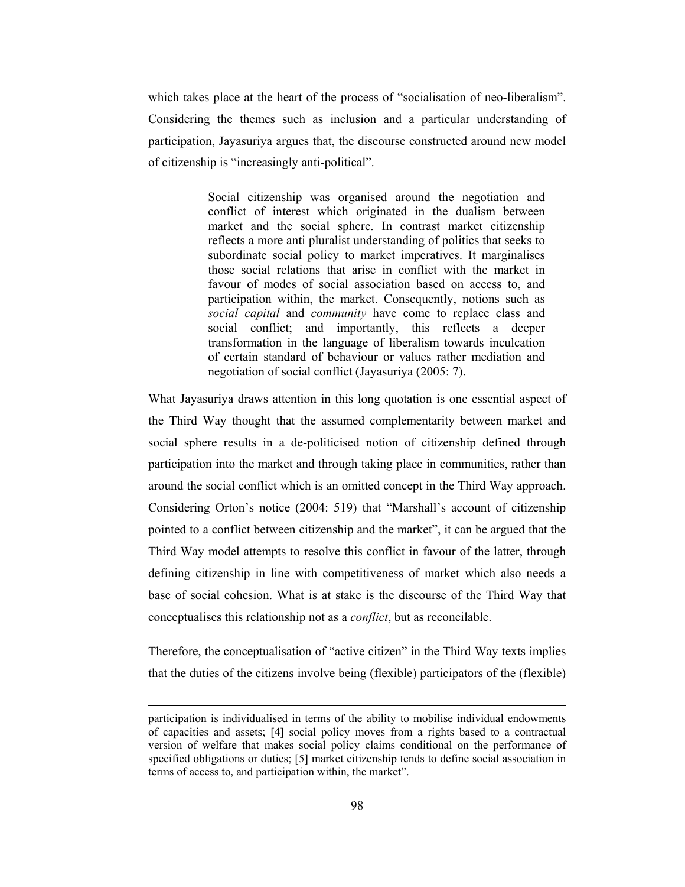which takes place at the heart of the process of "socialisation of neo-liberalism". Considering the themes such as inclusion and a particular understanding of participation, Jayasuriya argues that, the discourse constructed around new model of citizenship is "increasingly anti-political".

> Social citizenship was organised around the negotiation and conflict of interest which originated in the dualism between market and the social sphere. In contrast market citizenship reflects a more anti pluralist understanding of politics that seeks to subordinate social policy to market imperatives. It marginalises those social relations that arise in conflict with the market in favour of modes of social association based on access to, and participation within, the market. Consequently, notions such as *social capital* and *community* have come to replace class and social conflict; and importantly, this reflects a deeper transformation in the language of liberalism towards inculcation of certain standard of behaviour or values rather mediation and negotiation of social conflict (Jayasuriya (2005: 7).

What Jayasuriya draws attention in this long quotation is one essential aspect of the Third Way thought that the assumed complementarity between market and social sphere results in a de-politicised notion of citizenship defined through participation into the market and through taking place in communities, rather than around the social conflict which is an omitted concept in the Third Way approach. Considering Orton's notice (2004: 519) that "Marshall's account of citizenship pointed to a conflict between citizenship and the market", it can be argued that the Third Way model attempts to resolve this conflict in favour of the latter, through defining citizenship in line with competitiveness of market which also needs a base of social cohesion. What is at stake is the discourse of the Third Way that conceptualises this relationship not as a *conflict*, but as reconcilable.

Therefore, the conceptualisation of "active citizen" in the Third Way texts implies that the duties of the citizens involve being (flexible) participators of the (flexible)

---

participation is individualised in terms of the ability to mobilise individual endowments of capacities and assets; [4] social policy moves from a rights based to a contractual version of welfare that makes social policy claims conditional on the performance of specified obligations or duties; [5] market citizenship tends to define social association in terms of access to, and participation within, the market".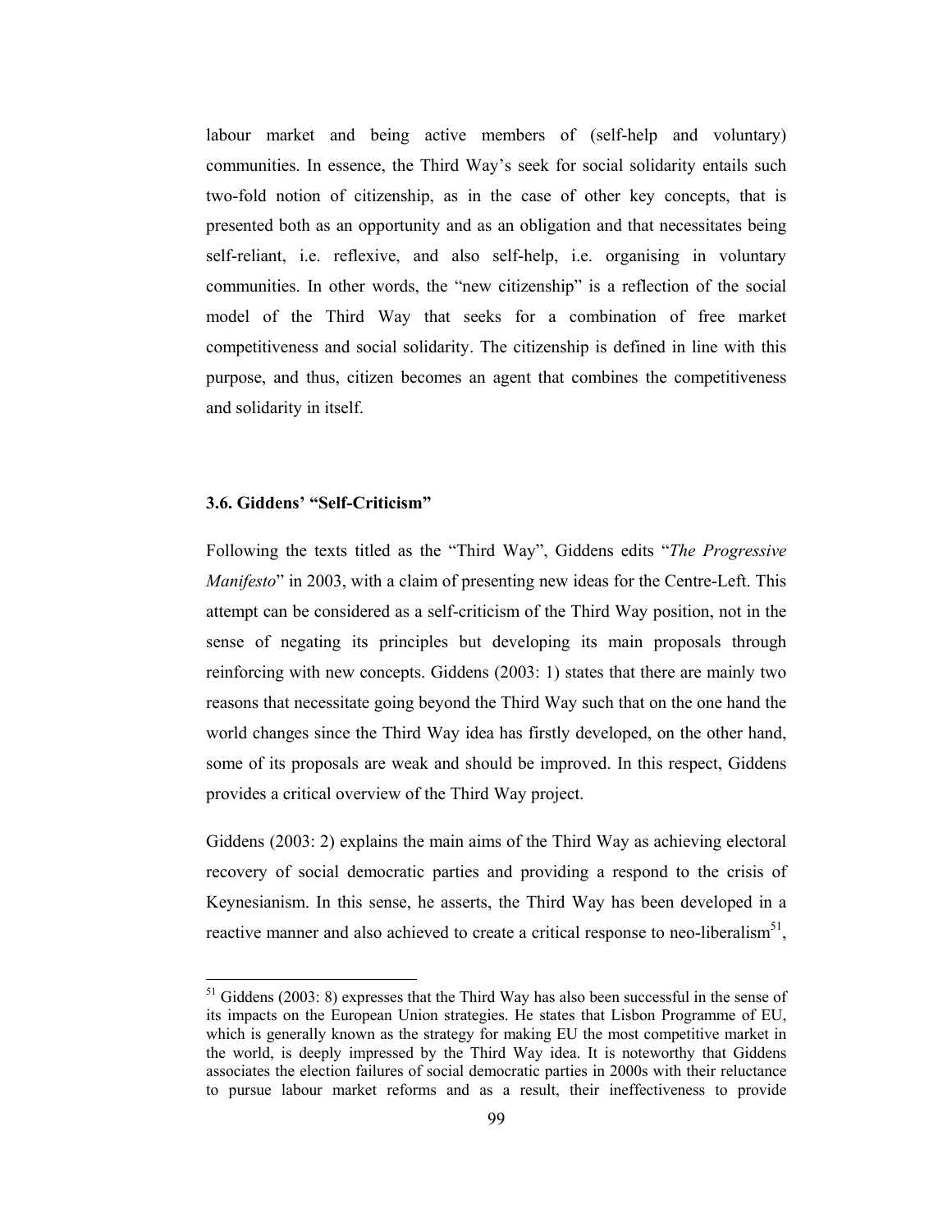labour market and being active members of (self-help and voluntary) communities. In essence, the Third Way's seek for social solidarity entails such two-fold notion of citizenship, as in the case of other key concepts, that is presented both as an opportunity and as an obligation and that necessitates being self-reliant, i.e. reflexive, and also self-help, i.e. organising in voluntary communities. In other words, the "new citizenship" is a reflection of the social model of the Third Way that seeks for a combination of free market competitiveness and social solidarity. The citizenship is defined in line with this purpose, and thus, citizen becomes an agent that combines the competitiveness and solidarity in itself.

### 3.6. Giddens' "Self-Criticism"

Following the texts titled as the "Third Way", Giddens edits "*The Progressive Manifesto*" in 2003, with a claim of presenting new ideas for the Centre-Left. This attempt can be considered as a self-criticism of the Third Way position, not in the sense of negating its principles but developing its main proposals through reinforcing with new concepts. Giddens (2003: 1) states that there are mainly two reasons that necessitate going beyond the Third Way such that on the one hand the world changes since the Third Way idea has firstly developed, on the other hand, some of its proposals are weak and should be improved. In this respect, Giddens provides a critical overview of the Third Way project.

Giddens (2003: 2) explains the main aims of the Third Way as achieving electoral recovery of social democratic parties and providing a respond to the crisis of Keynesianism. In this sense, he asserts, the Third Way has been developed in a reactive manner and also achieved to create a critical response to neo-liberalism[51],

---

[51] Giddens (2003: 8) expresses that the Third Way has also been successful in the sense of its impacts on the European Union strategies. He states that Lisbon Programme of EU, which is generally known as the strategy for making EU the most competitive market in the world, is deeply impressed by the Third Way idea. It is noteworthy that Giddens associates the election failures of social democratic parties in 2000s with their reluctance to pursue labour market reforms and as a result, their ineffectiveness to provide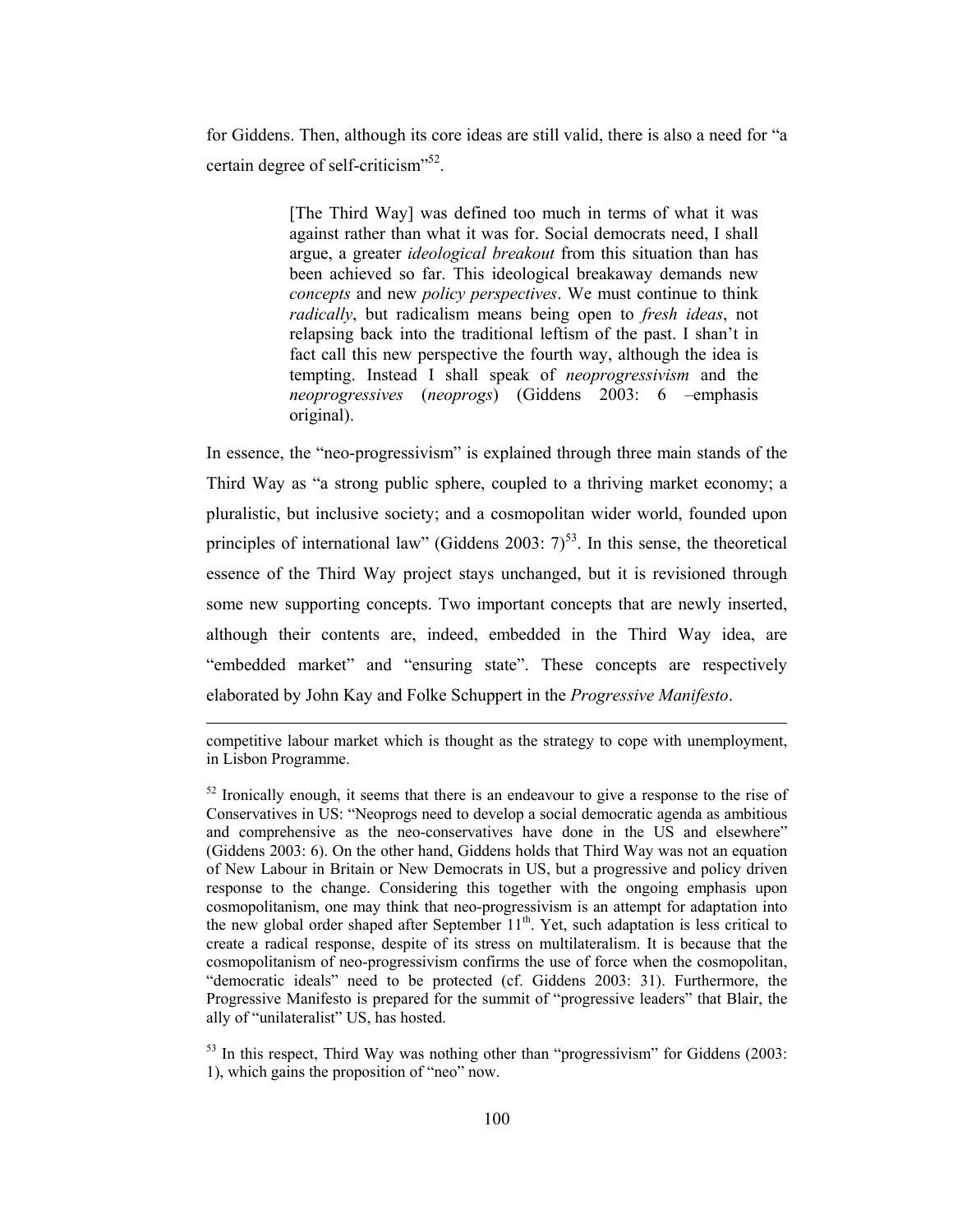for Giddens. Then, although its core ideas are still valid, there is also a need for "a certain degree of self-criticism"[52].

> [The Third Way] was defined too much in terms of what it was against rather than what it was for. Social democrats need, I shall argue, a greater *ideological breakout* from this situation than has been achieved so far. This ideological breakaway demands new *concepts* and new *policy perspectives*. We must continue to think *radically*, but radicalism means being open to *fresh ideas*, not relapsing back into the traditional leftism of the past. I shan't in fact call this new perspective the fourth way, although the idea is tempting. Instead I shall speak of *neoprogressivism* and the *neoprogressives* (*neoprogs*) (Giddens 2003: 6 –emphasis original).

In essence, the "neo-progressivism" is explained through three main stands of the Third Way as "a strong public sphere, coupled to a thriving market economy; a pluralistic, but inclusive society; and a cosmopolitan wider world, founded upon principles of international law" (Giddens 2003: 7)[53]. In this sense, the theoretical essence of the Third Way project stays unchanged, but it is revisioned through some new supporting concepts. Two important concepts that are newly inserted, although their contents are, indeed, embedded in the Third Way idea, are "embedded market" and "ensuring state". These concepts are respectively elaborated by John Kay and Folke Schuppert in the *Progressive Manifesto*.

---

competitive labour market which is thought as the strategy to cope with unemployment, in Lisbon Programme.

[52] Ironically enough, it seems that there is an endeavour to give a response to the rise of Conservatives in US: "Neoprogs need to develop a social democratic agenda as ambitious and comprehensive as the neo-conservatives have done in the US and elsewhere" (Giddens 2003: 6). On the other hand, Giddens holds that Third Way was not an equation of New Labour in Britain or New Democrats in US, but a progressive and policy driven response to the change. Considering this together with the ongoing emphasis upon cosmopolitanism, one may think that neo-progressivism is an attempt for adaptation into the new global order shaped after September 11th. Yet, such adaptation is less critical to create a radical response, despite of its stress on multilateralism. It is because that the cosmopolitanism of neo-progressivism confirms the use of force when the cosmopolitan, "democratic ideals" need to be protected (cf. Giddens 2003: 31). Furthermore, the Progressive Manifesto is prepared for the summit of "progressive leaders" that Blair, the ally of "unilateralist" US, has hosted.

[53] In this respect, Third Way was nothing other than "progressivism" for Giddens (2003: 1), which gains the proposition of "neo" now.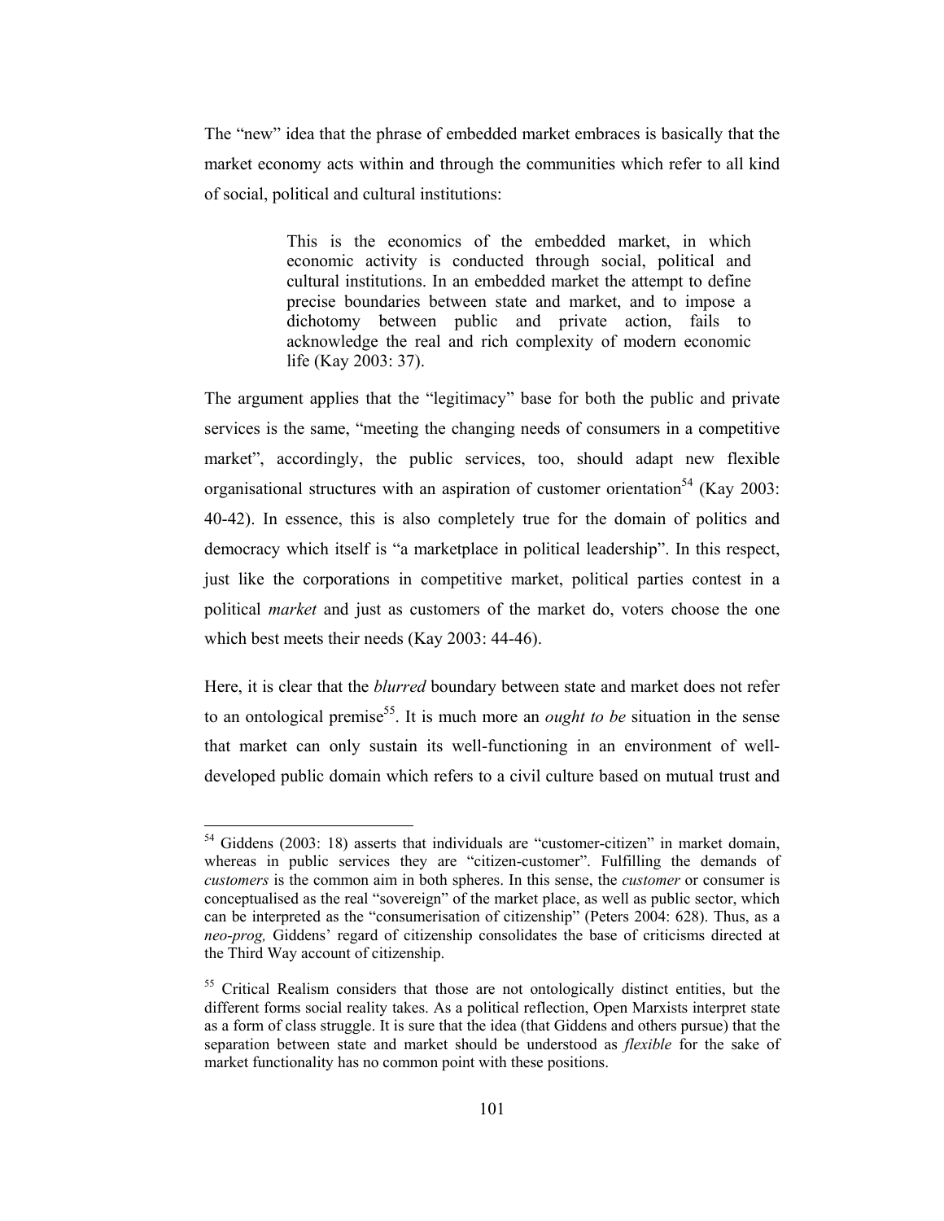The "new" idea that the phrase of embedded market embraces is basically that the market economy acts within and through the communities which refer to all kind of social, political and cultural institutions:

> This is the economics of the embedded market, in which economic activity is conducted through social, political and cultural institutions. In an embedded market the attempt to define precise boundaries between state and market, and to impose a dichotomy between public and private action, fails to acknowledge the real and rich complexity of modern economic life (Kay 2003: 37).

The argument applies that the "legitimacy" base for both the public and private services is the same, "meeting the changing needs of consumers in a competitive market", accordingly, the public services, too, should adapt new flexible organisational structures with an aspiration of customer orientation[54] (Kay 2003: 40-42). In essence, this is also completely true for the domain of politics and democracy which itself is "a marketplace in political leadership". In this respect, just like the corporations in competitive market, political parties contest in a political *market* and just as customers of the market do, voters choose the one which best meets their needs (Kay 2003: 44-46).

Here, it is clear that the *blurred* boundary between state and market does not refer to an ontological premise[55]. It is much more an *ought to be* situation in the sense that market can only sustain its well-functioning in an environment of well-developed public domain which refers to a civil culture based on mutual trust and

---

[54] Giddens (2003: 18) asserts that individuals are "customer-citizen" in market domain, whereas in public services they are "citizen-customer". Fulfilling the demands of *customers* is the common aim in both spheres. In this sense, the *customer* or consumer is conceptualised as the real "sovereign" of the market place, as well as public sector, which can be interpreted as the "consumerisation of citizenship" (Peters 2004: 628). Thus, as a *neo-prog,* Giddens' regard of citizenship consolidates the base of criticisms directed at the Third Way account of citizenship.

[55] Critical Realism considers that those are not ontologically distinct entities, but the different forms social reality takes. As a political reflection, Open Marxists interpret state as a form of class struggle. It is sure that the idea (that Giddens and others pursue) that the separation between state and market should be understood as *flexible* for the sake of market functionality has no common point with these positions.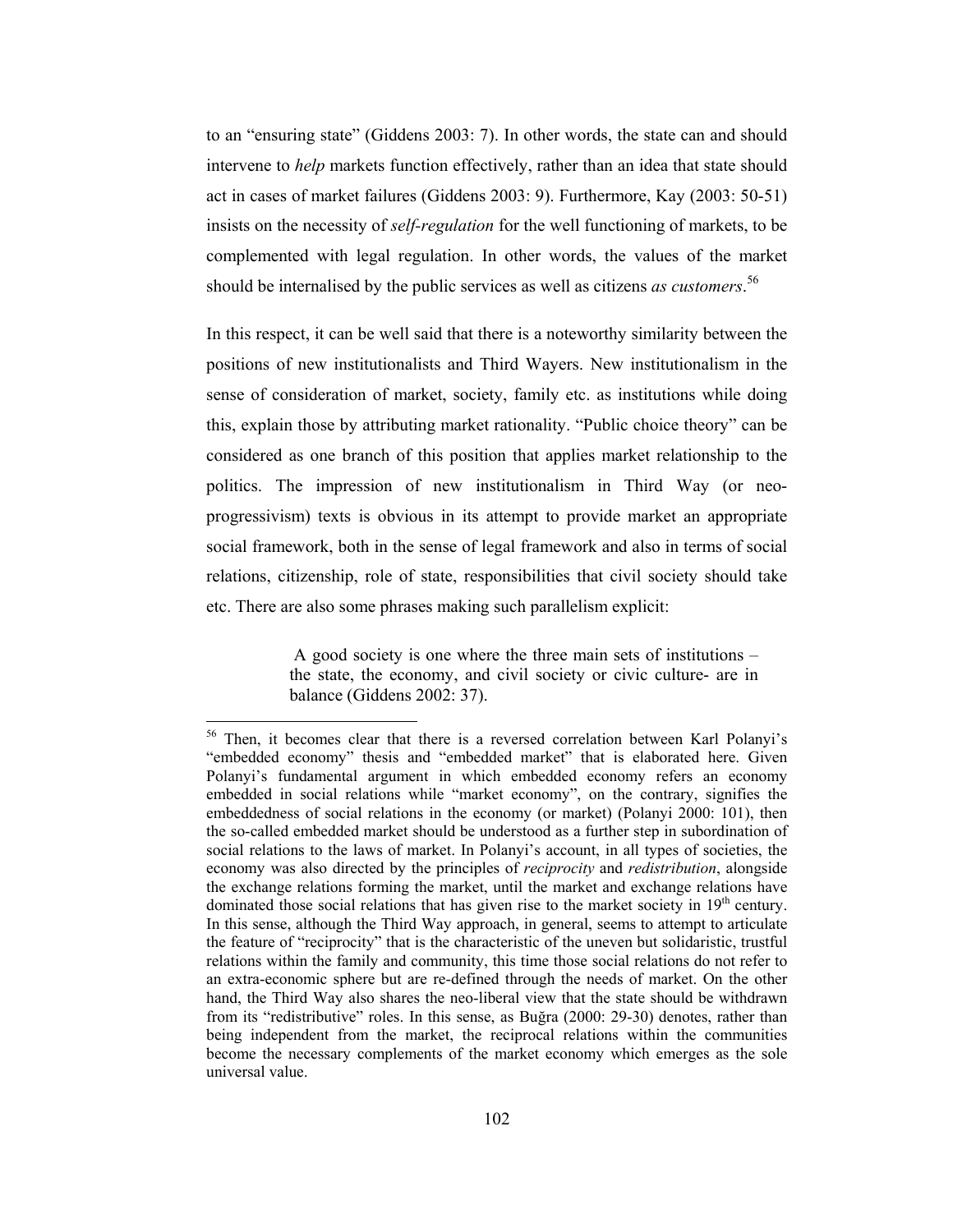to an "ensuring state" (Giddens 2003: 7). In other words, the state can and should intervene to *help* markets function effectively, rather than an idea that state should act in cases of market failures (Giddens 2003: 9). Furthermore, Kay (2003: 50-51) insists on the necessity of *self-regulation* for the well functioning of markets, to be complemented with legal regulation. In other words, the values of the market should be internalised by the public services as well as citizens *as customers*.[56]

In this respect, it can be well said that there is a noteworthy similarity between the positions of new institutionalists and Third Wayers. New institutionalism in the sense of consideration of market, society, family etc. as institutions while doing this, explain those by attributing market rationality. "Public choice theory" can be considered as one branch of this position that applies market relationship to the politics. The impression of new institutionalism in Third Way (or neo-progressivism) texts is obvious in its attempt to provide market an appropriate social framework, both in the sense of legal framework and also in terms of social relations, citizenship, role of state, responsibilities that civil society should take etc. There are also some phrases making such parallelism explicit:

> A good society is one where the three main sets of institutions – the state, the economy, and civil society or civic culture- are in balance (Giddens 2002: 37).

---

[56] Then, it becomes clear that there is a reversed correlation between Karl Polanyi's "embedded economy" thesis and "embedded market" that is elaborated here. Given Polanyi's fundamental argument in which embedded economy refers an economy embedded in social relations while "market economy", on the contrary, signifies the embeddedness of social relations in the economy (or market) (Polanyi 2000: 101), then the so-called embedded market should be understood as a further step in subordination of social relations to the laws of market. In Polanyi's account, in all types of societies, the economy was also directed by the principles of *reciprocity* and *redistribution*, alongside the exchange relations forming the market, until the market and exchange relations have dominated those social relations that has given rise to the market society in 19th century. In this sense, although the Third Way approach, in general, seems to attempt to articulate the feature of "reciprocity" that is the characteristic of the uneven but solidaristic, trustful relations within the family and community, this time those social relations do not refer to an extra-economic sphere but are re-defined through the needs of market. On the other hand, the Third Way also shares the neo-liberal view that the state should be withdrawn from its "redistributive" roles. In this sense, as Buğra (2000: 29-30) denotes, rather than being independent from the market, the reciprocal relations within the communities become the necessary complements of the market economy which emerges as the sole universal value.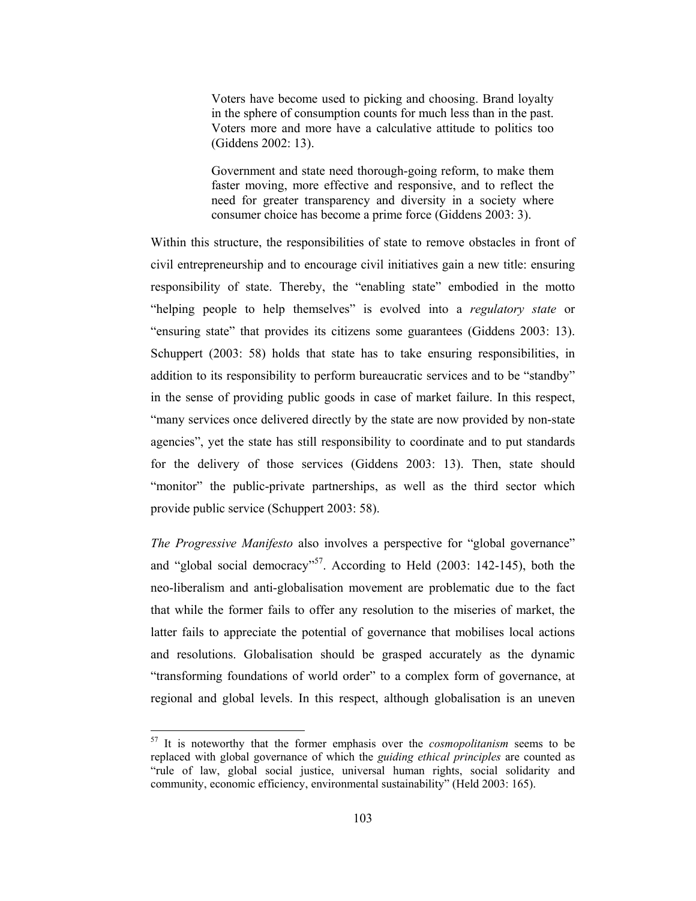> Voters have become used to picking and choosing. Brand loyalty in the sphere of consumption counts for much less than in the past. Voters more and more have a calculative attitude to politics too (Giddens 2002: 13).

> Government and state need thorough-going reform, to make them faster moving, more effective and responsive, and to reflect the need for greater transparency and diversity in a society where consumer choice has become a prime force (Giddens 2003: 3).

Within this structure, the responsibilities of state to remove obstacles in front of civil entrepreneurship and to encourage civil initiatives gain a new title: ensuring responsibility of state. Thereby, the "enabling state" embodied in the motto "helping people to help themselves" is evolved into a *regulatory state* or "ensuring state" that provides its citizens some guarantees (Giddens 2003: 13). Schuppert (2003: 58) holds that state has to take ensuring responsibilities, in addition to its responsibility to perform bureaucratic services and to be "standby" in the sense of providing public goods in case of market failure. In this respect, "many services once delivered directly by the state are now provided by non-state agencies", yet the state has still responsibility to coordinate and to put standards for the delivery of those services (Giddens 2003: 13). Then, state should "monitor" the public-private partnerships, as well as the third sector which provide public service (Schuppert 2003: 58).

*The Progressive Manifesto* also involves a perspective for "global governance" and "global social democracy"[57]. According to Held (2003: 142-145), both the neo-liberalism and anti-globalisation movement are problematic due to the fact that while the former fails to offer any resolution to the miseries of market, the latter fails to appreciate the potential of governance that mobilises local actions and resolutions. Globalisation should be grasped accurately as the dynamic "transforming foundations of world order" to a complex form of governance, at regional and global levels. In this respect, although globalisation is an uneven

---

[57] It is noteworthy that the former emphasis over the *cosmopolitanism* seems to be replaced with global governance of which the *guiding ethical principles* are counted as "rule of law, global social justice, universal human rights, social solidarity and community, economic efficiency, environmental sustainability" (Held 2003: 165).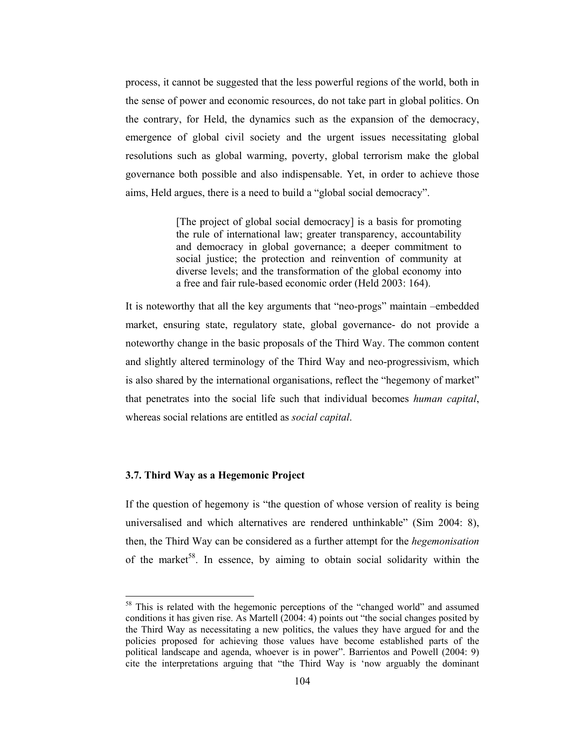process, it cannot be suggested that the less powerful regions of the world, both in the sense of power and economic resources, do not take part in global politics. On the contrary, for Held, the dynamics such as the expansion of the democracy, emergence of global civil society and the urgent issues necessitating global resolutions such as global warming, poverty, global terrorism make the global governance both possible and also indispensable. Yet, in order to achieve those aims, Held argues, there is a need to build a "global social democracy".

> [The project of global social democracy] is a basis for promoting the rule of international law; greater transparency, accountability and democracy in global governance; a deeper commitment to social justice; the protection and reinvention of community at diverse levels; and the transformation of the global economy into a free and fair rule-based economic order (Held 2003: 164).

It is noteworthy that all the key arguments that "neo-progs" maintain –embedded market, ensuring state, regulatory state, global governance- do not provide a noteworthy change in the basic proposals of the Third Way. The common content and slightly altered terminology of the Third Way and neo-progressivism, which is also shared by the international organisations, reflect the "hegemony of market" that penetrates into the social life such that individual becomes *human capital*, whereas social relations are entitled as *social capital*.

### 3.7. Third Way as a Hegemonic Project

If the question of hegemony is "the question of whose version of reality is being universalised and which alternatives are rendered unthinkable" (Sim 2004: 8), then, the Third Way can be considered as a further attempt for the *hegemonisation* of the market[58]. In essence, by aiming to obtain social solidarity within the

[58] This is related with the hegemonic perceptions of the "changed world" and assumed conditions it has given rise. As Martell (2004: 4) points out "the social changes posited by the Third Way as necessitating a new politics, the values they have argued for and the policies proposed for achieving those values have become established parts of the political landscape and agenda, whoever is in power". Barrientos and Powell (2004: 9) cite the interpretations arguing that "the Third Way is 'now arguably the dominant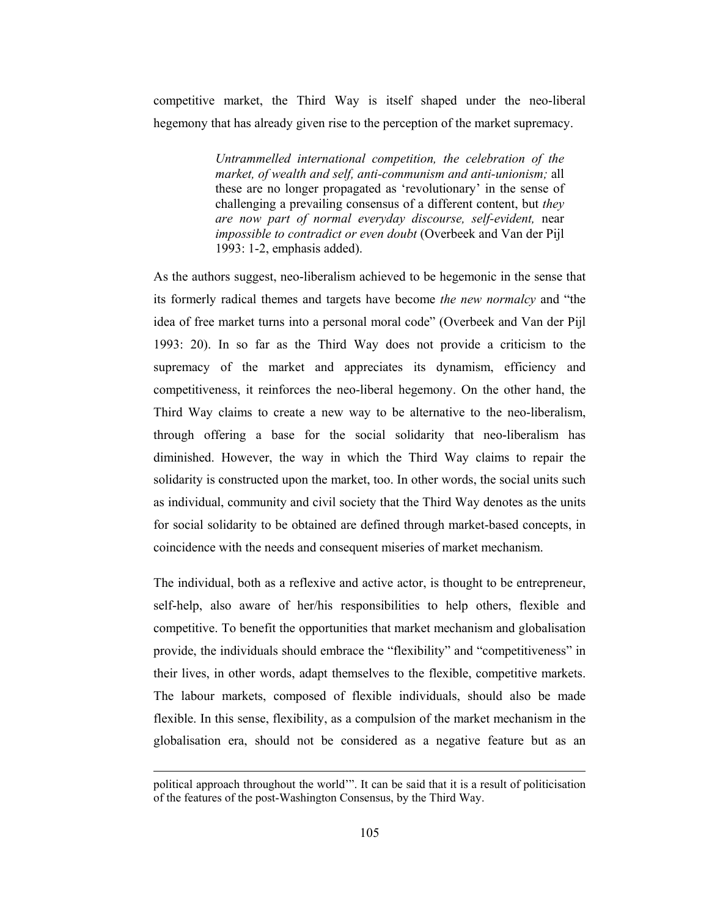competitive market, the Third Way is itself shaped under the neo-liberal hegemony that has already given rise to the perception of the market supremacy.

> *Untrammelled international competition, the celebration of the market, of wealth and self, anti-communism and anti-unionism;* all these are no longer propagated as 'revolutionary' in the sense of challenging a prevailing consensus of a different content, but *they are now part of normal everyday discourse, self-evident,* near *impossible to contradict or even doubt* (Overbeek and Van der Pijl 1993: 1-2, emphasis added).

As the authors suggest, neo-liberalism achieved to be hegemonic in the sense that its formerly radical themes and targets have become *the new normalcy* and "the idea of free market turns into a personal moral code" (Overbeek and Van der Pijl 1993: 20). In so far as the Third Way does not provide a criticism to the supremacy of the market and appreciates its dynamism, efficiency and competitiveness, it reinforces the neo-liberal hegemony. On the other hand, the Third Way claims to create a new way to be alternative to the neo-liberalism, through offering a base for the social solidarity that neo-liberalism has diminished. However, the way in which the Third Way claims to repair the solidarity is constructed upon the market, too. In other words, the social units such as individual, community and civil society that the Third Way denotes as the units for social solidarity to be obtained are defined through market-based concepts, in coincidence with the needs and consequent miseries of market mechanism.

The individual, both as a reflexive and active actor, is thought to be entrepreneur, self-help, also aware of her/his responsibilities to help others, flexible and competitive. To benefit the opportunities that market mechanism and globalisation provide, the individuals should embrace the "flexibility" and "competitiveness" in their lives, in other words, adapt themselves to the flexible, competitive markets. The labour markets, composed of flexible individuals, should also be made flexible. In this sense, flexibility, as a compulsion of the market mechanism in the globalisation era, should not be considered as a negative feature but as an

---

political approach throughout the world'". It can be said that it is a result of politicisation of the features of the post-Washington Consensus, by the Third Way.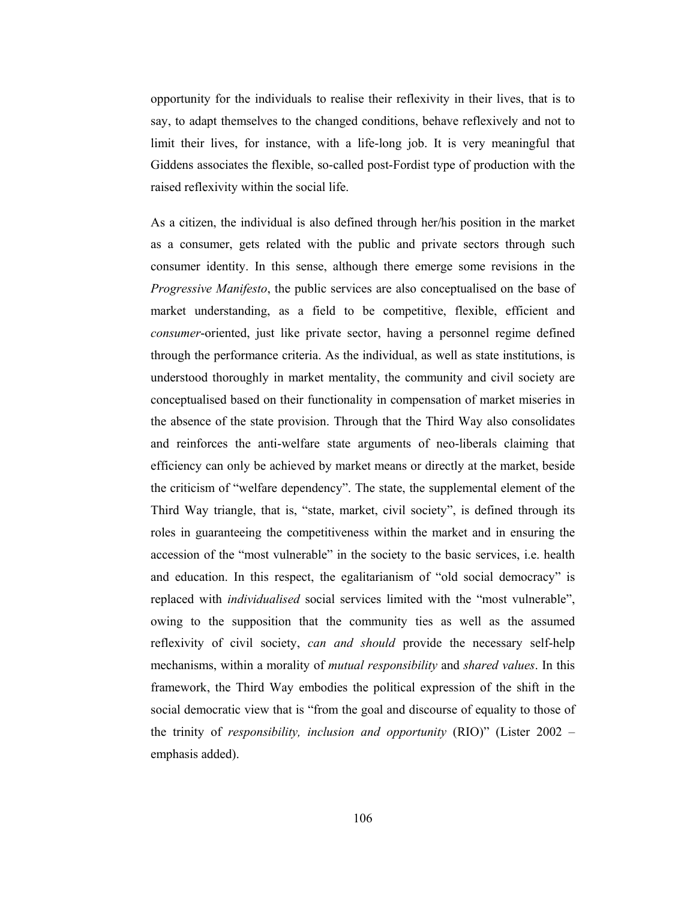opportunity for the individuals to realise their reflexivity in their lives, that is to say, to adapt themselves to the changed conditions, behave reflexively and not to limit their lives, for instance, with a life-long job. It is very meaningful that Giddens associates the flexible, so-called post-Fordist type of production with the raised reflexivity within the social life.

As a citizen, the individual is also defined through her/his position in the market as a consumer, gets related with the public and private sectors through such consumer identity. In this sense, although there emerge some revisions in the *Progressive Manifesto*, the public services are also conceptualised on the base of market understanding, as a field to be competitive, flexible, efficient and *consumer*-oriented, just like private sector, having a personnel regime defined through the performance criteria. As the individual, as well as state institutions, is understood thoroughly in market mentality, the community and civil society are conceptualised based on their functionality in compensation of market miseries in the absence of the state provision. Through that the Third Way also consolidates and reinforces the anti-welfare state arguments of neo-liberals claiming that efficiency can only be achieved by market means or directly at the market, beside the criticism of "welfare dependency". The state, the supplemental element of the Third Way triangle, that is, "state, market, civil society", is defined through its roles in guaranteeing the competitiveness within the market and in ensuring the accession of the "most vulnerable" in the society to the basic services, i.e. health and education. In this respect, the egalitarianism of "old social democracy" is replaced with *individualised* social services limited with the "most vulnerable", owing to the supposition that the community ties as well as the assumed reflexivity of civil society, *can and should* provide the necessary self-help mechanisms, within a morality of *mutual responsibility* and *shared values*. In this framework, the Third Way embodies the political expression of the shift in the social democratic view that is "from the goal and discourse of equality to those of the trinity of *responsibility, inclusion and opportunity* (RIO)" (Lister 2002 – emphasis added).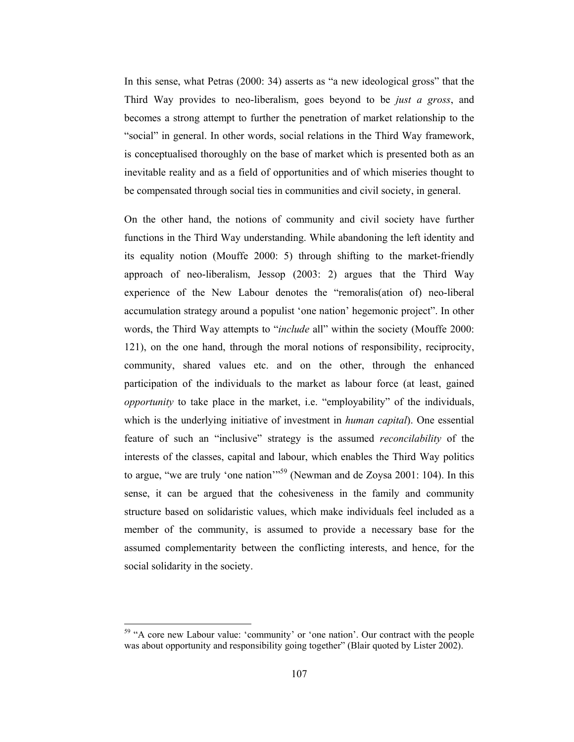In this sense, what Petras (2000: 34) asserts as “a new ideological gross” that the Third Way provides to neo-liberalism, goes beyond to be *just a gross*, and becomes a strong attempt to further the penetration of market relationship to the “social” in general. In other words, social relations in the Third Way framework, is conceptualised thoroughly on the base of market which is presented both as an inevitable reality and as a field of opportunities and of which miseries thought to be compensated through social ties in communities and civil society, in general.

On the other hand, the notions of community and civil society have further functions in the Third Way understanding. While abandoning the left identity and its equality notion (Mouffe 2000: 5) through shifting to the market-friendly approach of neo-liberalism, Jessop (2003: 2) argues that the Third Way experience of the New Labour denotes the “remoralis(ation of) neo-liberal accumulation strategy around a populist ‘one nation’ hegemonic project”. In other words, the Third Way attempts to “*include* all” within the society (Mouffe 2000: 121), on the one hand, through the moral notions of responsibility, reciprocity, community, shared values etc. and on the other, through the enhanced participation of the individuals to the market as labour force (at least, gained *opportunity* to take place in the market, i.e. “employability” of the individuals, which is the underlying initiative of investment in *human capital*). One essential feature of such an “inclusive” strategy is the assumed *reconcilability* of the interests of the classes, capital and labour, which enables the Third Way politics to argue, “we are truly ‘one nation’”[59] (Newman and de Zoysa 2001: 104). In this sense, it can be argued that the cohesiveness in the family and community structure based on solidaristic values, which make individuals feel included as a member of the community, is assumed to provide a necessary base for the assumed complementarity between the conflicting interests, and hence, for the social solidarity in the society.

---

[59] “A core new Labour value: ‘community’ or ‘one nation’. Our contract with the people was about opportunity and responsibility going together” (Blair quoted by Lister 2002).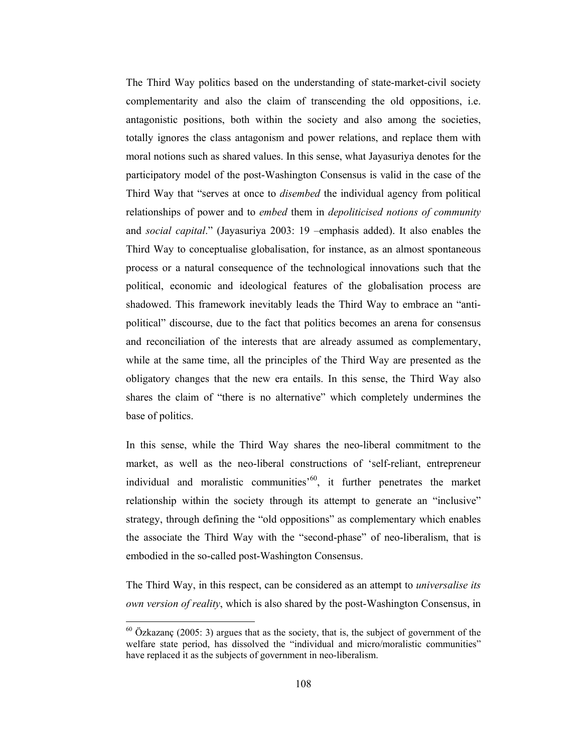The Third Way politics based on the understanding of state-market-civil society complementarity and also the claim of transcending the old oppositions, i.e. antagonistic positions, both within the society and also among the societies, totally ignores the class antagonism and power relations, and replace them with moral notions such as shared values. In this sense, what Jayasuriya denotes for the participatory model of the post-Washington Consensus is valid in the case of the Third Way that "serves at once to *disembed* the individual agency from political relationships of power and to *embed* them in *depoliticised notions of community* and *social capital*." (Jayasuriya 2003: 19 –emphasis added). It also enables the Third Way to conceptualise globalisation, for instance, as an almost spontaneous process or a natural consequence of the technological innovations such that the political, economic and ideological features of the globalisation process are shadowed. This framework inevitably leads the Third Way to embrace an "anti-political" discourse, due to the fact that politics becomes an arena for consensus and reconciliation of the interests that are already assumed as complementary, while at the same time, all the principles of the Third Way are presented as the obligatory changes that the new era entails. In this sense, the Third Way also shares the claim of "there is no alternative" which completely undermines the base of politics.

In this sense, while the Third Way shares the neo-liberal commitment to the market, as well as the neo-liberal constructions of 'self-reliant, entrepreneur individual and moralistic communities'[60], it further penetrates the market relationship within the society through its attempt to generate an "inclusive" strategy, through defining the "old oppositions" as complementary which enables the associate the Third Way with the "second-phase" of neo-liberalism, that is embodied in the so-called post-Washington Consensus.

The Third Way, in this respect, can be considered as an attempt to *universalise its own version of reality*, which is also shared by the post-Washington Consensus, in

[60] Özkazanç (2005: 3) argues that as the society, that is, the subject of government of the welfare state period, has dissolved the "individual and micro/moralistic communities" have replaced it as the subjects of government in neo-liberalism.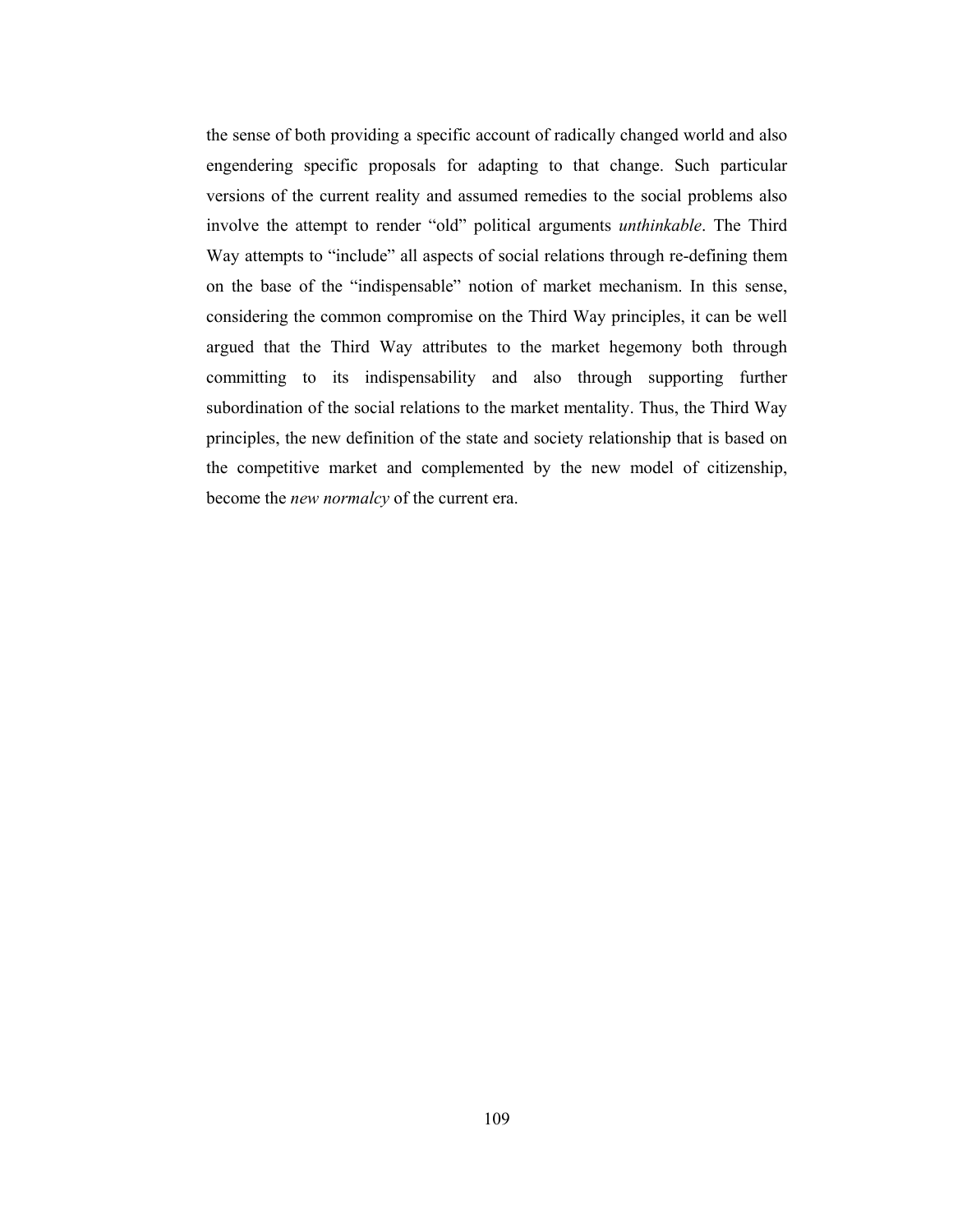the sense of both providing a specific account of radically changed world and also engendering specific proposals for adapting to that change. Such particular versions of the current reality and assumed remedies to the social problems also involve the attempt to render "old" political arguments *unthinkable*. The Third Way attempts to "include" all aspects of social relations through re-defining them on the base of the "indispensable" notion of market mechanism. In this sense, considering the common compromise on the Third Way principles, it can be well argued that the Third Way attributes to the market hegemony both through committing to its indispensability and also through supporting further subordination of the social relations to the market mentality. Thus, the Third Way principles, the new definition of the state and society relationship that is based on the competitive market and complemented by the new model of citizenship, become the *new normalcy* of the current era.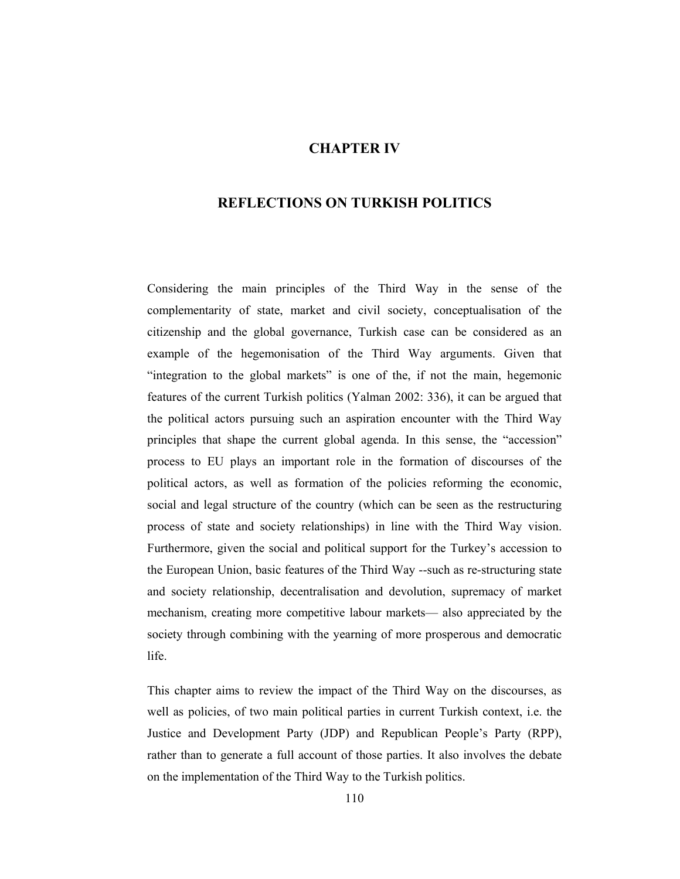# CHAPTER IV

# REFLECTIONS ON TURKISH POLITICS

Considering the main principles of the Third Way in the sense of the complementarity of state, market and civil society, conceptualisation of the citizenship and the global governance, Turkish case can be considered as an example of the hegemonisation of the Third Way arguments. Given that "integration to the global markets" is one of the, if not the main, hegemonic features of the current Turkish politics (Yalman 2002: 336), it can be argued that the political actors pursuing such an aspiration encounter with the Third Way principles that shape the current global agenda. In this sense, the "accession" process to EU plays an important role in the formation of discourses of the political actors, as well as formation of the policies reforming the economic, social and legal structure of the country (which can be seen as the restructuring process of state and society relationships) in line with the Third Way vision. Furthermore, given the social and political support for the Turkey's accession to the European Union, basic features of the Third Way --such as re-structuring state and society relationship, decentralisation and devolution, supremacy of market mechanism, creating more competitive labour markets— also appreciated by the society through combining with the yearning of more prosperous and democratic life.

This chapter aims to review the impact of the Third Way on the discourses, as well as policies, of two main political parties in current Turkish context, i.e. the Justice and Development Party (JDP) and Republican People's Party (RPP), rather than to generate a full account of those parties. It also involves the debate on the implementation of the Third Way to the Turkish politics.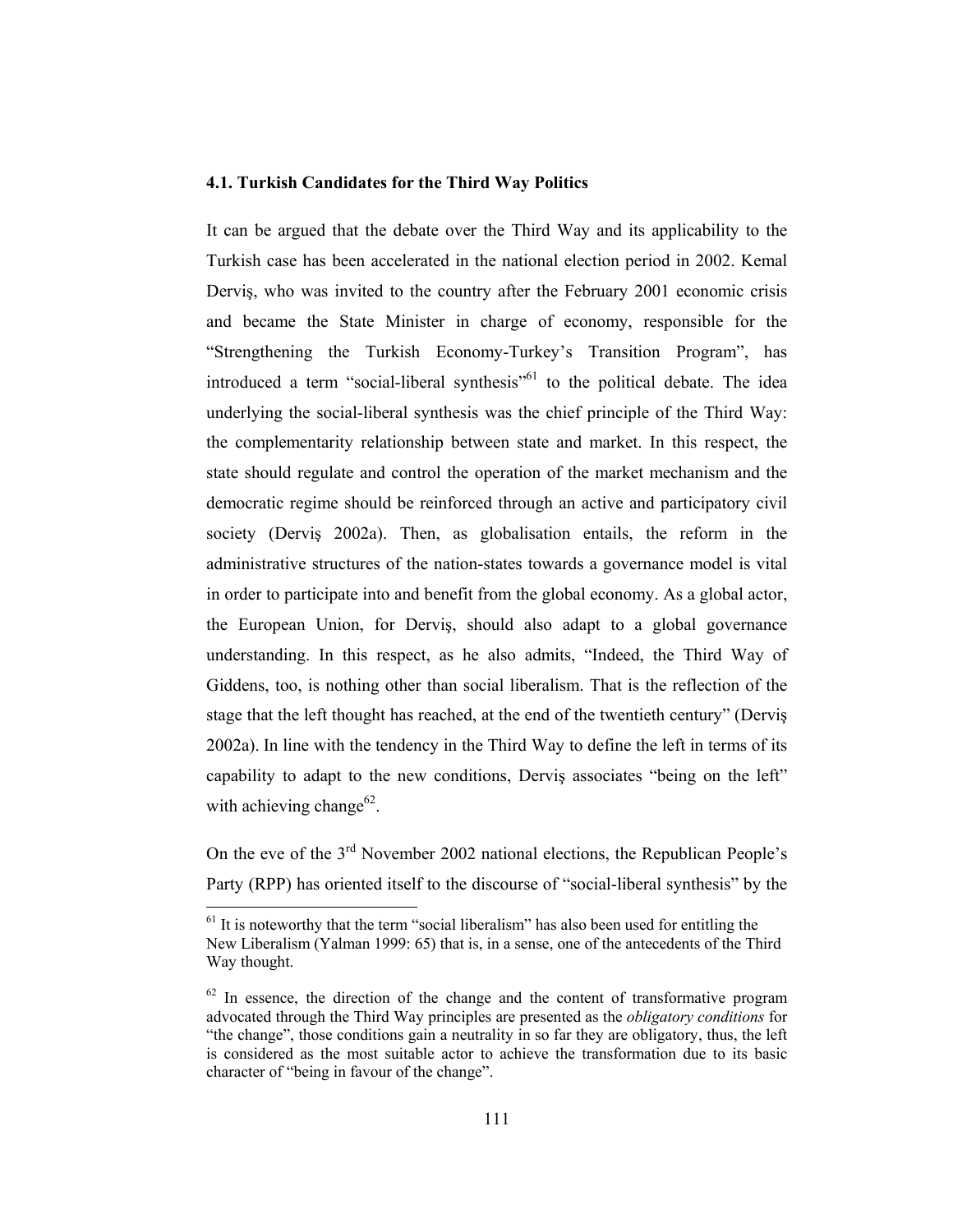### 4.1. Turkish Candidates for the Third Way Politics

It can be argued that the debate over the Third Way and its applicability to the Turkish case has been accelerated in the national election period in 2002. Kemal Derviş, who was invited to the country after the February 2001 economic crisis and became the State Minister in charge of economy, responsible for the "Strengthening the Turkish Economy-Turkey's Transition Program", has introduced a term "social-liberal synthesis"[61] to the political debate. The idea underlying the social-liberal synthesis was the chief principle of the Third Way: the complementarity relationship between state and market. In this respect, the state should regulate and control the operation of the market mechanism and the democratic regime should be reinforced through an active and participatory civil society (Derviş 2002a). Then, as globalisation entails, the reform in the administrative structures of the nation-states towards a governance model is vital in order to participate into and benefit from the global economy. As a global actor, the European Union, for Derviş, should also adapt to a global governance understanding. In this respect, as he also admits, "Indeed, the Third Way of Giddens, too, is nothing other than social liberalism. That is the reflection of the stage that the left thought has reached, at the end of the twentieth century" (Derviş 2002a). In line with the tendency in the Third Way to define the left in terms of its capability to adapt to the new conditions, Derviş associates "being on the left" with achieving change[62].

On the eve of the 3rd November 2002 national elections, the Republican People's Party (RPP) has oriented itself to the discourse of "social-liberal synthesis" by the

---

[61] It is noteworthy that the term "social liberalism" has also been used for entitling the New Liberalism (Yalman 1999: 65) that is, in a sense, one of the antecedents of the Third Way thought.

[62] In essence, the direction of the change and the content of transformative program advocated through the Third Way principles are presented as the *obligatory conditions* for "the change", those conditions gain a neutrality in so far they are obligatory, thus, the left is considered as the most suitable actor to achieve the transformation due to its basic character of "being in favour of the change".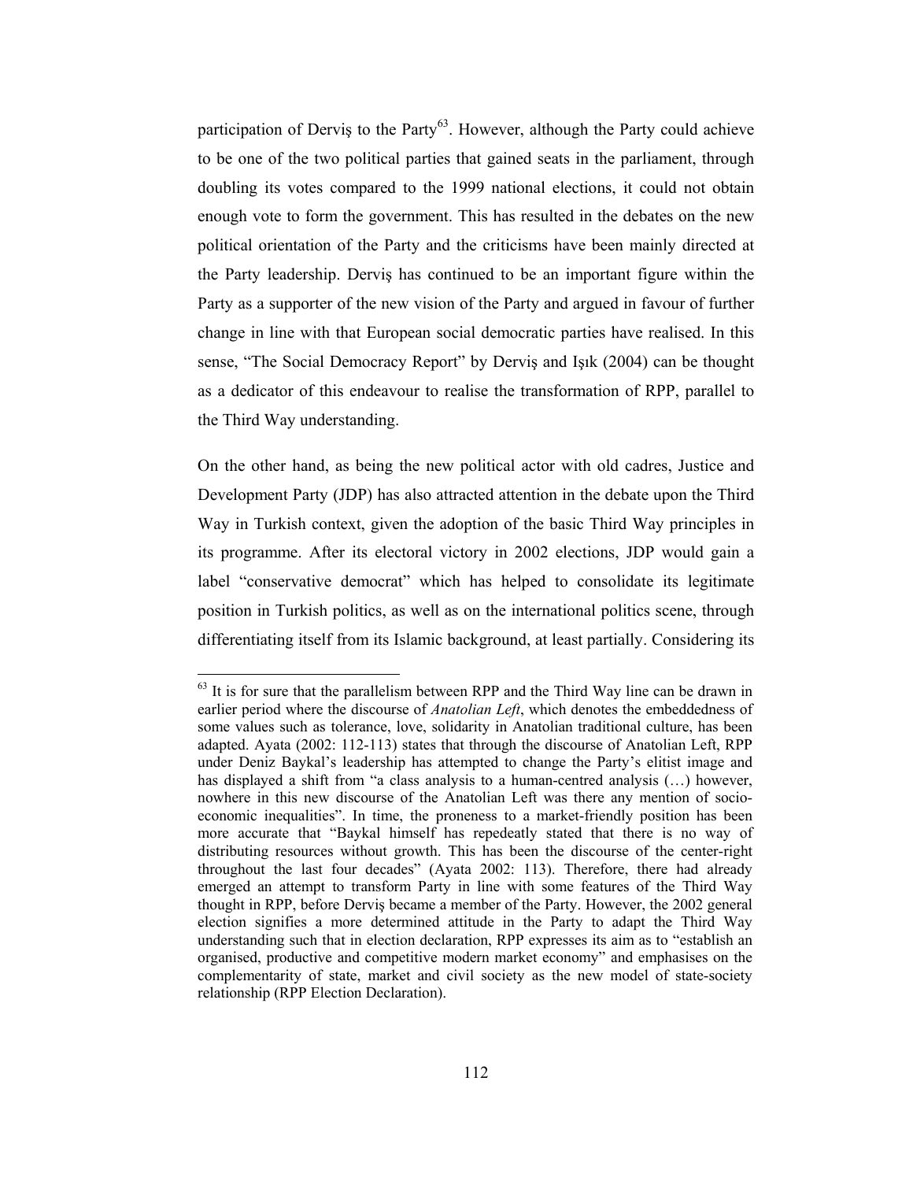participation of Derviş to the Party[63]. However, although the Party could achieve to be one of the two political parties that gained seats in the parliament, through doubling its votes compared to the 1999 national elections, it could not obtain enough vote to form the government. This has resulted in the debates on the new political orientation of the Party and the criticisms have been mainly directed at the Party leadership. Derviş has continued to be an important figure within the Party as a supporter of the new vision of the Party and argued in favour of further change in line with that European social democratic parties have realised. In this sense, "The Social Democracy Report" by Derviş and Işık (2004) can be thought as a dedicator of this endeavour to realise the transformation of RPP, parallel to the Third Way understanding.

On the other hand, as being the new political actor with old cadres, Justice and Development Party (JDP) has also attracted attention in the debate upon the Third Way in Turkish context, given the adoption of the basic Third Way principles in its programme. After its electoral victory in 2002 elections, JDP would gain a label "conservative democrat" which has helped to consolidate its legitimate position in Turkish politics, as well as on the international politics scene, through differentiating itself from its Islamic background, at least partially. Considering its

---

[63] It is for sure that the parallelism between RPP and the Third Way line can be drawn in earlier period where the discourse of *Anatolian Left*, which denotes the embeddedness of some values such as tolerance, love, solidarity in Anatolian traditional culture, has been adapted. Ayata (2002: 112-113) states that through the discourse of Anatolian Left, RPP under Deniz Baykal's leadership has attempted to change the Party's elitist image and has displayed a shift from "a class analysis to a human-centred analysis (…) however, nowhere in this new discourse of the Anatolian Left was there any mention of socio-economic inequalities". In time, the proneness to a market-friendly position has been more accurate that "Baykal himself has repedeatly stated that there is no way of distributing resources without growth. This has been the discourse of the center-right throughout the last four decades" (Ayata 2002: 113). Therefore, there had already emerged an attempt to transform Party in line with some features of the Third Way thought in RPP, before Derviş became a member of the Party. However, the 2002 general election signifies a more determined attitude in the Party to adapt the Third Way understanding such that in election declaration, RPP expresses its aim as to "establish an organised, productive and competitive modern market economy" and emphasises on the complementarity of state, market and civil society as the new model of state-society relationship (RPP Election Declaration).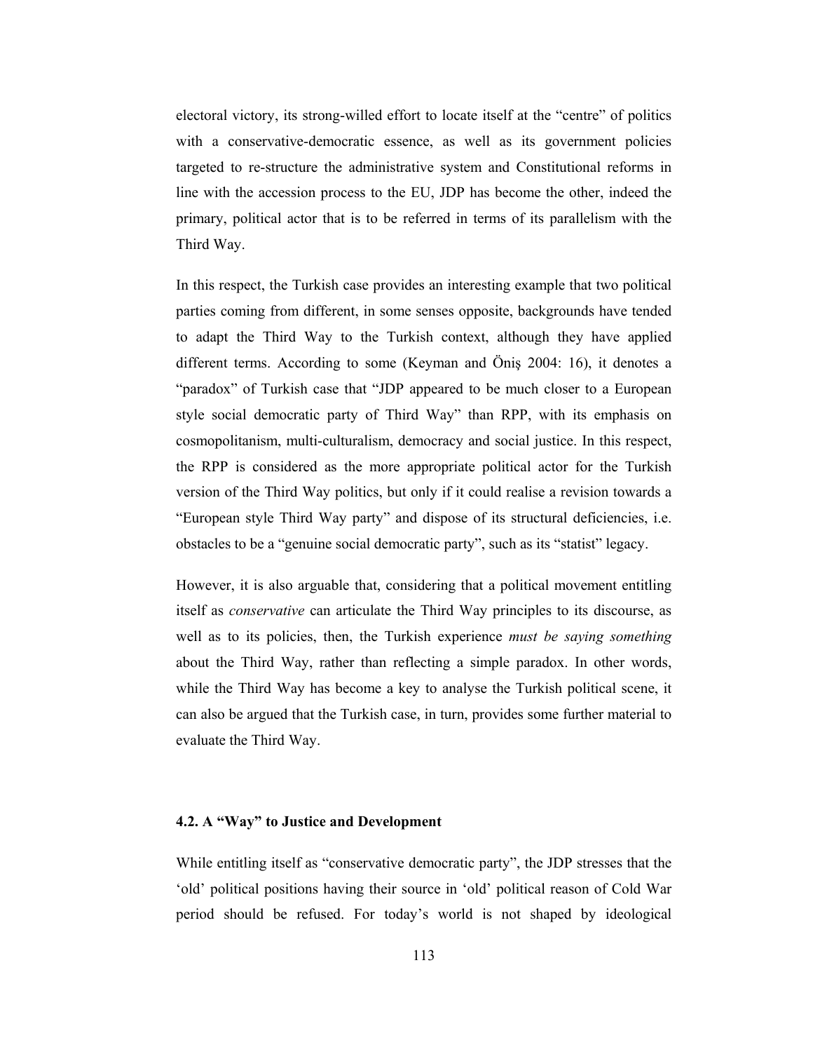electoral victory, its strong-willed effort to locate itself at the "centre" of politics with a conservative-democratic essence, as well as its government policies targeted to re-structure the administrative system and Constitutional reforms in line with the accession process to the EU, JDP has become the other, indeed the primary, political actor that is to be referred in terms of its parallelism with the Third Way.

In this respect, the Turkish case provides an interesting example that two political parties coming from different, in some senses opposite, backgrounds have tended to adapt the Third Way to the Turkish context, although they have applied different terms. According to some (Keyman and Öniş 2004: 16), it denotes a "paradox" of Turkish case that "JDP appeared to be much closer to a European style social democratic party of Third Way" than RPP, with its emphasis on cosmopolitanism, multi-culturalism, democracy and social justice. In this respect, the RPP is considered as the more appropriate political actor for the Turkish version of the Third Way politics, but only if it could realise a revision towards a "European style Third Way party" and dispose of its structural deficiencies, i.e. obstacles to be a "genuine social democratic party", such as its "statist" legacy.

However, it is also arguable that, considering that a political movement entitling itself as *conservative* can articulate the Third Way principles to its discourse, as well as to its policies, then, the Turkish experience *must be saying something* about the Third Way, rather than reflecting a simple paradox. In other words, while the Third Way has become a key to analyse the Turkish political scene, it can also be argued that the Turkish case, in turn, provides some further material to evaluate the Third Way.

### 4.2. A "Way" to Justice and Development

While entitling itself as "conservative democratic party", the JDP stresses that the 'old' political positions having their source in 'old' political reason of Cold War period should be refused. For today's world is not shaped by ideological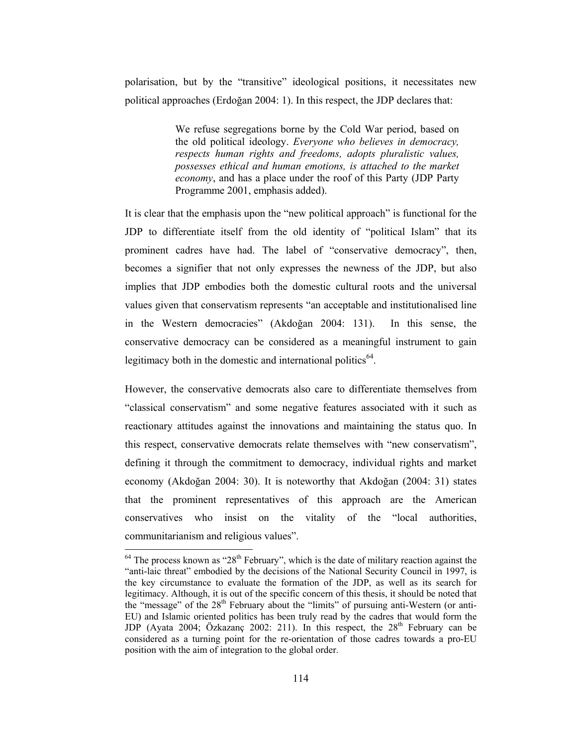polarisation, but by the "transitive" ideological positions, it necessitates new political approaches (Erdoğan 2004: 1). In this respect, the JDP declares that:

> We refuse segregations borne by the Cold War period, based on the old political ideology. *Everyone who believes in democracy, respects human rights and freedoms, adopts pluralistic values, possesses ethical and human emotions, is attached to the market economy*, and has a place under the roof of this Party (JDP Party Programme 2001, emphasis added).

It is clear that the emphasis upon the "new political approach" is functional for the JDP to differentiate itself from the old identity of "political Islam" that its prominent cadres have had. The label of "conservative democracy", then, becomes a signifier that not only expresses the newness of the JDP, but also implies that JDP embodies both the domestic cultural roots and the universal values given that conservatism represents "an acceptable and institutionalised line in the Western democracies" (Akdoğan 2004: 131). In this sense, the conservative democracy can be considered as a meaningful instrument to gain legitimacy both in the domestic and international politics[64].

However, the conservative democrats also care to differentiate themselves from "classical conservatism" and some negative features associated with it such as reactionary attitudes against the innovations and maintaining the status quo. In this respect, conservative democrats relate themselves with "new conservatism", defining it through the commitment to democracy, individual rights and market economy (Akdoğan 2004: 30). It is noteworthy that Akdoğan (2004: 31) states that the prominent representatives of this approach are the American conservatives who insist on the vitality of the "local authorities, communitarianism and religious values".

---

[64] The process known as "28th February", which is the date of military reaction against the "anti-laic threat" embodied by the decisions of the National Security Council in 1997, is the key circumstance to evaluate the formation of the JDP, as well as its search for legitimacy. Although, it is out of the specific concern of this thesis, it should be noted that the "message" of the 28th February about the "limits" of pursuing anti-Western (or anti-EU) and Islamic oriented politics has been truly read by the cadres that would form the JDP (Ayata 2004; Özkazanç 2002: 211). In this respect, the 28th February can be considered as a turning point for the re-orientation of those cadres towards a pro-EU position with the aim of integration to the global order.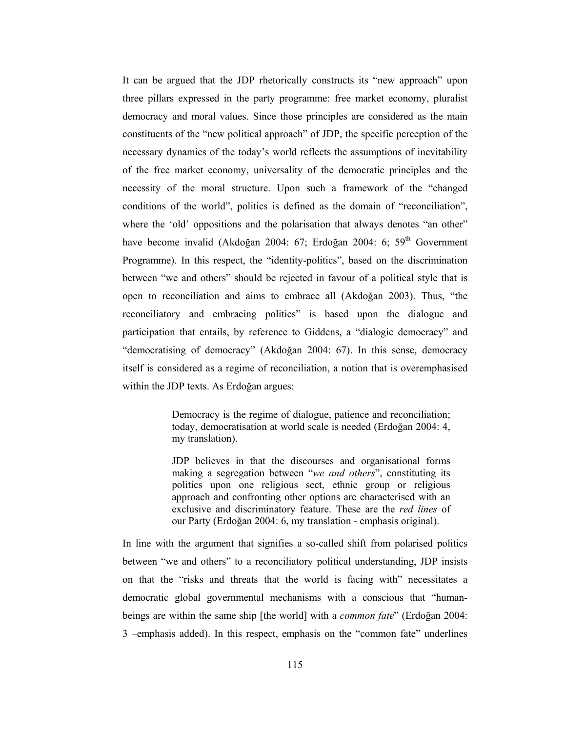It can be argued that the JDP rhetorically constructs its "new approach" upon three pillars expressed in the party programme: free market economy, pluralist democracy and moral values. Since those principles are considered as the main constituents of the "new political approach" of JDP, the specific perception of the necessary dynamics of the today's world reflects the assumptions of inevitability of the free market economy, universality of the democratic principles and the necessity of the moral structure. Upon such a framework of the "changed conditions of the world", politics is defined as the domain of "reconciliation", where the 'old' oppositions and the polarisation that always denotes "an other" have become invalid (Akdoğan 2004: 67; Erdoğan 2004: 6; 59th Government Programme). In this respect, the "identity-politics", based on the discrimination between "we and others" should be rejected in favour of a political style that is open to reconciliation and aims to embrace all (Akdoğan 2003). Thus, "the reconciliatory and embracing politics" is based upon the dialogue and participation that entails, by reference to Giddens, a "dialogic democracy" and "democratising of democracy" (Akdoğan 2004: 67). In this sense, democracy itself is considered as a regime of reconciliation, a notion that is overemphasised within the JDP texts. As Erdoğan argues:

> Democracy is the regime of dialogue, patience and reconciliation; today, democratisation at world scale is needed (Erdoğan 2004: 4, my translation).
>
> JDP believes in that the discourses and organisational forms making a segregation between "*we and others*", constituting its politics upon one religious sect, ethnic group or religious approach and confronting other options are characterised with an exclusive and discriminatory feature. These are the *red lines* of our Party (Erdoğan 2004: 6, my translation - emphasis original).

In line with the argument that signifies a so-called shift from polarised politics between "we and others" to a reconciliatory political understanding, JDP insists on that the "risks and threats that the world is facing with" necessitates a democratic global governmental mechanisms with a conscious that "human-beings are within the same ship [the world] with a *common fate*" (Erdoğan 2004: 3 –emphasis added). In this respect, emphasis on the "common fate" underlines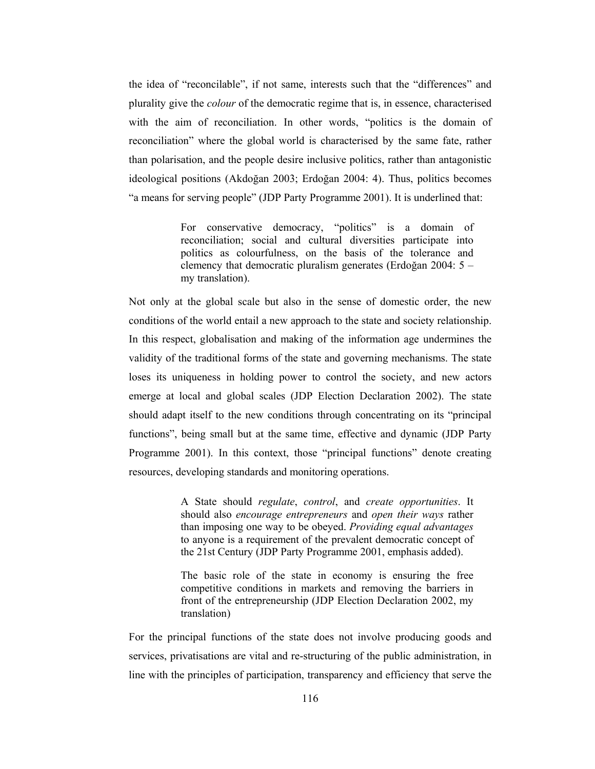the idea of "reconcilable", if not same, interests such that the "differences" and plurality give the *colour* of the democratic regime that is, in essence, characterised with the aim of reconciliation. In other words, "politics is the domain of reconciliation" where the global world is characterised by the same fate, rather than polarisation, and the people desire inclusive politics, rather than antagonistic ideological positions (Akdoğan 2003; Erdoğan 2004: 4). Thus, politics becomes "a means for serving people" (JDP Party Programme 2001). It is underlined that:

> For conservative democracy, "politics" is a domain of reconciliation; social and cultural diversities participate into politics as colourfulness, on the basis of the tolerance and clemency that democratic pluralism generates (Erdoğan 2004: 5 – my translation).

Not only at the global scale but also in the sense of domestic order, the new conditions of the world entail a new approach to the state and society relationship. In this respect, globalisation and making of the information age undermines the validity of the traditional forms of the state and governing mechanisms. The state loses its uniqueness in holding power to control the society, and new actors emerge at local and global scales (JDP Election Declaration 2002). The state should adapt itself to the new conditions through concentrating on its "principal functions", being small but at the same time, effective and dynamic (JDP Party Programme 2001). In this context, those "principal functions" denote creating resources, developing standards and monitoring operations.

> A State should *regulate*, *control*, and *create opportunities*. It should also *encourage entrepreneurs* and *open their ways* rather than imposing one way to be obeyed. *Providing equal advantages* to anyone is a requirement of the prevalent democratic concept of the 21st Century (JDP Party Programme 2001, emphasis added).
>
> The basic role of the state in economy is ensuring the free competitive conditions in markets and removing the barriers in front of the entrepreneurship (JDP Election Declaration 2002, my translation)

For the principal functions of the state does not involve producing goods and services, privatisations are vital and re-structuring of the public administration, in line with the principles of participation, transparency and efficiency that serve the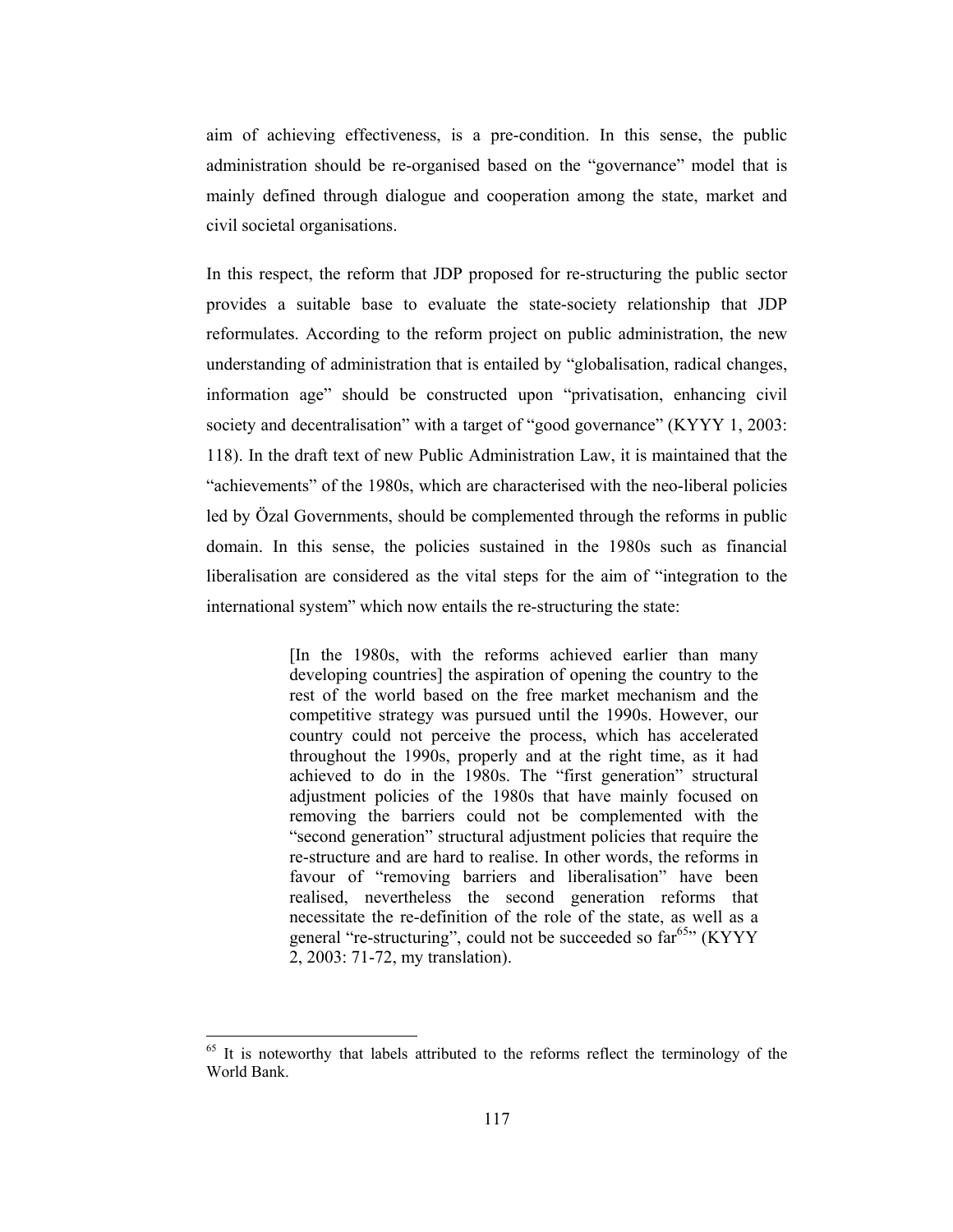aim of achieving effectiveness, is a pre-condition. In this sense, the public administration should be re-organised based on the "governance" model that is mainly defined through dialogue and cooperation among the state, market and civil societal organisations.

In this respect, the reform that JDP proposed for re-structuring the public sector provides a suitable base to evaluate the state-society relationship that JDP reformulates. According to the reform project on public administration, the new understanding of administration that is entailed by "globalisation, radical changes, information age" should be constructed upon "privatisation, enhancing civil society and decentralisation" with a target of "good governance" (KYYY 1, 2003: 118). In the draft text of new Public Administration Law, it is maintained that the "achievements" of the 1980s, which are characterised with the neo-liberal policies led by Özal Governments, should be complemented through the reforms in public domain. In this sense, the policies sustained in the 1980s such as financial liberalisation are considered as the vital steps for the aim of "integration to the international system" which now entails the re-structuring the state:

> [In the 1980s, with the reforms achieved earlier than many developing countries] the aspiration of opening the country to the rest of the world based on the free market mechanism and the competitive strategy was pursued until the 1990s. However, our country could not perceive the process, which has accelerated throughout the 1990s, properly and at the right time, as it had achieved to do in the 1980s. The "first generation" structural adjustment policies of the 1980s that have mainly focused on removing the barriers could not be complemented with the "second generation" structural adjustment policies that require the re-structure and are hard to realise. In other words, the reforms in favour of "removing barriers and liberalisation" have been realised, nevertheless the second generation reforms that necessitate the re-definition of the role of the state, as well as a general "re-structuring", could not be succeeded so far[65]" (KYYY 2, 2003: 71-72, my translation).

[65] It is noteworthy that labels attributed to the reforms reflect the terminology of the World Bank.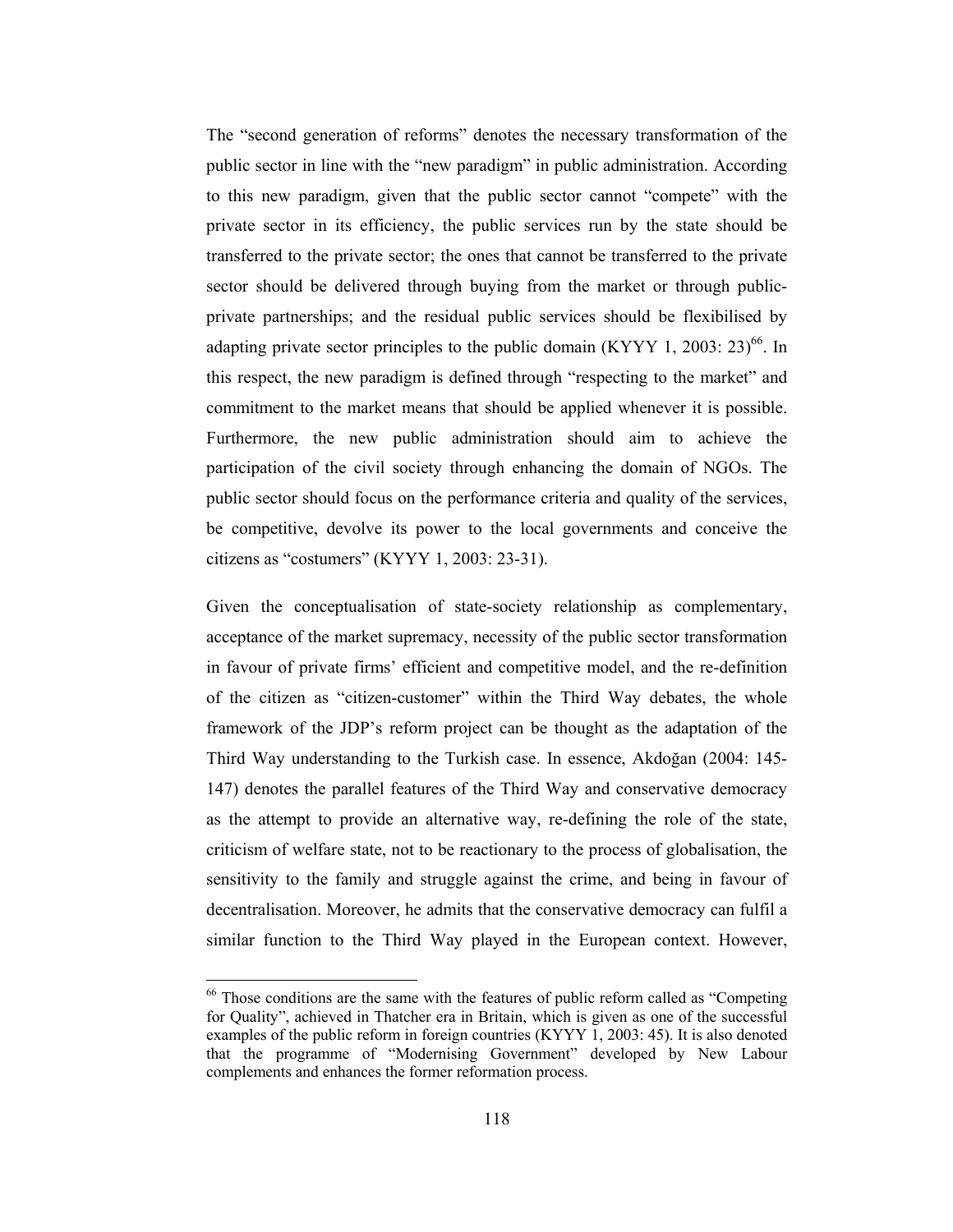The "second generation of reforms" denotes the necessary transformation of the public sector in line with the "new paradigm" in public administration. According to this new paradigm, given that the public sector cannot "compete" with the private sector in its efficiency, the public services run by the state should be transferred to the private sector; the ones that cannot be transferred to the private sector should be delivered through buying from the market or through public-private partnerships; and the residual public services should be flexibilised by adapting private sector principles to the public domain (KYYY 1, 2003: 23)[66]. In this respect, the new paradigm is defined through "respecting to the market" and commitment to the market means that should be applied whenever it is possible. Furthermore, the new public administration should aim to achieve the participation of the civil society through enhancing the domain of NGOs. The public sector should focus on the performance criteria and quality of the services, be competitive, devolve its power to the local governments and conceive the citizens as "costumers" (KYYY 1, 2003: 23-31).

Given the conceptualisation of state-society relationship as complementary, acceptance of the market supremacy, necessity of the public sector transformation in favour of private firms' efficient and competitive model, and the re-definition of the citizen as "citizen-customer" within the Third Way debates, the whole framework of the JDP's reform project can be thought as the adaptation of the Third Way understanding to the Turkish case. In essence, Akdoğan (2004: 145-147) denotes the parallel features of the Third Way and conservative democracy as the attempt to provide an alternative way, re-defining the role of the state, criticism of welfare state, not to be reactionary to the process of globalisation, the sensitivity to the family and struggle against the crime, and being in favour of decentralisation. Moreover, he admits that the conservative democracy can fulfil a similar function to the Third Way played in the European context. However,

---

[66] Those conditions are the same with the features of public reform called as "Competing for Quality", achieved in Thatcher era in Britain, which is given as one of the successful examples of the public reform in foreign countries (KYYY 1, 2003: 45). It is also denoted that the programme of "Modernising Government" developed by New Labour complements and enhances the former reformation process.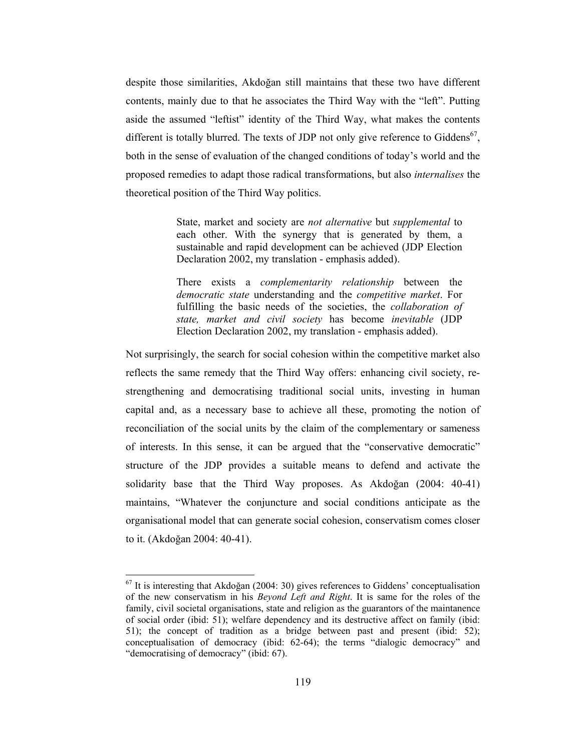despite those similarities, Akdoğan still maintains that these two have different contents, mainly due to that he associates the Third Way with the "left". Putting aside the assumed "leftist" identity of the Third Way, what makes the contents different is totally blurred. The texts of JDP not only give reference to Giddens[67], both in the sense of evaluation of the changed conditions of today's world and the proposed remedies to adapt those radical transformations, but also *internalises* the theoretical position of the Third Way politics.

> State, market and society are *not alternative* but *supplemental* to each other. With the synergy that is generated by them, a sustainable and rapid development can be achieved (JDP Election Declaration 2002, my translation - emphasis added).
>
> There exists a *complementarity relationship* between the *democratic state* understanding and the *competitive market*. For fulfilling the basic needs of the societies, the *collaboration of state, market and civil society* has become *inevitable* (JDP Election Declaration 2002, my translation - emphasis added).

Not surprisingly, the search for social cohesion within the competitive market also reflects the same remedy that the Third Way offers: enhancing civil society, re-strengthening and democratising traditional social units, investing in human capital and, as a necessary base to achieve all these, promoting the notion of reconciliation of the social units by the claim of the complementary or sameness of interests. In this sense, it can be argued that the "conservative democratic" structure of the JDP provides a suitable means to defend and activate the solidarity base that the Third Way proposes. As Akdoğan (2004: 40-41) maintains, "Whatever the conjuncture and social conditions anticipate as the organisational model that can generate social cohesion, conservatism comes closer to it. (Akdoğan 2004: 40-41).

[67] It is interesting that Akdoğan (2004: 30) gives references to Giddens' conceptualisation of the new conservatism in his *Beyond Left and Right*. It is same for the roles of the family, civil societal organisations, state and religion as the guarantors of the maintanence of social order (ibid: 51); welfare dependency and its destructive affect on family (ibid: 51); the concept of tradition as a bridge between past and present (ibid: 52); conceptualisation of democracy (ibid: 62-64); the terms "dialogic democracy" and "democratising of democracy" (ibid: 67).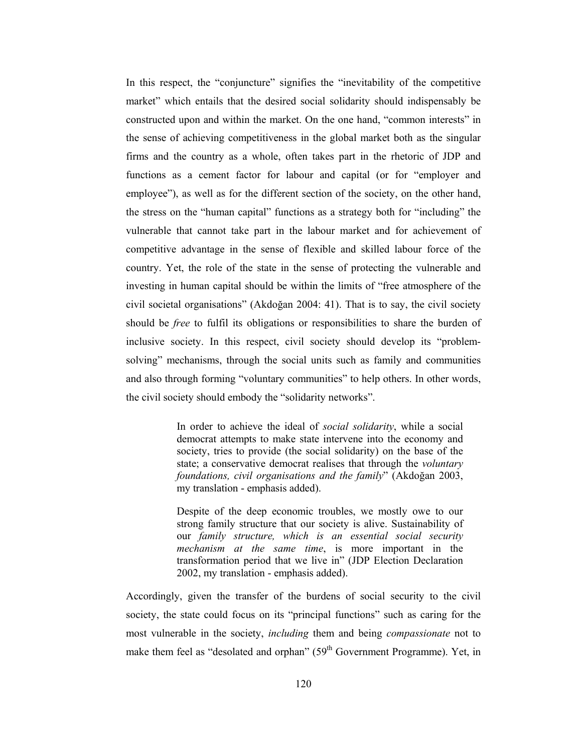In this respect, the "conjuncture" signifies the "inevitability of the competitive market" which entails that the desired social solidarity should indispensably be constructed upon and within the market. On the one hand, "common interests" in the sense of achieving competitiveness in the global market both as the singular firms and the country as a whole, often takes part in the rhetoric of JDP and functions as a cement factor for labour and capital (or for "employer and employee"), as well as for the different section of the society, on the other hand, the stress on the "human capital" functions as a strategy both for "including" the vulnerable that cannot take part in the labour market and for achievement of competitive advantage in the sense of flexible and skilled labour force of the country. Yet, the role of the state in the sense of protecting the vulnerable and investing in human capital should be within the limits of "free atmosphere of the civil societal organisations" (Akdoğan 2004: 41). That is to say, the civil society should be *free* to fulfil its obligations or responsibilities to share the burden of inclusive society. In this respect, civil society should develop its "problem-solving" mechanisms, through the social units such as family and communities and also through forming "voluntary communities" to help others. In other words, the civil society should embody the "solidarity networks".

> In order to achieve the ideal of *social solidarity*, while a social democrat attempts to make state intervene into the economy and society, tries to provide (the social solidarity) on the base of the state; a conservative democrat realises that through the *voluntary foundations, civil organisations and the family*" (Akdoğan 2003, my translation - emphasis added).
>
> Despite of the deep economic troubles, we mostly owe to our strong family structure that our society is alive. Sustainability of our *family structure, which is an essential social security mechanism at the same time*, is more important in the transformation period that we live in" (JDP Election Declaration 2002, my translation - emphasis added).

Accordingly, given the transfer of the burdens of social security to the civil society, the state could focus on its "principal functions" such as caring for the most vulnerable in the society, *including* them and being *compassionate* not to make them feel as "desolated and orphan" (59th Government Programme). Yet, in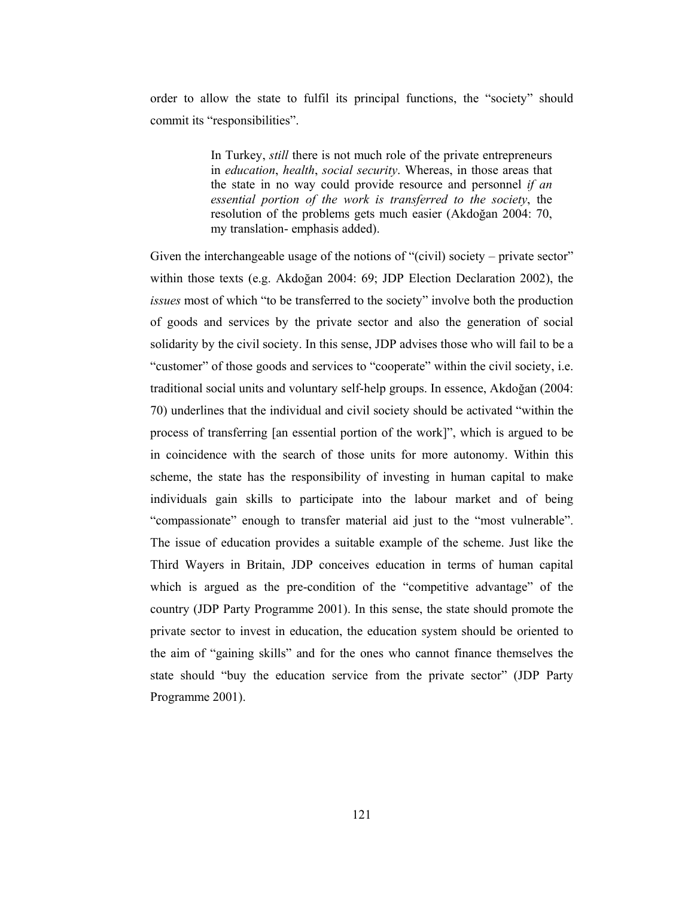order to allow the state to fulfil its principal functions, the "society" should commit its "responsibilities".

> In Turkey, *still* there is not much role of the private entrepreneurs in *education*, *health*, *social security*. Whereas, in those areas that the state in no way could provide resource and personnel *if an essential portion of the work is transferred to the society*, the resolution of the problems gets much easier (Akdoğan 2004: 70, my translation- emphasis added).

Given the interchangeable usage of the notions of "(civil) society – private sector" within those texts (e.g. Akdoğan 2004: 69; JDP Election Declaration 2002), the *issues* most of which "to be transferred to the society" involve both the production of goods and services by the private sector and also the generation of social solidarity by the civil society. In this sense, JDP advises those who will fail to be a "customer" of those goods and services to "cooperate" within the civil society, i.e. traditional social units and voluntary self-help groups. In essence, Akdoğan (2004: 70) underlines that the individual and civil society should be activated "within the process of transferring [an essential portion of the work]", which is argued to be in coincidence with the search of those units for more autonomy. Within this scheme, the state has the responsibility of investing in human capital to make individuals gain skills to participate into the labour market and of being "compassionate" enough to transfer material aid just to the "most vulnerable". The issue of education provides a suitable example of the scheme. Just like the Third Wayers in Britain, JDP conceives education in terms of human capital which is argued as the pre-condition of the "competitive advantage" of the country (JDP Party Programme 2001). In this sense, the state should promote the private sector to invest in education, the education system should be oriented to the aim of "gaining skills" and for the ones who cannot finance themselves the state should "buy the education service from the private sector" (JDP Party Programme 2001).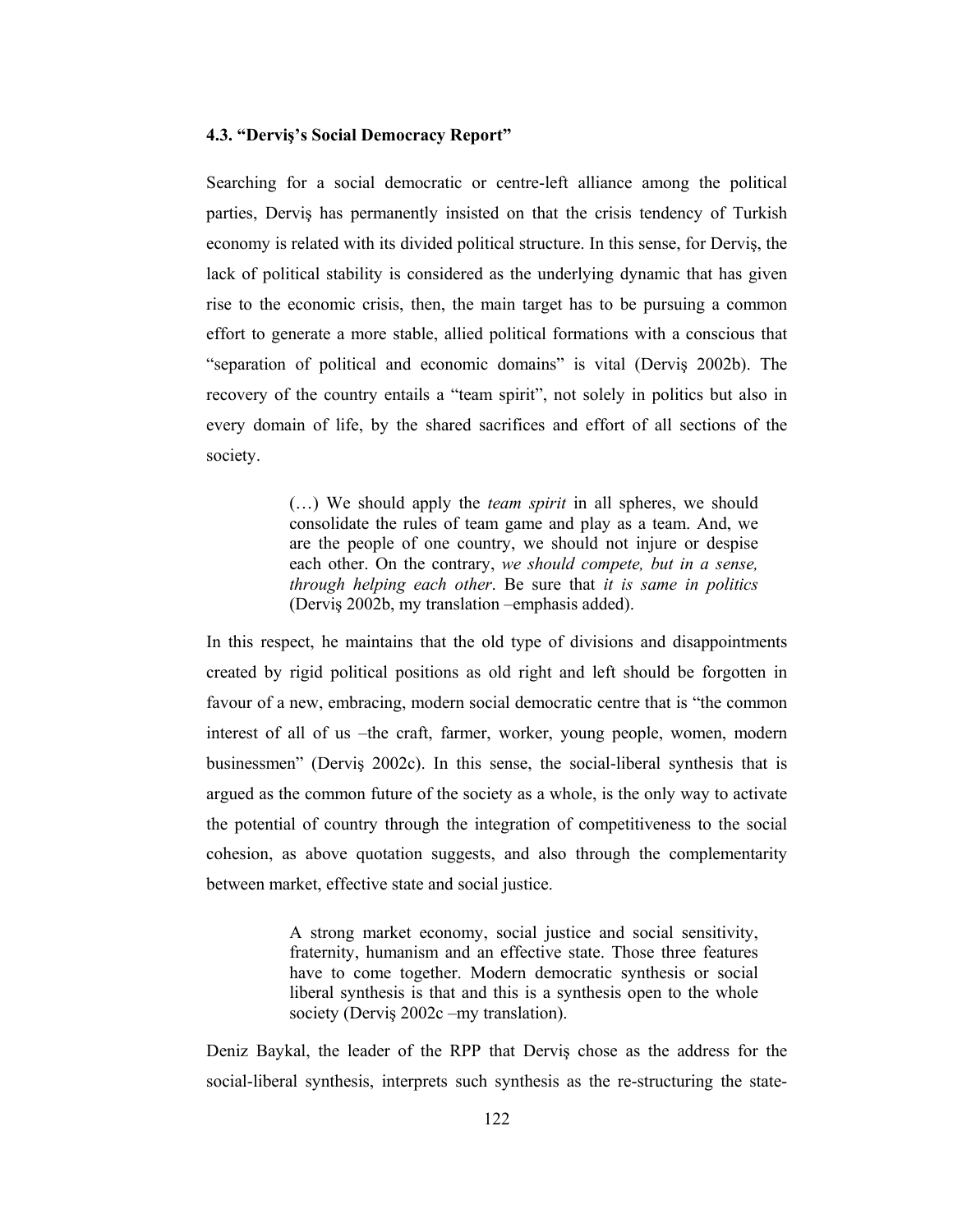### 4.3. "Derviş's Social Democracy Report"

Searching for a social democratic or centre-left alliance among the political parties, Derviş has permanently insisted on that the crisis tendency of Turkish economy is related with its divided political structure. In this sense, for Derviş, the lack of political stability is considered as the underlying dynamic that has given rise to the economic crisis, then, the main target has to be pursuing a common effort to generate a more stable, allied political formations with a conscious that "separation of political and economic domains" is vital (Derviş 2002b). The recovery of the country entails a "team spirit", not solely in politics but also in every domain of life, by the shared sacrifices and effort of all sections of the society.

> (…) We should apply the *team spirit* in all spheres, we should consolidate the rules of team game and play as a team. And, we are the people of one country, we should not injure or despise each other. On the contrary, *we should compete, but in a sense, through helping each other*. Be sure that *it is same in politics* (Derviş 2002b, my translation –emphasis added).

In this respect, he maintains that the old type of divisions and disappointments created by rigid political positions as old right and left should be forgotten in favour of a new, embracing, modern social democratic centre that is "the common interest of all of us –the craft, farmer, worker, young people, women, modern businessmen" (Derviş 2002c). In this sense, the social-liberal synthesis that is argued as the common future of the society as a whole, is the only way to activate the potential of country through the integration of competitiveness to the social cohesion, as above quotation suggests, and also through the complementarity between market, effective state and social justice.

> A strong market economy, social justice and social sensitivity, fraternity, humanism and an effective state. Those three features have to come together. Modern democratic synthesis or social liberal synthesis is that and this is a synthesis open to the whole society (Derviş 2002c –my translation).

Deniz Baykal, the leader of the RPP that Derviş chose as the address for the social-liberal synthesis, interprets such synthesis as the re-structuring the state-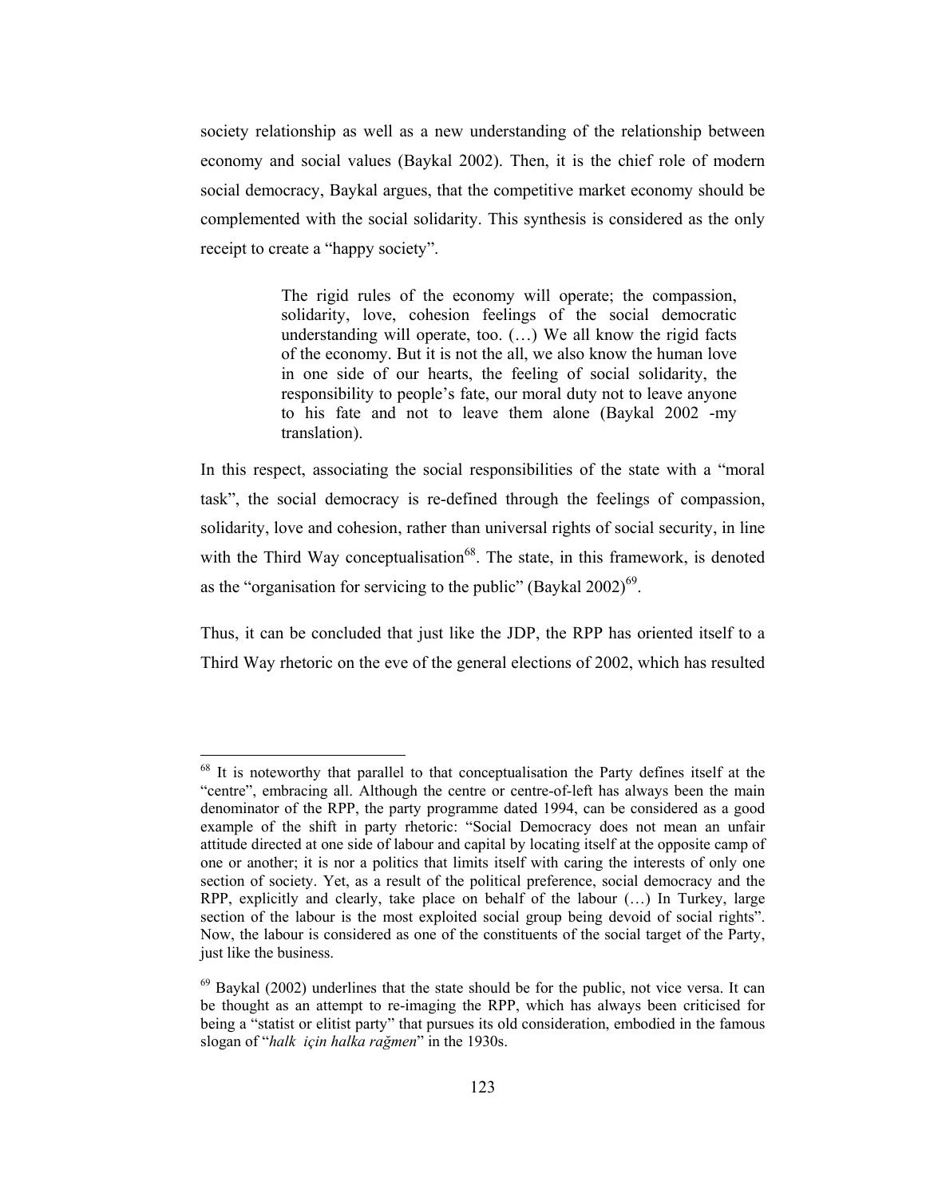society relationship as well as a new understanding of the relationship between economy and social values (Baykal 2002). Then, it is the chief role of modern social democracy, Baykal argues, that the competitive market economy should be complemented with the social solidarity. This synthesis is considered as the only receipt to create a "happy society".

> The rigid rules of the economy will operate; the compassion, solidarity, love, cohesion feelings of the social democratic understanding will operate, too. (…) We all know the rigid facts of the economy. But it is not the all, we also know the human love in one side of our hearts, the feeling of social solidarity, the responsibility to people's fate, our moral duty not to leave anyone to his fate and not to leave them alone (Baykal 2002 -my translation).

In this respect, associating the social responsibilities of the state with a "moral task", the social democracy is re-defined through the feelings of compassion, solidarity, love and cohesion, rather than universal rights of social security, in line with the Third Way conceptualisation[68]. The state, in this framework, is denoted as the "organisation for servicing to the public" (Baykal 2002)[69].

Thus, it can be concluded that just like the JDP, the RPP has oriented itself to a Third Way rhetoric on the eve of the general elections of 2002, which has resulted

---

[68] It is noteworthy that parallel to that conceptualisation the Party defines itself at the "centre", embracing all. Although the centre or centre-of-left has always been the main denominator of the RPP, the party programme dated 1994, can be considered as a good example of the shift in party rhetoric: "Social Democracy does not mean an unfair attitude directed at one side of labour and capital by locating itself at the opposite camp of one or another; it is nor a politics that limits itself with caring the interests of only one section of society. Yet, as a result of the political preference, social democracy and the RPP, explicitly and clearly, take place on behalf of the labour (…) In Turkey, large section of the labour is the most exploited social group being devoid of social rights". Now, the labour is considered as one of the constituents of the social target of the Party, just like the business.

[69] Baykal (2002) underlines that the state should be for the public, not vice versa. It can be thought as an attempt to re-imaging the RPP, which has always been criticised for being a "statist or elitist party" that pursues its old consideration, embodied in the famous slogan of "*halk için halka rağmen*" in the 1930s.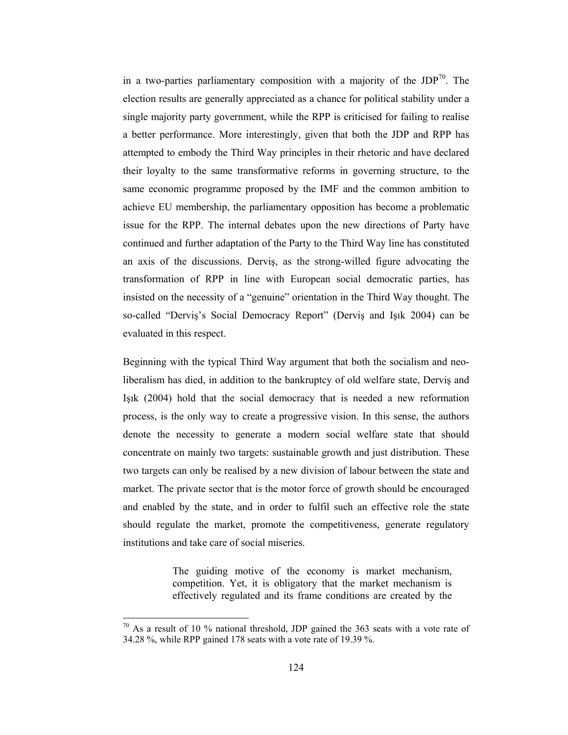in a two-parties parliamentary composition with a majority of the JDP[70]. The election results are generally appreciated as a chance for political stability under a single majority party government, while the RPP is criticised for failing to realise a better performance. More interestingly, given that both the JDP and RPP has attempted to embody the Third Way principles in their rhetoric and have declared their loyalty to the same transformative reforms in governing structure, to the same economic programme proposed by the IMF and the common ambition to achieve EU membership, the parliamentary opposition has become a problematic issue for the RPP. The internal debates upon the new directions of Party have continued and further adaptation of the Party to the Third Way line has constituted an axis of the discussions. Derviş, as the strong-willed figure advocating the transformation of RPP in line with European social democratic parties, has insisted on the necessity of a "genuine" orientation in the Third Way thought. The so-called "Derviş's Social Democracy Report" (Derviş and Işık 2004) can be evaluated in this respect.

Beginning with the typical Third Way argument that both the socialism and neo-liberalism has died, in addition to the bankruptcy of old welfare state, Derviş and Işık (2004) hold that the social democracy that is needed a new reformation process, is the only way to create a progressive vision. In this sense, the authors denote the necessity to generate a modern social welfare state that should concentrate on mainly two targets: sustainable growth and just distribution. These two targets can only be realised by a new division of labour between the state and market. The private sector that is the motor force of growth should be encouraged and enabled by the state, and in order to fulfil such an effective role the state should regulate the market, promote the competitiveness, generate regulatory institutions and take care of social miseries.

> The guiding motive of the economy is market mechanism, competition. Yet, it is obligatory that the market mechanism is effectively regulated and its frame conditions are created by the

[70] As a result of 10 % national threshold, JDP gained the 363 seats with a vote rate of 34.28 %, while RPP gained 178 seats with a vote rate of 19.39 %.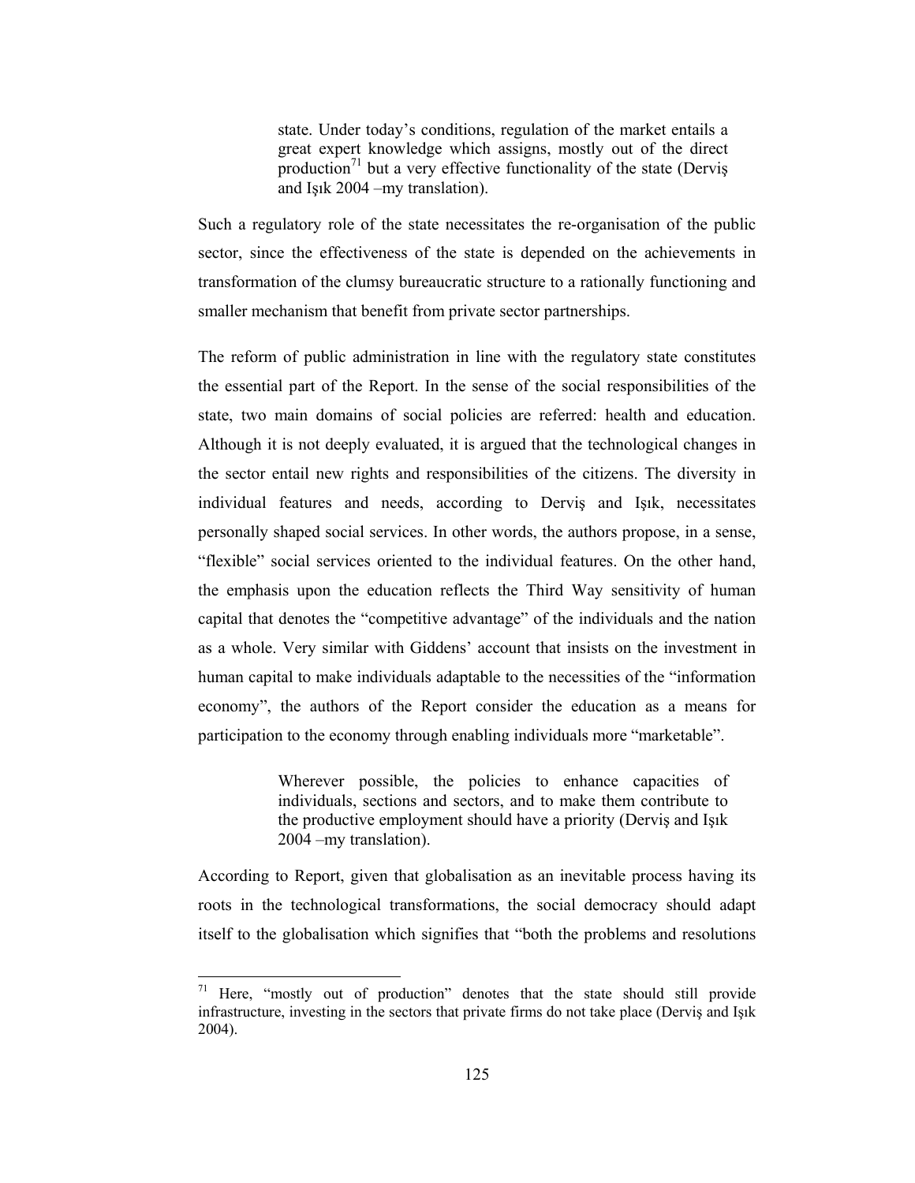> state. Under today's conditions, regulation of the market entails a great expert knowledge which assigns, mostly out of the direct production[71] but a very effective functionality of the state (Derviş and Işık 2004 –my translation).

Such a regulatory role of the state necessitates the re-organisation of the public sector, since the effectiveness of the state is depended on the achievements in transformation of the clumsy bureaucratic structure to a rationally functioning and smaller mechanism that benefit from private sector partnerships.

The reform of public administration in line with the regulatory state constitutes the essential part of the Report. In the sense of the social responsibilities of the state, two main domains of social policies are referred: health and education. Although it is not deeply evaluated, it is argued that the technological changes in the sector entail new rights and responsibilities of the citizens. The diversity in individual features and needs, according to Derviş and Işık, necessitates personally shaped social services. In other words, the authors propose, in a sense, "flexible" social services oriented to the individual features. On the other hand, the emphasis upon the education reflects the Third Way sensitivity of human capital that denotes the "competitive advantage" of the individuals and the nation as a whole. Very similar with Giddens' account that insists on the investment in human capital to make individuals adaptable to the necessities of the "information economy", the authors of the Report consider the education as a means for participation to the economy through enabling individuals more "marketable".

> Wherever possible, the policies to enhance capacities of individuals, sections and sectors, and to make them contribute to the productive employment should have a priority (Derviş and Işık 2004 –my translation).

According to Report, given that globalisation as an inevitable process having its roots in the technological transformations, the social democracy should adapt itself to the globalisation which signifies that "both the problems and resolutions

[71] Here, "mostly out of production" denotes that the state should still provide infrastructure, investing in the sectors that private firms do not take place (Derviş and Işık 2004).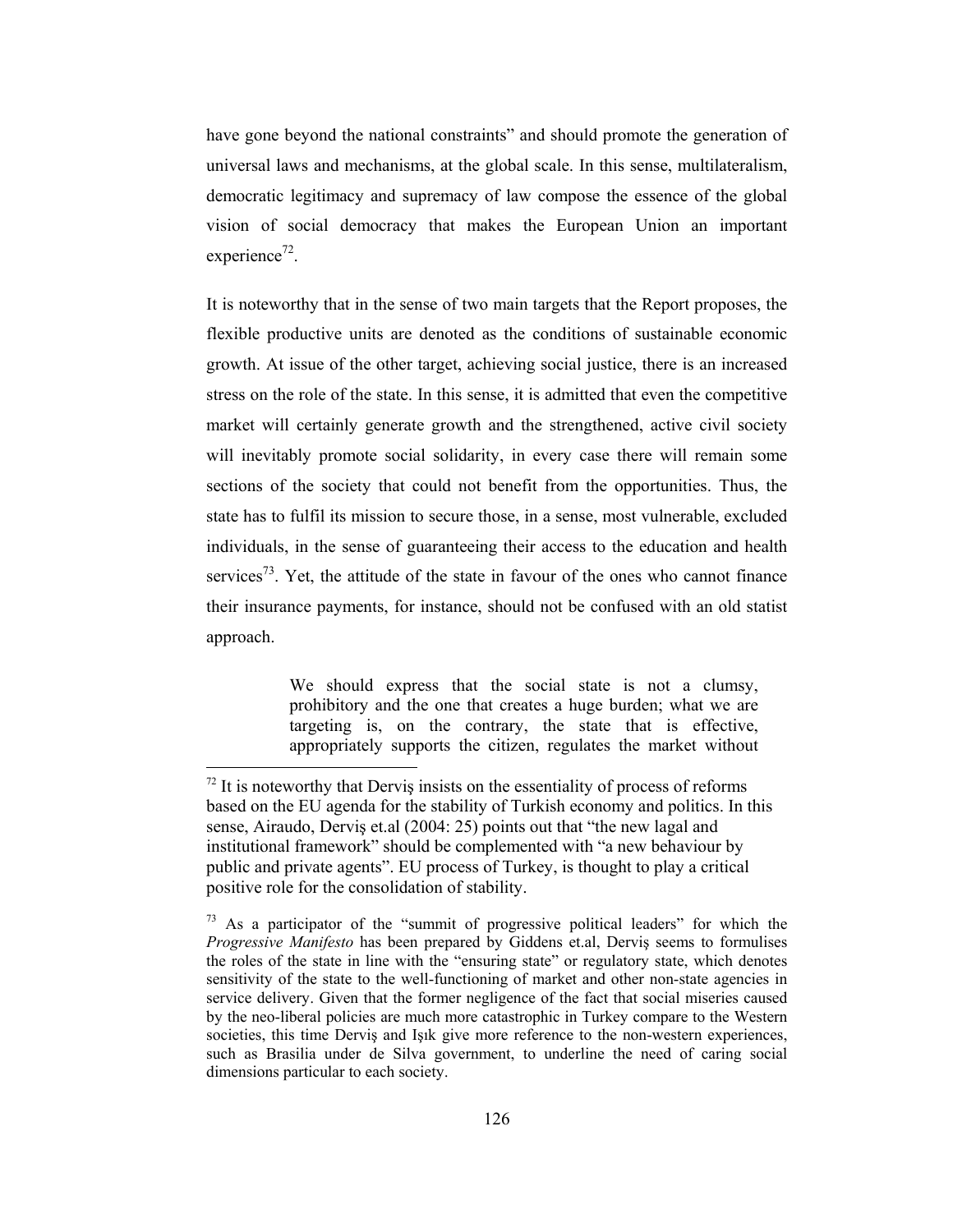have gone beyond the national constraints" and should promote the generation of universal laws and mechanisms, at the global scale. In this sense, multilateralism, democratic legitimacy and supremacy of law compose the essence of the global vision of social democracy that makes the European Union an important experience[72].

It is noteworthy that in the sense of two main targets that the Report proposes, the flexible productive units are denoted as the conditions of sustainable economic growth. At issue of the other target, achieving social justice, there is an increased stress on the role of the state. In this sense, it is admitted that even the competitive market will certainly generate growth and the strengthened, active civil society will inevitably promote social solidarity, in every case there will remain some sections of the society that could not benefit from the opportunities. Thus, the state has to fulfil its mission to secure those, in a sense, most vulnerable, excluded individuals, in the sense of guaranteeing their access to the education and health services[73]. Yet, the attitude of the state in favour of the ones who cannot finance their insurance payments, for instance, should not be confused with an old statist approach.

> We should express that the social state is not a clumsy, prohibitory and the one that creates a huge burden; what we are targeting is, on the contrary, the state that is effective, appropriately supports the citizen, regulates the market without

---

[72] It is noteworthy that Derviş insists on the essentiality of process of reforms based on the EU agenda for the stability of Turkish economy and politics. In this sense, Airaudo, Derviş et.al (2004: 25) points out that "the new lagal and institutional framework" should be complemented with "a new behaviour by public and private agents". EU process of Turkey, is thought to play a critical positive role for the consolidation of stability.

[73] As a participator of the "summit of progressive political leaders" for which the *Progressive Manifesto* has been prepared by Giddens et.al, Derviş seems to formulises the roles of the state in line with the "ensuring state" or regulatory state, which denotes sensitivity of the state to the well-functioning of market and other non-state agencies in service delivery. Given that the former negligence of the fact that social miseries caused by the neo-liberal policies are much more catastrophic in Turkey compare to the Western societies, this time Derviş and Işık give more reference to the non-western experiences, such as Brasilia under de Silva government, to underline the need of caring social dimensions particular to each society.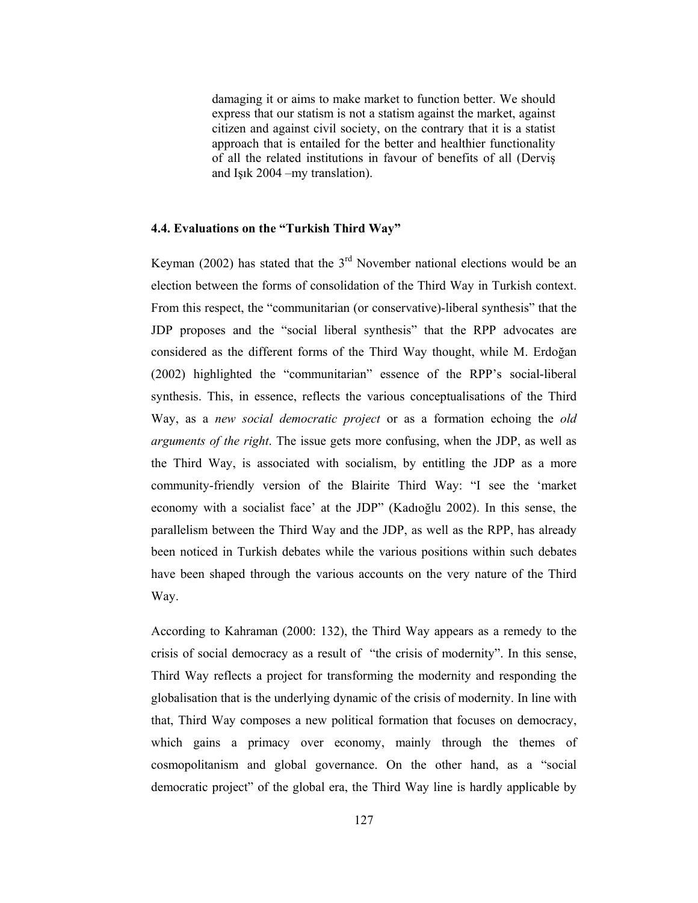> damaging it or aims to make market to function better. We should express that our statism is not a statism against the market, against citizen and against civil society, on the contrary that it is a statist approach that is entailed for the better and healthier functionality of all the related institutions in favour of benefits of all (Derviş and Işık 2004 –my translation).

### 4.4. Evaluations on the "Turkish Third Way"

Keyman (2002) has stated that the 3rd November national elections would be an election between the forms of consolidation of the Third Way in Turkish context. From this respect, the "communitarian (or conservative)-liberal synthesis" that the JDP proposes and the "social liberal synthesis" that the RPP advocates are considered as the different forms of the Third Way thought, while M. Erdoğan (2002) highlighted the "communitarian" essence of the RPP's social-liberal synthesis. This, in essence, reflects the various conceptualisations of the Third Way, as a *new social democratic project* or as a formation echoing the *old arguments of the right*. The issue gets more confusing, when the JDP, as well as the Third Way, is associated with socialism, by entitling the JDP as a more community-friendly version of the Blairite Third Way: "I see the 'market economy with a socialist face' at the JDP" (Kadıoğlu 2002). In this sense, the parallelism between the Third Way and the JDP, as well as the RPP, has already been noticed in Turkish debates while the various positions within such debates have been shaped through the various accounts on the very nature of the Third Way.

According to Kahraman (2000: 132), the Third Way appears as a remedy to the crisis of social democracy as a result of "the crisis of modernity". In this sense, Third Way reflects a project for transforming the modernity and responding the globalisation that is the underlying dynamic of the crisis of modernity. In line with that, Third Way composes a new political formation that focuses on democracy, which gains a primacy over economy, mainly through the themes of cosmopolitanism and global governance. On the other hand, as a "social democratic project" of the global era, the Third Way line is hardly applicable by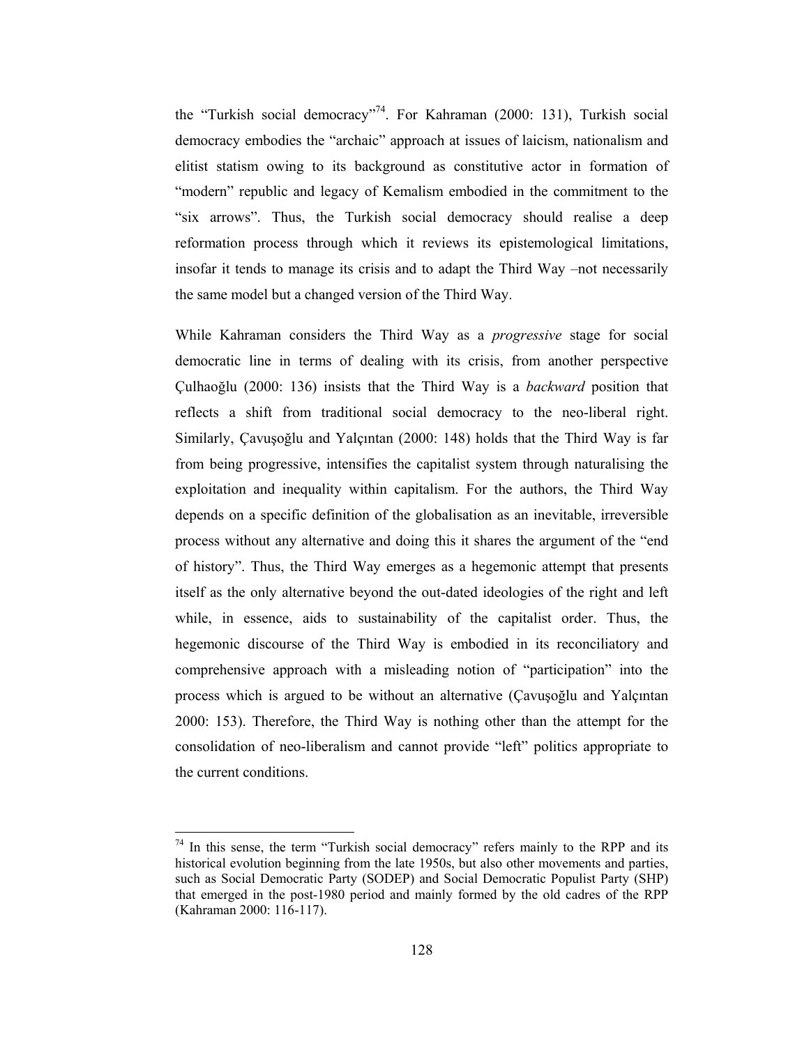the "Turkish social democracy"[74]. For Kahraman (2000: 131), Turkish social democracy embodies the "archaic" approach at issues of laicism, nationalism and elitist statism owing to its background as constitutive actor in formation of "modern" republic and legacy of Kemalism embodied in the commitment to the "six arrows". Thus, the Turkish social democracy should realise a deep reformation process through which it reviews its epistemological limitations, insofar it tends to manage its crisis and to adapt the Third Way –not necessarily the same model but a changed version of the Third Way.

While Kahraman considers the Third Way as a *progressive* stage for social democratic line in terms of dealing with its crisis, from another perspective Çulhaoğlu (2000: 136) insists that the Third Way is a *backward* position that reflects a shift from traditional social democracy to the neo-liberal right. Similarly, Çavuşoğlu and Yalçıntan (2000: 148) holds that the Third Way is far from being progressive, intensifies the capitalist system through naturalising the exploitation and inequality within capitalism. For the authors, the Third Way depends on a specific definition of the globalisation as an inevitable, irreversible process without any alternative and doing this it shares the argument of the "end of history". Thus, the Third Way emerges as a hegemonic attempt that presents itself as the only alternative beyond the out-dated ideologies of the right and left while, in essence, aids to sustainability of the capitalist order. Thus, the hegemonic discourse of the Third Way is embodied in its reconciliatory and comprehensive approach with a misleading notion of "participation" into the process which is argued to be without an alternative (Çavuşoğlu and Yalçıntan 2000: 153). Therefore, the Third Way is nothing other than the attempt for the consolidation of neo-liberalism and cannot provide "left" politics appropriate to the current conditions.

---

[74] In this sense, the term "Turkish social democracy" refers mainly to the RPP and its historical evolution beginning from the late 1950s, but also other movements and parties, such as Social Democratic Party (SODEP) and Social Democratic Populist Party (SHP) that emerged in the post-1980 period and mainly formed by the old cadres of the RPP (Kahraman 2000: 116-117).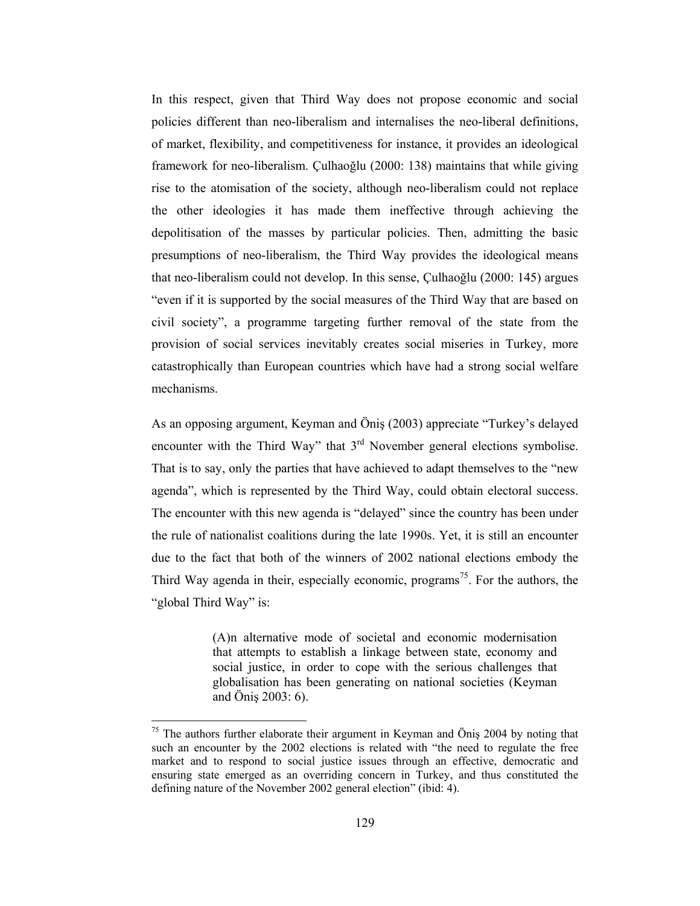In this respect, given that Third Way does not propose economic and social policies different than neo-liberalism and internalises the neo-liberal definitions, of market, flexibility, and competitiveness for instance, it provides an ideological framework for neo-liberalism. Çulhaoğlu (2000: 138) maintains that while giving rise to the atomisation of the society, although neo-liberalism could not replace the other ideologies it has made them ineffective through achieving the depolitisation of the masses by particular policies. Then, admitting the basic presumptions of neo-liberalism, the Third Way provides the ideological means that neo-liberalism could not develop. In this sense, Çulhaoğlu (2000: 145) argues "even if it is supported by the social measures of the Third Way that are based on civil society", a programme targeting further removal of the state from the provision of social services inevitably creates social miseries in Turkey, more catastrophically than European countries which have had a strong social welfare mechanisms.

As an opposing argument, Keyman and Öniş (2003) appreciate "Turkey's delayed encounter with the Third Way" that 3rd November general elections symbolise. That is to say, only the parties that have achieved to adapt themselves to the "new agenda", which is represented by the Third Way, could obtain electoral success. The encounter with this new agenda is "delayed" since the country has been under the rule of nationalist coalitions during the late 1990s. Yet, it is still an encounter due to the fact that both of the winners of 2002 national elections embody the Third Way agenda in their, especially economic, programs[75]. For the authors, the "global Third Way" is:

> (A)n alternative mode of societal and economic modernisation that attempts to establish a linkage between state, economy and social justice, in order to cope with the serious challenges that globalisation has been generating on national societies (Keyman and Öniş 2003: 6).

[75] The authors further elaborate their argument in Keyman and Öniş 2004 by noting that such an encounter by the 2002 elections is related with "the need to regulate the free market and to respond to social justice issues through an effective, democratic and ensuring state emerged as an overriding concern in Turkey, and thus constituted the defining nature of the November 2002 general election" (ibid: 4).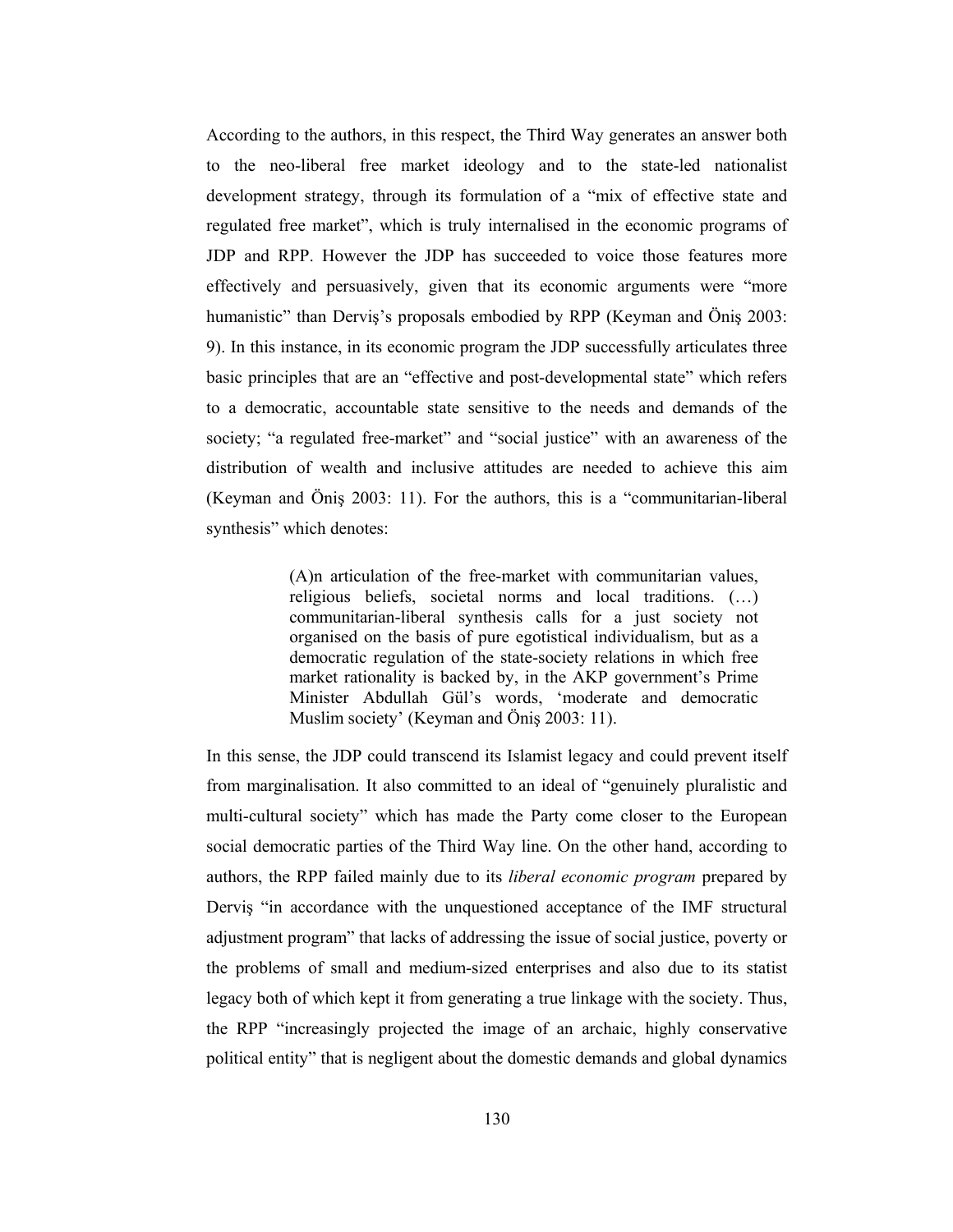According to the authors, in this respect, the Third Way generates an answer both to the neo-liberal free market ideology and to the state-led nationalist development strategy, through its formulation of a "mix of effective state and regulated free market", which is truly internalised in the economic programs of JDP and RPP. However the JDP has succeeded to voice those features more effectively and persuasively, given that its economic arguments were "more humanistic" than Derviş's proposals embodied by RPP (Keyman and Öniş 2003: 9). In this instance, in its economic program the JDP successfully articulates three basic principles that are an "effective and post-developmental state" which refers to a democratic, accountable state sensitive to the needs and demands of the society; "a regulated free-market" and "social justice" with an awareness of the distribution of wealth and inclusive attitudes are needed to achieve this aim (Keyman and Öniş 2003: 11). For the authors, this is a "communitarian-liberal synthesis" which denotes:

> (A)n articulation of the free-market with communitarian values, religious beliefs, societal norms and local traditions. (…) communitarian-liberal synthesis calls for a just society not organised on the basis of pure egotistical individualism, but as a democratic regulation of the state-society relations in which free market rationality is backed by, in the AKP government's Prime Minister Abdullah Gül's words, 'moderate and democratic Muslim society' (Keyman and Öniş 2003: 11).

In this sense, the JDP could transcend its Islamist legacy and could prevent itself from marginalisation. It also committed to an ideal of "genuinely pluralistic and multi-cultural society" which has made the Party come closer to the European social democratic parties of the Third Way line. On the other hand, according to authors, the RPP failed mainly due to its *liberal economic program* prepared by Derviş "in accordance with the unquestioned acceptance of the IMF structural adjustment program" that lacks of addressing the issue of social justice, poverty or the problems of small and medium-sized enterprises and also due to its statist legacy both of which kept it from generating a true linkage with the society. Thus, the RPP "increasingly projected the image of an archaic, highly conservative political entity" that is negligent about the domestic demands and global dynamics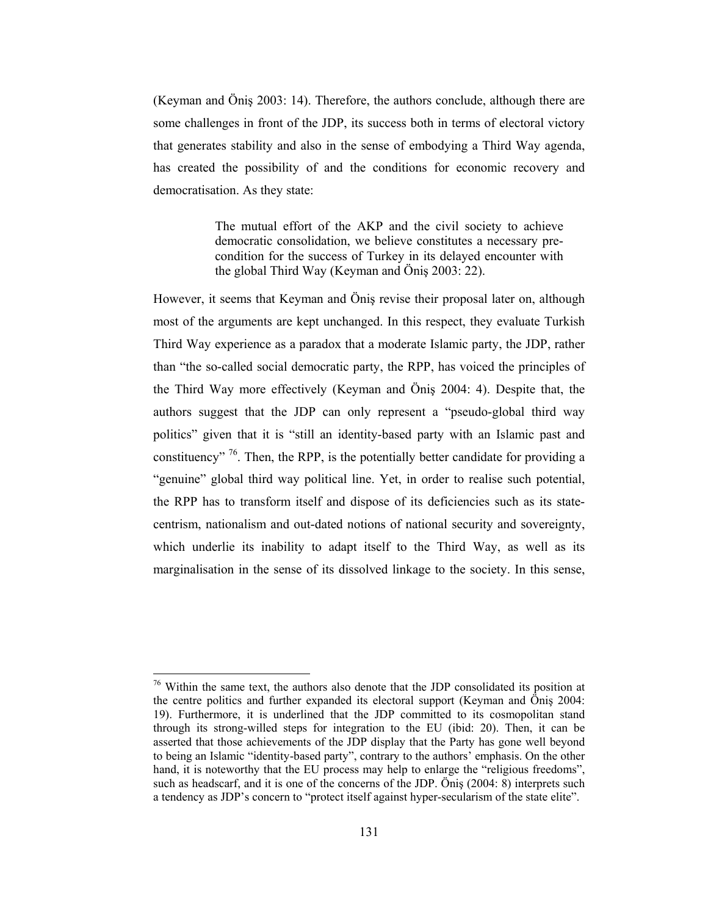(Keyman and Öniş 2003: 14). Therefore, the authors conclude, although there are some challenges in front of the JDP, its success both in terms of electoral victory that generates stability and also in the sense of embodying a Third Way agenda, has created the possibility of and the conditions for economic recovery and democratisation. As they state:

> The mutual effort of the AKP and the civil society to achieve democratic consolidation, we believe constitutes a necessary pre-condition for the success of Turkey in its delayed encounter with the global Third Way (Keyman and Öniş 2003: 22).

However, it seems that Keyman and Öniş revise their proposal later on, although most of the arguments are kept unchanged. In this respect, they evaluate Turkish Third Way experience as a paradox that a moderate Islamic party, the JDP, rather than "the so-called social democratic party, the RPP, has voiced the principles of the Third Way more effectively (Keyman and Öniş 2004: 4). Despite that, the authors suggest that the JDP can only represent a "pseudo-global third way politics" given that it is "still an identity-based party with an Islamic past and constituency" [76]. Then, the RPP, is the potentially better candidate for providing a "genuine" global third way political line. Yet, in order to realise such potential, the RPP has to transform itself and dispose of its deficiencies such as its state-centrism, nationalism and out-dated notions of national security and sovereignty, which underlie its inability to adapt itself to the Third Way, as well as its marginalisation in the sense of its dissolved linkage to the society. In this sense,

---

[76] Within the same text, the authors also denote that the JDP consolidated its position at the centre politics and further expanded its electoral support (Keyman and Öniş 2004: 19). Furthermore, it is underlined that the JDP committed to its cosmopolitan stand through its strong-willed steps for integration to the EU (ibid: 20). Then, it can be asserted that those achievements of the JDP display that the Party has gone well beyond to being an Islamic "identity-based party", contrary to the authors' emphasis. On the other hand, it is noteworthy that the EU process may help to enlarge the "religious freedoms", such as headscarf, and it is one of the concerns of the JDP. Öniş (2004: 8) interprets such a tendency as JDP's concern to "protect itself against hyper-secularism of the state elite".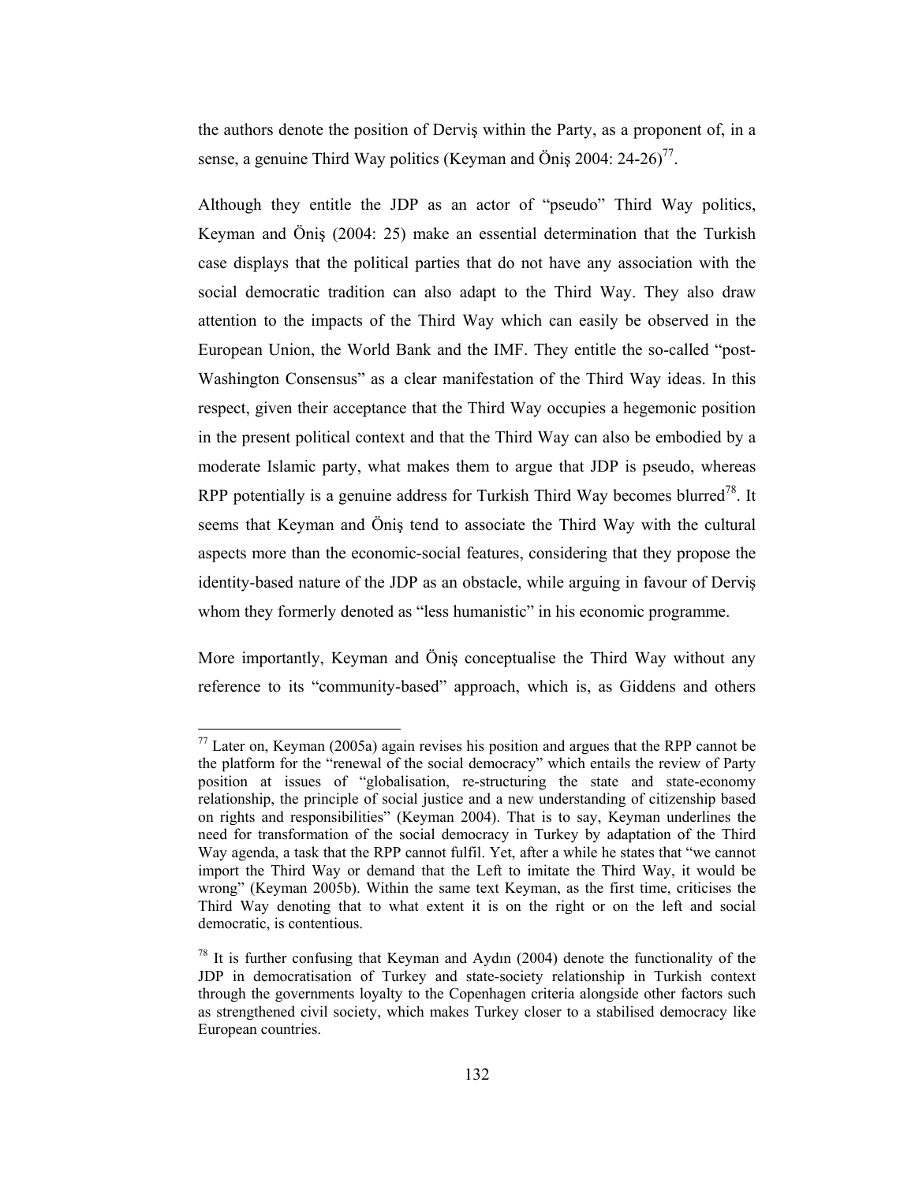the authors denote the position of Derviş within the Party, as a proponent of, in a sense, a genuine Third Way politics (Keyman and Öniş 2004: 24-26)[77].

Although they entitle the JDP as an actor of "pseudo" Third Way politics, Keyman and Öniş (2004: 25) make an essential determination that the Turkish case displays that the political parties that do not have any association with the social democratic tradition can also adapt to the Third Way. They also draw attention to the impacts of the Third Way which can easily be observed in the European Union, the World Bank and the IMF. They entitle the so-called "post-Washington Consensus" as a clear manifestation of the Third Way ideas. In this respect, given their acceptance that the Third Way occupies a hegemonic position in the present political context and that the Third Way can also be embodied by a moderate Islamic party, what makes them to argue that JDP is pseudo, whereas RPP potentially is a genuine address for Turkish Third Way becomes blurred[78]. It seems that Keyman and Öniş tend to associate the Third Way with the cultural aspects more than the economic-social features, considering that they propose the identity-based nature of the JDP as an obstacle, while arguing in favour of Derviş whom they formerly denoted as "less humanistic" in his economic programme.

More importantly, Keyman and Öniş conceptualise the Third Way without any reference to its "community-based" approach, which is, as Giddens and others

---

[77] Later on, Keyman (2005a) again revises his position and argues that the RPP cannot be the platform for the "renewal of the social democracy" which entails the review of Party position at issues of "globalisation, re-structuring the state and state-economy relationship, the principle of social justice and a new understanding of citizenship based on rights and responsibilities" (Keyman 2004). That is to say, Keyman underlines the need for transformation of the social democracy in Turkey by adaptation of the Third Way agenda, a task that the RPP cannot fulfil. Yet, after a while he states that "we cannot import the Third Way or demand that the Left to imitate the Third Way, it would be wrong" (Keyman 2005b). Within the same text Keyman, as the first time, criticises the Third Way denoting that to what extent it is on the right or on the left and social democratic, is contentious.

[78] It is further confusing that Keyman and Aydın (2004) denote the functionality of the JDP in democratisation of Turkey and state-society relationship in Turkish context through the governments loyalty to the Copenhagen criteria alongside other factors such as strengthened civil society, which makes Turkey closer to a stabilised democracy like European countries.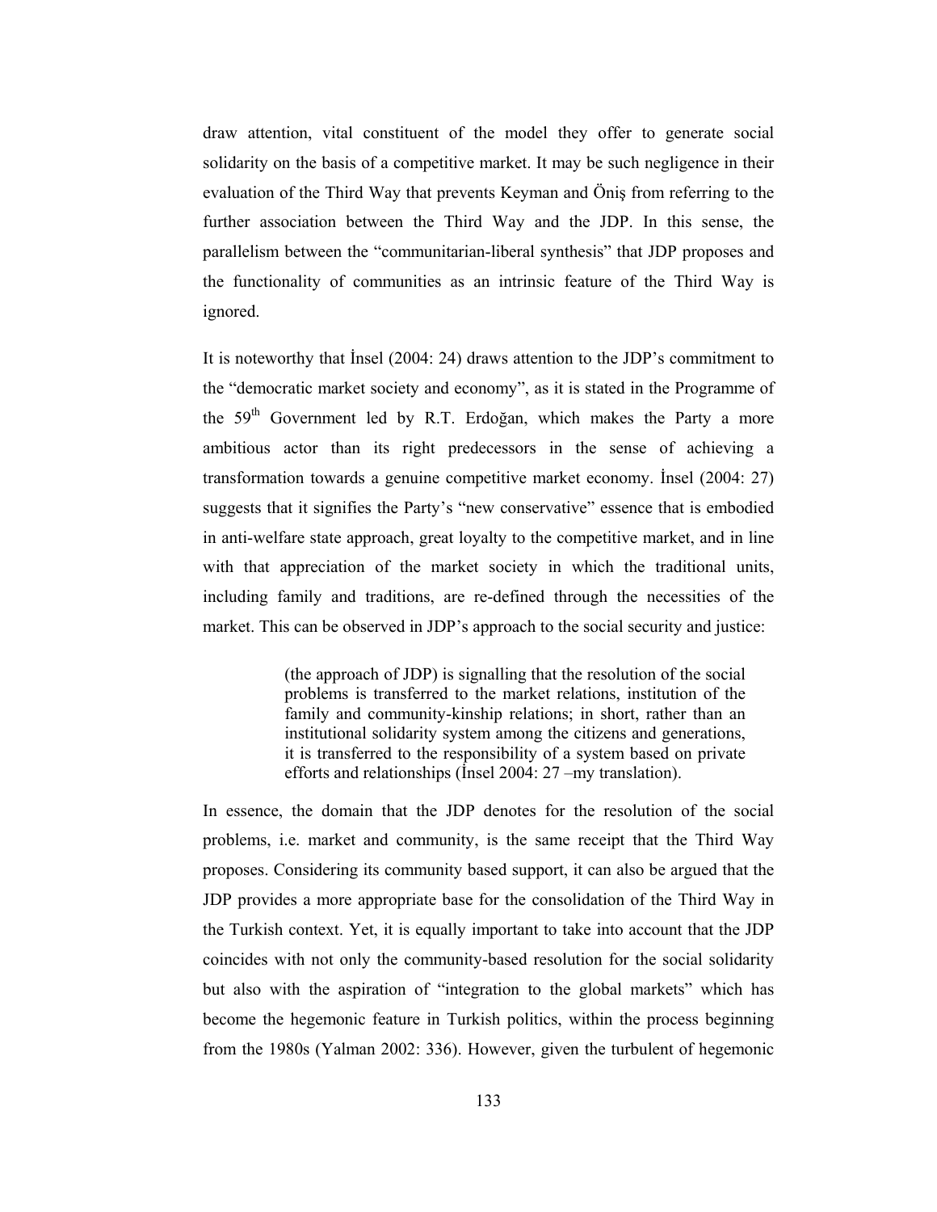draw attention, vital constituent of the model they offer to generate social solidarity on the basis of a competitive market. It may be such negligence in their evaluation of the Third Way that prevents Keyman and Öniş from referring to the further association between the Third Way and the JDP. In this sense, the parallelism between the "communitarian-liberal synthesis" that JDP proposes and the functionality of communities as an intrinsic feature of the Third Way is ignored.

It is noteworthy that İnsel (2004: 24) draws attention to the JDP's commitment to the "democratic market society and economy", as it is stated in the Programme of the 59th Government led by R.T. Erdoğan, which makes the Party a more ambitious actor than its right predecessors in the sense of achieving a transformation towards a genuine competitive market economy. İnsel (2004: 27) suggests that it signifies the Party's "new conservative" essence that is embodied in anti-welfare state approach, great loyalty to the competitive market, and in line with that appreciation of the market society in which the traditional units, including family and traditions, are re-defined through the necessities of the market. This can be observed in JDP's approach to the social security and justice:

> (the approach of JDP) is signalling that the resolution of the social problems is transferred to the market relations, institution of the family and community-kinship relations; in short, rather than an institutional solidarity system among the citizens and generations, it is transferred to the responsibility of a system based on private efforts and relationships (İnsel 2004: 27 –my translation).

In essence, the domain that the JDP denotes for the resolution of the social problems, i.e. market and community, is the same receipt that the Third Way proposes. Considering its community based support, it can also be argued that the JDP provides a more appropriate base for the consolidation of the Third Way in the Turkish context. Yet, it is equally important to take into account that the JDP coincides with not only the community-based resolution for the social solidarity but also with the aspiration of "integration to the global markets" which has become the hegemonic feature in Turkish politics, within the process beginning from the 1980s (Yalman 2002: 336). However, given the turbulent of hegemonic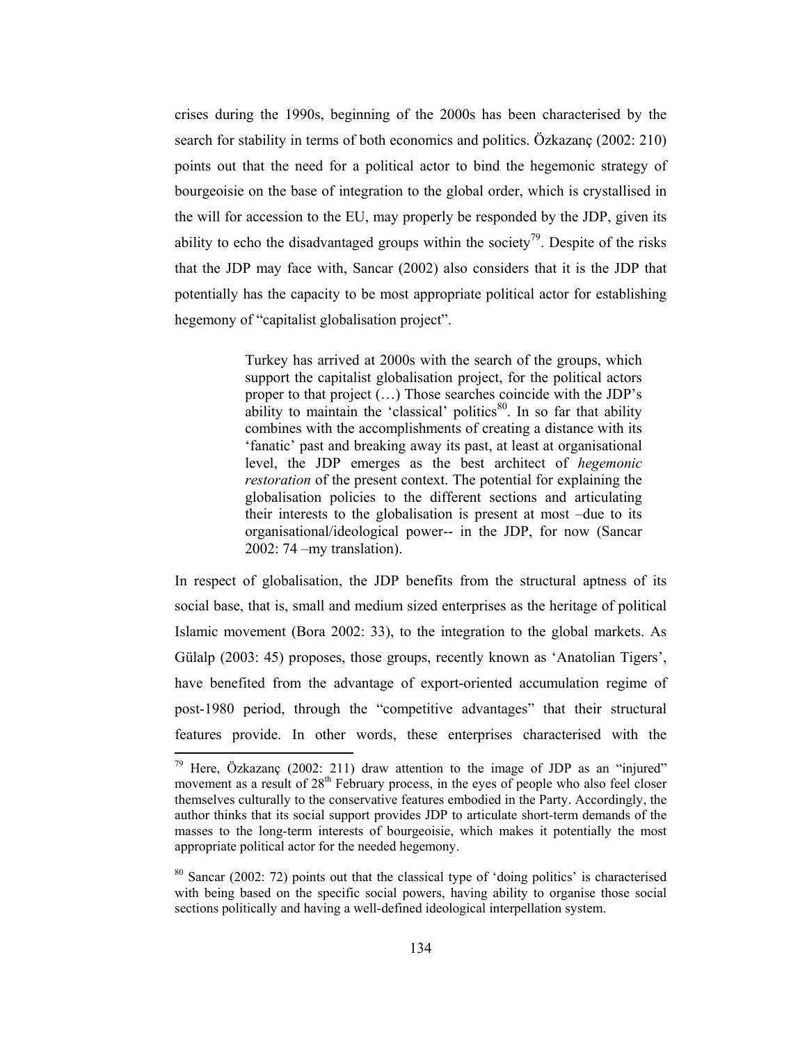crises during the 1990s, beginning of the 2000s has been characterised by the search for stability in terms of both economics and politics. Özkazanç (2002: 210) points out that the need for a political actor to bind the hegemonic strategy of bourgeoisie on the base of integration to the global order, which is crystallised in the will for accession to the EU, may properly be responded by the JDP, given its ability to echo the disadvantaged groups within the society[79]. Despite of the risks that the JDP may face with, Sancar (2002) also considers that it is the JDP that potentially has the capacity to be most appropriate political actor for establishing hegemony of "capitalist globalisation project".

> Turkey has arrived at 2000s with the search of the groups, which support the capitalist globalisation project, for the political actors proper to that project (…) Those searches coincide with the JDP's ability to maintain the 'classical' politics[80]. In so far that ability combines with the accomplishments of creating a distance with its 'fanatic' past and breaking away its past, at least at organisational level, the JDP emerges as the best architect of *hegemonic restoration* of the present context. The potential for explaining the globalisation policies to the different sections and articulating their interests to the globalisation is present at most –due to its organisational/ideological power-- in the JDP, for now (Sancar 2002: 74 –my translation).

In respect of globalisation, the JDP benefits from the structural aptness of its social base, that is, small and medium sized enterprises as the heritage of political Islamic movement (Bora 2002: 33), to the integration to the global markets. As Gülalp (2003: 45) proposes, those groups, recently known as 'Anatolian Tigers', have benefited from the advantage of export-oriented accumulation regime of post-1980 period, through the "competitive advantages" that their structural features provide. In other words, these enterprises characterised with the

---

[79] Here, Özkazanç (2002: 211) draw attention to the image of JDP as an "injured" movement as a result of 28th February process, in the eyes of people who also feel closer themselves culturally to the conservative features embodied in the Party. Accordingly, the author thinks that its social support provides JDP to articulate short-term demands of the masses to the long-term interests of bourgeoisie, which makes it potentially the most appropriate political actor for the needed hegemony.

[80] Sancar (2002: 72) points out that the classical type of 'doing politics' is characterised with being based on the specific social powers, having ability to organise those social sections politically and having a well-defined ideological interpellation system.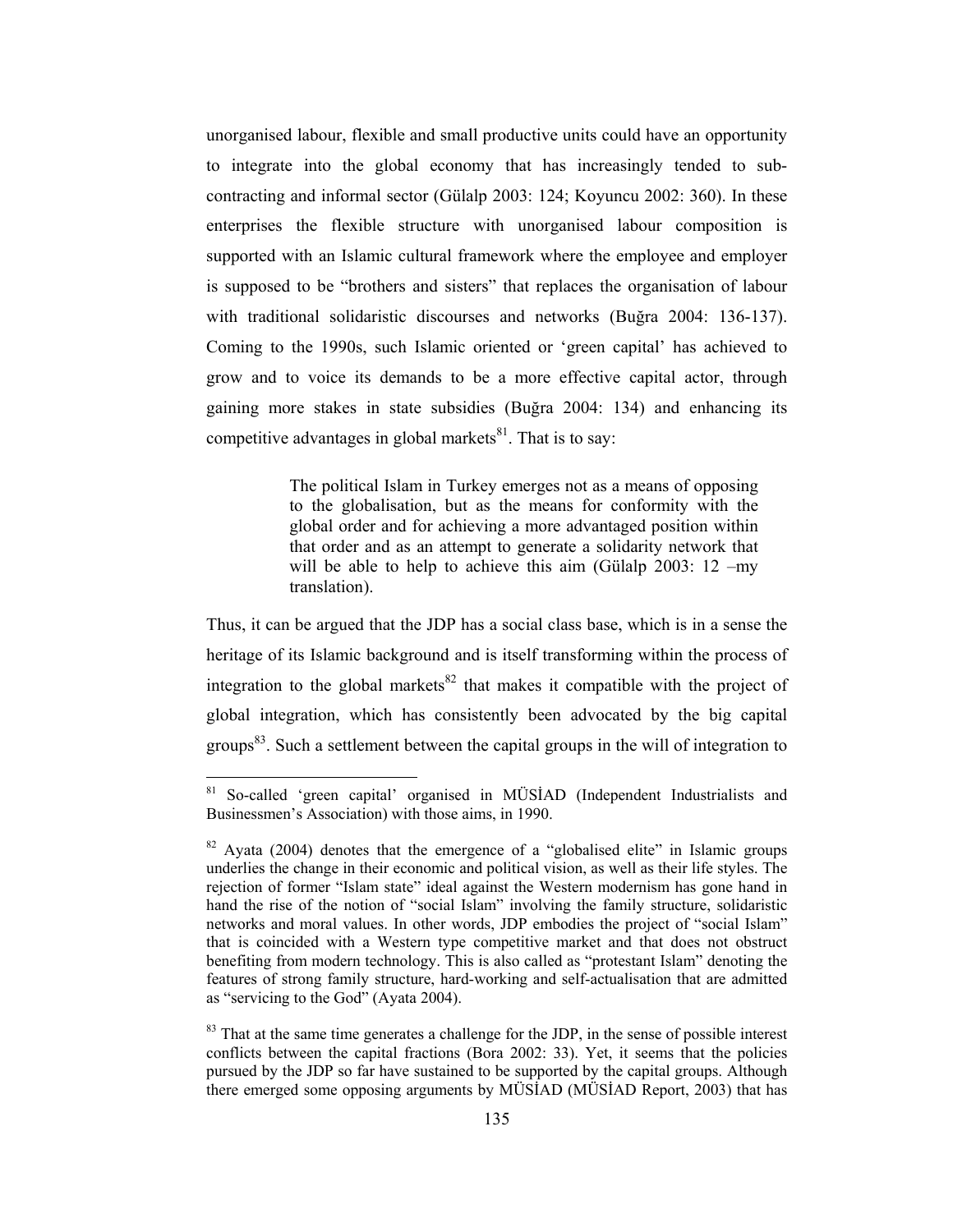unorganised labour, flexible and small productive units could have an opportunity to integrate into the global economy that has increasingly tended to sub-contracting and informal sector (Gülalp 2003: 124; Koyuncu 2002: 360). In these enterprises the flexible structure with unorganised labour composition is supported with an Islamic cultural framework where the employee and employer is supposed to be "brothers and sisters" that replaces the organisation of labour with traditional solidaristic discourses and networks (Buğra 2004: 136-137). Coming to the 1990s, such Islamic oriented or 'green capital' has achieved to grow and to voice its demands to be a more effective capital actor, through gaining more stakes in state subsidies (Buğra 2004: 134) and enhancing its competitive advantages in global markets[81]. That is to say:

> The political Islam in Turkey emerges not as a means of opposing to the globalisation, but as the means for conformity with the global order and for achieving a more advantaged position within that order and as an attempt to generate a solidarity network that will be able to help to achieve this aim (Gülalp 2003: 12 –my translation).

Thus, it can be argued that the JDP has a social class base, which is in a sense the heritage of its Islamic background and is itself transforming within the process of integration to the global markets[82] that makes it compatible with the project of global integration, which has consistently been advocated by the big capital groups[83]. Such a settlement between the capital groups in the will of integration to

---

[81] So-called 'green capital' organised in MÜSİAD (Independent Industrialists and Businessmen's Association) with those aims, in 1990.

[82] Ayata (2004) denotes that the emergence of a "globalised elite" in Islamic groups underlies the change in their economic and political vision, as well as their life styles. The rejection of former "Islam state" ideal against the Western modernism has gone hand in hand the rise of the notion of "social Islam" involving the family structure, solidaristic networks and moral values. In other words, JDP embodies the project of "social Islam" that is coincided with a Western type competitive market and that does not obstruct benefiting from modern technology. This is also called as "protestant Islam" denoting the features of strong family structure, hard-working and self-actualisation that are admitted as "servicing to the God" (Ayata 2004).

[83] That at the same time generates a challenge for the JDP, in the sense of possible interest conflicts between the capital fractions (Bora 2002: 33). Yet, it seems that the policies pursued by the JDP so far have sustained to be supported by the capital groups. Although there emerged some opposing arguments by MÜSİAD (MÜSİAD Report, 2003) that has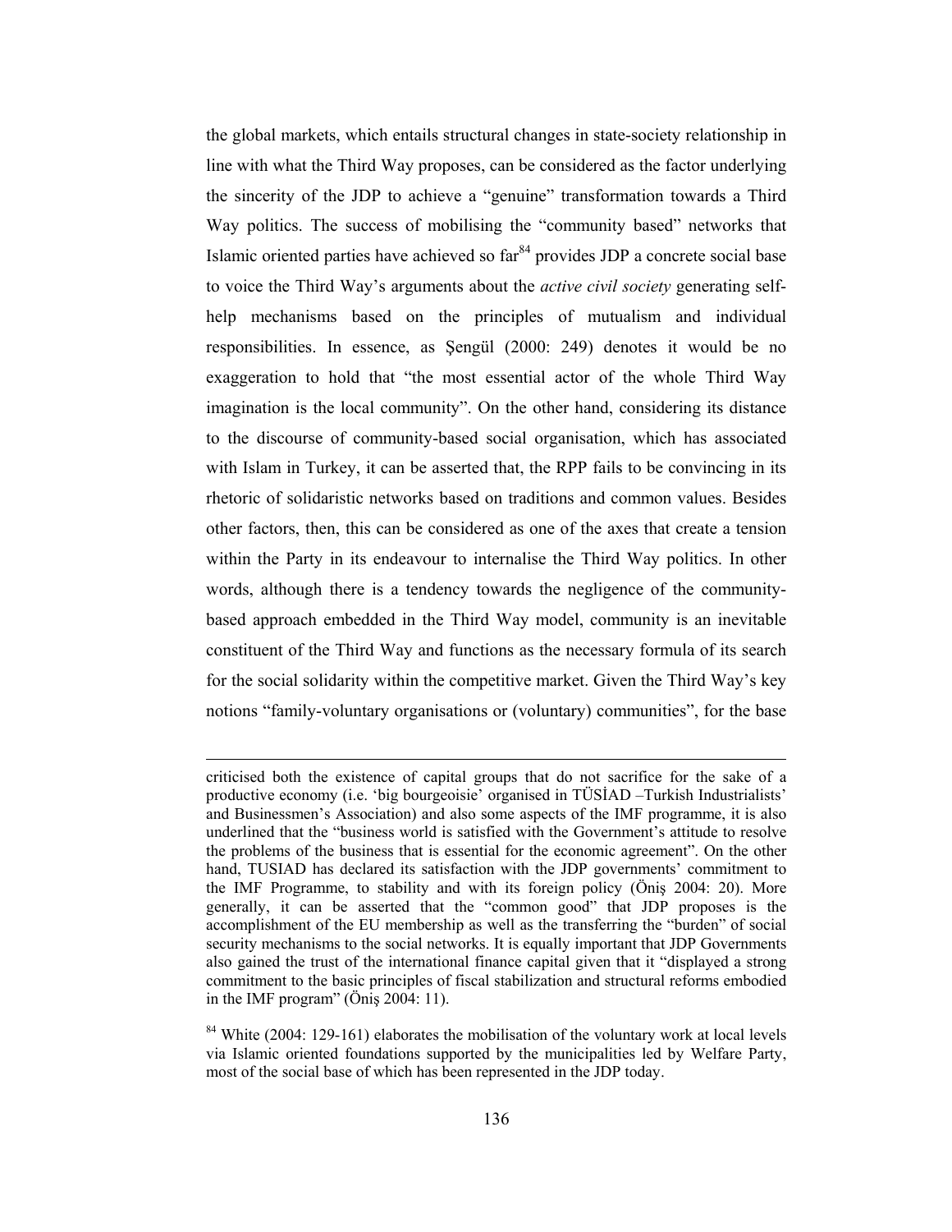the global markets, which entails structural changes in state-society relationship in line with what the Third Way proposes, can be considered as the factor underlying the sincerity of the JDP to achieve a "genuine" transformation towards a Third Way politics. The success of mobilising the "community based" networks that Islamic oriented parties have achieved so far[84] provides JDP a concrete social base to voice the Third Way's arguments about the *active civil society* generating self-help mechanisms based on the principles of mutualism and individual responsibilities. In essence, as Şengül (2000: 249) denotes it would be no exaggeration to hold that "the most essential actor of the whole Third Way imagination is the local community". On the other hand, considering its distance to the discourse of community-based social organisation, which has associated with Islam in Turkey, it can be asserted that, the RPP fails to be convincing in its rhetoric of solidaristic networks based on traditions and common values. Besides other factors, then, this can be considered as one of the axes that create a tension within the Party in its endeavour to internalise the Third Way politics. In other words, although there is a tendency towards the negligence of the community-based approach embedded in the Third Way model, community is an inevitable constituent of the Third Way and functions as the necessary formula of its search for the social solidarity within the competitive market. Given the Third Way's key notions "family-voluntary organisations or (voluntary) communities", for the base

---

criticised both the existence of capital groups that do not sacrifice for the sake of a productive economy (i.e. 'big bourgeoisie' organised in TÜSİAD –Turkish Industrialists' and Businessmen's Association) and also some aspects of the IMF programme, it is also underlined that the "business world is satisfied with the Government's attitude to resolve the problems of the business that is essential for the economic agreement". On the other hand, TUSIAD has declared its satisfaction with the JDP governments' commitment to the IMF Programme, to stability and with its foreign policy (Öniş 2004: 20). More generally, it can be asserted that the "common good" that JDP proposes is the accomplishment of the EU membership as well as the transferring the "burden" of social security mechanisms to the social networks. It is equally important that JDP Governments also gained the trust of the international finance capital given that it "displayed a strong commitment to the basic principles of fiscal stabilization and structural reforms embodied in the IMF program" (Öniş 2004: 11).

[84] White (2004: 129-161) elaborates the mobilisation of the voluntary work at local levels via Islamic oriented foundations supported by the municipalities led by Welfare Party, most of the social base of which has been represented in the JDP today.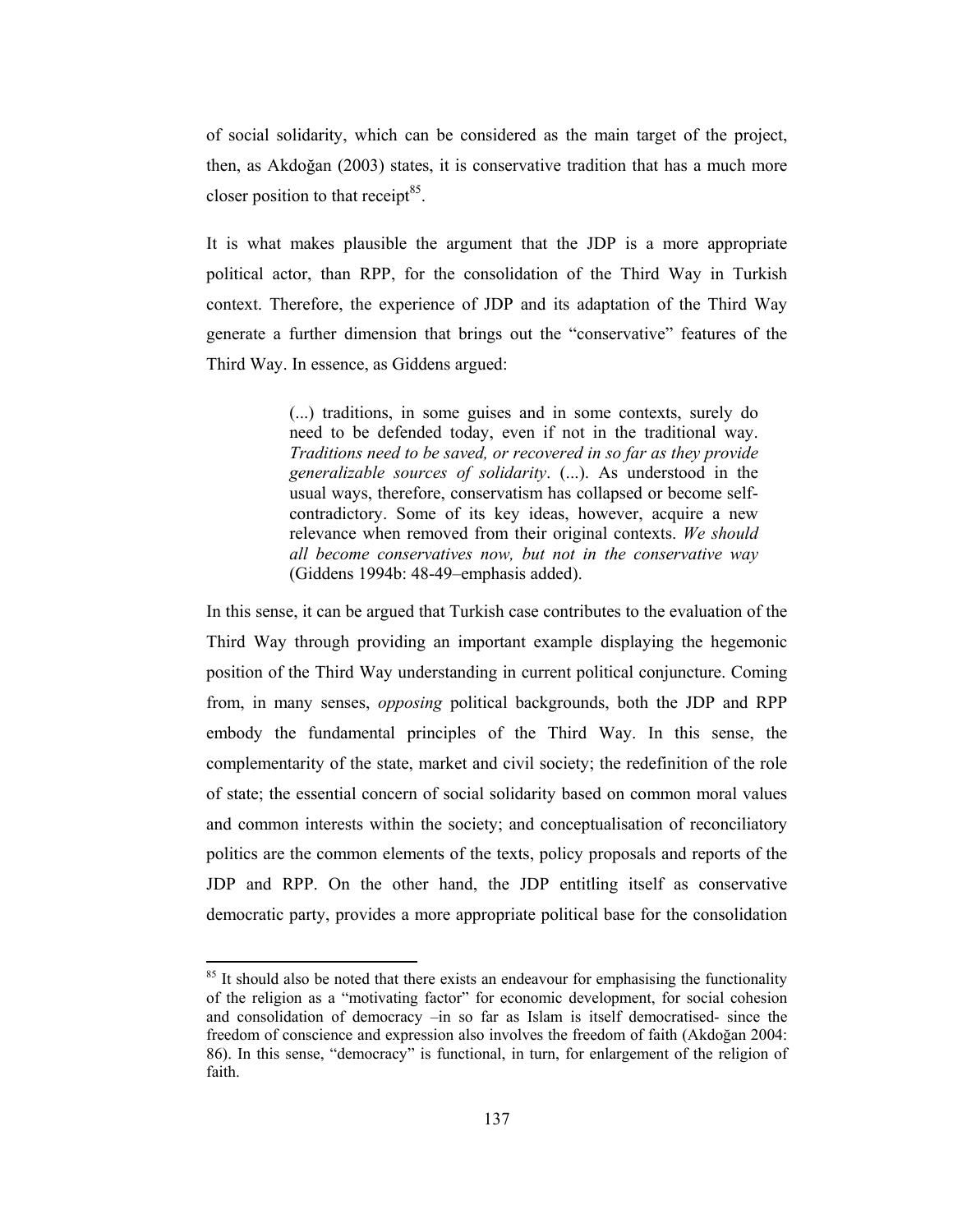of social solidarity, which can be considered as the main target of the project, then, as Akdoğan (2003) states, it is conservative tradition that has a much more closer position to that receipt[85].

It is what makes plausible the argument that the JDP is a more appropriate political actor, than RPP, for the consolidation of the Third Way in Turkish context. Therefore, the experience of JDP and its adaptation of the Third Way generate a further dimension that brings out the "conservative" features of the Third Way. In essence, as Giddens argued:

> (...) traditions, in some guises and in some contexts, surely do need to be defended today, even if not in the traditional way. *Traditions need to be saved, or recovered in so far as they provide generalizable sources of solidarity*. (...). As understood in the usual ways, therefore, conservatism has collapsed or become self-contradictory. Some of its key ideas, however, acquire a new relevance when removed from their original contexts. *We should all become conservatives now, but not in the conservative way* (Giddens 1994b: 48-49–emphasis added).

In this sense, it can be argued that Turkish case contributes to the evaluation of the Third Way through providing an important example displaying the hegemonic position of the Third Way understanding in current political conjuncture. Coming from, in many senses, *opposing* political backgrounds, both the JDP and RPP embody the fundamental principles of the Third Way. In this sense, the complementarity of the state, market and civil society; the redefinition of the role of state; the essential concern of social solidarity based on common moral values and common interests within the society; and conceptualisation of reconciliatory politics are the common elements of the texts, policy proposals and reports of the JDP and RPP. On the other hand, the JDP entitling itself as conservative democratic party, provides a more appropriate political base for the consolidation

---

[85] It should also be noted that there exists an endeavour for emphasising the functionality of the religion as a "motivating factor" for economic development, for social cohesion and consolidation of democracy –in so far as Islam is itself democratised- since the freedom of conscience and expression also involves the freedom of faith (Akdoğan 2004: 86). In this sense, "democracy" is functional, in turn, for enlargement of the religion of faith.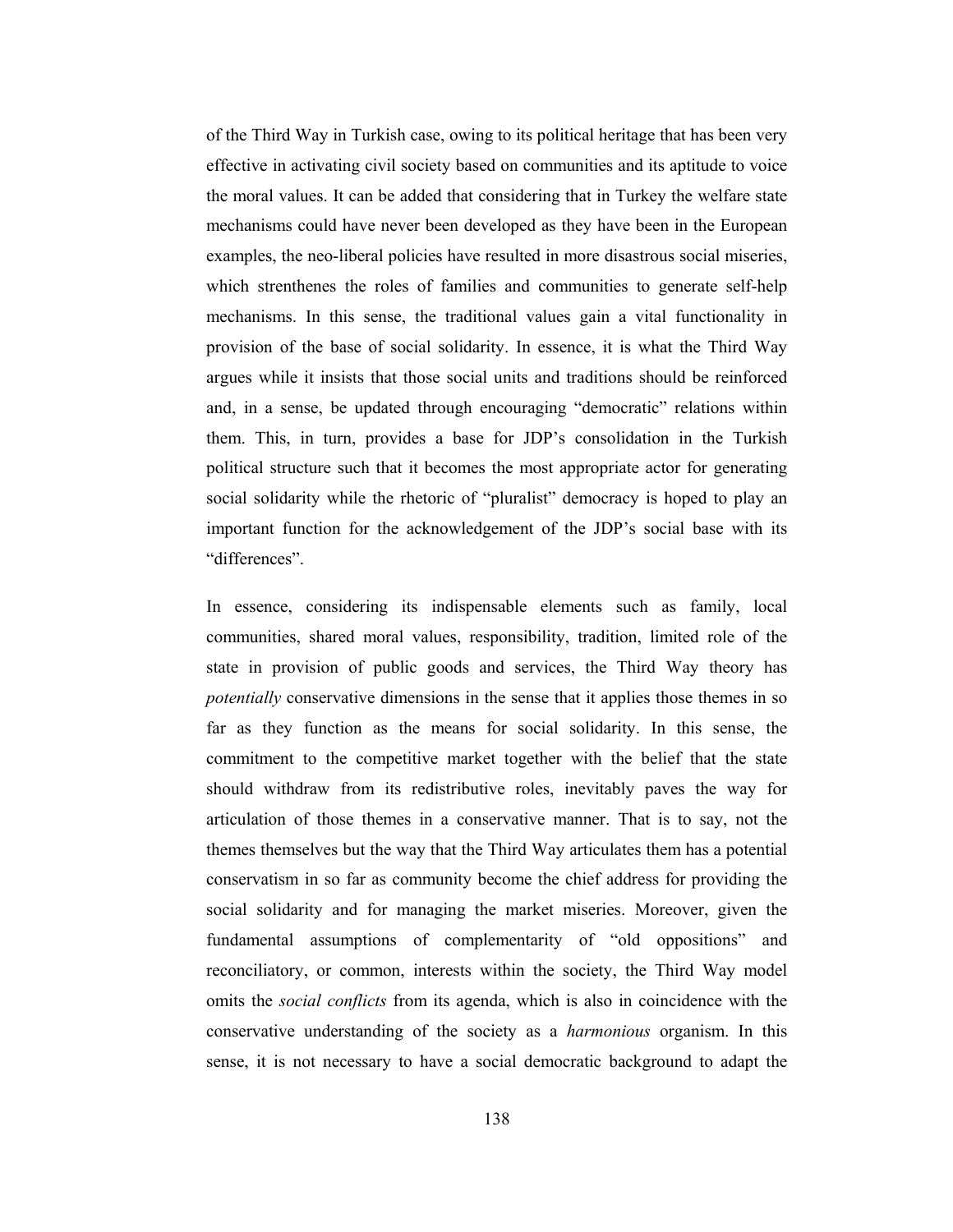of the Third Way in Turkish case, owing to its political heritage that has been very effective in activating civil society based on communities and its aptitude to voice the moral values. It can be added that considering that in Turkey the welfare state mechanisms could have never been developed as they have been in the European examples, the neo-liberal policies have resulted in more disastrous social miseries, which strenthenes the roles of families and communities to generate self-help mechanisms. In this sense, the traditional values gain a vital functionality in provision of the base of social solidarity. In essence, it is what the Third Way argues while it insists that those social units and traditions should be reinforced and, in a sense, be updated through encouraging "democratic" relations within them. This, in turn, provides a base for JDP's consolidation in the Turkish political structure such that it becomes the most appropriate actor for generating social solidarity while the rhetoric of "pluralist" democracy is hoped to play an important function for the acknowledgement of the JDP's social base with its "differences".

In essence, considering its indispensable elements such as family, local communities, shared moral values, responsibility, tradition, limited role of the state in provision of public goods and services, the Third Way theory has *potentially* conservative dimensions in the sense that it applies those themes in so far as they function as the means for social solidarity. In this sense, the commitment to the competitive market together with the belief that the state should withdraw from its redistributive roles, inevitably paves the way for articulation of those themes in a conservative manner. That is to say, not the themes themselves but the way that the Third Way articulates them has a potential conservatism in so far as community become the chief address for providing the social solidarity and for managing the market miseries. Moreover, given the fundamental assumptions of complementarity of "old oppositions" and reconciliatory, or common, interests within the society, the Third Way model omits the *social conflicts* from its agenda, which is also in coincidence with the conservative understanding of the society as a *harmonious* organism. In this sense, it is not necessary to have a social democratic background to adapt the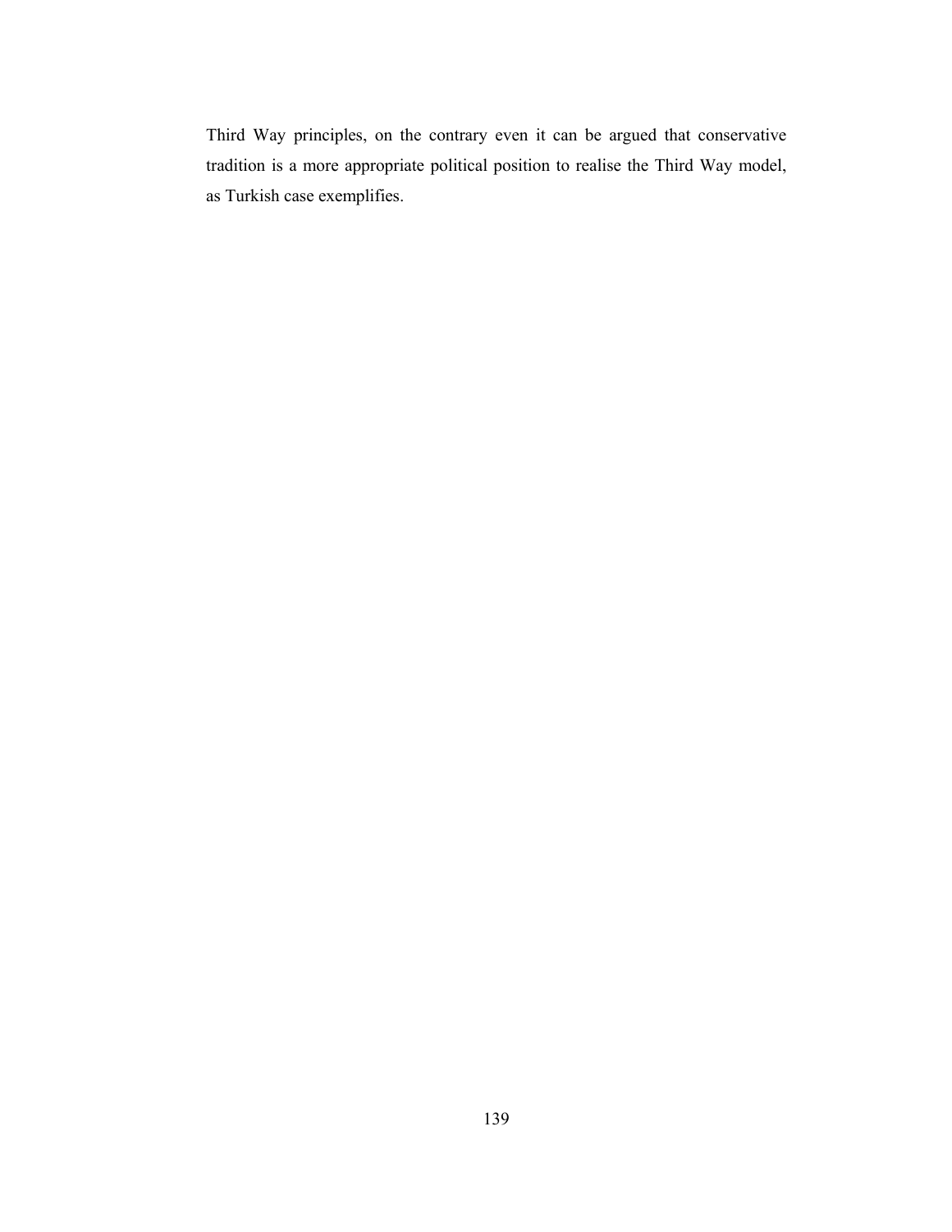Third Way principles, on the contrary even it can be argued that conservative tradition is a more appropriate political position to realise the Third Way model, as Turkish case exemplifies.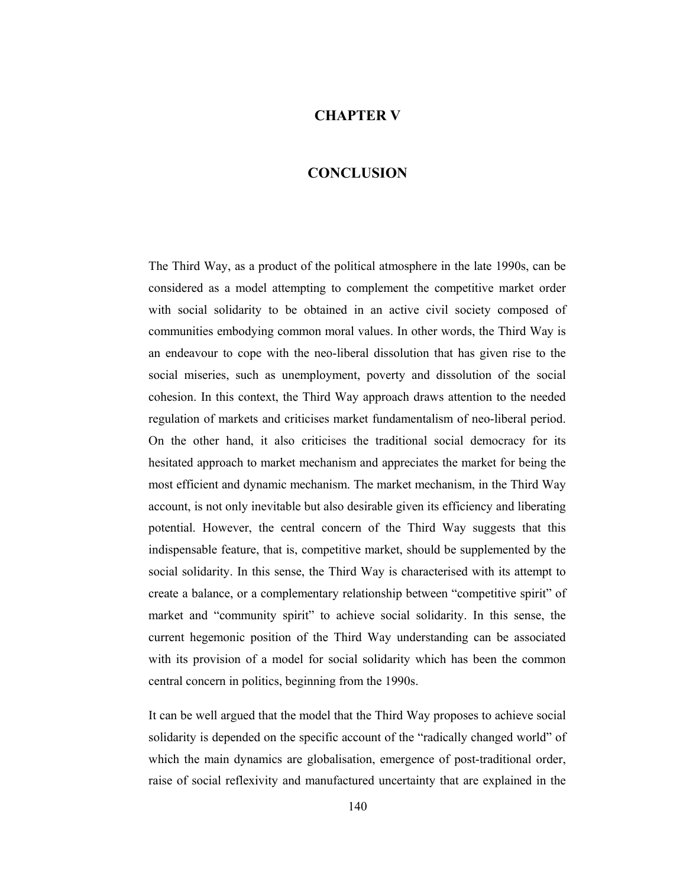# CHAPTER V

# CONCLUSION

The Third Way, as a product of the political atmosphere in the late 1990s, can be considered as a model attempting to complement the competitive market order with social solidarity to be obtained in an active civil society composed of communities embodying common moral values. In other words, the Third Way is an endeavour to cope with the neo-liberal dissolution that has given rise to the social miseries, such as unemployment, poverty and dissolution of the social cohesion. In this context, the Third Way approach draws attention to the needed regulation of markets and criticises market fundamentalism of neo-liberal period. On the other hand, it also criticises the traditional social democracy for its hesitated approach to market mechanism and appreciates the market for being the most efficient and dynamic mechanism. The market mechanism, in the Third Way account, is not only inevitable but also desirable given its efficiency and liberating potential. However, the central concern of the Third Way suggests that this indispensable feature, that is, competitive market, should be supplemented by the social solidarity. In this sense, the Third Way is characterised with its attempt to create a balance, or a complementary relationship between "competitive spirit" of market and "community spirit" to achieve social solidarity. In this sense, the current hegemonic position of the Third Way understanding can be associated with its provision of a model for social solidarity which has been the common central concern in politics, beginning from the 1990s.

It can be well argued that the model that the Third Way proposes to achieve social solidarity is depended on the specific account of the "radically changed world" of which the main dynamics are globalisation, emergence of post-traditional order, raise of social reflexivity and manufactured uncertainty that are explained in the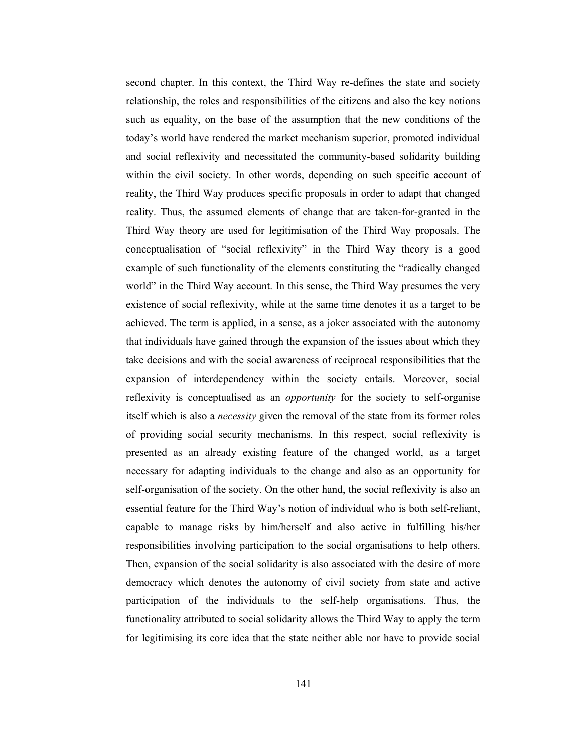second chapter. In this context, the Third Way re-defines the state and society relationship, the roles and responsibilities of the citizens and also the key notions such as equality, on the base of the assumption that the new conditions of the today's world have rendered the market mechanism superior, promoted individual and social reflexivity and necessitated the community-based solidarity building within the civil society. In other words, depending on such specific account of reality, the Third Way produces specific proposals in order to adapt that changed reality. Thus, the assumed elements of change that are taken-for-granted in the Third Way theory are used for legitimisation of the Third Way proposals. The conceptualisation of "social reflexivity" in the Third Way theory is a good example of such functionality of the elements constituting the "radically changed world" in the Third Way account. In this sense, the Third Way presumes the very existence of social reflexivity, while at the same time denotes it as a target to be achieved. The term is applied, in a sense, as a joker associated with the autonomy that individuals have gained through the expansion of the issues about which they take decisions and with the social awareness of reciprocal responsibilities that the expansion of interdependency within the society entails. Moreover, social reflexivity is conceptualised as an *opportunity* for the society to self-organise itself which is also a *necessity* given the removal of the state from its former roles of providing social security mechanisms. In this respect, social reflexivity is presented as an already existing feature of the changed world, as a target necessary for adapting individuals to the change and also as an opportunity for self-organisation of the society. On the other hand, the social reflexivity is also an essential feature for the Third Way's notion of individual who is both self-reliant, capable to manage risks by him/herself and also active in fulfilling his/her responsibilities involving participation to the social organisations to help others. Then, expansion of the social solidarity is also associated with the desire of more democracy which denotes the autonomy of civil society from state and active participation of the individuals to the self-help organisations. Thus, the functionality attributed to social solidarity allows the Third Way to apply the term for legitimising its core idea that the state neither able nor have to provide social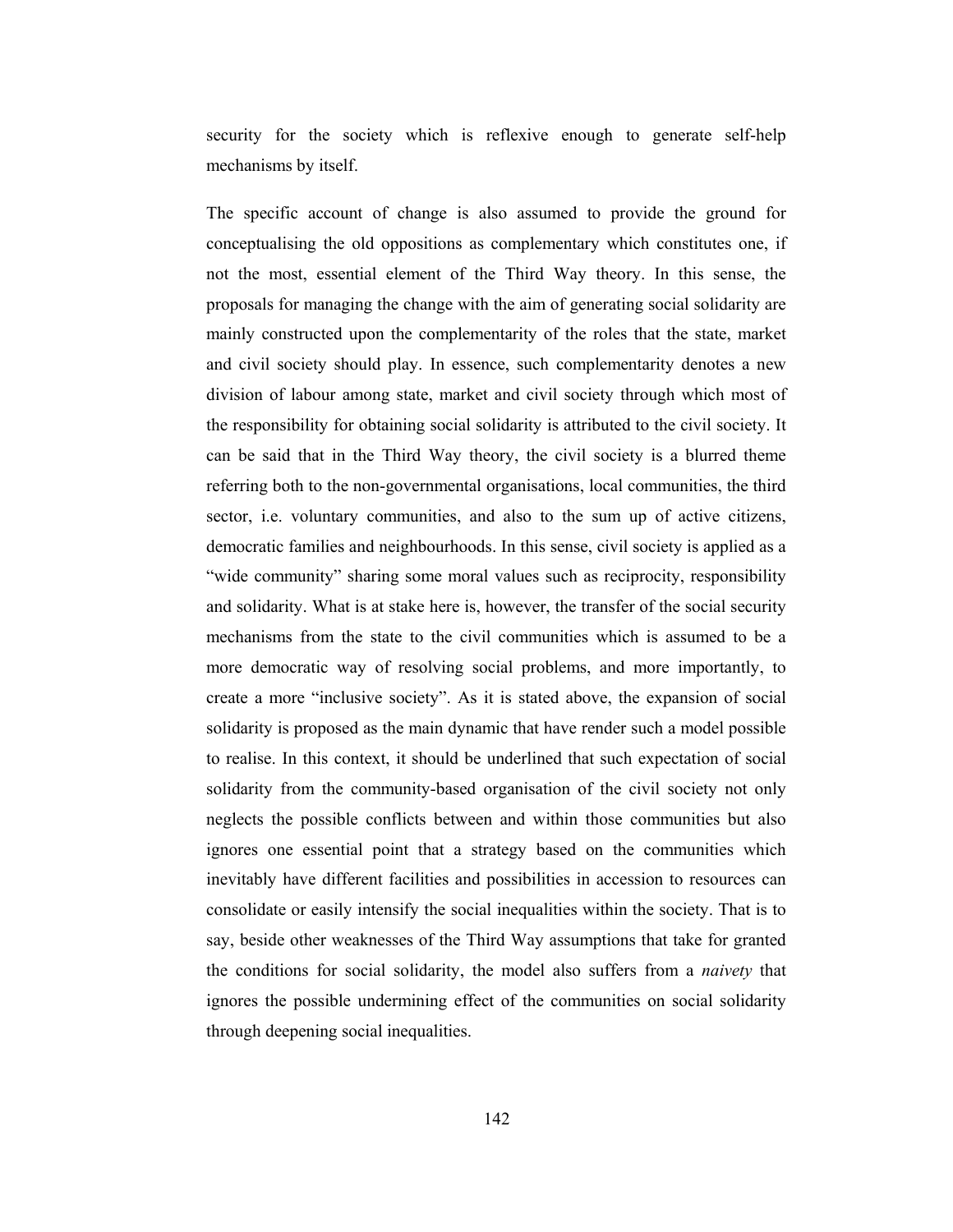security for the society which is reflexive enough to generate self-help mechanisms by itself.

The specific account of change is also assumed to provide the ground for conceptualising the old oppositions as complementary which constitutes one, if not the most, essential element of the Third Way theory. In this sense, the proposals for managing the change with the aim of generating social solidarity are mainly constructed upon the complementarity of the roles that the state, market and civil society should play. In essence, such complementarity denotes a new division of labour among state, market and civil society through which most of the responsibility for obtaining social solidarity is attributed to the civil society. It can be said that in the Third Way theory, the civil society is a blurred theme referring both to the non-governmental organisations, local communities, the third sector, i.e. voluntary communities, and also to the sum up of active citizens, democratic families and neighbourhoods. In this sense, civil society is applied as a "wide community" sharing some moral values such as reciprocity, responsibility and solidarity. What is at stake here is, however, the transfer of the social security mechanisms from the state to the civil communities which is assumed to be a more democratic way of resolving social problems, and more importantly, to create a more "inclusive society". As it is stated above, the expansion of social solidarity is proposed as the main dynamic that have render such a model possible to realise. In this context, it should be underlined that such expectation of social solidarity from the community-based organisation of the civil society not only neglects the possible conflicts between and within those communities but also ignores one essential point that a strategy based on the communities which inevitably have different facilities and possibilities in accession to resources can consolidate or easily intensify the social inequalities within the society. That is to say, beside other weaknesses of the Third Way assumptions that take for granted the conditions for social solidarity, the model also suffers from a *naivety* that ignores the possible undermining effect of the communities on social solidarity through deepening social inequalities.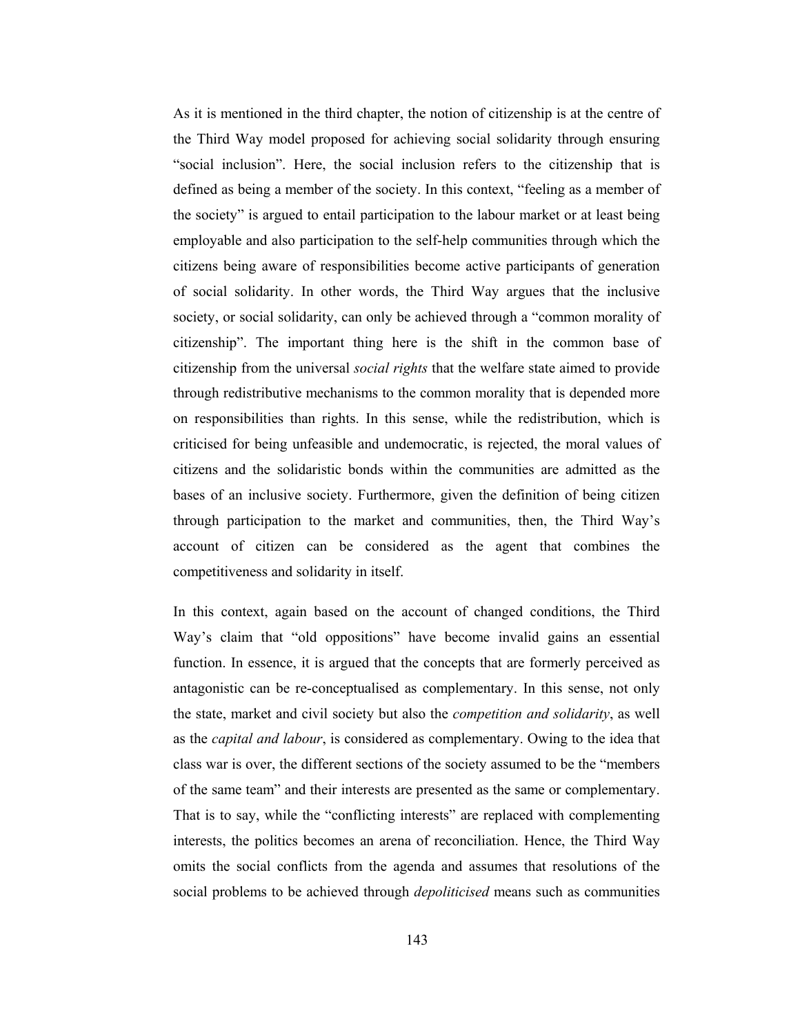As it is mentioned in the third chapter, the notion of citizenship is at the centre of the Third Way model proposed for achieving social solidarity through ensuring "social inclusion". Here, the social inclusion refers to the citizenship that is defined as being a member of the society. In this context, "feeling as a member of the society" is argued to entail participation to the labour market or at least being employable and also participation to the self-help communities through which the citizens being aware of responsibilities become active participants of generation of social solidarity. In other words, the Third Way argues that the inclusive society, or social solidarity, can only be achieved through a "common morality of citizenship". The important thing here is the shift in the common base of citizenship from the universal *social rights* that the welfare state aimed to provide through redistributive mechanisms to the common morality that is depended more on responsibilities than rights. In this sense, while the redistribution, which is criticised for being unfeasible and undemocratic, is rejected, the moral values of citizens and the solidaristic bonds within the communities are admitted as the bases of an inclusive society. Furthermore, given the definition of being citizen through participation to the market and communities, then, the Third Way's account of citizen can be considered as the agent that combines the competitiveness and solidarity in itself.

In this context, again based on the account of changed conditions, the Third Way's claim that "old oppositions" have become invalid gains an essential function. In essence, it is argued that the concepts that are formerly perceived as antagonistic can be re-conceptualised as complementary. In this sense, not only the state, market and civil society but also the *competition and solidarity*, as well as the *capital and labour*, is considered as complementary. Owing to the idea that class war is over, the different sections of the society assumed to be the "members of the same team" and their interests are presented as the same or complementary. That is to say, while the "conflicting interests" are replaced with complementing interests, the politics becomes an arena of reconciliation. Hence, the Third Way omits the social conflicts from the agenda and assumes that resolutions of the social problems to be achieved through *depoliticised* means such as communities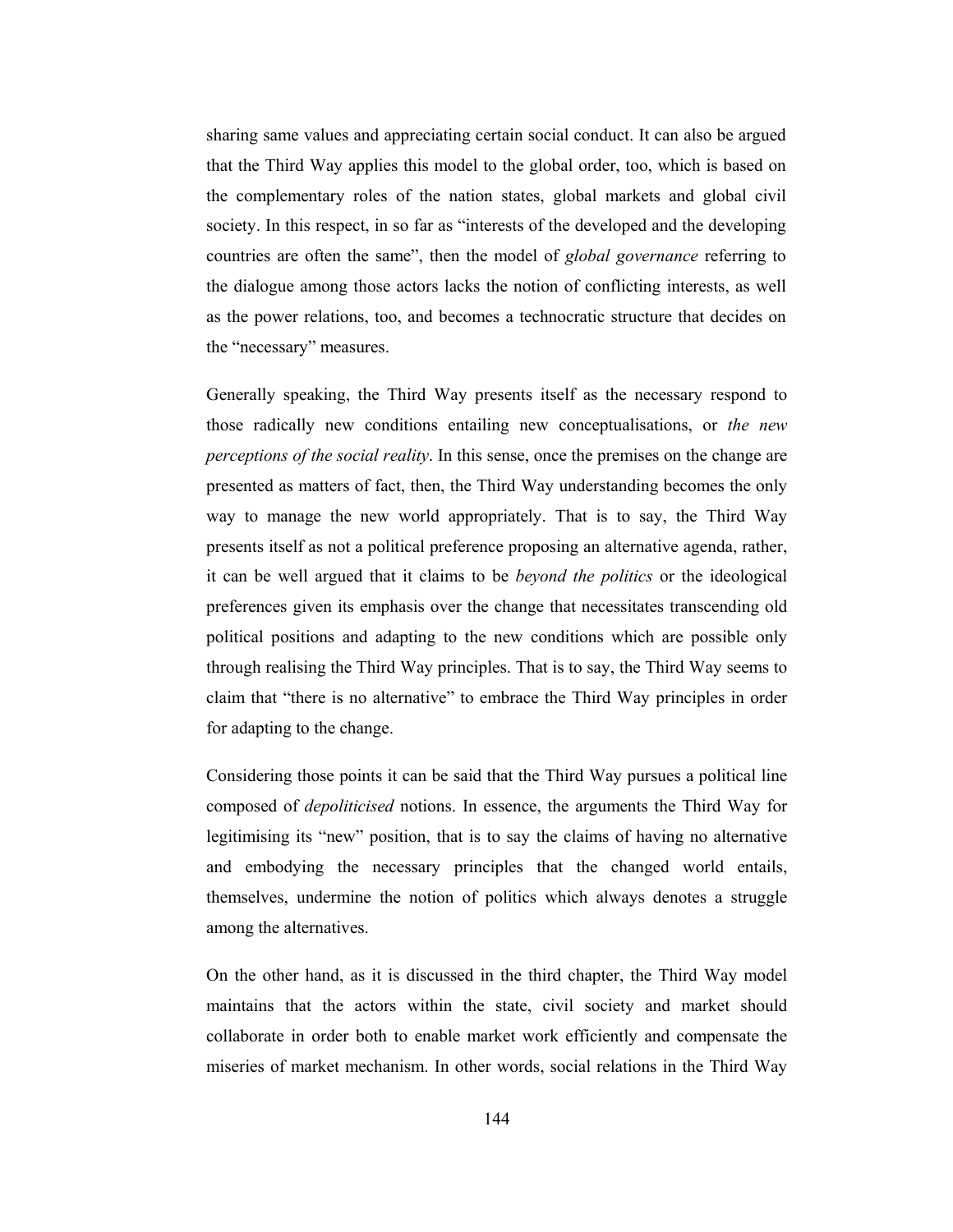sharing same values and appreciating certain social conduct. It can also be argued that the Third Way applies this model to the global order, too, which is based on the complementary roles of the nation states, global markets and global civil society. In this respect, in so far as "interests of the developed and the developing countries are often the same", then the model of *global governance* referring to the dialogue among those actors lacks the notion of conflicting interests, as well as the power relations, too, and becomes a technocratic structure that decides on the "necessary" measures.

Generally speaking, the Third Way presents itself as the necessary respond to those radically new conditions entailing new conceptualisations, or *the new perceptions of the social reality*. In this sense, once the premises on the change are presented as matters of fact, then, the Third Way understanding becomes the only way to manage the new world appropriately. That is to say, the Third Way presents itself as not a political preference proposing an alternative agenda, rather, it can be well argued that it claims to be *beyond the politics* or the ideological preferences given its emphasis over the change that necessitates transcending old political positions and adapting to the new conditions which are possible only through realising the Third Way principles. That is to say, the Third Way seems to claim that "there is no alternative" to embrace the Third Way principles in order for adapting to the change.

Considering those points it can be said that the Third Way pursues a political line composed of *depoliticised* notions. In essence, the arguments the Third Way for legitimising its "new" position, that is to say the claims of having no alternative and embodying the necessary principles that the changed world entails, themselves, undermine the notion of politics which always denotes a struggle among the alternatives.

On the other hand, as it is discussed in the third chapter, the Third Way model maintains that the actors within the state, civil society and market should collaborate in order both to enable market work efficiently and compensate the miseries of market mechanism. In other words, social relations in the Third Way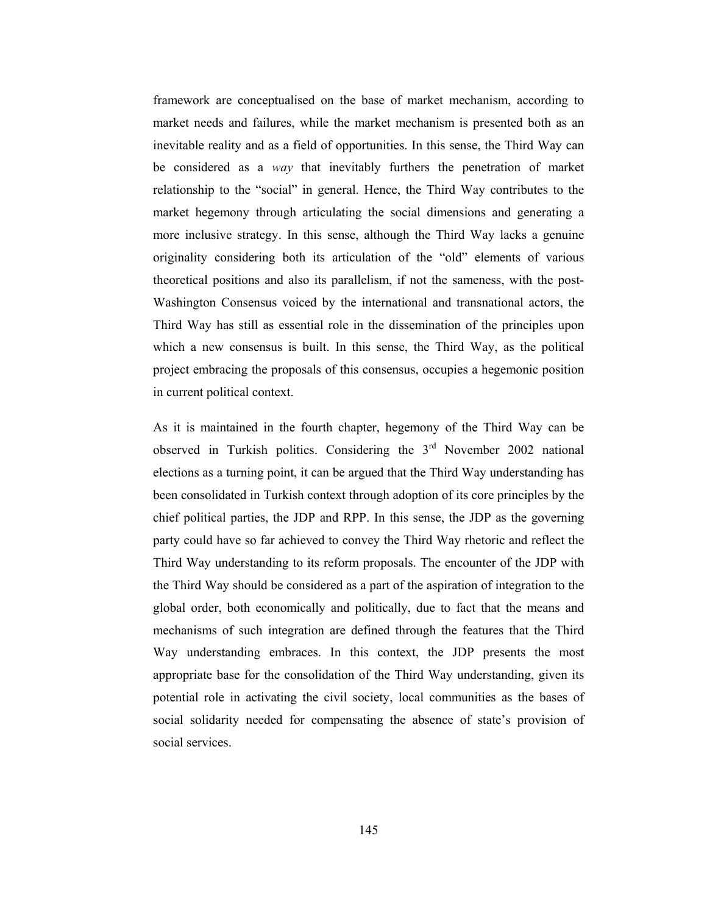framework are conceptualised on the base of market mechanism, according to market needs and failures, while the market mechanism is presented both as an inevitable reality and as a field of opportunities. In this sense, the Third Way can be considered as a *way* that inevitably furthers the penetration of market relationship to the "social" in general. Hence, the Third Way contributes to the market hegemony through articulating the social dimensions and generating a more inclusive strategy. In this sense, although the Third Way lacks a genuine originality considering both its articulation of the "old" elements of various theoretical positions and also its parallelism, if not the sameness, with the post-Washington Consensus voiced by the international and transnational actors, the Third Way has still as essential role in the dissemination of the principles upon which a new consensus is built. In this sense, the Third Way, as the political project embracing the proposals of this consensus, occupies a hegemonic position in current political context.

As it is maintained in the fourth chapter, hegemony of the Third Way can be observed in Turkish politics. Considering the 3rd November 2002 national elections as a turning point, it can be argued that the Third Way understanding has been consolidated in Turkish context through adoption of its core principles by the chief political parties, the JDP and RPP. In this sense, the JDP as the governing party could have so far achieved to convey the Third Way rhetoric and reflect the Third Way understanding to its reform proposals. The encounter of the JDP with the Third Way should be considered as a part of the aspiration of integration to the global order, both economically and politically, due to fact that the means and mechanisms of such integration are defined through the features that the Third Way understanding embraces. In this context, the JDP presents the most appropriate base for the consolidation of the Third Way understanding, given its potential role in activating the civil society, local communities as the bases of social solidarity needed for compensating the absence of state's provision of social services.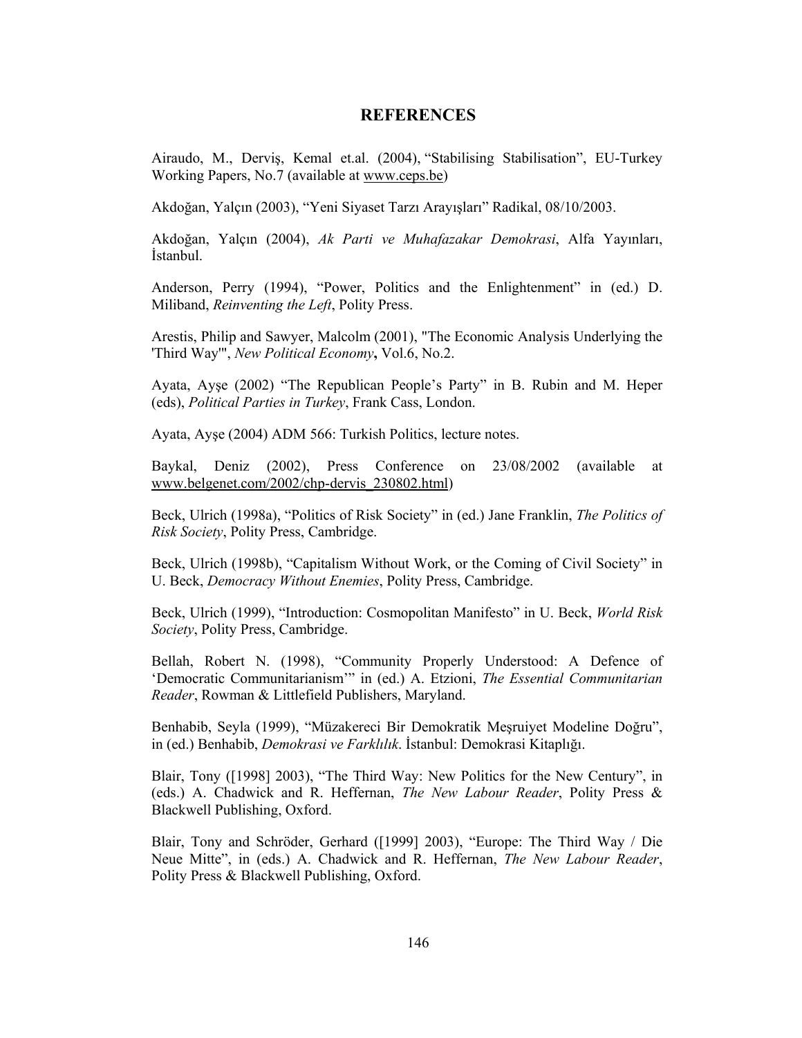# REFERENCES

Airaudo, M., Derviş, Kemal et.al. (2004), "Stabilising Stabilisation", EU-Turkey Working Papers, No.7 (available at www.ceps.be)

Akdoğan, Yalçın (2003), "Yeni Siyaset Tarzı Arayışları" Radikal, 08/10/2003.

Akdoğan, Yalçın (2004), *Ak Parti ve Muhafazakar Demokrasi*, Alfa Yayınları, İstanbul.

Anderson, Perry (1994), "Power, Politics and the Enlightenment" in (ed.) D. Miliband, *Reinventing the Left*, Polity Press.

Arestis, Philip and Sawyer, Malcolm (2001), "The Economic Analysis Underlying the 'Third Way'", *New Political Economy***,** Vol.6, No.2.

Ayata, Ayşe (2002) "The Republican People's Party" in B. Rubin and M. Heper (eds), *Political Parties in Turkey*, Frank Cass, London.

Ayata, Ayşe (2004) ADM 566: Turkish Politics, lecture notes.

Baykal, Deniz (2002), Press Conference on 23/08/2002 (available at www.belgenet.com/2002/chp-dervis_230802.html)

Beck, Ulrich (1998a), "Politics of Risk Society" in (ed.) Jane Franklin, *The Politics of Risk Society*, Polity Press, Cambridge.

Beck, Ulrich (1998b), "Capitalism Without Work, or the Coming of Civil Society" in U. Beck, *Democracy Without Enemies*, Polity Press, Cambridge.

Beck, Ulrich (1999), "Introduction: Cosmopolitan Manifesto" in U. Beck, *World Risk Society*, Polity Press, Cambridge.

Bellah, Robert N. (1998), "Community Properly Understood: A Defence of 'Democratic Communitarianism'" in (ed.) A. Etzioni, *The Essential Communitarian Reader*, Rowman & Littlefield Publishers, Maryland.

Benhabib, Seyla (1999), "Müzakereci Bir Demokratik Meşruiyet Modeline Doğru", in (ed.) Benhabib, *Demokrasi ve Farklılık*. İstanbul: Demokrasi Kitaplığı.

Blair, Tony ([1998] 2003), "The Third Way: New Politics for the New Century", in (eds.) A. Chadwick and R. Heffernan, *The New Labour Reader*, Polity Press & Blackwell Publishing, Oxford.

Blair, Tony and Schröder, Gerhard ([1999] 2003), "Europe: The Third Way / Die Neue Mitte", in (eds.) A. Chadwick and R. Heffernan, *The New Labour Reader*, Polity Press & Blackwell Publishing, Oxford.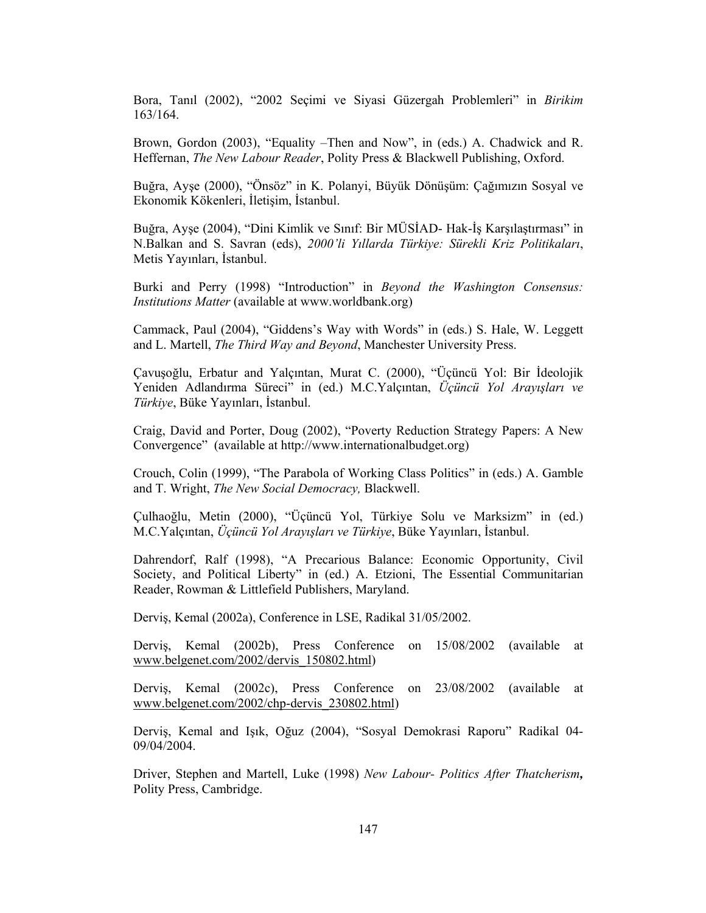Bora, Tanıl (2002), "2002 Seçimi ve Siyasi Güzergah Problemleri" in *Birikim* 163/164.

Brown, Gordon (2003), "Equality –Then and Now", in (eds.) A. Chadwick and R. Heffernan, *The New Labour Reader*, Polity Press & Blackwell Publishing, Oxford.

Buğra, Ayşe (2000), "Önsöz" in K. Polanyi, Büyük Dönüşüm: Çağımızın Sosyal ve Ekonomik Kökenleri, İletişim, İstanbul.

Buğra, Ayşe (2004), "Dini Kimlik ve Sınıf: Bir MÜSİAD- Hak-İş Karşılaştırması" in N.Balkan and S. Savran (eds), *2000'li Yıllarda Türkiye: Sürekli Kriz Politikaları*, Metis Yayınları, İstanbul.

Burki and Perry (1998) "Introduction" in *Beyond the Washington Consensus: Institutions Matter* (available at www.worldbank.org)

Cammack, Paul (2004), "Giddens's Way with Words" in (eds.) S. Hale, W. Leggett and L. Martell, *The Third Way and Beyond*, Manchester University Press.

Çavuşoğlu, Erbatur and Yalçıntan, Murat C. (2000), "Üçüncü Yol: Bir İdeolojik Yeniden Adlandırma Süreci" in (ed.) M.C.Yalçıntan, *Üçüncü Yol Arayışları ve Türkiye*, Büke Yayınları, İstanbul.

Craig, David and Porter, Doug (2002), "Poverty Reduction Strategy Papers: A New Convergence" (available at http://www.internationalbudget.org)

Crouch, Colin (1999), "The Parabola of Working Class Politics" in (eds.) A. Gamble and T. Wright, *The New Social Democracy,* Blackwell.

Çulhaoğlu, Metin (2000), "Üçüncü Yol, Türkiye Solu ve Marksizm" in (ed.) M.C.Yalçıntan, *Üçüncü Yol Arayışları ve Türkiye*, Büke Yayınları, İstanbul.

Dahrendorf, Ralf (1998), "A Precarious Balance: Economic Opportunity, Civil Society, and Political Liberty" in (ed.) A. Etzioni, The Essential Communitarian Reader, Rowman & Littlefield Publishers, Maryland.

Derviş, Kemal (2002a), Conference in LSE, Radikal 31/05/2002.

Derviş, Kemal (2002b), Press Conference on 15/08/2002 (available at www.belgenet.com/2002/dervis_150802.html)

Derviş, Kemal (2002c), Press Conference on 23/08/2002 (available at www.belgenet.com/2002/chp-dervis_230802.html)

Derviş, Kemal and Işık, Oğuz (2004), "Sosyal Demokrasi Raporu" Radikal 04-09/04/2004.

Driver, Stephen and Martell, Luke (1998) *New Labour- Politics After Thatcherism***,** Polity Press, Cambridge.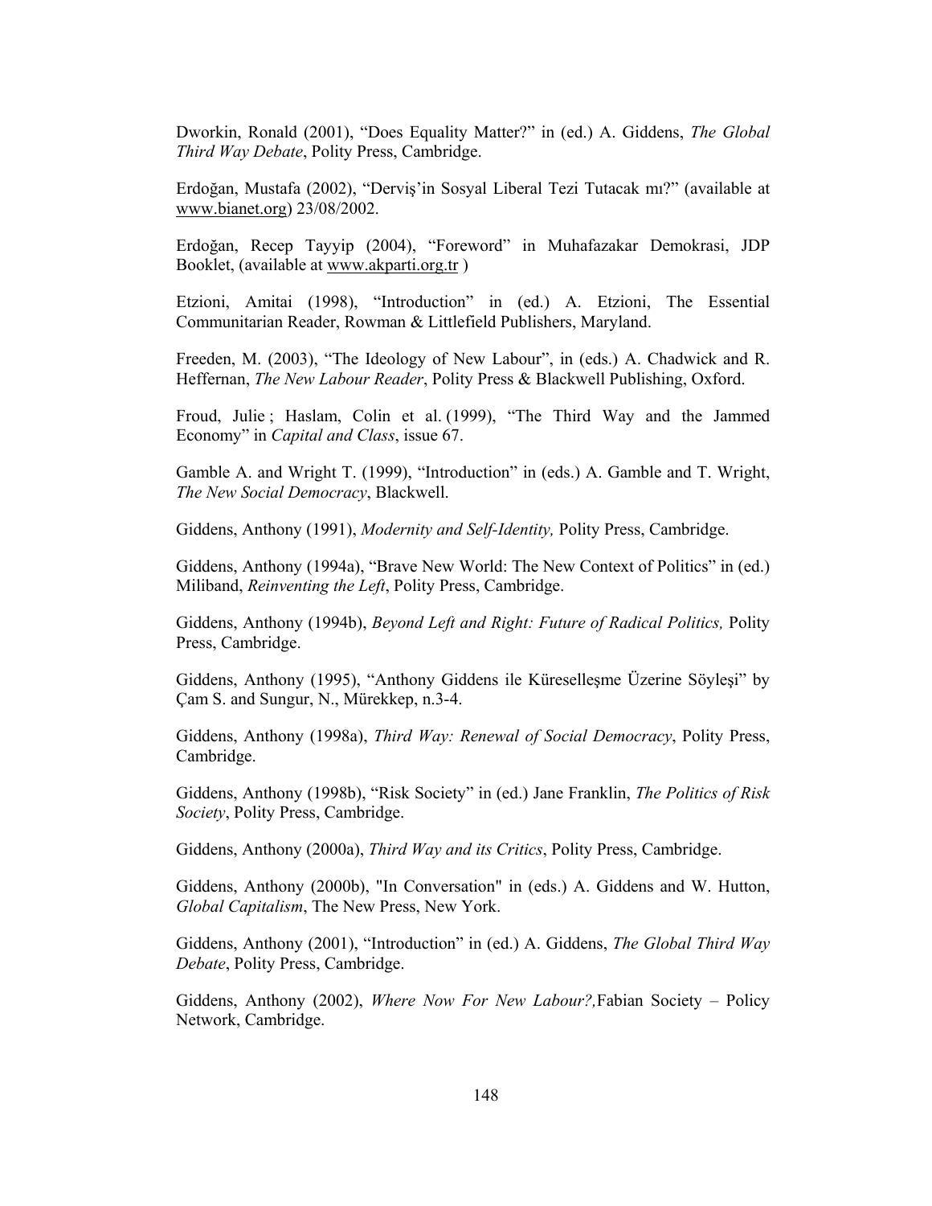Dworkin, Ronald (2001), "Does Equality Matter?" in (ed.) A. Giddens, *The Global Third Way Debate*, Polity Press, Cambridge.

Erdoğan, Mustafa (2002), "Derviş'in Sosyal Liberal Tezi Tutacak mı?" (available at www.bianet.org) 23/08/2002.

Erdoğan, Recep Tayyip (2004), "Foreword" in Muhafazakar Demokrasi, JDP Booklet, (available at www.akparti.org.tr )

Etzioni, Amitai (1998), "Introduction" in (ed.) A. Etzioni, The Essential Communitarian Reader, Rowman & Littlefield Publishers, Maryland.

Freeden, M. (2003), "The Ideology of New Labour", in (eds.) A. Chadwick and R. Heffernan, *The New Labour Reader*, Polity Press & Blackwell Publishing, Oxford.

Froud, Julie ; Haslam, Colin et al. (1999), "The Third Way and the Jammed Economy" in *Capital and Class*, issue 67.

Gamble A. and Wright T. (1999), "Introduction" in (eds.) A. Gamble and T. Wright, *The New Social Democracy*, Blackwell.

Giddens, Anthony (1991), *Modernity and Self-Identity,* Polity Press, Cambridge.

Giddens, Anthony (1994a), "Brave New World: The New Context of Politics" in (ed.) Miliband, *Reinventing the Left*, Polity Press, Cambridge.

Giddens, Anthony (1994b), *Beyond Left and Right: Future of Radical Politics,* Polity Press, Cambridge.

Giddens, Anthony (1995), "Anthony Giddens ile Küreselleşme Üzerine Söyleşi" by Çam S. and Sungur, N., Mürekkep, n.3-4.

Giddens, Anthony (1998a), *Third Way: Renewal of Social Democracy*, Polity Press, Cambridge.

Giddens, Anthony (1998b), "Risk Society" in (ed.) Jane Franklin, *The Politics of Risk Society*, Polity Press, Cambridge.

Giddens, Anthony (2000a), *Third Way and its Critics*, Polity Press, Cambridge.

Giddens, Anthony (2000b), "In Conversation" in (eds.) A. Giddens and W. Hutton, *Global Capitalism*, The New Press, New York.

Giddens, Anthony (2001), "Introduction" in (ed.) A. Giddens, *The Global Third Way Debate*, Polity Press, Cambridge.

Giddens, Anthony (2002), *Where Now For New Labour?,* Fabian Society – Policy Network, Cambridge.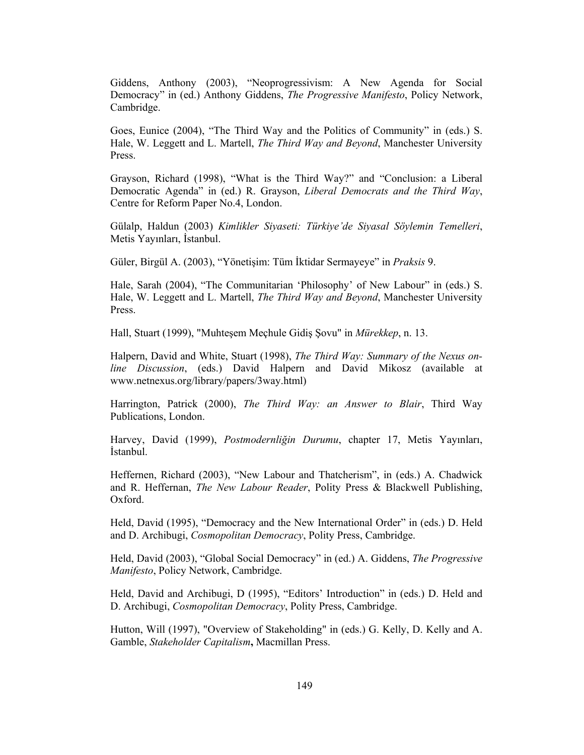Giddens, Anthony (2003), “Neoprogressivism: A New Agenda for Social Democracy” in (ed.) Anthony Giddens, *The Progressive Manifesto*, Policy Network, Cambridge.

Goes, Eunice (2004), “The Third Way and the Politics of Community” in (eds.) S. Hale, W. Leggett and L. Martell, *The Third Way and Beyond*, Manchester University Press.

Grayson, Richard (1998), “What is the Third Way?” and “Conclusion: a Liberal Democratic Agenda” in (ed.) R. Grayson, *Liberal Democrats and the Third Way*, Centre for Reform Paper No.4, London.

Gülalp, Haldun (2003) *Kimlikler Siyaseti: Türkiye’de Siyasal Söylemin Temelleri*, Metis Yayınları, İstanbul.

Güler, Birgül A. (2003), “Yönetişim: Tüm İktidar Sermayeye” in *Praksis* 9.

Hale, Sarah (2004), “The Communitarian ‘Philosophy’ of New Labour” in (eds.) S. Hale, W. Leggett and L. Martell, *The Third Way and Beyond*, Manchester University Press.

Hall, Stuart (1999), "Muhteşem Meçhule Gidiş Şovu" in *Mürekkep*, n. 13.

Halpern, David and White, Stuart (1998), *The Third Way: Summary of the Nexus on-line Discussion*, (eds.) David Halpern and David Mikosz (available at www.netnexus.org/library/papers/3way.html)

Harrington, Patrick (2000), *The Third Way: an Answer to Blair*, Third Way Publications, London.

Harvey, David (1999), *Postmodernliğin Durumu*, chapter 17, Metis Yayınları, İstanbul.

Heffernen, Richard (2003), “New Labour and Thatcherism”, in (eds.) A. Chadwick and R. Heffernan, *The New Labour Reader*, Polity Press & Blackwell Publishing, Oxford.

Held, David (1995), “Democracy and the New International Order” in (eds.) D. Held and D. Archibugi, *Cosmopolitan Democracy*, Polity Press, Cambridge.

Held, David (2003), “Global Social Democracy” in (ed.) A. Giddens, *The Progressive Manifesto*, Policy Network, Cambridge.

Held, David and Archibugi, D (1995), “Editors’ Introduction” in (eds.) D. Held and D. Archibugi, *Cosmopolitan Democracy*, Polity Press, Cambridge.

Hutton, Will (1997), "Overview of Stakeholding" in (eds.) G. Kelly, D. Kelly and A. Gamble, *Stakeholder Capitalism*, Macmillan Press.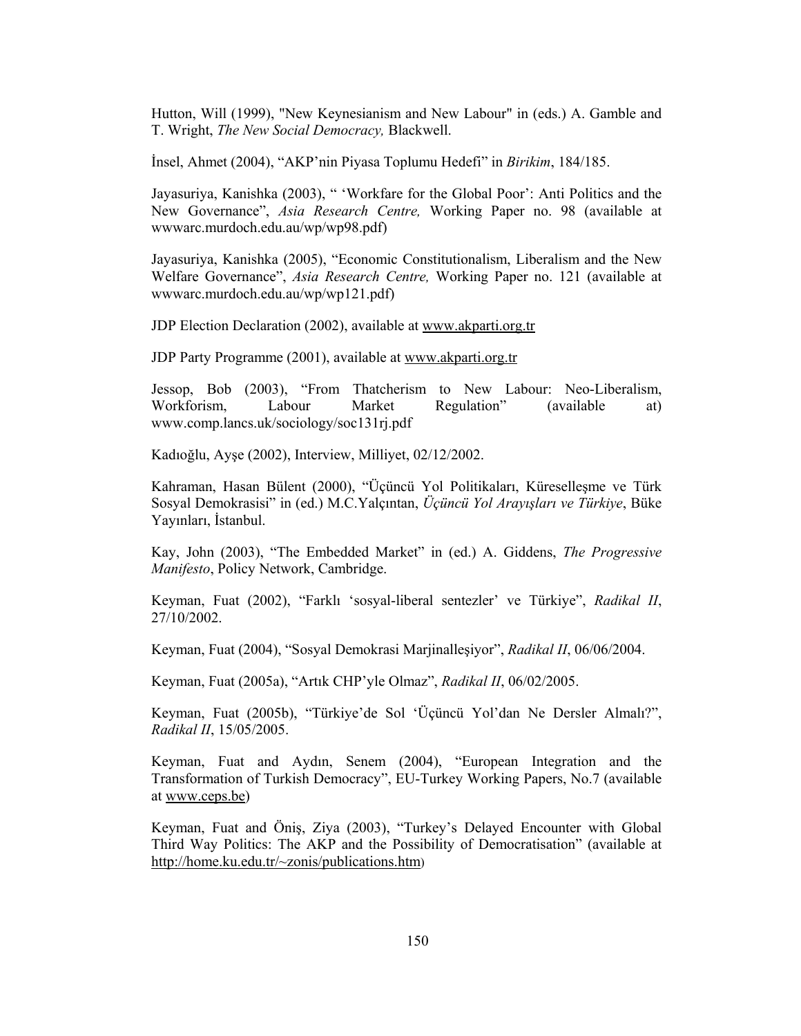Hutton, Will (1999), "New Keynesianism and New Labour" in (eds.) A. Gamble and T. Wright, *The New Social Democracy,* Blackwell.

İnsel, Ahmet (2004), "AKP'nin Piyasa Toplumu Hedefi" in *Birikim*, 184/185.

Jayasuriya, Kanishka (2003), " 'Workfare for the Global Poor': Anti Politics and the New Governance", *Asia Research Centre,* Working Paper no. 98 (available at wwwarc.murdoch.edu.au/wp/wp98.pdf)

Jayasuriya, Kanishka (2005), "Economic Constitutionalism, Liberalism and the New Welfare Governance", *Asia Research Centre,* Working Paper no. 121 (available at wwwarc.murdoch.edu.au/wp/wp121.pdf)

JDP Election Declaration (2002), available at www.akparti.org.tr

JDP Party Programme (2001), available at www.akparti.org.tr

Jessop, Bob (2003), "From Thatcherism to New Labour: Neo-Liberalism, Workforism, Labour Market Regulation" (available at) www.comp.lancs.uk/sociology/soc131rj.pdf

Kadıoğlu, Ayşe (2002), Interview, Milliyet, 02/12/2002.

Kahraman, Hasan Bülent (2000), "Üçüncü Yol Politikaları, Küreselleşme ve Türk Sosyal Demokrasisi" in (ed.) M.C.Yalçıntan, *Üçüncü Yol Arayışları ve Türkiye*, Büke Yayınları, İstanbul.

Kay, John (2003), "The Embedded Market" in (ed.) A. Giddens, *The Progressive Manifesto*, Policy Network, Cambridge.

Keyman, Fuat (2002), "Farklı 'sosyal-liberal sentezler' ve Türkiye", *Radikal II*, 27/10/2002.

Keyman, Fuat (2004), "Sosyal Demokrasi Marjinalleşiyor", *Radikal II*, 06/06/2004.

Keyman, Fuat (2005a), "Artık CHP'yle Olmaz", *Radikal II*, 06/02/2005.

Keyman, Fuat (2005b), "Türkiye'de Sol 'Üçüncü Yol'dan Ne Dersler Almalı?", *Radikal II*, 15/05/2005.

Keyman, Fuat and Aydın, Senem (2004), "European Integration and the Transformation of Turkish Democracy", EU-Turkey Working Papers, No.7 (available at www.ceps.be)

Keyman, Fuat and Öniş, Ziya (2003), "Turkey's Delayed Encounter with Global Third Way Politics: The AKP and the Possibility of Democratisation" (available at http://home.ku.edu.tr/~zonis/publications.htm)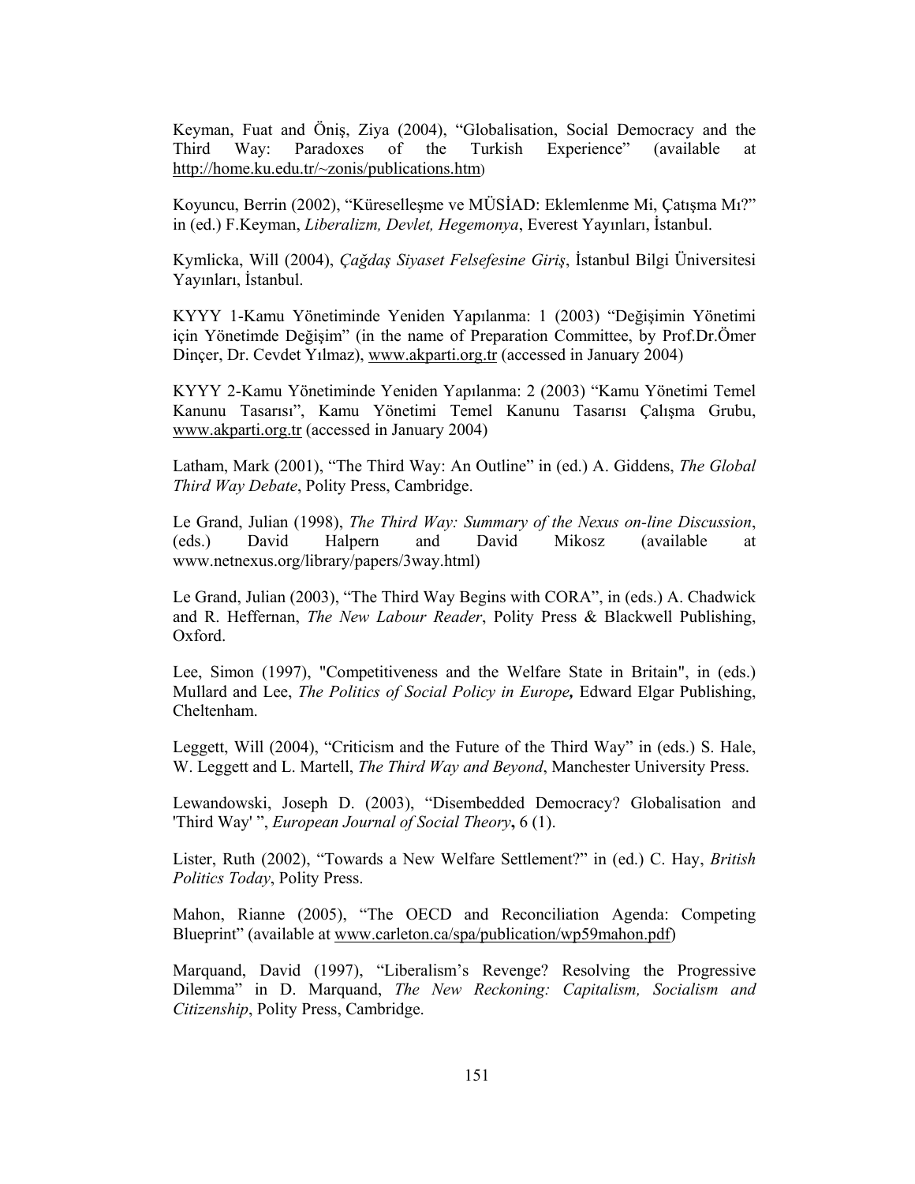Keyman, Fuat and Öniş, Ziya (2004), "Globalisation, Social Democracy and the Third Way: Paradoxes of the Turkish Experience" (available at http://home.ku.edu.tr/~zonis/publications.htm)

Koyuncu, Berrin (2002), "Küreselleşme ve MÜSİAD: Eklemlenme Mi, Çatışma Mı?" in (ed.) F.Keyman, *Liberalizm, Devlet, Hegemonya*, Everest Yayınları, İstanbul.

Kymlicka, Will (2004), *Çağdaş Siyaset Felsefesine Giriş*, İstanbul Bilgi Üniversitesi Yayınları, İstanbul.

KYYY 1-Kamu Yönetiminde Yeniden Yapılanma: 1 (2003) "Değişimin Yönetimi için Yönetimde Değişim" (in the name of Preparation Committee, by Prof.Dr.Ömer Dinçer, Dr. Cevdet Yılmaz), www.akparti.org.tr (accessed in January 2004)

KYYY 2-Kamu Yönetiminde Yeniden Yapılanma: 2 (2003) "Kamu Yönetimi Temel Kanunu Tasarısı", Kamu Yönetimi Temel Kanunu Tasarısı Çalışma Grubu, www.akparti.org.tr (accessed in January 2004)

Latham, Mark (2001), "The Third Way: An Outline" in (ed.) A. Giddens, *The Global Third Way Debate*, Polity Press, Cambridge.

Le Grand, Julian (1998), *The Third Way: Summary of the Nexus on-line Discussion*, (eds.) David Halpern and David Mikosz (available at www.netnexus.org/library/papers/3way.html)

Le Grand, Julian (2003), "The Third Way Begins with CORA", in (eds.) A. Chadwick and R. Heffernan, *The New Labour Reader*, Polity Press & Blackwell Publishing, Oxford.

Lee, Simon (1997), "Competitiveness and the Welfare State in Britain", in (eds.) Mullard and Lee, *The Politics of Social Policy in Europe***,** Edward Elgar Publishing, Cheltenham.

Leggett, Will (2004), "Criticism and the Future of the Third Way" in (eds.) S. Hale, W. Leggett and L. Martell, *The Third Way and Beyond*, Manchester University Press.

Lewandowski, Joseph D. (2003), "Disembedded Democracy? Globalisation and 'Third Way' ", *European Journal of Social Theory***,** 6 (1).

Lister, Ruth (2002), "Towards a New Welfare Settlement?" in (ed.) C. Hay, *British Politics Today*, Polity Press.

Mahon, Rianne (2005), "The OECD and Reconciliation Agenda: Competing Blueprint" (available at www.carleton.ca/spa/publication/wp59mahon.pdf)

Marquand, David (1997), "Liberalism's Revenge? Resolving the Progressive Dilemma" in D. Marquand, *The New Reckoning: Capitalism, Socialism and Citizenship*, Polity Press, Cambridge.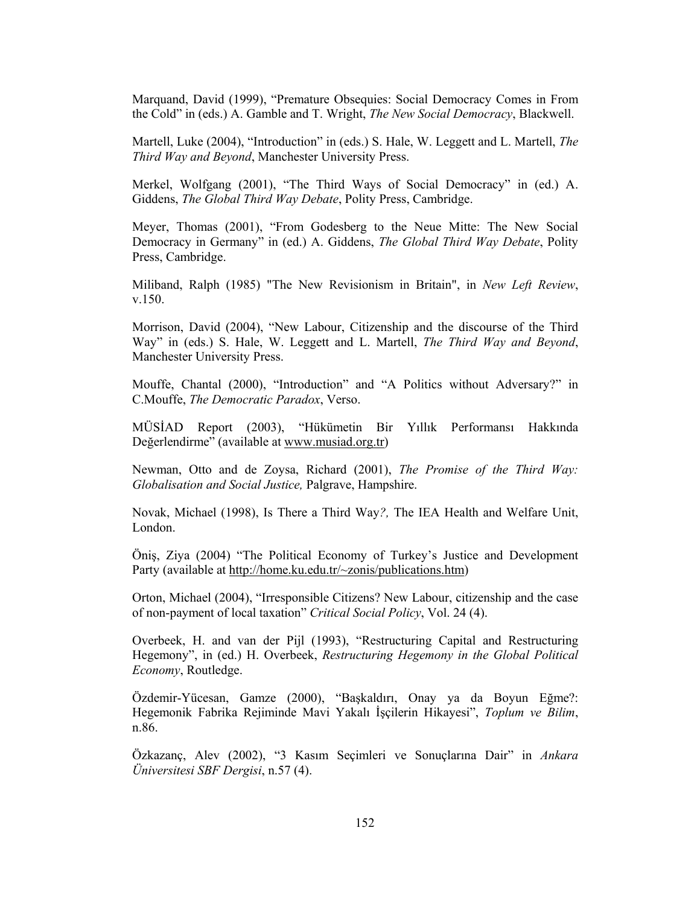Marquand, David (1999), "Premature Obsequies: Social Democracy Comes in From the Cold" in (eds.) A. Gamble and T. Wright, *The New Social Democracy*, Blackwell.

Martell, Luke (2004), "Introduction" in (eds.) S. Hale, W. Leggett and L. Martell, *The Third Way and Beyond*, Manchester University Press.

Merkel, Wolfgang (2001), "The Third Ways of Social Democracy" in (ed.) A. Giddens, *The Global Third Way Debate*, Polity Press, Cambridge.

Meyer, Thomas (2001), "From Godesberg to the Neue Mitte: The New Social Democracy in Germany" in (ed.) A. Giddens, *The Global Third Way Debate*, Polity Press, Cambridge.

Miliband, Ralph (1985) "The New Revisionism in Britain", in *New Left Review*, v.150.

Morrison, David (2004), "New Labour, Citizenship and the discourse of the Third Way" in (eds.) S. Hale, W. Leggett and L. Martell, *The Third Way and Beyond*, Manchester University Press.

Mouffe, Chantal (2000), "Introduction" and "A Politics without Adversary?" in C.Mouffe, *The Democratic Paradox*, Verso.

MÜSİAD Report (2003), "Hükümetin Bir Yıllık Performansı Hakkında Değerlendirme" (available at www.musiad.org.tr)

Newman, Otto and de Zoysa, Richard (2001), *The Promise of the Third Way: Globalisation and Social Justice,* Palgrave, Hampshire.

Novak, Michael (1998), Is There a Third Way*?,* The IEA Health and Welfare Unit, London.

Öniş, Ziya (2004) "The Political Economy of Turkey's Justice and Development Party (available at http://home.ku.edu.tr/~zonis/publications.htm)

Orton, Michael (2004), "Irresponsible Citizens? New Labour, citizenship and the case of non-payment of local taxation" *Critical Social Policy*, Vol. 24 (4).

Overbeek, H. and van der Pijl (1993), "Restructuring Capital and Restructuring Hegemony", in (ed.) H. Overbeek, *Restructuring Hegemony in the Global Political Economy*, Routledge.

Özdemir-Yücesan, Gamze (2000), "Başkaldırı, Onay ya da Boyun Eğme?: Hegemonik Fabrika Rejiminde Mavi Yakalı İşçilerin Hikayesi", *Toplum ve Bilim*, n.86.

Özkazanç, Alev (2002), "3 Kasım Seçimleri ve Sonuçlarına Dair" in *Ankara Üniversitesi SBF Dergisi*, n.57 (4).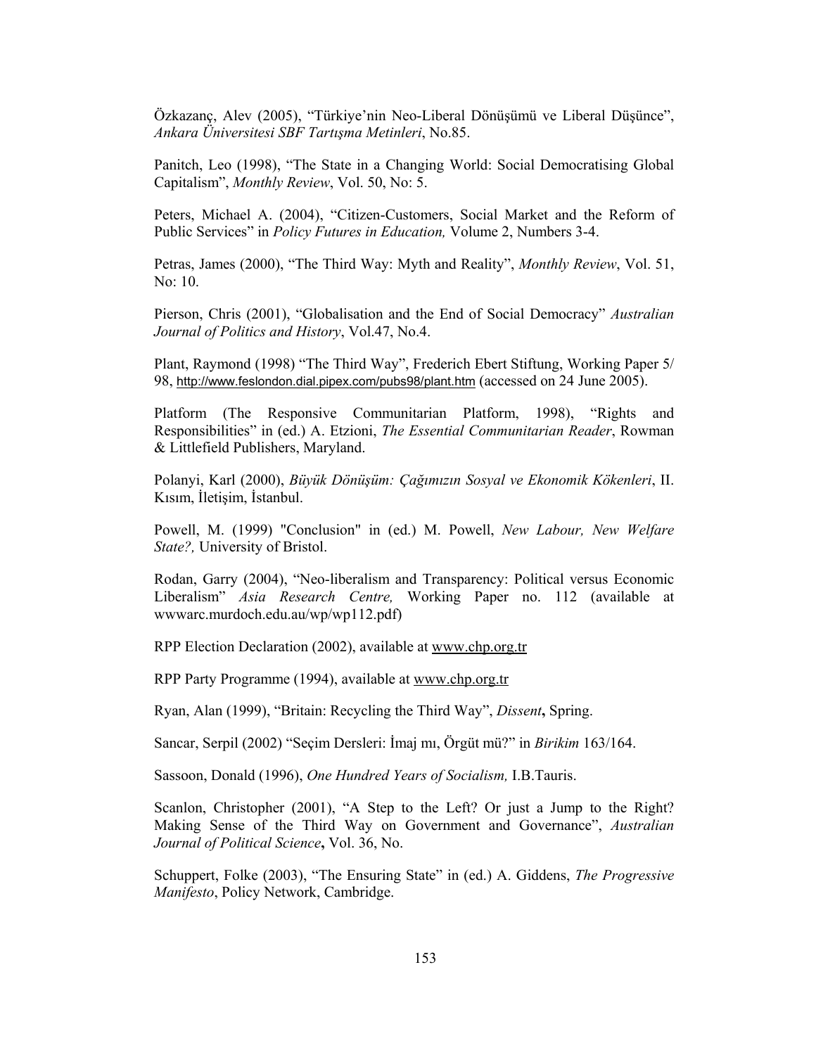Özkazanç, Alev (2005), "Türkiye'nin Neo-Liberal Dönüşümü ve Liberal Düşünce", *Ankara Üniversitesi SBF Tartışma Metinleri*, No.85.

Panitch, Leo (1998), "The State in a Changing World: Social Democratising Global Capitalism", *Monthly Review*, Vol. 50, No: 5.

Peters, Michael A. (2004), "Citizen-Customers, Social Market and the Reform of Public Services" in *Policy Futures in Education,* Volume 2, Numbers 3-4.

Petras, James (2000), "The Third Way: Myth and Reality", *Monthly Review*, Vol. 51, No: 10.

Pierson, Chris (2001), "Globalisation and the End of Social Democracy" *Australian Journal of Politics and History*, Vol.47, No.4.

Plant, Raymond (1998) "The Third Way", Frederich Ebert Stiftung, Working Paper 5/ 98, http://www.feslondon.dial.pipex.com/pubs98/plant.htm (accessed on 24 June 2005).

Platform (The Responsive Communitarian Platform, 1998), "Rights and Responsibilities" in (ed.) A. Etzioni, *The Essential Communitarian Reader*, Rowman & Littlefield Publishers, Maryland.

Polanyi, Karl (2000), *Büyük Dönüşüm: Çağımızın Sosyal ve Ekonomik Kökenleri*, II. Kısım, İletişim, İstanbul.

Powell, M. (1999) "Conclusion" in (ed.) M. Powell, *New Labour, New Welfare State?,* University of Bristol.

Rodan, Garry (2004), "Neo-liberalism and Transparency: Political versus Economic Liberalism" *Asia Research Centre,* Working Paper no. 112 (available at wwwarc.murdoch.edu.au/wp/wp112.pdf)

RPP Election Declaration (2002), available at www.chp.org.tr

RPP Party Programme (1994), available at www.chp.org.tr

Ryan, Alan (1999), "Britain: Recycling the Third Way", *Dissent***,** Spring.

Sancar, Serpil (2002) "Seçim Dersleri: İmaj mı, Örgüt mü?" in *Birikim* 163/164.

Sassoon, Donald (1996), *One Hundred Years of Socialism,* I.B.Tauris.

Scanlon, Christopher (2001), "A Step to the Left? Or just a Jump to the Right? Making Sense of the Third Way on Government and Governance", *Australian Journal of Political Science***,** Vol. 36, No.

Schuppert, Folke (2003), "The Ensuring State" in (ed.) A. Giddens, *The Progressive Manifesto*, Policy Network, Cambridge.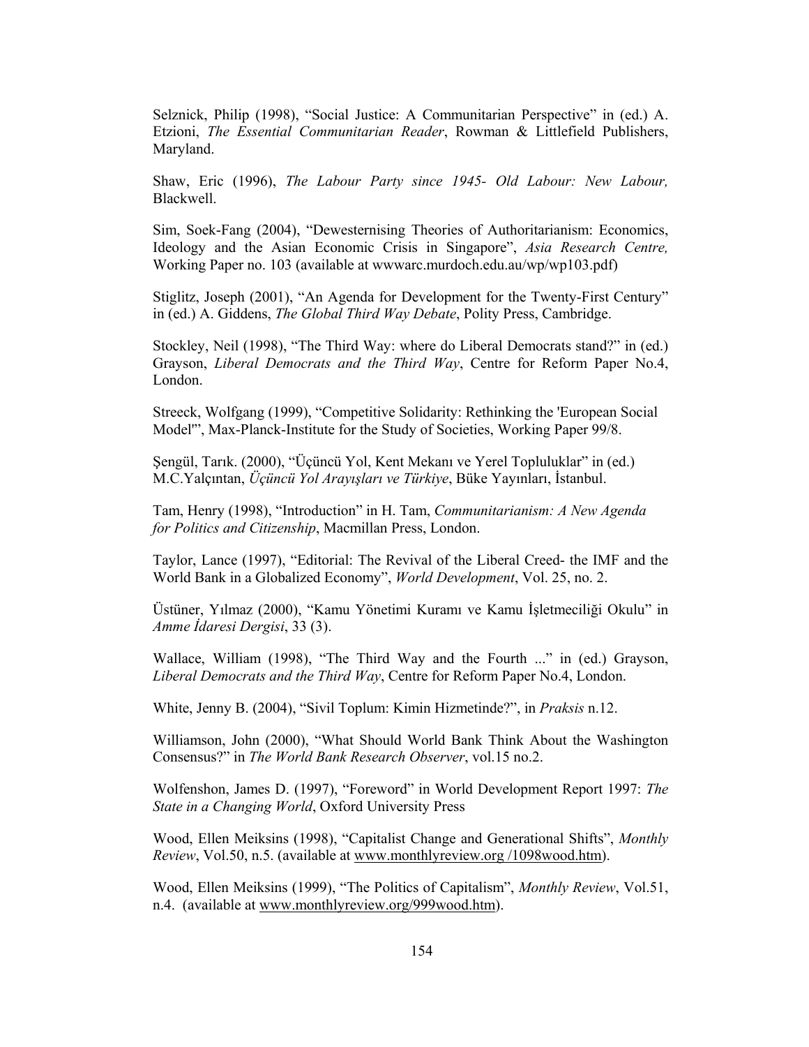Selznick, Philip (1998), "Social Justice: A Communitarian Perspective" in (ed.) A. Etzioni, *The Essential Communitarian Reader*, Rowman & Littlefield Publishers, Maryland.

Shaw, Eric (1996), *The Labour Party since 1945- Old Labour: New Labour,* Blackwell.

Sim, Soek-Fang (2004), "Dewesternising Theories of Authoritarianism: Economics, Ideology and the Asian Economic Crisis in Singapore", *Asia Research Centre,* Working Paper no. 103 (available at wwwarc.murdoch.edu.au/wp/wp103.pdf)

Stiglitz, Joseph (2001), "An Agenda for Development for the Twenty-First Century" in (ed.) A. Giddens, *The Global Third Way Debate*, Polity Press, Cambridge.

Stockley, Neil (1998), "The Third Way: where do Liberal Democrats stand?" in (ed.) Grayson, *Liberal Democrats and the Third Way*, Centre for Reform Paper No.4, London.

Streeck, Wolfgang (1999), "Competitive Solidarity: Rethinking the 'European Social Model'", Max-Planck-Institute for the Study of Societies, Working Paper 99/8.

Şengül, Tarık. (2000), "Üçüncü Yol, Kent Mekanı ve Yerel Topluluklar" in (ed.) M.C.Yalçıntan, *Üçüncü Yol Arayışları ve Türkiye*, Büke Yayınları, İstanbul.

Tam, Henry (1998), "Introduction" in H. Tam, *Communitarianism: A New Agenda for Politics and Citizenship*, Macmillan Press, London.

Taylor, Lance (1997), "Editorial: The Revival of the Liberal Creed- the IMF and the World Bank in a Globalized Economy", *World Development*, Vol. 25, no. 2.

Üstüner, Yılmaz (2000), "Kamu Yönetimi Kuramı ve Kamu İşletmeciliği Okulu" in *Amme İdaresi Dergisi*, 33 (3).

Wallace, William (1998), "The Third Way and the Fourth ..." in (ed.) Grayson, *Liberal Democrats and the Third Way*, Centre for Reform Paper No.4, London.

White, Jenny B. (2004), "Sivil Toplum: Kimin Hizmetinde?", in *Praksis* n.12.

Williamson, John (2000), "What Should World Bank Think About the Washington Consensus?" in *The World Bank Research Observer*, vol.15 no.2.

Wolfenshon, James D. (1997), "Foreword" in World Development Report 1997: *The State in a Changing World*, Oxford University Press

Wood, Ellen Meiksins (1998), "Capitalist Change and Generational Shifts", *Monthly Review*, Vol.50, n.5. (available at www.monthlyreview.org /1098wood.htm).

Wood, Ellen Meiksins (1999), "The Politics of Capitalism", *Monthly Review*, Vol.51, n.4. (available at www.monthlyreview.org/999wood.htm).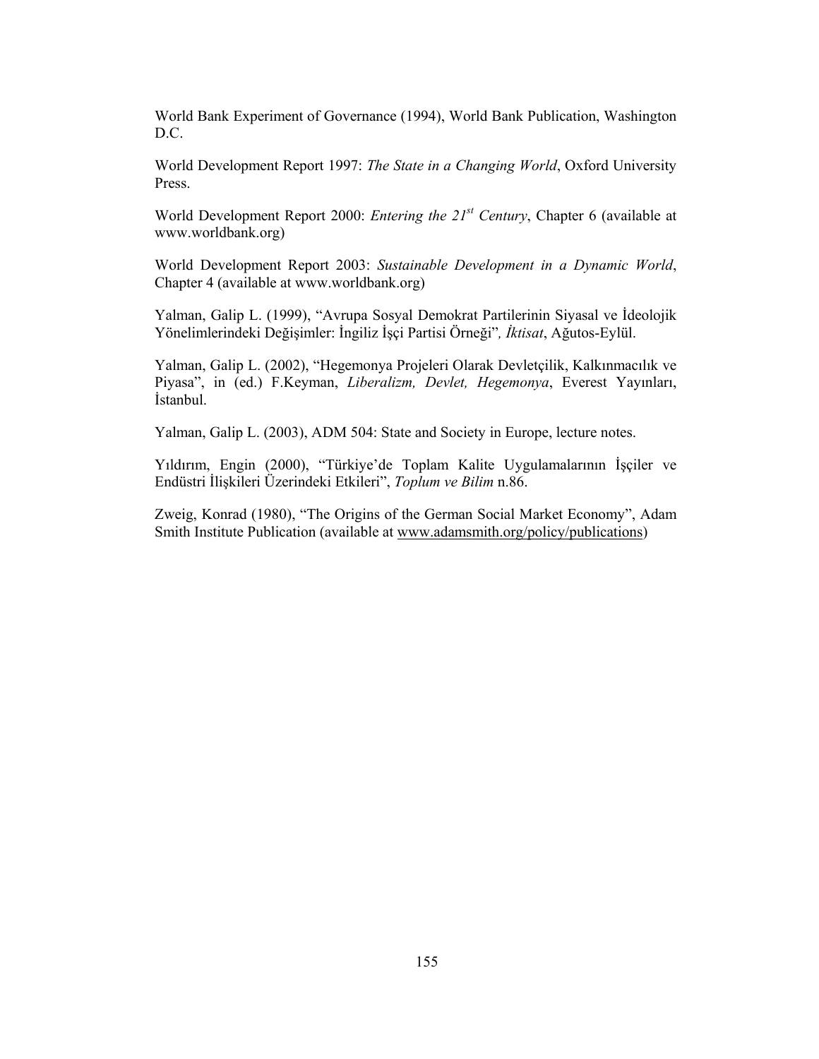World Bank Experiment of Governance (1994), World Bank Publication, Washington D.C.

World Development Report 1997: *The State in a Changing World*, Oxford University Press.

World Development Report 2000: *Entering the 21st Century*, Chapter 6 (available at www.worldbank.org)

World Development Report 2003: *Sustainable Development in a Dynamic World*, Chapter 4 (available at www.worldbank.org)

Yalman, Galip L. (1999), "Avrupa Sosyal Demokrat Partilerinin Siyasal ve İdeolojik Yönelimlerindeki Değişimler: İngiliz İşçi Partisi Örneği", *İktisat*, Ağutos-Eylül.

Yalman, Galip L. (2002), "Hegemonya Projeleri Olarak Devletçilik, Kalkınmacılık ve Piyasa", in (ed.) F.Keyman, *Liberalizm, Devlet, Hegemonya*, Everest Yayınları, İstanbul.

Yalman, Galip L. (2003), ADM 504: State and Society in Europe, lecture notes.

Yıldırım, Engin (2000), "Türkiye'de Toplam Kalite Uygulamalarının İşçiler ve Endüstri İlişkileri Üzerindeki Etkileri", *Toplum ve Bilim* n.86.

Zweig, Konrad (1980), "The Origins of the German Social Market Economy", Adam Smith Institute Publication (available at www.adamsmith.org/policy/publications)